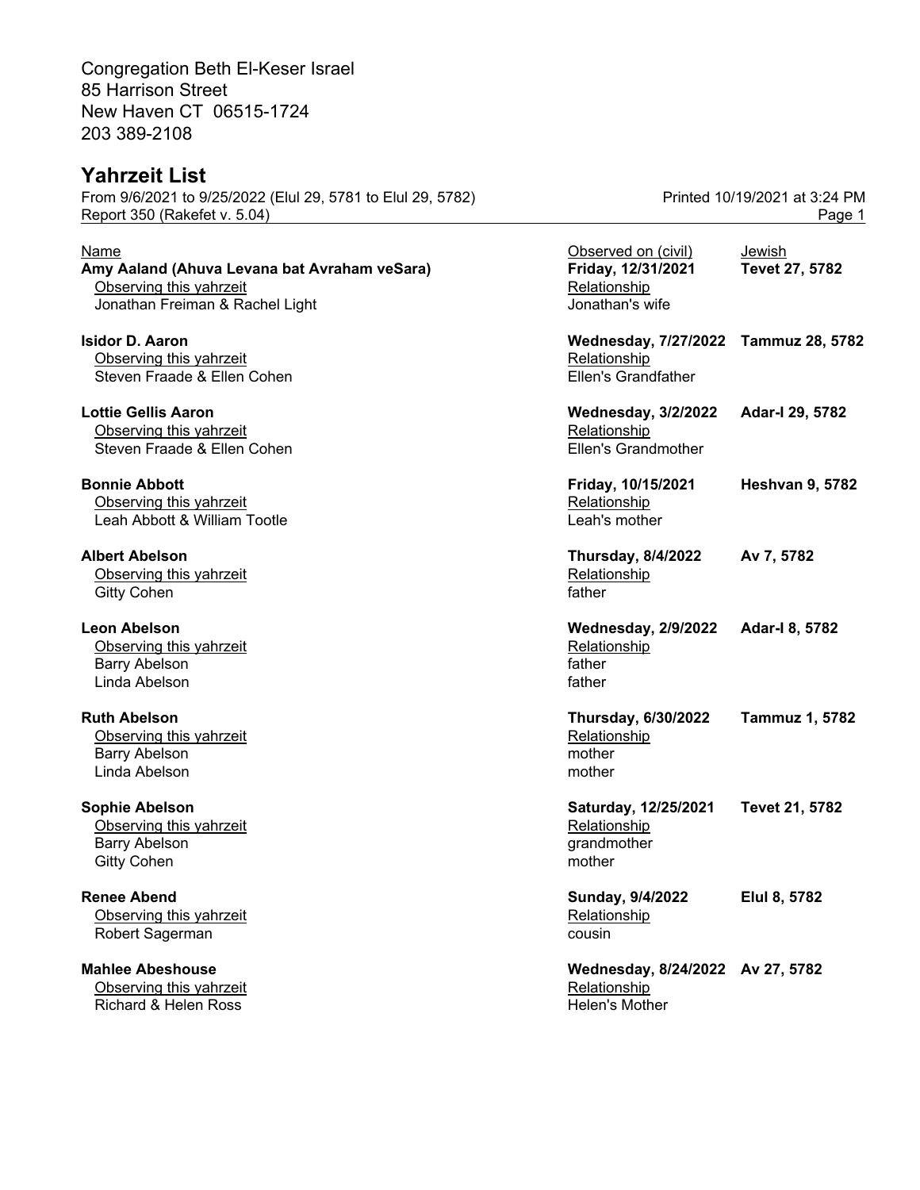Congregation Beth El-Keser Israel
85 Harrison Street
New Haven CT 06515-1724
203 389-2108

## Yahrzeit List

From 9/6/2021 to 9/25/2022 (Elul 29, 5781 to Elul 29, 5782)
Printed 10/19/2021 at 3:24 PM
Report 350 (Rakefet v. 5.04)

| Name | Observed on (civil) | Jewish |
|---|---|---|
| **Amy Aaland (Ahuva Levana bat Avraham veSara)** | **Friday, 12/31/2021** | **Tevet 27, 5782** |
| Observing this yahrzeit | Relationship | |
| Jonathan Freiman & Rachel Light | Jonathan's wife | |
| **Isidor D. Aaron** | **Wednesday, 7/27/2022** | **Tammuz 28, 5782** |
| Observing this yahrzeit | Relationship | |
| Steven Fraade & Ellen Cohen | Ellen's Grandfather | |
| **Lottie Gellis Aaron** | **Wednesday, 3/2/2022** | **Adar-I 29, 5782** |
| Observing this yahrzeit | Relationship | |
| Steven Fraade & Ellen Cohen | Ellen's Grandmother | |
| **Bonnie Abbott** | **Friday, 10/15/2021** | **Heshvan 9, 5782** |
| Observing this yahrzeit | Relationship | |
| Leah Abbott & William Tootle | Leah's mother | |
| **Albert Abelson** | **Thursday, 8/4/2022** | **Av 7, 5782** |
| Observing this yahrzeit | Relationship | |
| Gitty Cohen | father | |
| **Leon Abelson** | **Wednesday, 2/9/2022** | **Adar-I 8, 5782** |
| Observing this yahrzeit | Relationship | |
| Barry Abelson | father | |
| Linda Abelson | father | |
| **Ruth Abelson** | **Thursday, 6/30/2022** | **Tammuz 1, 5782** |
| Observing this yahrzeit | Relationship | |
| Barry Abelson | mother | |
| Linda Abelson | mother | |
| **Sophie Abelson** | **Saturday, 12/25/2021** | **Tevet 21, 5782** |
| Observing this yahrzeit | Relationship | |
| Barry Abelson | grandmother | |
| Gitty Cohen | mother | |
| **Renee Abend** | **Sunday, 9/4/2022** | **Elul 8, 5782** |
| Observing this yahrzeit | Relationship | |
| Robert Sagerman | cousin | |
| **Mahlee Abeshouse** | **Wednesday, 8/24/2022** | **Av 27, 5782** |
| Observing this yahrzeit | Relationship | |
| Richard & Helen Ross | Helen's Mother | |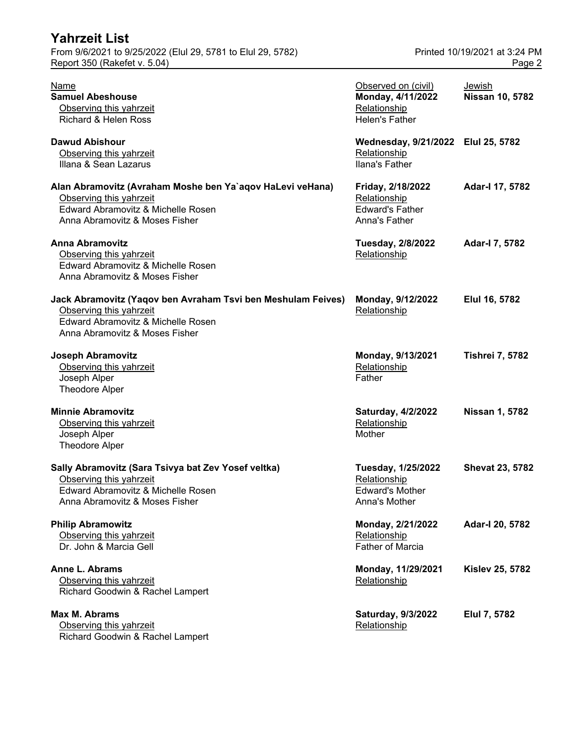# Yahrzeit List

From 9/6/2021 to 9/25/2022 (Elul 29, 5781 to Elul 29, 5782)
Report 350 (Rakefet v. 5.04)

Printed 10/19/2021 at 3:24 PM

| Name | Observed on (civil) | Jewish |
|---|---|---|
| **Samuel Abeshouse** | **Monday, 4/11/2022** | **Nissan 10, 5782** |
| Observing this yahrzeit | Relationship | |
| Richard & Helen Ross | Helen's Father | |
| **Dawud Abishour** | **Wednesday, 9/21/2022** | **Elul 25, 5782** |
| Observing this yahrzeit | Relationship | |
| Illana & Sean Lazarus | Ilana's Father | |
| **Alan Abramovitz (Avraham Moshe ben Ya`aqov HaLevi veHana)** | **Friday, 2/18/2022** | **Adar-I 17, 5782** |
| Observing this yahrzeit | Relationship | |
| Edward Abramovitz & Michelle Rosen | Edward's Father | |
| Anna Abramovitz & Moses Fisher | Anna's Father | |
| **Anna Abramovitz** | **Tuesday, 2/8/2022** | **Adar-I 7, 5782** |
| Observing this yahrzeit | Relationship | |
| Edward Abramovitz & Michelle Rosen | | |
| Anna Abramovitz & Moses Fisher | | |
| **Jack Abramovitz (Yaqov ben Avraham Tsvi ben Meshulam Feives)** | **Monday, 9/12/2022** | **Elul 16, 5782** |
| Observing this yahrzeit | Relationship | |
| Edward Abramovitz & Michelle Rosen | | |
| Anna Abramovitz & Moses Fisher | | |
| **Joseph Abramovitz** | **Monday, 9/13/2021** | **Tishrei 7, 5782** |
| Observing this yahrzeit | Relationship | |
| Joseph Alper | Father | |
| Theodore Alper | | |
| **Minnie Abramovitz** | **Saturday, 4/2/2022** | **Nissan 1, 5782** |
| Observing this yahrzeit | Relationship | |
| Joseph Alper | Mother | |
| Theodore Alper | | |
| **Sally Abramovitz (Sara Tsivya bat Zev Yosef veltka)** | **Tuesday, 1/25/2022** | **Shevat 23, 5782** |
| Observing this yahrzeit | Relationship | |
| Edward Abramovitz & Michelle Rosen | Edward's Mother | |
| Anna Abramovitz & Moses Fisher | Anna's Mother | |
| **Philip Abramowitz** | **Monday, 2/21/2022** | **Adar-I 20, 5782** |
| Observing this yahrzeit | Relationship | |
| Dr. John & Marcia Gell | Father of Marcia | |
| **Anne L. Abrams** | **Monday, 11/29/2021** | **Kislev 25, 5782** |
| Observing this yahrzeit | Relationship | |
| Richard Goodwin & Rachel Lampert | | |
| **Max M. Abrams** | **Saturday, 9/3/2022** | **Elul 7, 5782** |
| Observing this yahrzeit | Relationship | |
| Richard Goodwin & Rachel Lampert | | |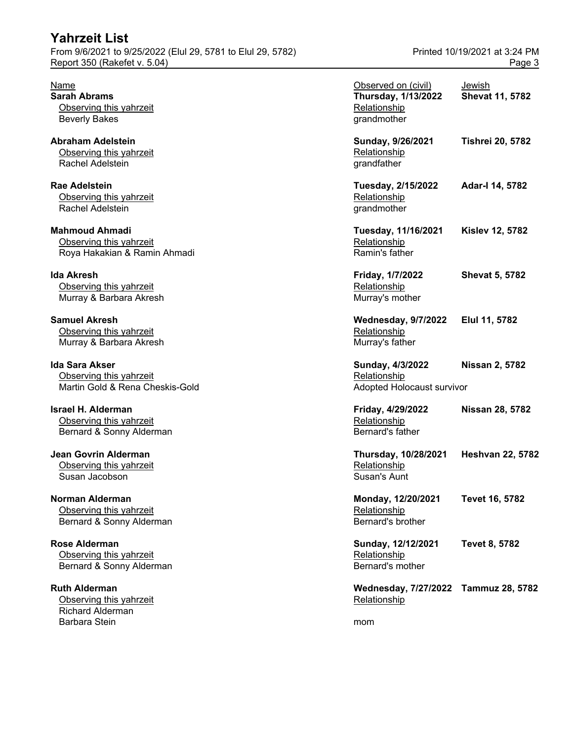# Yahrzeit List

From 9/6/2021 to 9/25/2022 (Elul 29, 5781 to Elul 29, 5782)
Report 350 (Rakefet v. 5.04)
Printed 10/19/2021 at 3:24 PM

| Name | Observing this yahrzeit | Observed on (civil) | Jewish | Relationship |
|---|---|---|---|---|
| **Sarah Abrams** | Beverly Bakes | **Thursday, 1/13/2022** | **Shevat 11, 5782** | grandmother |
| **Abraham Adelstein** | Rachel Adelstein | **Sunday, 9/26/2021** | **Tishrei 20, 5782** | grandfather |
| **Rae Adelstein** | Rachel Adelstein | **Tuesday, 2/15/2022** | **Adar-I 14, 5782** | grandmother |
| **Mahmoud Ahmadi** | Roya Hakakian & Ramin Ahmadi | **Tuesday, 11/16/2021** | **Kislev 12, 5782** | Ramin's father |
| **Ida Akresh** | Murray & Barbara Akresh | **Friday, 1/7/2022** | **Shevat 5, 5782** | Murray's mother |
| **Samuel Akresh** | Murray & Barbara Akresh | **Wednesday, 9/7/2022** | **Elul 11, 5782** | Murray's father |
| **Ida Sara Akser** | Martin Gold & Rena Cheskis-Gold | **Sunday, 4/3/2022** | **Nissan 2, 5782** | Adopted Holocaust survivor |
| **Israel H. Alderman** | Bernard & Sonny Alderman | **Friday, 4/29/2022** | **Nissan 28, 5782** | Bernard's father |
| **Jean Govrin Alderman** | Susan Jacobson | **Thursday, 10/28/2021** | **Heshvan 22, 5782** | Susan's Aunt |
| **Norman Alderman** | Bernard & Sonny Alderman | **Monday, 12/20/2021** | **Tevet 16, 5782** | Bernard's brother |
| **Rose Alderman** | Bernard & Sonny Alderman | **Sunday, 12/12/2021** | **Tevet 8, 5782** | Bernard's mother |
| **Ruth Alderman** | Richard Alderman | **Wednesday, 7/27/2022** | **Tammuz 28, 5782** | |
| | Barbara Stein | | | mom |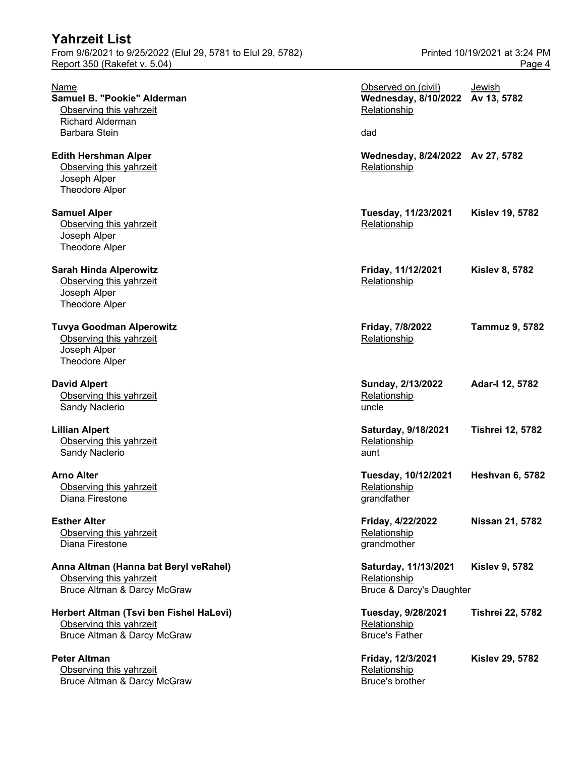# Yahrzeit List

From 9/6/2021 to 9/25/2022 (Elul 29, 5781 to Elul 29, 5782)
Report 350 (Rakefet v. 5.04)
Printed 10/19/2021 at 3:24 PM

| Name | Observed on (civil) | Jewish |
|---|---|---|
| **Samuel B. "Pookie" Alderman** | **Wednesday, 8/10/2022** | **Av 13, 5782** |
| Observing this yahrzeit | Relationship | |
| Richard Alderman | | |
| Barbara Stein | dad | |
| **Edith Hershman Alper** | **Wednesday, 8/24/2022** | **Av 27, 5782** |
| Observing this yahrzeit | Relationship | |
| Joseph Alper | | |
| Theodore Alper | | |
| **Samuel Alper** | **Tuesday, 11/23/2021** | **Kislev 19, 5782** |
| Observing this yahrzeit | Relationship | |
| Joseph Alper | | |
| Theodore Alper | | |
| **Sarah Hinda Alperowitz** | **Friday, 11/12/2021** | **Kislev 8, 5782** |
| Observing this yahrzeit | Relationship | |
| Joseph Alper | | |
| Theodore Alper | | |
| **Tuvya Goodman Alperowitz** | **Friday, 7/8/2022** | **Tammuz 9, 5782** |
| Observing this yahrzeit | Relationship | |
| Joseph Alper | | |
| Theodore Alper | | |
| **David Alpert** | **Sunday, 2/13/2022** | **Adar-I 12, 5782** |
| Observing this yahrzeit | Relationship | |
| Sandy Naclerio | uncle | |
| **Lillian Alpert** | **Saturday, 9/18/2021** | **Tishrei 12, 5782** |
| Observing this yahrzeit | Relationship | |
| Sandy Naclerio | aunt | |
| **Arno Alter** | **Tuesday, 10/12/2021** | **Heshvan 6, 5782** |
| Observing this yahrzeit | Relationship | |
| Diana Firestone | grandfather | |
| **Esther Alter** | **Friday, 4/22/2022** | **Nissan 21, 5782** |
| Observing this yahrzeit | Relationship | |
| Diana Firestone | grandmother | |
| **Anna Altman (Hanna bat Beryl veRahel)** | **Saturday, 11/13/2021** | **Kislev 9, 5782** |
| Observing this yahrzeit | Relationship | |
| Bruce Altman & Darcy McGraw | Bruce & Darcy's Daughter | |
| **Herbert Altman (Tsvi ben Fishel HaLevi)** | **Tuesday, 9/28/2021** | **Tishrei 22, 5782** |
| Observing this yahrzeit | Relationship | |
| Bruce Altman & Darcy McGraw | Bruce's Father | |
| **Peter Altman** | **Friday, 12/3/2021** | **Kislev 29, 5782** |
| Observing this yahrzeit | Relationship | |
| Bruce Altman & Darcy McGraw | Bruce's brother | |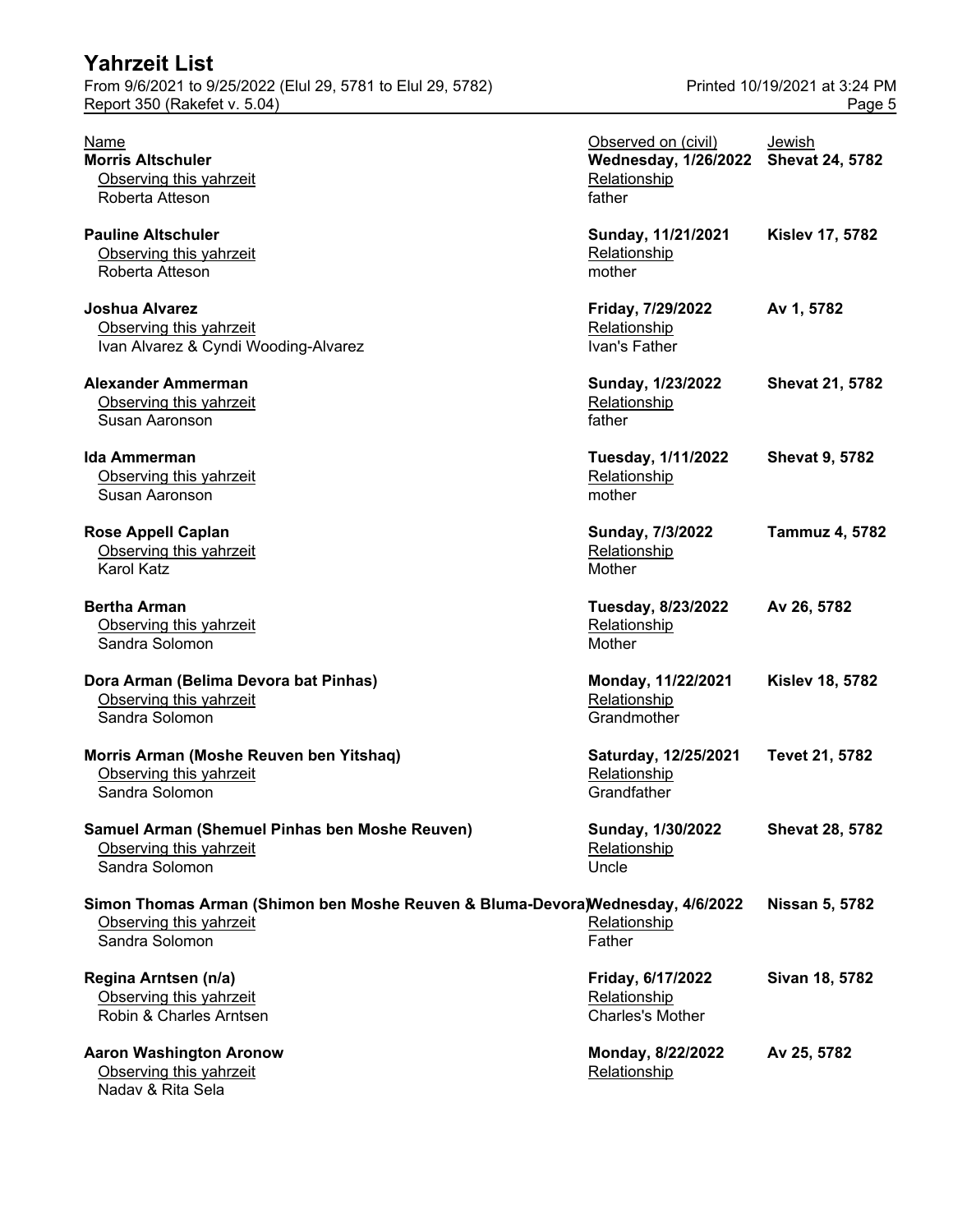| Name | Observed on (civil) | Jewish | Observing this yahrzeit | Relationship |
|---|---|---|---|---|
| **Morris Altschuler** | **Wednesday, 1/26/2022** | **Shevat 24, 5782** | Roberta Atteson | father |
| **Pauline Altschuler** | **Sunday, 11/21/2021** | **Kislev 17, 5782** | Roberta Atteson | mother |
| **Joshua Alvarez** | **Friday, 7/29/2022** | **Av 1, 5782** | Ivan Alvarez & Cyndi Wooding-Alvarez | Ivan's Father |
| **Alexander Ammerman** | **Sunday, 1/23/2022** | **Shevat 21, 5782** | Susan Aaronson | father |
| **Ida Ammerman** | **Tuesday, 1/11/2022** | **Shevat 9, 5782** | Susan Aaronson | mother |
| **Rose Appell Caplan** | **Sunday, 7/3/2022** | **Tammuz 4, 5782** | Karol Katz | Mother |
| **Bertha Arman** | **Tuesday, 8/23/2022** | **Av 26, 5782** | Sandra Solomon | Mother |
| **Dora Arman (Belima Devora bat Pinhas)** | **Monday, 11/22/2021** | **Kislev 18, 5782** | Sandra Solomon | Grandmother |
| **Morris Arman (Moshe Reuven ben Yitshaq)** | **Saturday, 12/25/2021** | **Tevet 21, 5782** | Sandra Solomon | Grandfather |
| **Samuel Arman (Shemuel Pinhas ben Moshe Reuven)** | **Sunday, 1/30/2022** | **Shevat 28, 5782** | Sandra Solomon | Uncle |
| **Simon Thomas Arman (Shimon ben Moshe Reuven & Bluma-Devora)** | **Wednesday, 4/6/2022** | **Nissan 5, 5782** | Sandra Solomon | Father |
| **Regina Arntsen (n/a)** | **Friday, 6/17/2022** | **Sivan 18, 5782** | Robin & Charles Arntsen | Charles's Mother |
| **Aaron Washington Aronow** | **Monday, 8/22/2022** | **Av 25, 5782** | Nadav & Rita Sela | |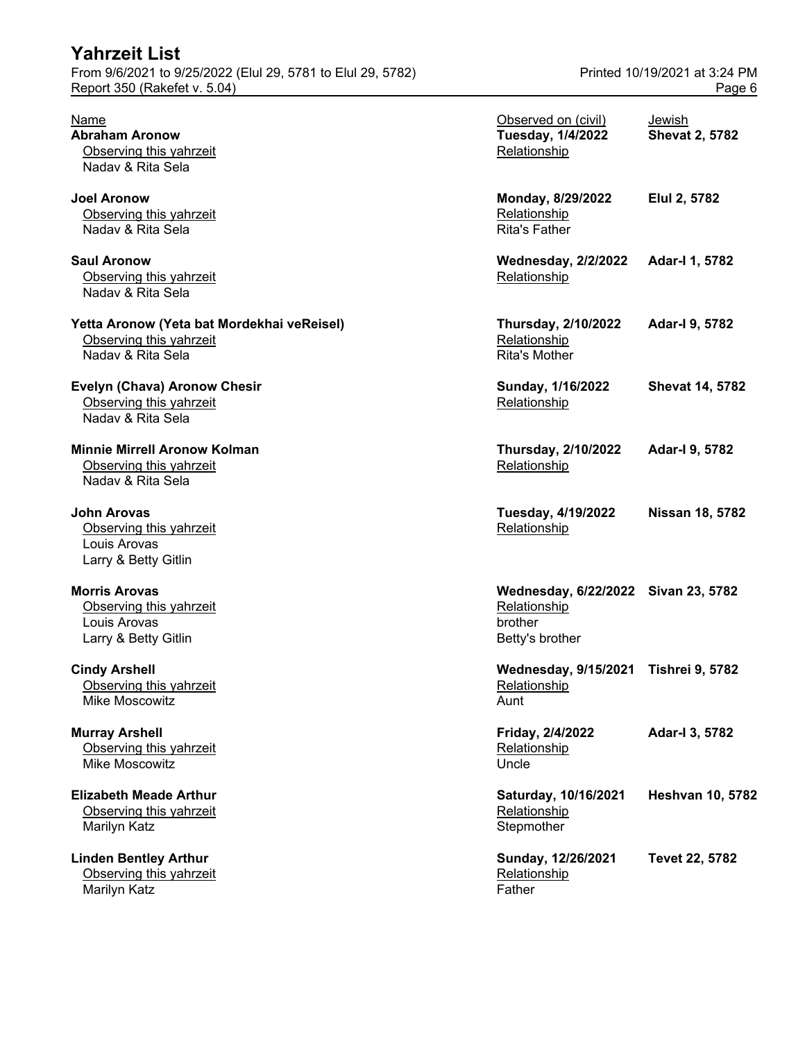# Yahrzeit List

From 9/6/2021 to 9/25/2022 (Elul 29, 5781 to Elul 29, 5782)
Printed 10/19/2021 at 3:24 PM
Report 350 (Rakefet v. 5.04)

| Name | Observed on (civil) | Jewish |
|---|---|---|
| **Abraham Aronow** | **Tuesday, 1/4/2022** | **Shevat 2, 5782** |
| Observing this yahrzeit | Relationship | |
| Nadav & Rita Sela | | |
| **Joel Aronow** | **Monday, 8/29/2022** | **Elul 2, 5782** |
| Observing this yahrzeit | Relationship | |
| Nadav & Rita Sela | Rita's Father | |
| **Saul Aronow** | **Wednesday, 2/2/2022** | **Adar-I 1, 5782** |
| Observing this yahrzeit | Relationship | |
| Nadav & Rita Sela | | |
| **Yetta Aronow (Yeta bat Mordekhai veReisel)** | **Thursday, 2/10/2022** | **Adar-I 9, 5782** |
| Observing this yahrzeit | Relationship | |
| Nadav & Rita Sela | Rita's Mother | |
| **Evelyn (Chava) Aronow Chesir** | **Sunday, 1/16/2022** | **Shevat 14, 5782** |
| Observing this yahrzeit | Relationship | |
| Nadav & Rita Sela | | |
| **Minnie Mirrell Aronow Kolman** | **Thursday, 2/10/2022** | **Adar-I 9, 5782** |
| Observing this yahrzeit | Relationship | |
| Nadav & Rita Sela | | |
| **John Arovas** | **Tuesday, 4/19/2022** | **Nissan 18, 5782** |
| Observing this yahrzeit | Relationship | |
| Louis Arovas | | |
| Larry & Betty Gitlin | | |
| **Morris Arovas** | **Wednesday, 6/22/2022** | **Sivan 23, 5782** |
| Observing this yahrzeit | Relationship | |
| Louis Arovas | brother | |
| Larry & Betty Gitlin | Betty's brother | |
| **Cindy Arshell** | **Wednesday, 9/15/2021** | **Tishrei 9, 5782** |
| Observing this yahrzeit | Relationship | |
| Mike Moscowitz | Aunt | |
| **Murray Arshell** | **Friday, 2/4/2022** | **Adar-I 3, 5782** |
| Observing this yahrzeit | Relationship | |
| Mike Moscowitz | Uncle | |
| **Elizabeth Meade Arthur** | **Saturday, 10/16/2021** | **Heshvan 10, 5782** |
| Observing this yahrzeit | Relationship | |
| Marilyn Katz | Stepmother | |
| **Linden Bentley Arthur** | **Sunday, 12/26/2021** | **Tevet 22, 5782** |
| Observing this yahrzeit | Relationship | |
| Marilyn Katz | Father | |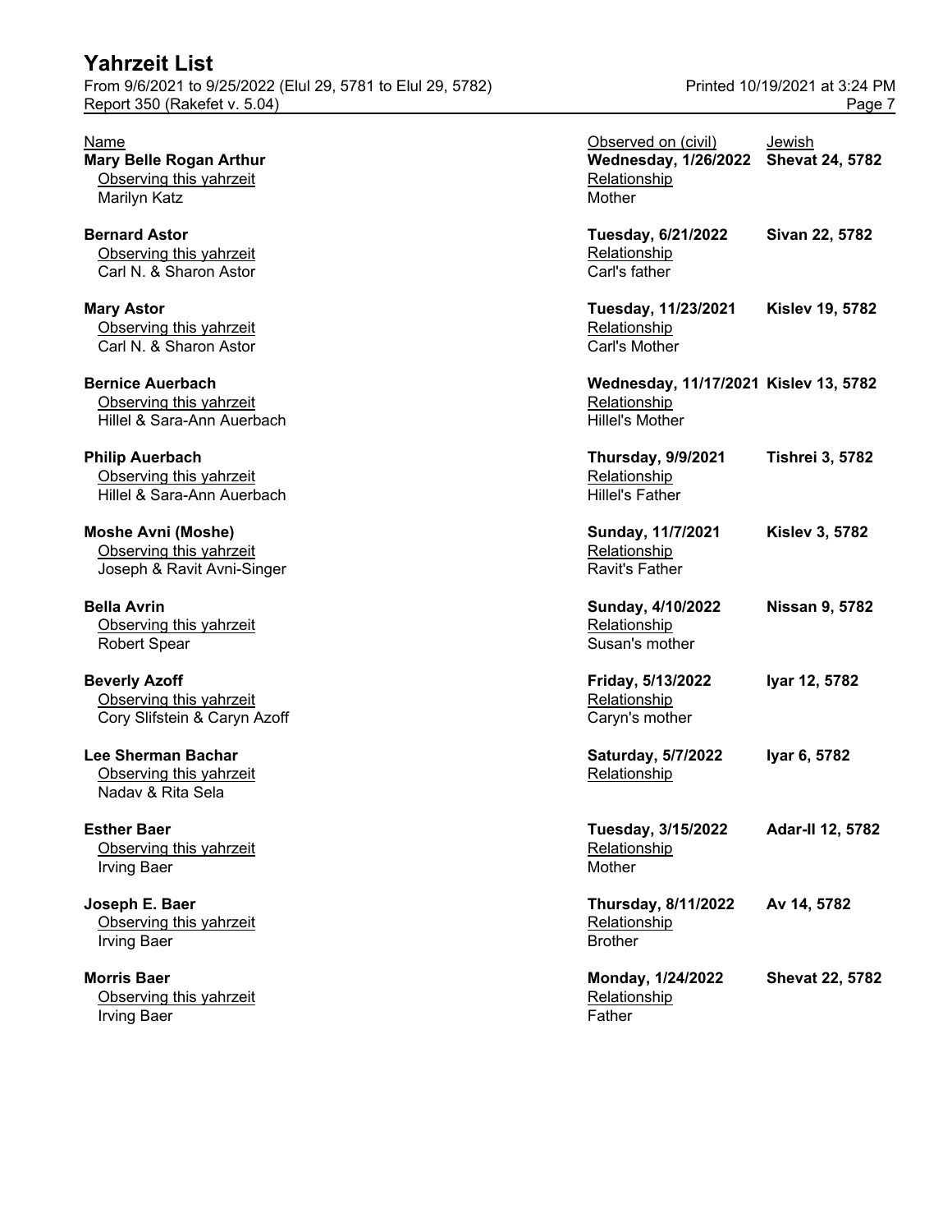# Yahrzeit List

From 9/6/2021 to 9/25/2022 (Elul 29, 5781 to Elul 29, 5782)
Report 350 (Rakefet v. 5.04)

Printed 10/19/2021 at 3:24 PM

| Name | Observed on (civil) | Jewish |
|---|---|---|
| **Mary Belle Rogan Arthur** | **Wednesday, 1/26/2022** | **Shevat 24, 5782** |
| Observing this yahrzeit | Relationship | |
| Marilyn Katz | Mother | |
| **Bernard Astor** | **Tuesday, 6/21/2022** | **Sivan 22, 5782** |
| Observing this yahrzeit | Relationship | |
| Carl N. & Sharon Astor | Carl's father | |
| **Mary Astor** | **Tuesday, 11/23/2021** | **Kislev 19, 5782** |
| Observing this yahrzeit | Relationship | |
| Carl N. & Sharon Astor | Carl's Mother | |
| **Bernice Auerbach** | **Wednesday, 11/17/2021** | **Kislev 13, 5782** |
| Observing this yahrzeit | Relationship | |
| Hillel & Sara-Ann Auerbach | Hillel's Mother | |
| **Philip Auerbach** | **Thursday, 9/9/2021** | **Tishrei 3, 5782** |
| Observing this yahrzeit | Relationship | |
| Hillel & Sara-Ann Auerbach | Hillel's Father | |
| **Moshe Avni (Moshe)** | **Sunday, 11/7/2021** | **Kislev 3, 5782** |
| Observing this yahrzeit | Relationship | |
| Joseph & Ravit Avni-Singer | Ravit's Father | |
| **Bella Avrin** | **Sunday, 4/10/2022** | **Nissan 9, 5782** |
| Observing this yahrzeit | Relationship | |
| Robert Spear | Susan's mother | |
| **Beverly Azoff** | **Friday, 5/13/2022** | **Iyar 12, 5782** |
| Observing this yahrzeit | Relationship | |
| Cory Slifstein & Caryn Azoff | Caryn's mother | |
| **Lee Sherman Bachar** | **Saturday, 5/7/2022** | **Iyar 6, 5782** |
| Observing this yahrzeit | Relationship | |
| Nadav & Rita Sela | | |
| **Esther Baer** | **Tuesday, 3/15/2022** | **Adar-II 12, 5782** |
| Observing this yahrzeit | Relationship | |
| Irving Baer | Mother | |
| **Joseph E. Baer** | **Thursday, 8/11/2022** | **Av 14, 5782** |
| Observing this yahrzeit | Relationship | |
| Irving Baer | Brother | |
| **Morris Baer** | **Monday, 1/24/2022** | **Shevat 22, 5782** |
| Observing this yahrzeit | Relationship | |
| Irving Baer | Father | |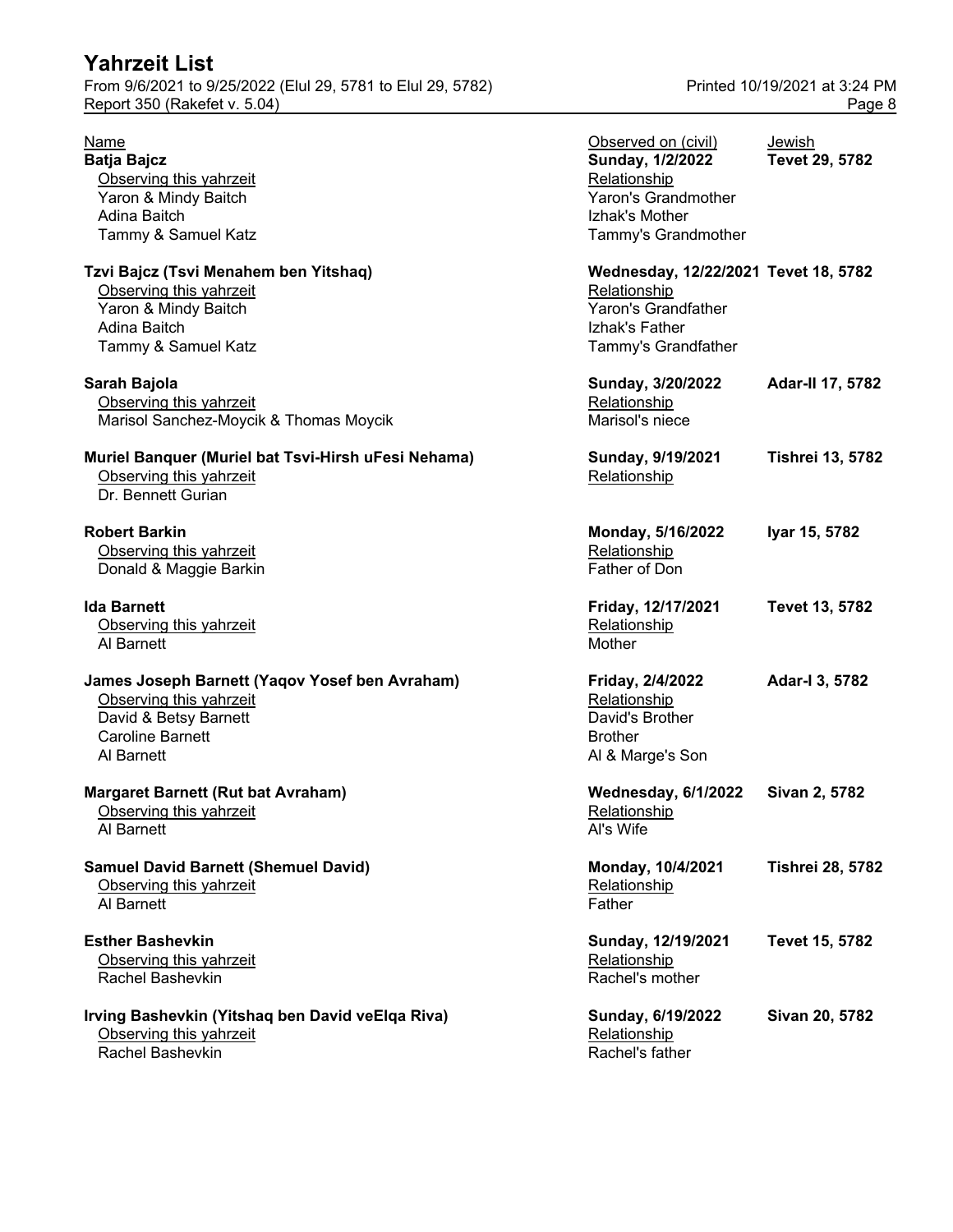# Yahrzeit List

From 9/6/2021 to 9/25/2022 (Elul 29, 5781 to Elul 29, 5782)
Report 350 (Rakefet v. 5.04)
Printed 10/19/2021 at 3:24 PM

| Name | Observed on (civil) | Jewish |
|---|---|---|
| **Batja Bajcz** | **Sunday, 1/2/2022** | **Tevet 29, 5782** |
| Observing this yahrzeit | Relationship | |
| Yaron & Mindy Baitch | Yaron's Grandmother | |
| Adina Baitch | Izhak's Mother | |
| Tammy & Samuel Katz | Tammy's Grandmother | |
| **Tzvi Bajcz (Tsvi Menahem ben Yitshaq)** | **Wednesday, 12/22/2021** | **Tevet 18, 5782** |
| Observing this yahrzeit | Relationship | |
| Yaron & Mindy Baitch | Yaron's Grandfather | |
| Adina Baitch | Izhak's Father | |
| Tammy & Samuel Katz | Tammy's Grandfather | |
| **Sarah Bajola** | **Sunday, 3/20/2022** | **Adar-II 17, 5782** |
| Observing this yahrzeit | Relationship | |
| Marisol Sanchez-Moycik & Thomas Moycik | Marisol's niece | |
| **Muriel Banquer (Muriel bat Tsvi-Hirsh uFesi Nehama)** | **Sunday, 9/19/2021** | **Tishrei 13, 5782** |
| Observing this yahrzeit | Relationship | |
| Dr. Bennett Gurian | | |
| **Robert Barkin** | **Monday, 5/16/2022** | **Iyar 15, 5782** |
| Observing this yahrzeit | Relationship | |
| Donald & Maggie Barkin | Father of Don | |
| **Ida Barnett** | **Friday, 12/17/2021** | **Tevet 13, 5782** |
| Observing this yahrzeit | Relationship | |
| Al Barnett | Mother | |
| **James Joseph Barnett (Yaqov Yosef ben Avraham)** | **Friday, 2/4/2022** | **Adar-I 3, 5782** |
| Observing this yahrzeit | Relationship | |
| David & Betsy Barnett | David's Brother | |
| Caroline Barnett | Brother | |
| Al Barnett | Al & Marge's Son | |
| **Margaret Barnett (Rut bat Avraham)** | **Wednesday, 6/1/2022** | **Sivan 2, 5782** |
| Observing this yahrzeit | Relationship | |
| Al Barnett | Al's Wife | |
| **Samuel David Barnett (Shemuel David)** | **Monday, 10/4/2021** | **Tishrei 28, 5782** |
| Observing this yahrzeit | Relationship | |
| Al Barnett | Father | |
| **Esther Bashevkin** | **Sunday, 12/19/2021** | **Tevet 15, 5782** |
| Observing this yahrzeit | Relationship | |
| Rachel Bashevkin | Rachel's mother | |
| **Irving Bashevkin (Yitshaq ben David veElqa Riva)** | **Sunday, 6/19/2022** | **Sivan 20, 5782** |
| Observing this yahrzeit | Relationship | |
| Rachel Bashevkin | Rachel's father | |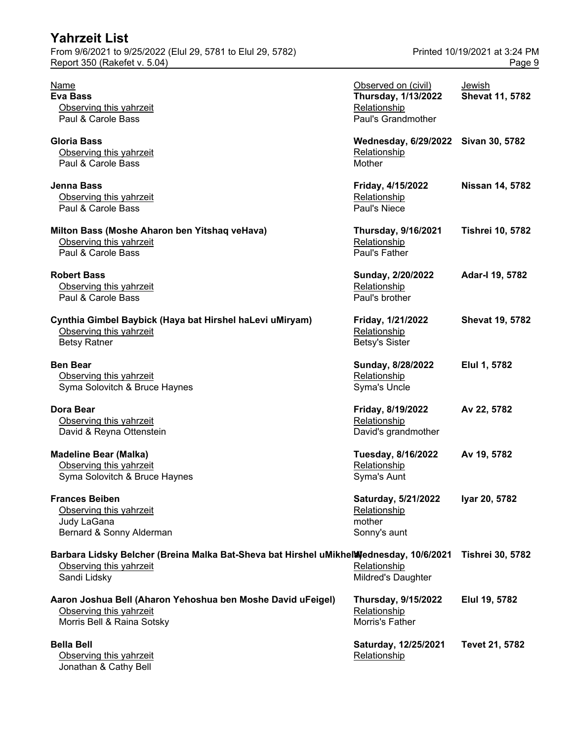# Yahrzeit List

From 9/6/2021 to 9/25/2022 (Elul 29, 5781 to Elul 29, 5782)
Report 350 (Rakefet v. 5.04)
Printed 10/19/2021 at 3:24 PM

| Name | Observed on (civil) | Jewish |
|---|---|---|
| **Eva Bass** | **Thursday, 1/13/2022** | **Shevat 11, 5782** |
| Observing this yahrzeit | Relationship | |
| Paul & Carole Bass | Paul's Grandmother | |
| **Gloria Bass** | **Wednesday, 6/29/2022** | **Sivan 30, 5782** |
| Observing this yahrzeit | Relationship | |
| Paul & Carole Bass | Mother | |
| **Jenna Bass** | **Friday, 4/15/2022** | **Nissan 14, 5782** |
| Observing this yahrzeit | Relationship | |
| Paul & Carole Bass | Paul's Niece | |
| **Milton Bass (Moshe Aharon ben Yitshaq veHava)** | **Thursday, 9/16/2021** | **Tishrei 10, 5782** |
| Observing this yahrzeit | Relationship | |
| Paul & Carole Bass | Paul's Father | |
| **Robert Bass** | **Sunday, 2/20/2022** | **Adar-I 19, 5782** |
| Observing this yahrzeit | Relationship | |
| Paul & Carole Bass | Paul's brother | |
| **Cynthia Gimbel Baybick (Haya bat Hirshel haLevi uMiryam)** | **Friday, 1/21/2022** | **Shevat 19, 5782** |
| Observing this yahrzeit | Relationship | |
| Betsy Ratner | Betsy's Sister | |
| **Ben Bear** | **Sunday, 8/28/2022** | **Elul 1, 5782** |
| Observing this yahrzeit | Relationship | |
| Syma Solovitch & Bruce Haynes | Syma's Uncle | |
| **Dora Bear** | **Friday, 8/19/2022** | **Av 22, 5782** |
| Observing this yahrzeit | Relationship | |
| David & Reyna Ottenstein | David's grandmother | |
| **Madeline Bear (Malka)** | **Tuesday, 8/16/2022** | **Av 19, 5782** |
| Observing this yahrzeit | Relationship | |
| Syma Solovitch & Bruce Haynes | Syma's Aunt | |
| **Frances Beiben** | **Saturday, 5/21/2022** | **Iyar 20, 5782** |
| Observing this yahrzeit | Relationship | |
| Judy LaGana | mother | |
| Bernard & Sonny Alderman | Sonny's aunt | |
| **Barbara Lidsky Belcher (Breina Malka Bat-Sheva bat Hirshel uMikhel)** | **Wednesday, 10/6/2021** | **Tishrei 30, 5782** |
| Observing this yahrzeit | Relationship | |
| Sandi Lidsky | Mildred's Daughter | |
| **Aaron Joshua Bell (Aharon Yehoshua ben Moshe David uFeigel)** | **Thursday, 9/15/2022** | **Elul 19, 5782** |
| Observing this yahrzeit | Relationship | |
| Morris Bell & Raina Sotsky | Morris's Father | |
| **Bella Bell** | **Saturday, 12/25/2021** | **Tevet 21, 5782** |
| Observing this yahrzeit | Relationship | |
| Jonathan & Cathy Bell | | |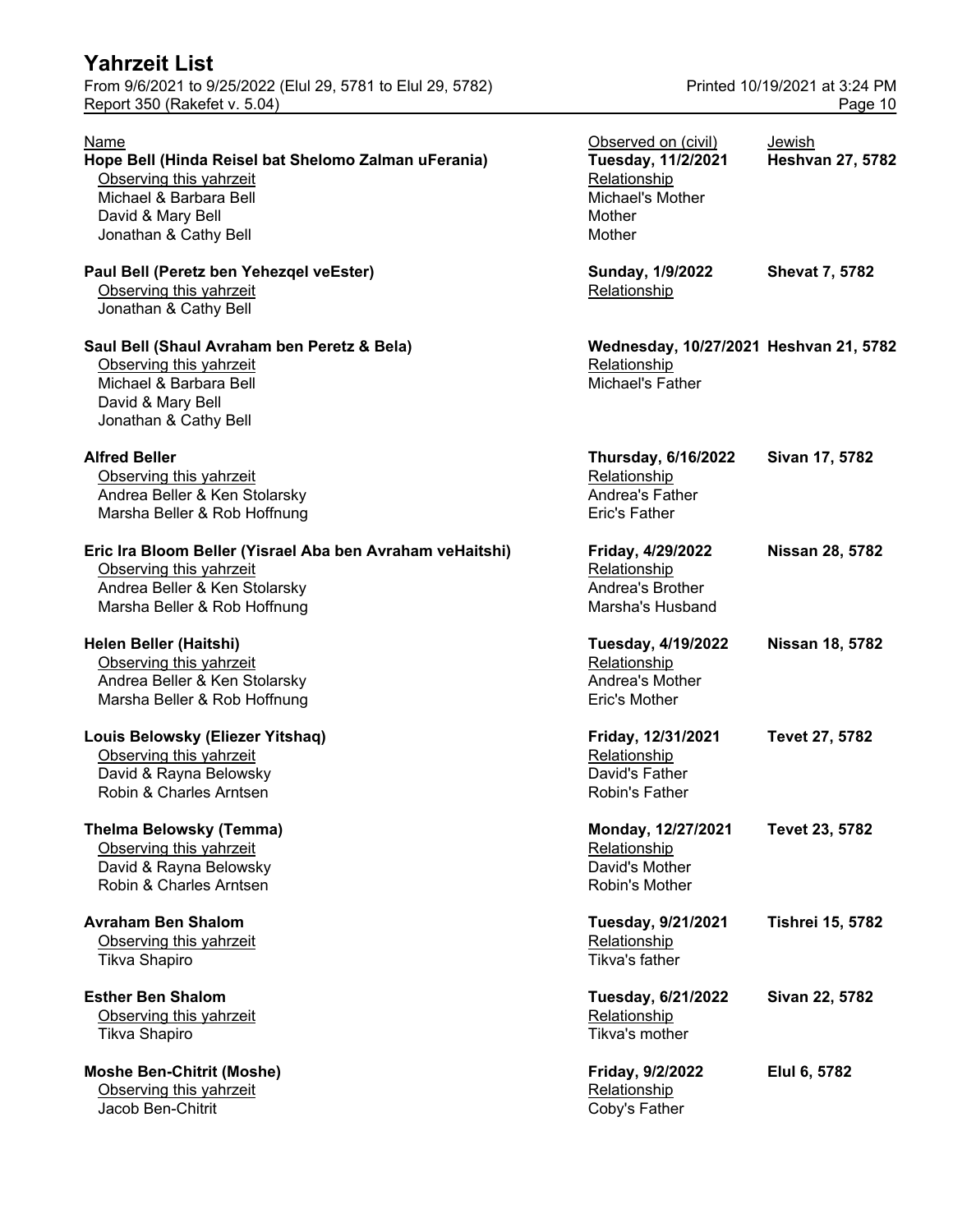| Name | Observed on (civil) | Jewish |
|---|---|---|
| **Hope Bell (Hinda Reisel bat Shelomo Zalman uFerania)** | **Tuesday, 11/2/2021** | **Heshvan 27, 5782** |
| Observing this yahrzeit | Relationship | |
| Michael & Barbara Bell | Michael's Mother | |
| David & Mary Bell | Mother | |
| Jonathan & Cathy Bell | Mother | |
| **Paul Bell (Peretz ben Yehezqel veEster)** | **Sunday, 1/9/2022** | **Shevat 7, 5782** |
| Observing this yahrzeit | Relationship | |
| Jonathan & Cathy Bell | | |
| **Saul Bell (Shaul Avraham ben Peretz & Bela)** | **Wednesday, 10/27/2021** | **Heshvan 21, 5782** |
| Observing this yahrzeit | Relationship | |
| Michael & Barbara Bell | Michael's Father | |
| David & Mary Bell | | |
| Jonathan & Cathy Bell | | |
| **Alfred Beller** | **Thursday, 6/16/2022** | **Sivan 17, 5782** |
| Observing this yahrzeit | Relationship | |
| Andrea Beller & Ken Stolarsky | Andrea's Father | |
| Marsha Beller & Rob Hoffnung | Eric's Father | |
| **Eric Ira Bloom Beller (Yisrael Aba ben Avraham veHaitshi)** | **Friday, 4/29/2022** | **Nissan 28, 5782** |
| Observing this yahrzeit | Relationship | |
| Andrea Beller & Ken Stolarsky | Andrea's Brother | |
| Marsha Beller & Rob Hoffnung | Marsha's Husband | |
| **Helen Beller (Haitshi)** | **Tuesday, 4/19/2022** | **Nissan 18, 5782** |
| Observing this yahrzeit | Relationship | |
| Andrea Beller & Ken Stolarsky | Andrea's Mother | |
| Marsha Beller & Rob Hoffnung | Eric's Mother | |
| **Louis Belowsky (Eliezer Yitshaq)** | **Friday, 12/31/2021** | **Tevet 27, 5782** |
| Observing this yahrzeit | Relationship | |
| David & Rayna Belowsky | David's Father | |
| Robin & Charles Arntsen | Robin's Father | |
| **Thelma Belowsky (Temma)** | **Monday, 12/27/2021** | **Tevet 23, 5782** |
| Observing this yahrzeit | Relationship | |
| David & Rayna Belowsky | David's Mother | |
| Robin & Charles Arntsen | Robin's Mother | |
| **Avraham Ben Shalom** | **Tuesday, 9/21/2021** | **Tishrei 15, 5782** |
| Observing this yahrzeit | Relationship | |
| Tikva Shapiro | Tikva's father | |
| **Esther Ben Shalom** | **Tuesday, 6/21/2022** | **Sivan 22, 5782** |
| Observing this yahrzeit | Relationship | |
| Tikva Shapiro | Tikva's mother | |
| **Moshe Ben-Chitrit (Moshe)** | **Friday, 9/2/2022** | **Elul 6, 5782** |
| Observing this yahrzeit | Relationship | |
| Jacob Ben-Chitrit | Coby's Father | |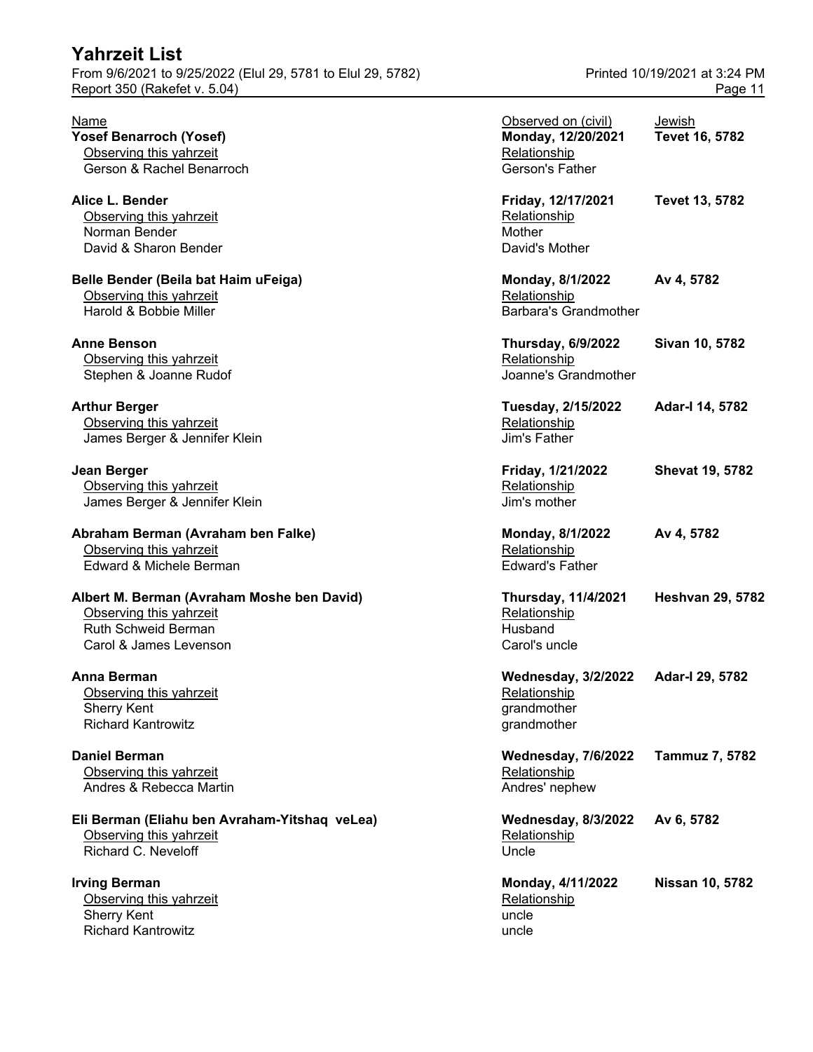# Yahrzeit List

From 9/6/2021 to 9/25/2022 (Elul 29, 5781 to Elul 29, 5782)
Report 350 (Rakefet v. 5.04)

Printed 10/19/2021 at 3:24 PM

| Name | Observed on (civil) | Jewish |
|---|---|---|
| **Yosef Benarroch (Yosef)** | **Monday, 12/20/2021** | **Tevet 16, 5782** |
| Observing this yahrzeit | Relationship | |
| Gerson & Rachel Benarroch | Gerson's Father | |
| **Alice L. Bender** | **Friday, 12/17/2021** | **Tevet 13, 5782** |
| Observing this yahrzeit | Relationship | |
| Norman Bender | Mother | |
| David & Sharon Bender | David's Mother | |
| **Belle Bender (Beila bat Haim uFeiga)** | **Monday, 8/1/2022** | **Av 4, 5782** |
| Observing this yahrzeit | Relationship | |
| Harold & Bobbie Miller | Barbara's Grandmother | |
| **Anne Benson** | **Thursday, 6/9/2022** | **Sivan 10, 5782** |
| Observing this yahrzeit | Relationship | |
| Stephen & Joanne Rudof | Joanne's Grandmother | |
| **Arthur Berger** | **Tuesday, 2/15/2022** | **Adar-I 14, 5782** |
| Observing this yahrzeit | Relationship | |
| James Berger & Jennifer Klein | Jim's Father | |
| **Jean Berger** | **Friday, 1/21/2022** | **Shevat 19, 5782** |
| Observing this yahrzeit | Relationship | |
| James Berger & Jennifer Klein | Jim's mother | |
| **Abraham Berman (Avraham ben Falke)** | **Monday, 8/1/2022** | **Av 4, 5782** |
| Observing this yahrzeit | Relationship | |
| Edward & Michele Berman | Edward's Father | |
| **Albert M. Berman (Avraham Moshe ben David)** | **Thursday, 11/4/2021** | **Heshvan 29, 5782** |
| Observing this yahrzeit | Relationship | |
| Ruth Schweid Berman | Husband | |
| Carol & James Levenson | Carol's uncle | |
| **Anna Berman** | **Wednesday, 3/2/2022** | **Adar-I 29, 5782** |
| Observing this yahrzeit | Relationship | |
| Sherry Kent | grandmother | |
| Richard Kantrowitz | grandmother | |
| **Daniel Berman** | **Wednesday, 7/6/2022** | **Tammuz 7, 5782** |
| Observing this yahrzeit | Relationship | |
| Andres & Rebecca Martin | Andres' nephew | |
| **Eli Berman (Eliahu ben Avraham-Yitshaq veLea)** | **Wednesday, 8/3/2022** | **Av 6, 5782** |
| Observing this yahrzeit | Relationship | |
| Richard C. Neveloff | Uncle | |
| **Irving Berman** | **Monday, 4/11/2022** | **Nissan 10, 5782** |
| Observing this yahrzeit | Relationship | |
| Sherry Kent | uncle | |
| Richard Kantrowitz | uncle | |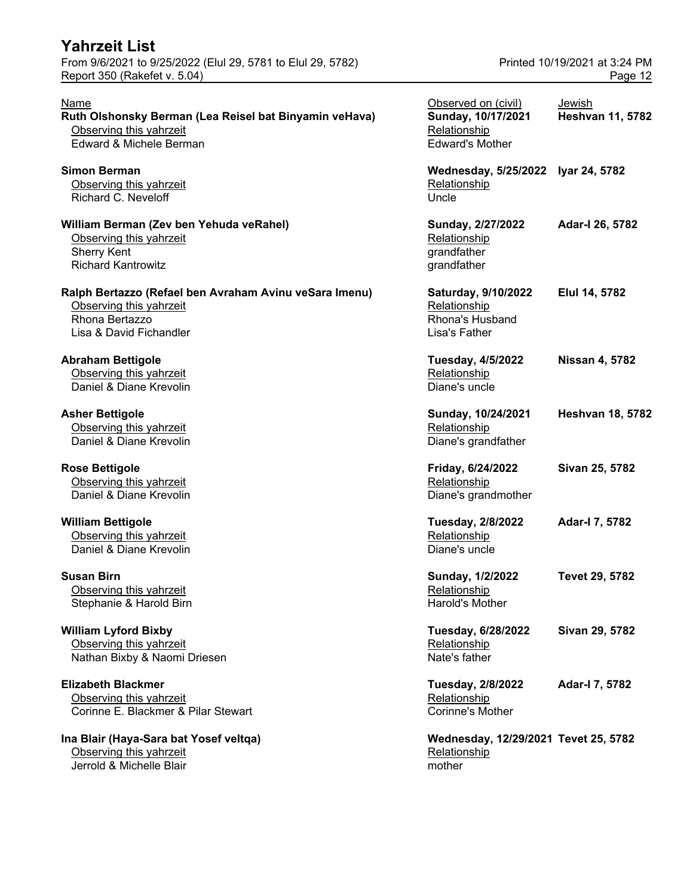| Name | Observed on (civil) | Jewish |
| --- | --- | --- |
| **Ruth Olshonsky Berman (Lea Reisel bat Binyamin veHava)** | **Sunday, 10/17/2021** | **Heshvan 11, 5782** |
| Observing this yahrzeit | Relationship | |
| Edward & Michele Berman | Edward's Mother | |
| **Simon Berman** | **Wednesday, 5/25/2022** | **Iyar 24, 5782** |
| Observing this yahrzeit | Relationship | |
| Richard C. Neveloff | Uncle | |
| **William Berman (Zev ben Yehuda veRahel)** | **Sunday, 2/27/2022** | **Adar-I 26, 5782** |
| Observing this yahrzeit | Relationship | |
| Sherry Kent | grandfather | |
| Richard Kantrowitz | grandfather | |
| **Ralph Bertazzo (Refael ben Avraham Avinu veSara Imenu)** | **Saturday, 9/10/2022** | **Elul 14, 5782** |
| Observing this yahrzeit | Relationship | |
| Rhona Bertazzo | Rhona's Husband | |
| Lisa & David Fichandler | Lisa's Father | |
| **Abraham Bettigole** | **Tuesday, 4/5/2022** | **Nissan 4, 5782** |
| Observing this yahrzeit | Relationship | |
| Daniel & Diane Krevolin | Diane's uncle | |
| **Asher Bettigole** | **Sunday, 10/24/2021** | **Heshvan 18, 5782** |
| Observing this yahrzeit | Relationship | |
| Daniel & Diane Krevolin | Diane's grandfather | |
| **Rose Bettigole** | **Friday, 6/24/2022** | **Sivan 25, 5782** |
| Observing this yahrzeit | Relationship | |
| Daniel & Diane Krevolin | Diane's grandmother | |
| **William Bettigole** | **Tuesday, 2/8/2022** | **Adar-I 7, 5782** |
| Observing this yahrzeit | Relationship | |
| Daniel & Diane Krevolin | Diane's uncle | |
| **Susan Birn** | **Sunday, 1/2/2022** | **Tevet 29, 5782** |
| Observing this yahrzeit | Relationship | |
| Stephanie & Harold Birn | Harold's Mother | |
| **William Lyford Bixby** | **Tuesday, 6/28/2022** | **Sivan 29, 5782** |
| Observing this yahrzeit | Relationship | |
| Nathan Bixby & Naomi Driesen | Nate's father | |
| **Elizabeth Blackmer** | **Tuesday, 2/8/2022** | **Adar-I 7, 5782** |
| Observing this yahrzeit | Relationship | |
| Corinne E. Blackmer & Pilar Stewart | Corinne's Mother | |
| **Ina Blair (Haya-Sara bat Yosef veItqa)** | **Wednesday, 12/29/2021** | **Tevet 25, 5782** |
| Observing this yahrzeit | Relationship | |
| Jerrold & Michelle Blair | mother | |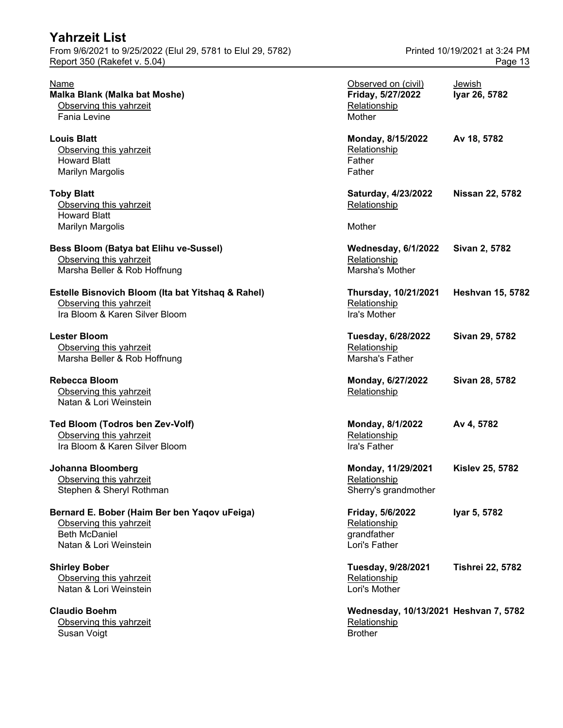# Yahrzeit List

From 9/6/2021 to 9/25/2022 (Elul 29, 5781 to Elul 29, 5782)

Report 350 (Rakefet v. 5.04)

Printed 10/19/2021 at 3:24 PM

| Name | Observed on (civil) | Jewish |
|---|---|---|
| **Malka Blank (Malka bat Moshe)** | **Friday, 5/27/2022** | **Iyar 26, 5782** |
| Observing this yahrzeit | Relationship | |
| Fania Levine | Mother | |
| **Louis Blatt** | **Monday, 8/15/2022** | **Av 18, 5782** |
| Observing this yahrzeit | Relationship | |
| Howard Blatt | Father | |
| Marilyn Margolis | Father | |
| **Toby Blatt** | **Saturday, 4/23/2022** | **Nissan 22, 5782** |
| Observing this yahrzeit | Relationship | |
| Howard Blatt | | |
| Marilyn Margolis | Mother | |
| **Bess Bloom (Batya bat Elihu ve-Sussel)** | **Wednesday, 6/1/2022** | **Sivan 2, 5782** |
| Observing this yahrzeit | Relationship | |
| Marsha Beller & Rob Hoffnung | Marsha's Mother | |
| **Estelle Bisnovich Bloom (Ita bat Yitshaq & Rahel)** | **Thursday, 10/21/2021** | **Heshvan 15, 5782** |
| Observing this yahrzeit | Relationship | |
| Ira Bloom & Karen Silver Bloom | Ira's Mother | |
| **Lester Bloom** | **Tuesday, 6/28/2022** | **Sivan 29, 5782** |
| Observing this yahrzeit | Relationship | |
| Marsha Beller & Rob Hoffnung | Marsha's Father | |
| **Rebecca Bloom** | **Monday, 6/27/2022** | **Sivan 28, 5782** |
| Observing this yahrzeit | Relationship | |
| Natan & Lori Weinstein | | |
| **Ted Bloom (Todros ben Zev-Volf)** | **Monday, 8/1/2022** | **Av 4, 5782** |
| Observing this yahrzeit | Relationship | |
| Ira Bloom & Karen Silver Bloom | Ira's Father | |
| **Johanna Bloomberg** | **Monday, 11/29/2021** | **Kislev 25, 5782** |
| Observing this yahrzeit | Relationship | |
| Stephen & Sheryl Rothman | Sherry's grandmother | |
| **Bernard E. Bober (Haim Ber ben Yaqov uFeiga)** | **Friday, 5/6/2022** | **Iyar 5, 5782** |
| Observing this yahrzeit | Relationship | |
| Beth McDaniel | grandfather | |
| Natan & Lori Weinstein | Lori's Father | |
| **Shirley Bober** | **Tuesday, 9/28/2021** | **Tishrei 22, 5782** |
| Observing this yahrzeit | Relationship | |
| Natan & Lori Weinstein | Lori's Mother | |
| **Claudio Boehm** | **Wednesday, 10/13/2021** | **Heshvan 7, 5782** |
| Observing this yahrzeit | Relationship | |
| Susan Voigt | Brother | |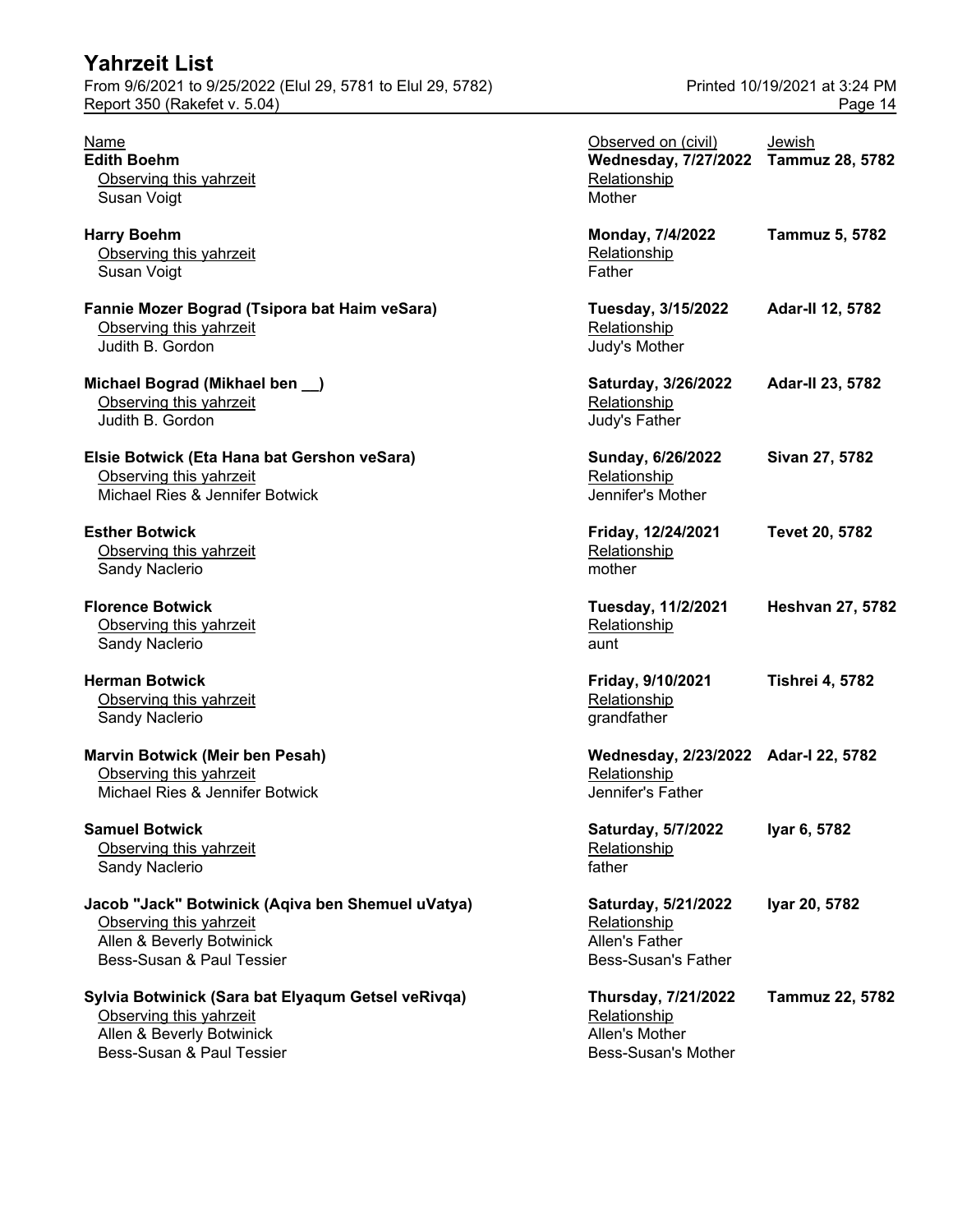| Name | Observed on (civil) | Jewish |
|---|---|---|
| **Edith Boehm** | **Wednesday, 7/27/2022** | **Tammuz 28, 5782** |
| Observing this yahrzeit | Relationship | |
| Susan Voigt | Mother | |
| **Harry Boehm** | **Monday, 7/4/2022** | **Tammuz 5, 5782** |
| Observing this yahrzeit | Relationship | |
| Susan Voigt | Father | |
| **Fannie Mozer Bograd (Tsipora bat Haim veSara)** | **Tuesday, 3/15/2022** | **Adar-II 12, 5782** |
| Observing this yahrzeit | Relationship | |
| Judith B. Gordon | Judy's Mother | |
| **Michael Bograd (Mikhael ben __)** | **Saturday, 3/26/2022** | **Adar-II 23, 5782** |
| Observing this yahrzeit | Relationship | |
| Judith B. Gordon | Judy's Father | |
| **Elsie Botwick (Eta Hana bat Gershon veSara)** | **Sunday, 6/26/2022** | **Sivan 27, 5782** |
| Observing this yahrzeit | Relationship | |
| Michael Ries & Jennifer Botwick | Jennifer's Mother | |
| **Esther Botwick** | **Friday, 12/24/2021** | **Tevet 20, 5782** |
| Observing this yahrzeit | Relationship | |
| Sandy Naclerio | mother | |
| **Florence Botwick** | **Tuesday, 11/2/2021** | **Heshvan 27, 5782** |
| Observing this yahrzeit | Relationship | |
| Sandy Naclerio | aunt | |
| **Herman Botwick** | **Friday, 9/10/2021** | **Tishrei 4, 5782** |
| Observing this yahrzeit | Relationship | |
| Sandy Naclerio | grandfather | |
| **Marvin Botwick (Meir ben Pesah)** | **Wednesday, 2/23/2022** | **Adar-I 22, 5782** |
| Observing this yahrzeit | Relationship | |
| Michael Ries & Jennifer Botwick | Jennifer's Father | |
| **Samuel Botwick** | **Saturday, 5/7/2022** | **Iyar 6, 5782** |
| Observing this yahrzeit | Relationship | |
| Sandy Naclerio | father | |
| **Jacob "Jack" Botwinick (Aqiva ben Shemuel uVatya)** | **Saturday, 5/21/2022** | **Iyar 20, 5782** |
| Observing this yahrzeit | Relationship | |
| Allen & Beverly Botwinick | Allen's Father | |
| Bess-Susan & Paul Tessier | Bess-Susan's Father | |
| **Sylvia Botwinick (Sara bat Elyaqum Getsel veRivqa)** | **Thursday, 7/21/2022** | **Tammuz 22, 5782** |
| Observing this yahrzeit | Relationship | |
| Allen & Beverly Botwinick | Allen's Mother | |
| Bess-Susan & Paul Tessier | Bess-Susan's Mother | |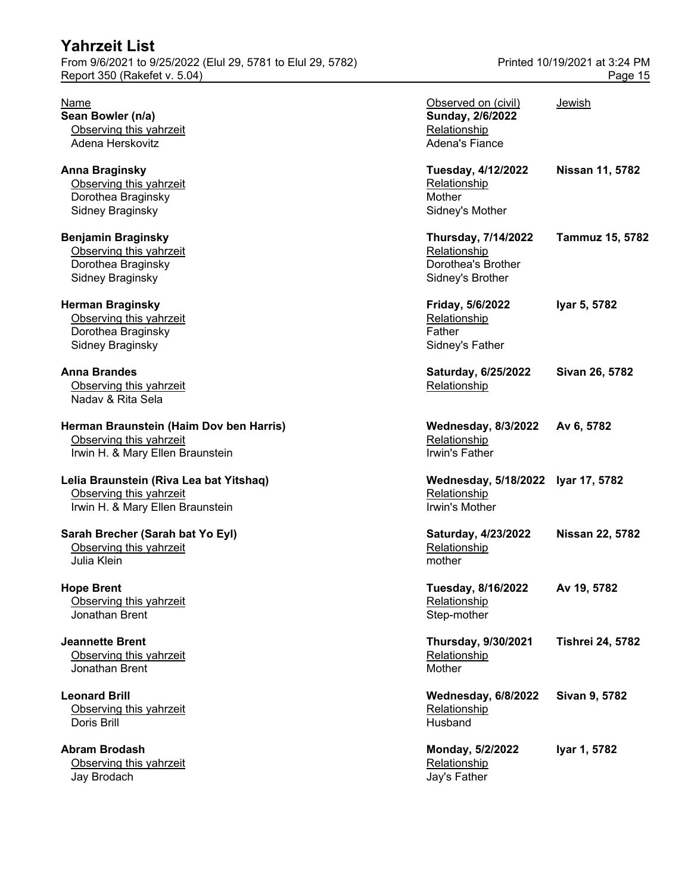| Name | Observed on (civil) | Jewish |
| --- | --- | --- |
| **Sean Bowler (n/a)** | **Sunday, 2/6/2022** | |
| Observing this yahrzeit | Relationship | |
| Adena Herskovitz | Adena's Fiance | |
| **Anna Braginsky** | **Tuesday, 4/12/2022** | **Nissan 11, 5782** |
| Observing this yahrzeit | Relationship | |
| Dorothea Braginsky | Mother | |
| Sidney Braginsky | Sidney's Mother | |
| **Benjamin Braginsky** | **Thursday, 7/14/2022** | **Tammuz 15, 5782** |
| Observing this yahrzeit | Relationship | |
| Dorothea Braginsky | Dorothea's Brother | |
| Sidney Braginsky | Sidney's Brother | |
| **Herman Braginsky** | **Friday, 5/6/2022** | **Iyar 5, 5782** |
| Observing this yahrzeit | Relationship | |
| Dorothea Braginsky | Father | |
| Sidney Braginsky | Sidney's Father | |
| **Anna Brandes** | **Saturday, 6/25/2022** | **Sivan 26, 5782** |
| Observing this yahrzeit | Relationship | |
| Nadav & Rita Sela | | |
| **Herman Braunstein (Haim Dov ben Harris)** | **Wednesday, 8/3/2022** | **Av 6, 5782** |
| Observing this yahrzeit | Relationship | |
| Irwin H. & Mary Ellen Braunstein | Irwin's Father | |
| **Lelia Braunstein (Riva Lea bat Yitshaq)** | **Wednesday, 5/18/2022** | **Iyar 17, 5782** |
| Observing this yahrzeit | Relationship | |
| Irwin H. & Mary Ellen Braunstein | Irwin's Mother | |
| **Sarah Brecher (Sarah bat Yo Eyl)** | **Saturday, 4/23/2022** | **Nissan 22, 5782** |
| Observing this yahrzeit | Relationship | |
| Julia Klein | mother | |
| **Hope Brent** | **Tuesday, 8/16/2022** | **Av 19, 5782** |
| Observing this yahrzeit | Relationship | |
| Jonathan Brent | Step-mother | |
| **Jeannette Brent** | **Thursday, 9/30/2021** | **Tishrei 24, 5782** |
| Observing this yahrzeit | Relationship | |
| Jonathan Brent | Mother | |
| **Leonard Brill** | **Wednesday, 6/8/2022** | **Sivan 9, 5782** |
| Observing this yahrzeit | Relationship | |
| Doris Brill | Husband | |
| **Abram Brodash** | **Monday, 5/2/2022** | **Iyar 1, 5782** |
| Observing this yahrzeit | Relationship | |
| Jay Brodach | Jay's Father | |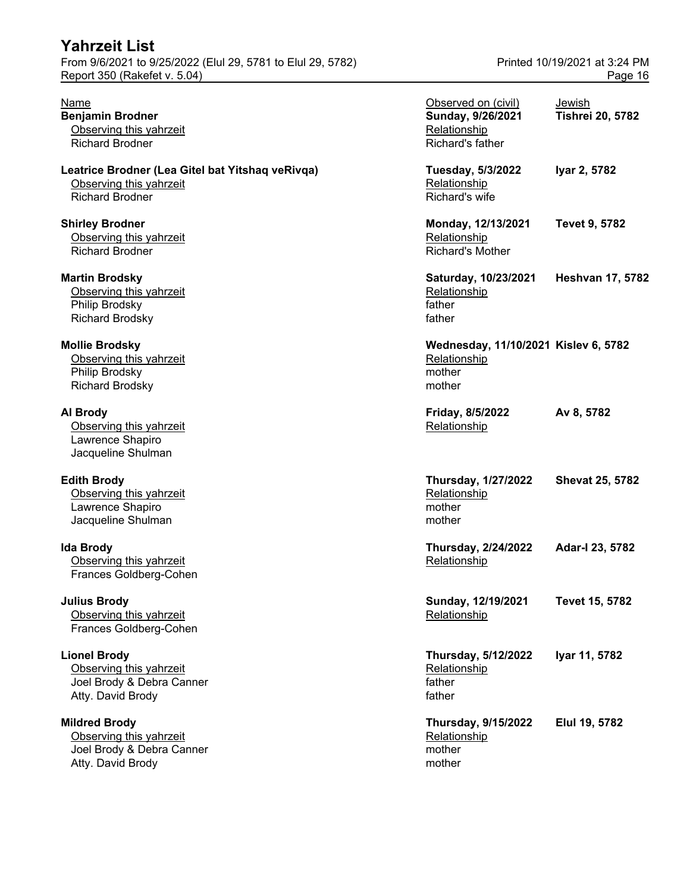# Yahrzeit List

From 9/6/2021 to 9/25/2022 (Elul 29, 5781 to Elul 29, 5782)
Report 350 (Rakefet v. 5.04)
Printed 10/19/2021 at 3:24 PM

| Name | Observed on (civil) | Jewish |
|---|---|---|
| **Benjamin Brodner** | **Sunday, 9/26/2021** | **Tishrei 20, 5782** |
| Observing this yahrzeit | Relationship | |
| Richard Brodner | Richard's father | |
| **Leatrice Brodner (Lea Gitel bat Yitshaq veRivqa)** | **Tuesday, 5/3/2022** | **Iyar 2, 5782** |
| Observing this yahrzeit | Relationship | |
| Richard Brodner | Richard's wife | |
| **Shirley Brodner** | **Monday, 12/13/2021** | **Tevet 9, 5782** |
| Observing this yahrzeit | Relationship | |
| Richard Brodner | Richard's Mother | |
| **Martin Brodsky** | **Saturday, 10/23/2021** | **Heshvan 17, 5782** |
| Observing this yahrzeit | Relationship | |
| Philip Brodsky | father | |
| Richard Brodsky | father | |
| **Mollie Brodsky** | **Wednesday, 11/10/2021** | **Kislev 6, 5782** |
| Observing this yahrzeit | Relationship | |
| Philip Brodsky | mother | |
| Richard Brodsky | mother | |
| **Al Brody** | **Friday, 8/5/2022** | **Av 8, 5782** |
| Observing this yahrzeit | Relationship | |
| Lawrence Shapiro | | |
| Jacqueline Shulman | | |
| **Edith Brody** | **Thursday, 1/27/2022** | **Shevat 25, 5782** |
| Observing this yahrzeit | Relationship | |
| Lawrence Shapiro | mother | |
| Jacqueline Shulman | mother | |
| **Ida Brody** | **Thursday, 2/24/2022** | **Adar-I 23, 5782** |
| Observing this yahrzeit | Relationship | |
| Frances Goldberg-Cohen | | |
| **Julius Brody** | **Sunday, 12/19/2021** | **Tevet 15, 5782** |
| Observing this yahrzeit | Relationship | |
| Frances Goldberg-Cohen | | |
| **Lionel Brody** | **Thursday, 5/12/2022** | **Iyar 11, 5782** |
| Observing this yahrzeit | Relationship | |
| Joel Brody & Debra Canner | father | |
| Atty. David Brody | father | |
| **Mildred Brody** | **Thursday, 9/15/2022** | **Elul 19, 5782** |
| Observing this yahrzeit | Relationship | |
| Joel Brody & Debra Canner | mother | |
| Atty. David Brody | mother | |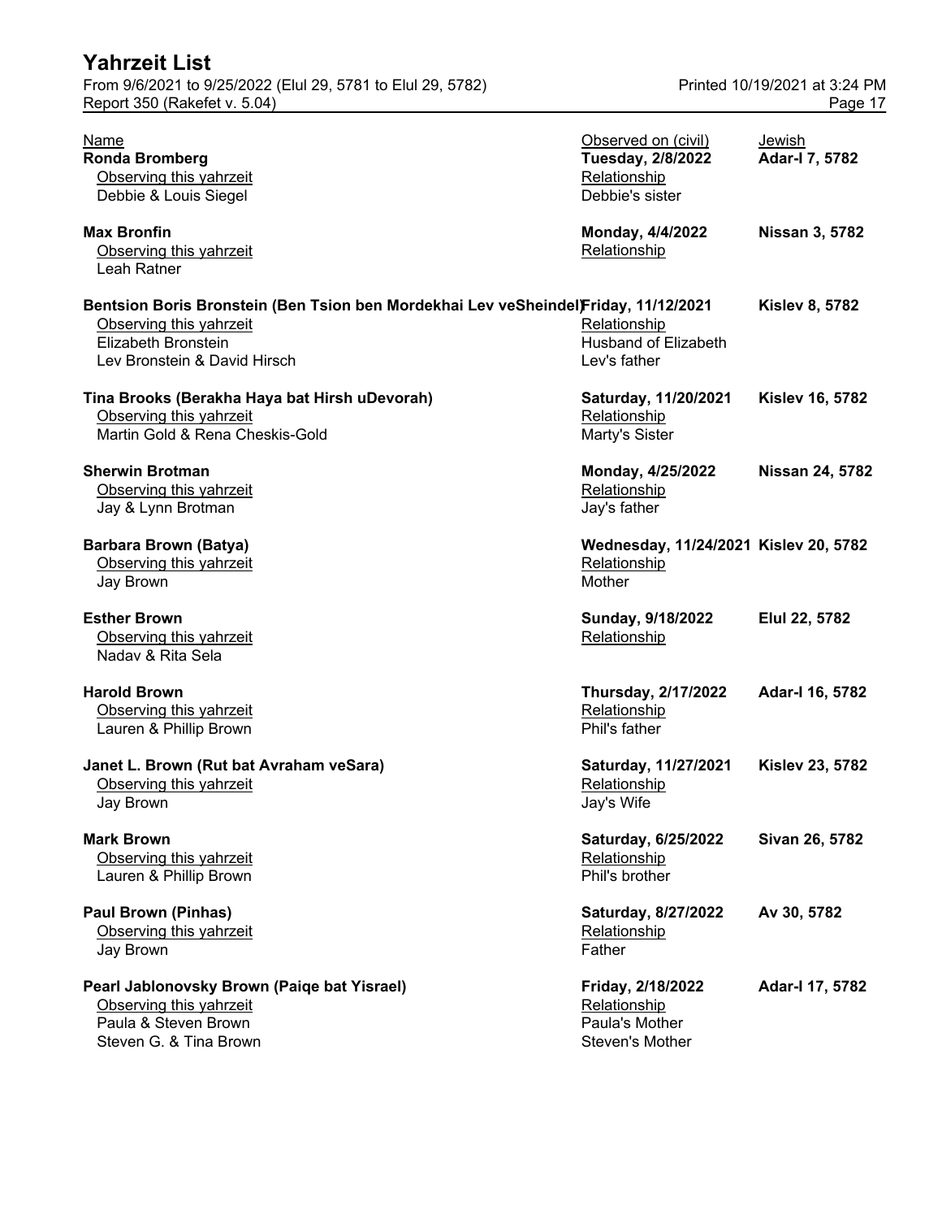| Name | Observed on (civil) | Jewish |
|---|---|---|
| **Ronda Bromberg** | **Tuesday, 2/8/2022** | **Adar-I 7, 5782** |
| Observing this yahrzeit | Relationship | |
| Debbie & Louis Siegel | Debbie's sister | |
| **Max Bronfin** | **Monday, 4/4/2022** | **Nissan 3, 5782** |
| Observing this yahrzeit | Relationship | |
| Leah Ratner | | |
| **Bentsion Boris Bronstein (Ben Tsion ben Mordekhai Lev veSheindel)** | **Friday, 11/12/2021** | **Kislev 8, 5782** |
| Observing this yahrzeit | Relationship | |
| Elizabeth Bronstein | Husband of Elizabeth | |
| Lev Bronstein & David Hirsch | Lev's father | |
| **Tina Brooks (Berakha Haya bat Hirsh uDevorah)** | **Saturday, 11/20/2021** | **Kislev 16, 5782** |
| Observing this yahrzeit | Relationship | |
| Martin Gold & Rena Cheskis-Gold | Marty's Sister | |
| **Sherwin Brotman** | **Monday, 4/25/2022** | **Nissan 24, 5782** |
| Observing this yahrzeit | Relationship | |
| Jay & Lynn Brotman | Jay's father | |
| **Barbara Brown (Batya)** | **Wednesday, 11/24/2021** | **Kislev 20, 5782** |
| Observing this yahrzeit | Relationship | |
| Jay Brown | Mother | |
| **Esther Brown** | **Sunday, 9/18/2022** | **Elul 22, 5782** |
| Observing this yahrzeit | Relationship | |
| Nadav & Rita Sela | | |
| **Harold Brown** | **Thursday, 2/17/2022** | **Adar-I 16, 5782** |
| Observing this yahrzeit | Relationship | |
| Lauren & Phillip Brown | Phil's father | |
| **Janet L. Brown (Rut bat Avraham veSara)** | **Saturday, 11/27/2021** | **Kislev 23, 5782** |
| Observing this yahrzeit | Relationship | |
| Jay Brown | Jay's Wife | |
| **Mark Brown** | **Saturday, 6/25/2022** | **Sivan 26, 5782** |
| Observing this yahrzeit | Relationship | |
| Lauren & Phillip Brown | Phil's brother | |
| **Paul Brown (Pinhas)** | **Saturday, 8/27/2022** | **Av 30, 5782** |
| Observing this yahrzeit | Relationship | |
| Jay Brown | Father | |
| **Pearl Jablonovsky Brown (Paiqe bat Yisrael)** | **Friday, 2/18/2022** | **Adar-I 17, 5782** |
| Observing this yahrzeit | Relationship | |
| Paula & Steven Brown | Paula's Mother | |
| Steven G. & Tina Brown | Steven's Mother | |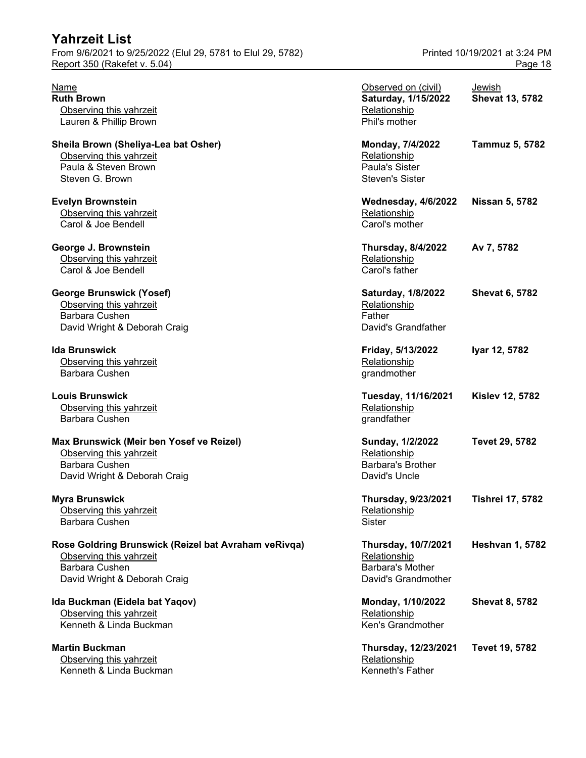| Name | Observed on (civil) | Jewish |
|---|---|---|
| **Ruth Brown** | **Saturday, 1/15/2022** | **Shevat 13, 5782** |
| Observing this yahrzeit | Relationship | |
| Lauren & Phillip Brown | Phil's mother | |
| **Sheila Brown (Sheliya-Lea bat Osher)** | **Monday, 7/4/2022** | **Tammuz 5, 5782** |
| Observing this yahrzeit | Relationship | |
| Paula & Steven Brown | Paula's Sister | |
| Steven G. Brown | Steven's Sister | |
| **Evelyn Brownstein** | **Wednesday, 4/6/2022** | **Nissan 5, 5782** |
| Observing this yahrzeit | Relationship | |
| Carol & Joe Bendell | Carol's mother | |
| **George J. Brownstein** | **Thursday, 8/4/2022** | **Av 7, 5782** |
| Observing this yahrzeit | Relationship | |
| Carol & Joe Bendell | Carol's father | |
| **George Brunswick (Yosef)** | **Saturday, 1/8/2022** | **Shevat 6, 5782** |
| Observing this yahrzeit | Relationship | |
| Barbara Cushen | Father | |
| David Wright & Deborah Craig | David's Grandfather | |
| **Ida Brunswick** | **Friday, 5/13/2022** | **Iyar 12, 5782** |
| Observing this yahrzeit | Relationship | |
| Barbara Cushen | grandmother | |
| **Louis Brunswick** | **Tuesday, 11/16/2021** | **Kislev 12, 5782** |
| Observing this yahrzeit | Relationship | |
| Barbara Cushen | grandfather | |
| **Max Brunswick (Meir ben Yosef ve Reizel)** | **Sunday, 1/2/2022** | **Tevet 29, 5782** |
| Observing this yahrzeit | Relationship | |
| Barbara Cushen | Barbara's Brother | |
| David Wright & Deborah Craig | David's Uncle | |
| **Myra Brunswick** | **Thursday, 9/23/2021** | **Tishrei 17, 5782** |
| Observing this yahrzeit | Relationship | |
| Barbara Cushen | Sister | |
| **Rose Goldring Brunswick (Reizel bat Avraham veRivqa)** | **Thursday, 10/7/2021** | **Heshvan 1, 5782** |
| Observing this yahrzeit | Relationship | |
| Barbara Cushen | Barbara's Mother | |
| David Wright & Deborah Craig | David's Grandmother | |
| **Ida Buckman (Eidela bat Yaqov)** | **Monday, 1/10/2022** | **Shevat 8, 5782** |
| Observing this yahrzeit | Relationship | |
| Kenneth & Linda Buckman | Ken's Grandmother | |
| **Martin Buckman** | **Thursday, 12/23/2021** | **Tevet 19, 5782** |
| Observing this yahrzeit | Relationship | |
| Kenneth & Linda Buckman | Kenneth's Father | |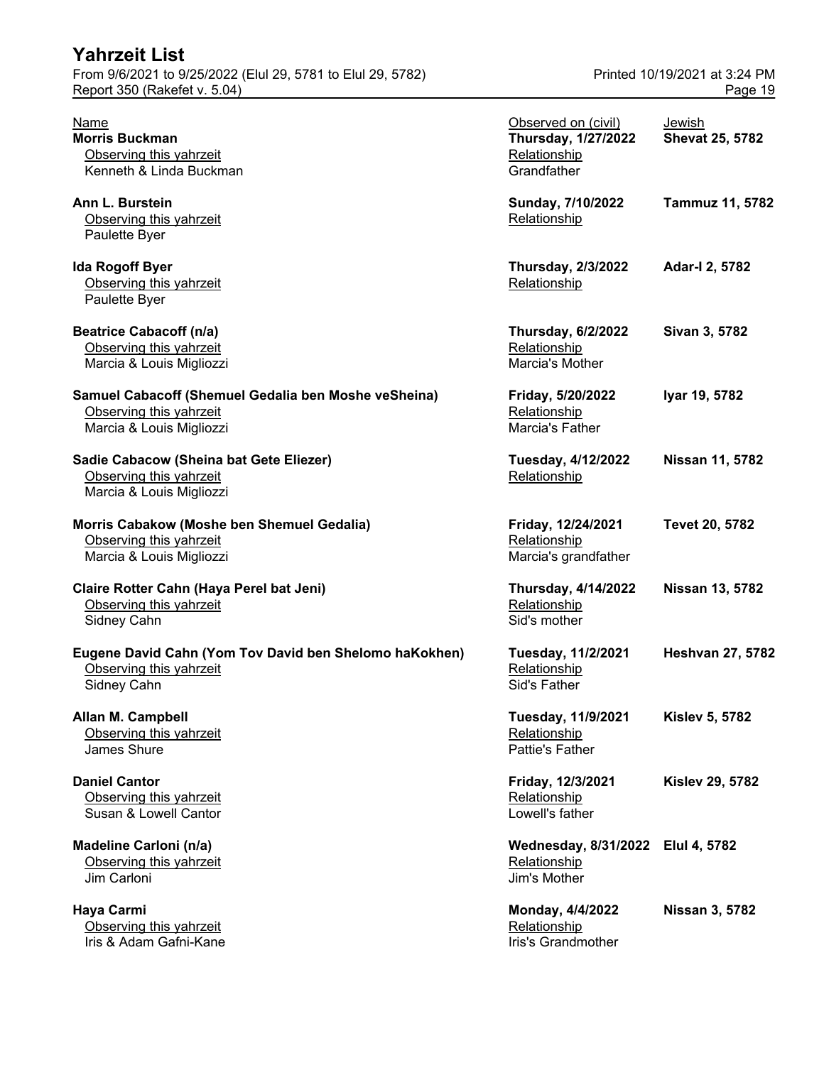# Yahrzeit List

From 9/6/2021 to 9/25/2022 (Elul 29, 5781 to Elul 29, 5782)
Report 350 (Rakefet v. 5.04)

Printed 10/19/2021 at 3:24 PM

| Name / Observing this yahrzeit | Observed on (civil) / Relationship | Jewish |
|---|---|---|
| **Morris Buckman** | **Thursday, 1/27/2022** | **Shevat 25, 5782** |
| Kenneth & Linda Buckman | Grandfather | |
| **Ann L. Burstein** | **Sunday, 7/10/2022** | **Tammuz 11, 5782** |
| Paulette Byer | | |
| **Ida Rogoff Byer** | **Thursday, 2/3/2022** | **Adar-I 2, 5782** |
| Paulette Byer | | |
| **Beatrice Cabacoff (n/a)** | **Thursday, 6/2/2022** | **Sivan 3, 5782** |
| Marcia & Louis Migliozzi | Marcia's Mother | |
| **Samuel Cabacoff (Shemuel Gedalia ben Moshe veSheina)** | **Friday, 5/20/2022** | **Iyar 19, 5782** |
| Marcia & Louis Migliozzi | Marcia's Father | |
| **Sadie Cabacow (Sheina bat Gete Eliezer)** | **Tuesday, 4/12/2022** | **Nissan 11, 5782** |
| Marcia & Louis Migliozzi | | |
| **Morris Cabakow (Moshe ben Shemuel Gedalia)** | **Friday, 12/24/2021** | **Tevet 20, 5782** |
| Marcia & Louis Migliozzi | Marcia's grandfather | |
| **Claire Rotter Cahn (Haya Perel bat Jeni)** | **Thursday, 4/14/2022** | **Nissan 13, 5782** |
| Sidney Cahn | Sid's mother | |
| **Eugene David Cahn (Yom Tov David ben Shelomo haKokhen)** | **Tuesday, 11/2/2021** | **Heshvan 27, 5782** |
| Sidney Cahn | Sid's Father | |
| **Allan M. Campbell** | **Tuesday, 11/9/2021** | **Kislev 5, 5782** |
| James Shure | Pattie's Father | |
| **Daniel Cantor** | **Friday, 12/3/2021** | **Kislev 29, 5782** |
| Susan & Lowell Cantor | Lowell's father | |
| **Madeline Carloni (n/a)** | **Wednesday, 8/31/2022** | **Elul 4, 5782** |
| Jim Carloni | Jim's Mother | |
| **Haya Carmi** | **Monday, 4/4/2022** | **Nissan 3, 5782** |
| Iris & Adam Gafni-Kane | Iris's Grandmother | |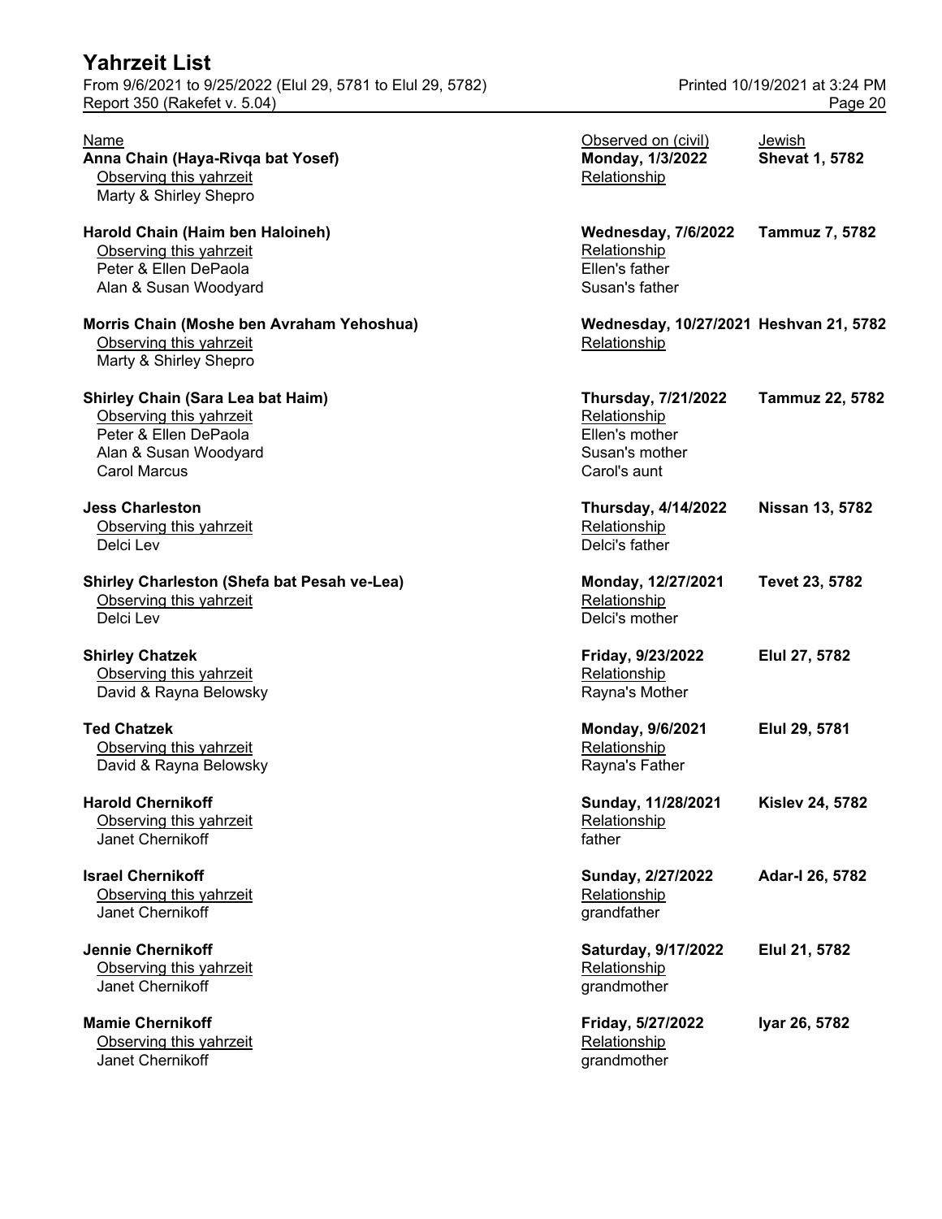# Yahrzeit List

From 9/6/2021 to 9/25/2022 (Elul 29, 5781 to Elul 29, 5782)
Report 350 (Rakefet v. 5.04)

Printed 10/19/2021 at 3:24 PM

| Name | Observed on (civil) | Jewish |
|---|---|---|
| **Anna Chain (Haya-Rivqa bat Yosef)** | **Monday, 1/3/2022** | **Shevat 1, 5782** |
| Observing this yahrzeit | Relationship | |
| Marty & Shirley Shepro | | |
| **Harold Chain (Haim ben Haloineh)** | **Wednesday, 7/6/2022** | **Tammuz 7, 5782** |
| Observing this yahrzeit | Relationship | |
| Peter & Ellen DePaola | Ellen's father | |
| Alan & Susan Woodyard | Susan's father | |
| **Morris Chain (Moshe ben Avraham Yehoshua)** | **Wednesday, 10/27/2021** | **Heshvan 21, 5782** |
| Observing this yahrzeit | Relationship | |
| Marty & Shirley Shepro | | |
| **Shirley Chain (Sara Lea bat Haim)** | **Thursday, 7/21/2022** | **Tammuz 22, 5782** |
| Observing this yahrzeit | Relationship | |
| Peter & Ellen DePaola | Ellen's mother | |
| Alan & Susan Woodyard | Susan's mother | |
| Carol Marcus | Carol's aunt | |
| **Jess Charleston** | **Thursday, 4/14/2022** | **Nissan 13, 5782** |
| Observing this yahrzeit | Relationship | |
| Delci Lev | Delci's father | |
| **Shirley Charleston (Shefa bat Pesah ve-Lea)** | **Monday, 12/27/2021** | **Tevet 23, 5782** |
| Observing this yahrzeit | Relationship | |
| Delci Lev | Delci's mother | |
| **Shirley Chatzek** | **Friday, 9/23/2022** | **Elul 27, 5782** |
| Observing this yahrzeit | Relationship | |
| David & Rayna Belowsky | Rayna's Mother | |
| **Ted Chatzek** | **Monday, 9/6/2021** | **Elul 29, 5781** |
| Observing this yahrzeit | Relationship | |
| David & Rayna Belowsky | Rayna's Father | |
| **Harold Chernikoff** | **Sunday, 11/28/2021** | **Kislev 24, 5782** |
| Observing this yahrzeit | Relationship | |
| Janet Chernikoff | father | |
| **Israel Chernikoff** | **Sunday, 2/27/2022** | **Adar-I 26, 5782** |
| Observing this yahrzeit | Relationship | |
| Janet Chernikoff | grandfather | |
| **Jennie Chernikoff** | **Saturday, 9/17/2022** | **Elul 21, 5782** |
| Observing this yahrzeit | Relationship | |
| Janet Chernikoff | grandmother | |
| **Mamie Chernikoff** | **Friday, 5/27/2022** | **Iyar 26, 5782** |
| Observing this yahrzeit | Relationship | |
| Janet Chernikoff | grandmother | |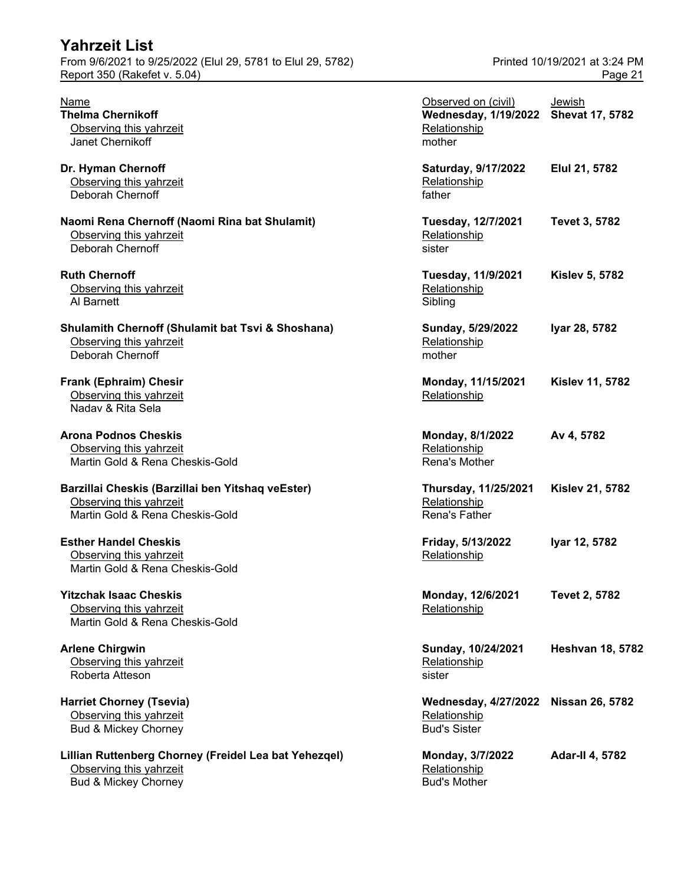| Name | Observed on (civil) | Jewish |
|---|---|---|
| **Thelma Chernikoff** | **Wednesday, 1/19/2022** | **Shevat 17, 5782** |
| Observing this yahrzeit: Janet Chernikoff | Relationship: mother | |
| **Dr. Hyman Chernoff** | **Saturday, 9/17/2022** | **Elul 21, 5782** |
| Observing this yahrzeit: Deborah Chernoff | Relationship: father | |
| **Naomi Rena Chernoff (Naomi Rina bat Shulamit)** | **Tuesday, 12/7/2021** | **Tevet 3, 5782** |
| Observing this yahrzeit: Deborah Chernoff | Relationship: sister | |
| **Ruth Chernoff** | **Tuesday, 11/9/2021** | **Kislev 5, 5782** |
| Observing this yahrzeit: Al Barnett | Relationship: Sibling | |
| **Shulamith Chernoff (Shulamit bat Tsvi & Shoshana)** | **Sunday, 5/29/2022** | **Iyar 28, 5782** |
| Observing this yahrzeit: Deborah Chernoff | Relationship: mother | |
| **Frank (Ephraim) Chesir** | **Monday, 11/15/2021** | **Kislev 11, 5782** |
| Observing this yahrzeit: Nadav & Rita Sela | Relationship: | |
| **Arona Podnos Cheskis** | **Monday, 8/1/2022** | **Av 4, 5782** |
| Observing this yahrzeit: Martin Gold & Rena Cheskis-Gold | Relationship: Rena's Mother | |
| **Barzillai Cheskis (Barzillai ben Yitshaq veEster)** | **Thursday, 11/25/2021** | **Kislev 21, 5782** |
| Observing this yahrzeit: Martin Gold & Rena Cheskis-Gold | Relationship: Rena's Father | |
| **Esther Handel Cheskis** | **Friday, 5/13/2022** | **Iyar 12, 5782** |
| Observing this yahrzeit: Martin Gold & Rena Cheskis-Gold | Relationship: | |
| **Yitzchak Isaac Cheskis** | **Monday, 12/6/2021** | **Tevet 2, 5782** |
| Observing this yahrzeit: Martin Gold & Rena Cheskis-Gold | Relationship: | |
| **Arlene Chirgwin** | **Sunday, 10/24/2021** | **Heshvan 18, 5782** |
| Observing this yahrzeit: Roberta Atteson | Relationship: sister | |
| **Harriet Chorney (Tsevia)** | **Wednesday, 4/27/2022** | **Nissan 26, 5782** |
| Observing this yahrzeit: Bud & Mickey Chorney | Relationship: Bud's Sister | |
| **Lillian Ruttenberg Chorney (Freidel Lea bat Yehezqel)** | **Monday, 3/7/2022** | **Adar-II 4, 5782** |
| Observing this yahrzeit: Bud & Mickey Chorney | Relationship: Bud's Mother | |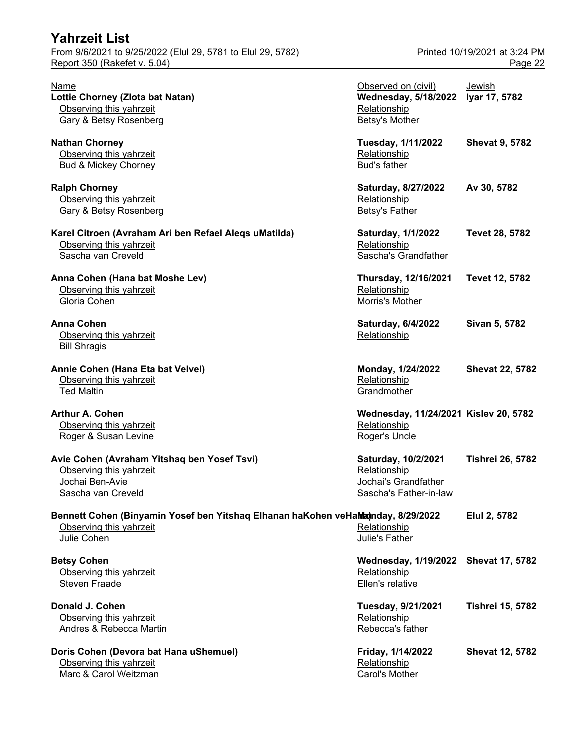# Yahrzeit List

From 9/6/2021 to 9/25/2022 (Elul 29, 5781 to Elul 29, 5782)
Report 350 (Rakefet v. 5.04)
Printed 10/19/2021 at 3:24 PM

| Name | Observed on (civil) | Jewish |
| --- | --- | --- |
| **Lottie Chorney (Zlota bat Natan)** | **Wednesday, 5/18/2022** | **Iyar 17, 5782** |
| Observing this yahrzeit: Gary & Betsy Rosenberg | Relationship: Betsy's Mother | |
| **Nathan Chorney** | **Tuesday, 1/11/2022** | **Shevat 9, 5782** |
| Observing this yahrzeit: Bud & Mickey Chorney | Relationship: Bud's father | |
| **Ralph Chorney** | **Saturday, 8/27/2022** | **Av 30, 5782** |
| Observing this yahrzeit: Gary & Betsy Rosenberg | Relationship: Betsy's Father | |
| **Karel Citroen (Avraham Ari ben Refael Aleqs uMatilda)** | **Saturday, 1/1/2022** | **Tevet 28, 5782** |
| Observing this yahrzeit: Sascha van Creveld | Relationship: Sascha's Grandfather | |
| **Anna Cohen (Hana bat Moshe Lev)** | **Thursday, 12/16/2021** | **Tevet 12, 5782** |
| Observing this yahrzeit: Gloria Cohen | Relationship: Morris's Mother | |
| **Anna Cohen** | **Saturday, 6/4/2022** | **Sivan 5, 5782** |
| Observing this yahrzeit: Bill Shragis | Relationship: | |
| **Annie Cohen (Hana Eta bat Velvel)** | **Monday, 1/24/2022** | **Shevat 22, 5782** |
| Observing this yahrzeit: Ted Maltin | Relationship: Grandmother | |
| **Arthur A. Cohen** | **Wednesday, 11/24/2021** | **Kislev 20, 5782** |
| Observing this yahrzeit: Roger & Susan Levine | Relationship: Roger's Uncle | |
| **Avie Cohen (Avraham Yitshaq ben Yosef Tsvi)** | **Saturday, 10/2/2021** | **Tishrei 26, 5782** |
| Observing this yahrzeit: Jochai Ben-Avie | Relationship: Jochai's Grandfather | |
| Observing this yahrzeit: Sascha van Creveld | Relationship: Sascha's Father-in-law | |
| **Bennett Cohen (Binyamin Yosef ben Yitshaq Elhanan haKohen veHana)** | **Monday, 8/29/2022** | **Elul 2, 5782** |
| Observing this yahrzeit: Julie Cohen | Relationship: Julie's Father | |
| **Betsy Cohen** | **Wednesday, 1/19/2022** | **Shevat 17, 5782** |
| Observing this yahrzeit: Steven Fraade | Relationship: Ellen's relative | |
| **Donald J. Cohen** | **Tuesday, 9/21/2021** | **Tishrei 15, 5782** |
| Observing this yahrzeit: Andres & Rebecca Martin | Relationship: Rebecca's father | |
| **Doris Cohen (Devora bat Hana uShemuel)** | **Friday, 1/14/2022** | **Shevat 12, 5782** |
| Observing this yahrzeit: Marc & Carol Weitzman | Relationship: Carol's Mother | |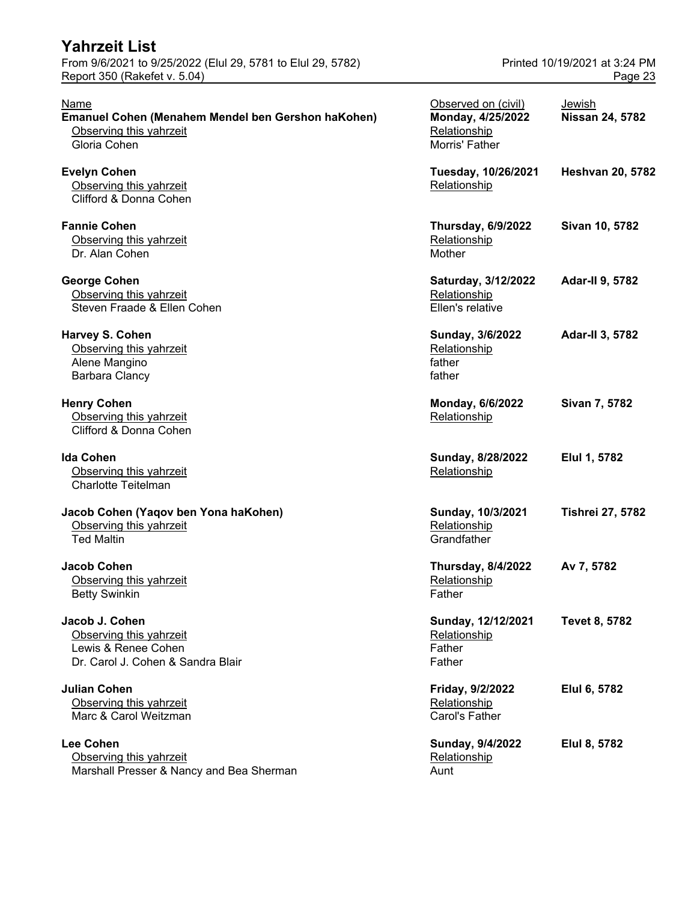# Yahrzeit List

From 9/6/2021 to 9/25/2022 (Elul 29, 5781 to Elul 29, 5782)
Report 350 (Rakefet v. 5.04)

Printed 10/19/2021 at 3:24 PM

| Name | Observed on (civil) | Jewish |
|---|---|---|
| **Emanuel Cohen (Menahem Mendel ben Gershon haKohen)** | **Monday, 4/25/2022** | **Nissan 24, 5782** |
| Observing this yahrzeit | Relationship | |
| Gloria Cohen | Morris' Father | |
| **Evelyn Cohen** | **Tuesday, 10/26/2021** | **Heshvan 20, 5782** |
| Observing this yahrzeit | Relationship | |
| Clifford & Donna Cohen | | |
| **Fannie Cohen** | **Thursday, 6/9/2022** | **Sivan 10, 5782** |
| Observing this yahrzeit | Relationship | |
| Dr. Alan Cohen | Mother | |
| **George Cohen** | **Saturday, 3/12/2022** | **Adar-II 9, 5782** |
| Observing this yahrzeit | Relationship | |
| Steven Fraade & Ellen Cohen | Ellen's relative | |
| **Harvey S. Cohen** | **Sunday, 3/6/2022** | **Adar-II 3, 5782** |
| Observing this yahrzeit | Relationship | |
| Alene Mangino | father | |
| Barbara Clancy | father | |
| **Henry Cohen** | **Monday, 6/6/2022** | **Sivan 7, 5782** |
| Observing this yahrzeit | Relationship | |
| Clifford & Donna Cohen | | |
| **Ida Cohen** | **Sunday, 8/28/2022** | **Elul 1, 5782** |
| Observing this yahrzeit | Relationship | |
| Charlotte Teitelman | | |
| **Jacob Cohen (Yaqov ben Yona haKohen)** | **Sunday, 10/3/2021** | **Tishrei 27, 5782** |
| Observing this yahrzeit | Relationship | |
| Ted Maltin | Grandfather | |
| **Jacob Cohen** | **Thursday, 8/4/2022** | **Av 7, 5782** |
| Observing this yahrzeit | Relationship | |
| Betty Swinkin | Father | |
| **Jacob J. Cohen** | **Sunday, 12/12/2021** | **Tevet 8, 5782** |
| Observing this yahrzeit | Relationship | |
| Lewis & Renee Cohen | Father | |
| Dr. Carol J. Cohen & Sandra Blair | Father | |
| **Julian Cohen** | **Friday, 9/2/2022** | **Elul 6, 5782** |
| Observing this yahrzeit | Relationship | |
| Marc & Carol Weitzman | Carol's Father | |
| **Lee Cohen** | **Sunday, 9/4/2022** | **Elul 8, 5782** |
| Observing this yahrzeit | Relationship | |
| Marshall Presser & Nancy and Bea Sherman | Aunt | |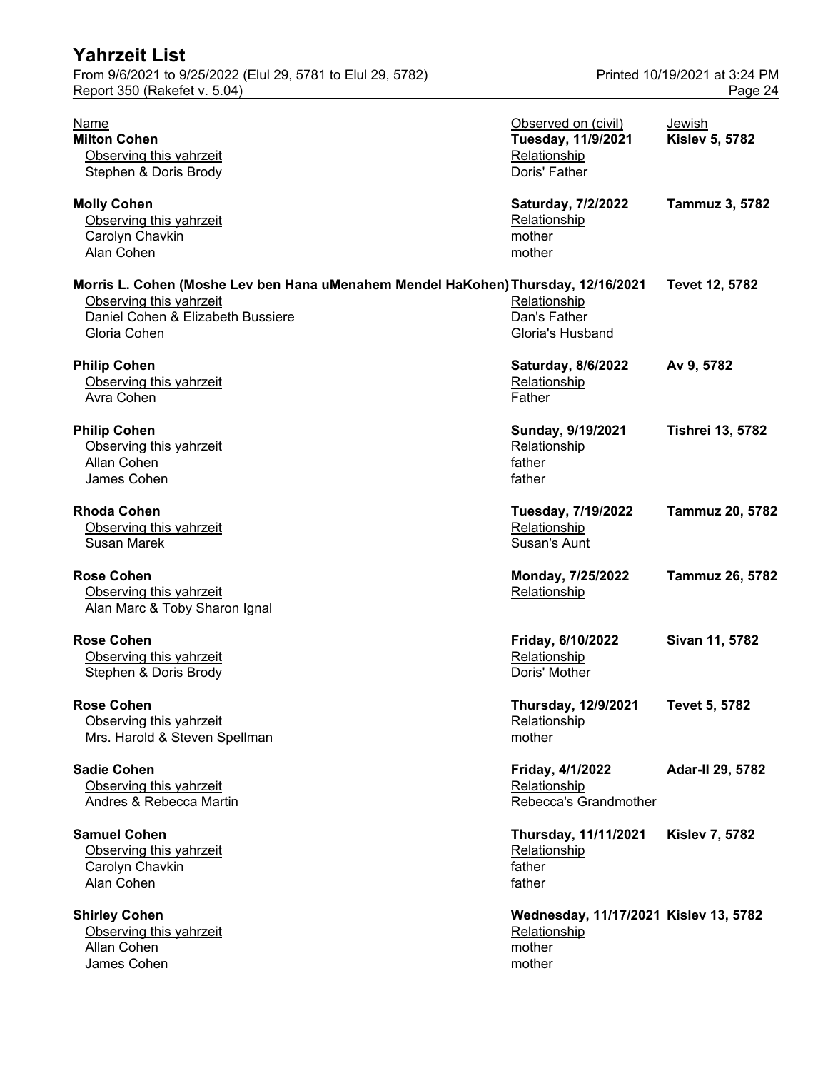# Yahrzeit List

From 9/6/2021 to 9/25/2022 (Elul 29, 5781 to Elul 29, 5782)
Report 350 (Rakefet v. 5.04)

Printed 10/19/2021 at 3:24 PM

| Name | Observed on (civil) | Jewish |
|---|---|---|
| **Milton Cohen** | **Tuesday, 11/9/2021** | **Kislev 5, 5782** |
| Observing this yahrzeit | Relationship | |
| Stephen & Doris Brody | Doris' Father | |
| **Molly Cohen** | **Saturday, 7/2/2022** | **Tammuz 3, 5782** |
| Observing this yahrzeit | Relationship | |
| Carolyn Chavkin | mother | |
| Alan Cohen | mother | |
| **Morris L. Cohen (Moshe Lev ben Hana uMenahem Mendel HaKohen)** | **Thursday, 12/16/2021** | **Tevet 12, 5782** |
| Observing this yahrzeit | Relationship | |
| Daniel Cohen & Elizabeth Bussiere | Dan's Father | |
| Gloria Cohen | Gloria's Husband | |
| **Philip Cohen** | **Saturday, 8/6/2022** | **Av 9, 5782** |
| Observing this yahrzeit | Relationship | |
| Avra Cohen | Father | |
| **Philip Cohen** | **Sunday, 9/19/2021** | **Tishrei 13, 5782** |
| Observing this yahrzeit | Relationship | |
| Allan Cohen | father | |
| James Cohen | father | |
| **Rhoda Cohen** | **Tuesday, 7/19/2022** | **Tammuz 20, 5782** |
| Observing this yahrzeit | Relationship | |
| Susan Marek | Susan's Aunt | |
| **Rose Cohen** | **Monday, 7/25/2022** | **Tammuz 26, 5782** |
| Observing this yahrzeit | Relationship | |
| Alan Marc & Toby Sharon Ignal | | |
| **Rose Cohen** | **Friday, 6/10/2022** | **Sivan 11, 5782** |
| Observing this yahrzeit | Relationship | |
| Stephen & Doris Brody | Doris' Mother | |
| **Rose Cohen** | **Thursday, 12/9/2021** | **Tevet 5, 5782** |
| Observing this yahrzeit | Relationship | |
| Mrs. Harold & Steven Spellman | mother | |
| **Sadie Cohen** | **Friday, 4/1/2022** | **Adar-II 29, 5782** |
| Observing this yahrzeit | Relationship | |
| Andres & Rebecca Martin | Rebecca's Grandmother | |
| **Samuel Cohen** | **Thursday, 11/11/2021** | **Kislev 7, 5782** |
| Observing this yahrzeit | Relationship | |
| Carolyn Chavkin | father | |
| Alan Cohen | father | |
| **Shirley Cohen** | **Wednesday, 11/17/2021** | **Kislev 13, 5782** |
| Observing this yahrzeit | Relationship | |
| Allan Cohen | mother | |
| James Cohen | mother | |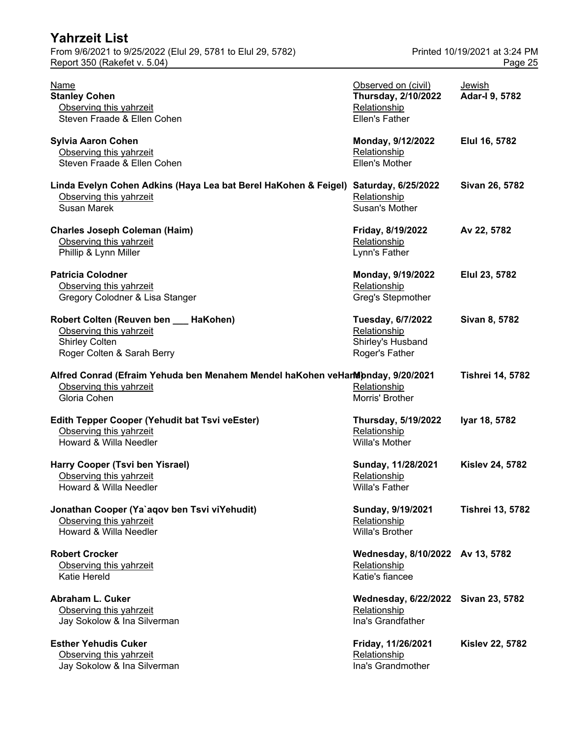# Yahrzeit List

From 9/6/2021 to 9/25/2022 (Elul 29, 5781 to Elul 29, 5782)
Report 350 (Rakefet v. 5.04)

Printed 10/19/2021 at 3:24 PM

| Name | Observed on (civil) | Jewish |
|---|---|---|
| **Stanley Cohen** | **Thursday, 2/10/2022** | **Adar-I 9, 5782** |
| Observing this yahrzeit | Relationship | |
| Steven Fraade & Ellen Cohen | Ellen's Father | |
| **Sylvia Aaron Cohen** | **Monday, 9/12/2022** | **Elul 16, 5782** |
| Observing this yahrzeit | Relationship | |
| Steven Fraade & Ellen Cohen | Ellen's Mother | |
| **Linda Evelyn Cohen Adkins (Haya Lea bat Berel HaKohen & Feigel)** | **Saturday, 6/25/2022** | **Sivan 26, 5782** |
| Observing this yahrzeit | Relationship | |
| Susan Marek | Susan's Mother | |
| **Charles Joseph Coleman (Haim)** | **Friday, 8/19/2022** | **Av 22, 5782** |
| Observing this yahrzeit | Relationship | |
| Phillip & Lynn Miller | Lynn's Father | |
| **Patricia Colodner** | **Monday, 9/19/2022** | **Elul 23, 5782** |
| Observing this yahrzeit | Relationship | |
| Gregory Colodner & Lisa Stanger | Greg's Stepmother | |
| **Robert Colten (Reuven ben ___ HaKohen)** | **Tuesday, 6/7/2022** | **Sivan 8, 5782** |
| Observing this yahrzeit | Relationship | |
| Shirley Colten | Shirley's Husband | |
| Roger Colten & Sarah Berry | Roger's Father | |
| **Alfred Conrad (Efraim Yehuda ben Menahem Mendel haKohen veHan** | **Monday, 9/20/2021** | **Tishrei 14, 5782** |
| Observing this yahrzeit | Relationship | |
| Gloria Cohen | Morris' Brother | |
| **Edith Tepper Cooper (Yehudit bat Tsvi veEster)** | **Thursday, 5/19/2022** | **Iyar 18, 5782** |
| Observing this yahrzeit | Relationship | |
| Howard & Willa Needler | Willa's Mother | |
| **Harry Cooper (Tsvi ben Yisrael)** | **Sunday, 11/28/2021** | **Kislev 24, 5782** |
| Observing this yahrzeit | Relationship | |
| Howard & Willa Needler | Willa's Father | |
| **Jonathan Cooper (Ya`aqov ben Tsvi viYehudit)** | **Sunday, 9/19/2021** | **Tishrei 13, 5782** |
| Observing this yahrzeit | Relationship | |
| Howard & Willa Needler | Willa's Brother | |
| **Robert Crocker** | **Wednesday, 8/10/2022** | **Av 13, 5782** |
| Observing this yahrzeit | Relationship | |
| Katie Hereld | Katie's fiancee | |
| **Abraham L. Cuker** | **Wednesday, 6/22/2022** | **Sivan 23, 5782** |
| Observing this yahrzeit | Relationship | |
| Jay Sokolow & Ina Silverman | Ina's Grandfather | |
| **Esther Yehudis Cuker** | **Friday, 11/26/2021** | **Kislev 22, 5782** |
| Observing this yahrzeit | Relationship | |
| Jay Sokolow & Ina Silverman | Ina's Grandmother | |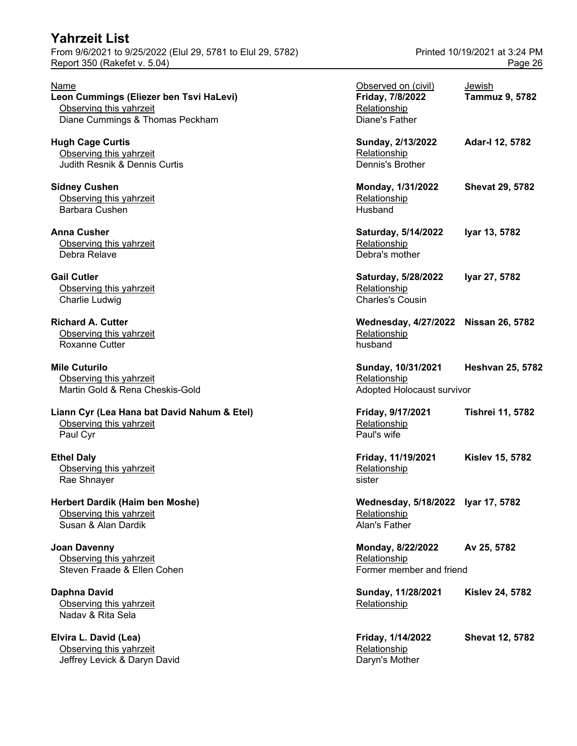# Yahrzeit List

From 9/6/2021 to 9/25/2022 (Elul 29, 5781 to Elul 29, 5782)

Report 350 (Rakefet v. 5.04)

Printed 10/19/2021 at 3:24 PM

| Name | Observed on (civil) | Jewish |
|---|---|---|
| **Leon Cummings (Eliezer ben Tsvi HaLevi)** | **Friday, 7/8/2022** | **Tammuz 9, 5782** |
| Observing this yahrzeit | Relationship | |
| Diane Cummings & Thomas Peckham | Diane's Father | |
| **Hugh Cage Curtis** | **Sunday, 2/13/2022** | **Adar-I 12, 5782** |
| Observing this yahrzeit | Relationship | |
| Judith Resnik & Dennis Curtis | Dennis's Brother | |
| **Sidney Cushen** | **Monday, 1/31/2022** | **Shevat 29, 5782** |
| Observing this yahrzeit | Relationship | |
| Barbara Cushen | Husband | |
| **Anna Cusher** | **Saturday, 5/14/2022** | **Iyar 13, 5782** |
| Observing this yahrzeit | Relationship | |
| Debra Relave | Debra's mother | |
| **Gail Cutler** | **Saturday, 5/28/2022** | **Iyar 27, 5782** |
| Observing this yahrzeit | Relationship | |
| Charlie Ludwig | Charles's Cousin | |
| **Richard A. Cutter** | **Wednesday, 4/27/2022** | **Nissan 26, 5782** |
| Observing this yahrzeit | Relationship | |
| Roxanne Cutter | husband | |
| **Mile Cuturilo** | **Sunday, 10/31/2021** | **Heshvan 25, 5782** |
| Observing this yahrzeit | Relationship | |
| Martin Gold & Rena Cheskis-Gold | Adopted Holocaust survivor | |
| **Liann Cyr (Lea Hana bat David Nahum & Etel)** | **Friday, 9/17/2021** | **Tishrei 11, 5782** |
| Observing this yahrzeit | Relationship | |
| Paul Cyr | Paul's wife | |
| **Ethel Daly** | **Friday, 11/19/2021** | **Kislev 15, 5782** |
| Observing this yahrzeit | Relationship | |
| Rae Shnayer | sister | |
| **Herbert Dardik (Haim ben Moshe)** | **Wednesday, 5/18/2022** | **Iyar 17, 5782** |
| Observing this yahrzeit | Relationship | |
| Susan & Alan Dardik | Alan's Father | |
| **Joan Davenny** | **Monday, 8/22/2022** | **Av 25, 5782** |
| Observing this yahrzeit | Relationship | |
| Steven Fraade & Ellen Cohen | Former member and friend | |
| **Daphna David** | **Sunday, 11/28/2021** | **Kislev 24, 5782** |
| Observing this yahrzeit | Relationship | |
| Nadav & Rita Sela | | |
| **Elvira L. David (Lea)** | **Friday, 1/14/2022** | **Shevat 12, 5782** |
| Observing this yahrzeit | Relationship | |
| Jeffrey Levick & Daryn David | Daryn's Mother | |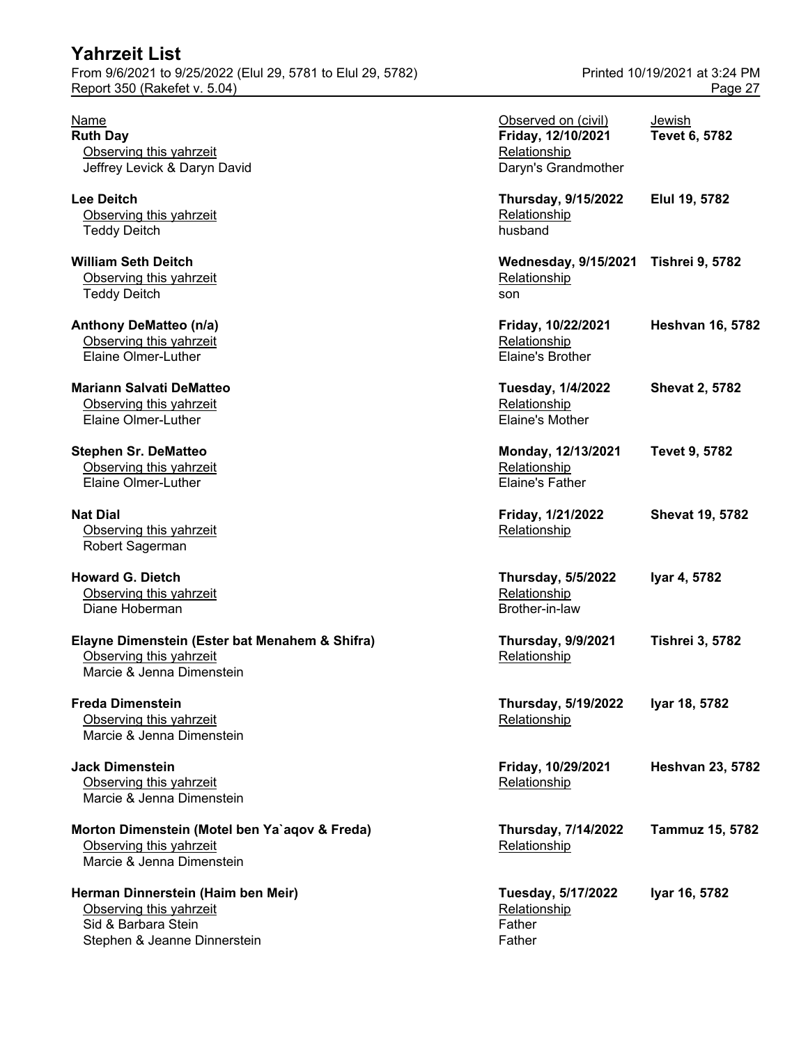## Yahrzeit List

| Name | Observed on (civil) | Jewish |
|---|---|---|
| **Ruth Day** | **Friday, 12/10/2021** | **Tevet 6, 5782** |
| Observing this yahrzeit | Relationship | |
| Jeffrey Levick & Daryn David | Daryn's Grandmother | |
| **Lee Deitch** | **Thursday, 9/15/2022** | **Elul 19, 5782** |
| Observing this yahrzeit | Relationship | |
| Teddy Deitch | husband | |
| **William Seth Deitch** | **Wednesday, 9/15/2021** | **Tishrei 9, 5782** |
| Observing this yahrzeit | Relationship | |
| Teddy Deitch | son | |
| **Anthony DeMatteo (n/a)** | **Friday, 10/22/2021** | **Heshvan 16, 5782** |
| Observing this yahrzeit | Relationship | |
| Elaine Olmer-Luther | Elaine's Brother | |
| **Mariann Salvati DeMatteo** | **Tuesday, 1/4/2022** | **Shevat 2, 5782** |
| Observing this yahrzeit | Relationship | |
| Elaine Olmer-Luther | Elaine's Mother | |
| **Stephen Sr. DeMatteo** | **Monday, 12/13/2021** | **Tevet 9, 5782** |
| Observing this yahrzeit | Relationship | |
| Elaine Olmer-Luther | Elaine's Father | |
| **Nat Dial** | **Friday, 1/21/2022** | **Shevat 19, 5782** |
| Observing this yahrzeit | Relationship | |
| Robert Sagerman | | |
| **Howard G. Dietch** | **Thursday, 5/5/2022** | **Iyar 4, 5782** |
| Observing this yahrzeit | Relationship | |
| Diane Hoberman | Brother-in-law | |
| **Elayne Dimenstein (Ester bat Menahem & Shifra)** | **Thursday, 9/9/2021** | **Tishrei 3, 5782** |
| Observing this yahrzeit | Relationship | |
| Marcie & Jenna Dimenstein | | |
| **Freda Dimenstein** | **Thursday, 5/19/2022** | **Iyar 18, 5782** |
| Observing this yahrzeit | Relationship | |
| Marcie & Jenna Dimenstein | | |
| **Jack Dimenstein** | **Friday, 10/29/2021** | **Heshvan 23, 5782** |
| Observing this yahrzeit | Relationship | |
| Marcie & Jenna Dimenstein | | |
| **Morton Dimenstein (Motel ben Ya`aqov & Freda)** | **Thursday, 7/14/2022** | **Tammuz 15, 5782** |
| Observing this yahrzeit | Relationship | |
| Marcie & Jenna Dimenstein | | |
| **Herman Dinnerstein (Haim ben Meir)** | **Tuesday, 5/17/2022** | **Iyar 16, 5782** |
| Observing this yahrzeit | Relationship | |
| Sid & Barbara Stein | Father | |
| Stephen & Jeanne Dinnerstein | Father | |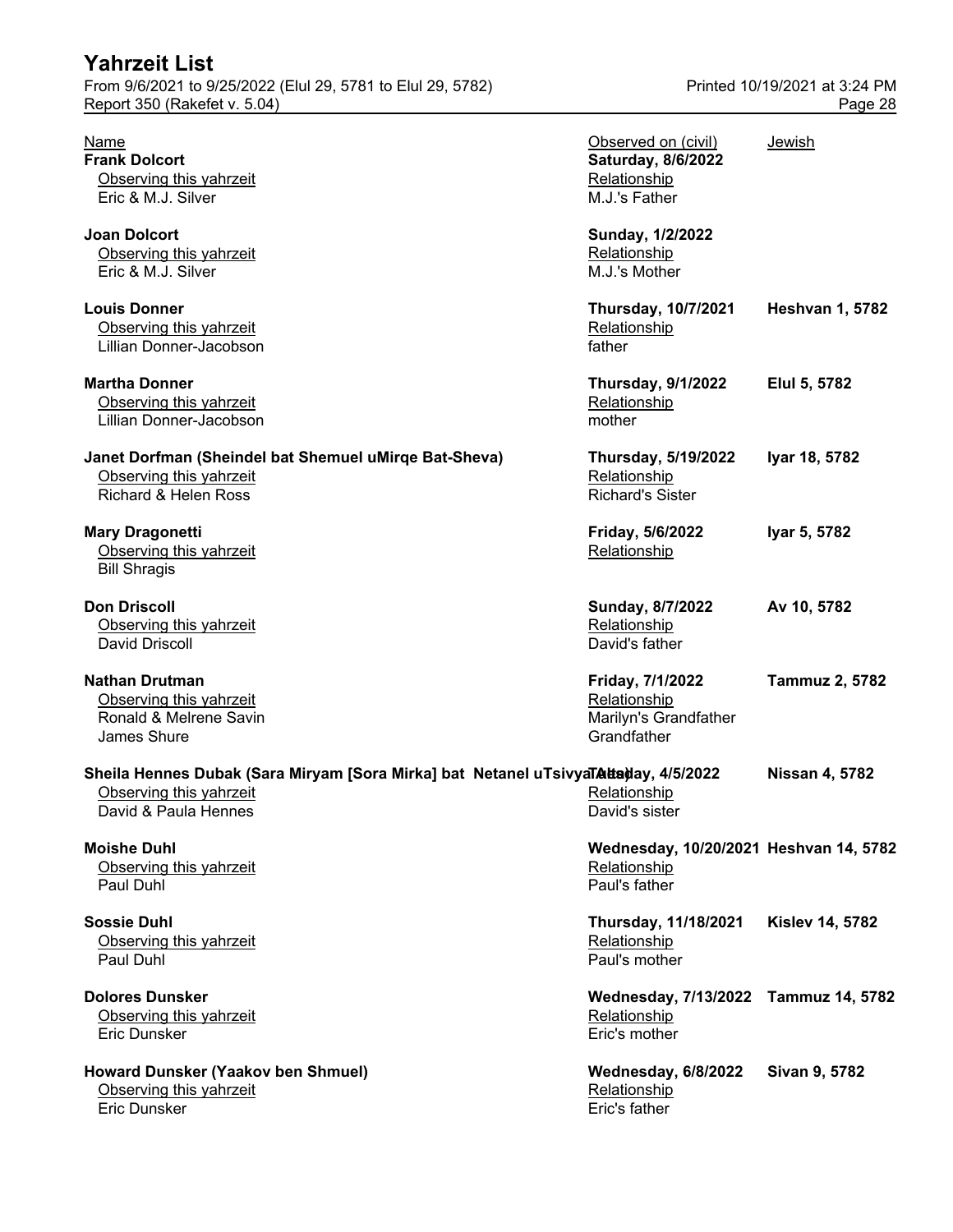# Yahrzeit List

From 9/6/2021 to 9/25/2022 (Elul 29, 5781 to Elul 29, 5782)

Printed 10/19/2021 at 3:24 PM

Report 350 (Rakefet v. 5.04)

| Name | Observed on (civil) | Jewish |
|---|---|---|
| **Frank Dolcort** | **Saturday, 8/6/2022** | |
| Observing this yahrzeit | Relationship | |
| Eric & M.J. Silver | M.J.'s Father | |
| **Joan Dolcort** | **Sunday, 1/2/2022** | |
| Observing this yahrzeit | Relationship | |
| Eric & M.J. Silver | M.J.'s Mother | |
| **Louis Donner** | **Thursday, 10/7/2021** | **Heshvan 1, 5782** |
| Observing this yahrzeit | Relationship | |
| Lillian Donner-Jacobson | father | |
| **Martha Donner** | **Thursday, 9/1/2022** | **Elul 5, 5782** |
| Observing this yahrzeit | Relationship | |
| Lillian Donner-Jacobson | mother | |
| **Janet Dorfman (Sheindel bat Shemuel uMirqe Bat-Sheva)** | **Thursday, 5/19/2022** | **Iyar 18, 5782** |
| Observing this yahrzeit | Relationship | |
| Richard & Helen Ross | Richard's Sister | |
| **Mary Dragonetti** | **Friday, 5/6/2022** | **Iyar 5, 5782** |
| Observing this yahrzeit | Relationship | |
| Bill Shragis | | |
| **Don Driscoll** | **Sunday, 8/7/2022** | **Av 10, 5782** |
| Observing this yahrzeit | Relationship | |
| David Driscoll | David's father | |
| **Nathan Drutman** | **Friday, 7/1/2022** | **Tammuz 2, 5782** |
| Observing this yahrzeit | Relationship | |
| Ronald & Melrene Savin | Marilyn's Grandfather | |
| James Shure | Grandfather | |
| **Sheila Hennes Dubak (Sara Miryam [Sora Mirka] bat Netanel uTsivya Alta)** | **Tuesday, 4/5/2022** | **Nissan 4, 5782** |
| Observing this yahrzeit | Relationship | |
| David & Paula Hennes | David's sister | |
| **Moishe Duhl** | **Wednesday, 10/20/2021** | **Heshvan 14, 5782** |
| Observing this yahrzeit | Relationship | |
| Paul Duhl | Paul's father | |
| **Sossie Duhl** | **Thursday, 11/18/2021** | **Kislev 14, 5782** |
| Observing this yahrzeit | Relationship | |
| Paul Duhl | Paul's mother | |
| **Dolores Dunsker** | **Wednesday, 7/13/2022** | **Tammuz 14, 5782** |
| Observing this yahrzeit | Relationship | |
| Eric Dunsker | Eric's mother | |
| **Howard Dunsker (Yaakov ben Shmuel)** | **Wednesday, 6/8/2022** | **Sivan 9, 5782** |
| Observing this yahrzeit | Relationship | |
| Eric Dunsker | Eric's father | |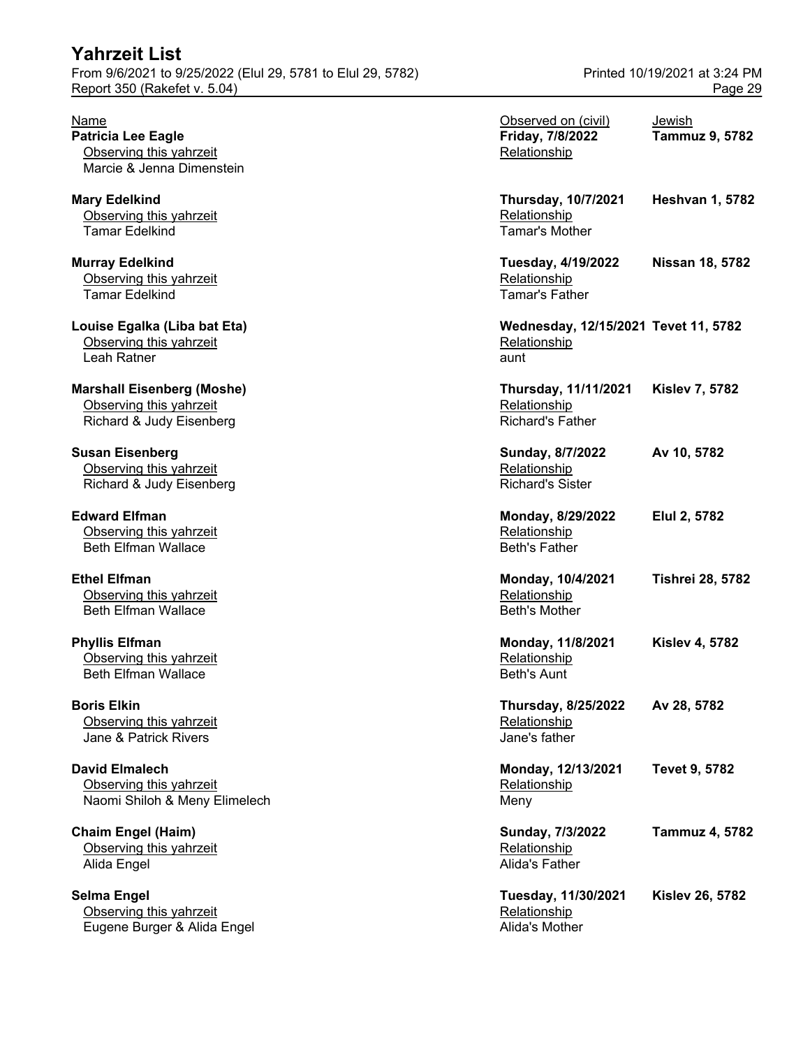# Yahrzeit List

From 9/6/2021 to 9/25/2022 (Elul 29, 5781 to Elul 29, 5782)
Report 350 (Rakefet v. 5.04)

Printed 10/19/2021 at 3:24 PM

| Name | Observed on (civil) | Jewish |
|---|---|---|
| **Patricia Lee Eagle** | **Friday, 7/8/2022** | **Tammuz 9, 5782** |
| Observing this yahrzeit: Marcie & Jenna Dimenstein | Relationship: | |
| **Mary Edelkind** | **Thursday, 10/7/2021** | **Heshvan 1, 5782** |
| Observing this yahrzeit: Tamar Edelkind | Relationship: Tamar's Mother | |
| **Murray Edelkind** | **Tuesday, 4/19/2022** | **Nissan 18, 5782** |
| Observing this yahrzeit: Tamar Edelkind | Relationship: Tamar's Father | |
| **Louise Egalka (Liba bat Eta)** | **Wednesday, 12/15/2021** | **Tevet 11, 5782** |
| Observing this yahrzeit: Leah Ratner | Relationship: aunt | |
| **Marshall Eisenberg (Moshe)** | **Thursday, 11/11/2021** | **Kislev 7, 5782** |
| Observing this yahrzeit: Richard & Judy Eisenberg | Relationship: Richard's Father | |
| **Susan Eisenberg** | **Sunday, 8/7/2022** | **Av 10, 5782** |
| Observing this yahrzeit: Richard & Judy Eisenberg | Relationship: Richard's Sister | |
| **Edward Elfman** | **Monday, 8/29/2022** | **Elul 2, 5782** |
| Observing this yahrzeit: Beth Elfman Wallace | Relationship: Beth's Father | |
| **Ethel Elfman** | **Monday, 10/4/2021** | **Tishrei 28, 5782** |
| Observing this yahrzeit: Beth Elfman Wallace | Relationship: Beth's Mother | |
| **Phyllis Elfman** | **Monday, 11/8/2021** | **Kislev 4, 5782** |
| Observing this yahrzeit: Beth Elfman Wallace | Relationship: Beth's Aunt | |
| **Boris Elkin** | **Thursday, 8/25/2022** | **Av 28, 5782** |
| Observing this yahrzeit: Jane & Patrick Rivers | Relationship: Jane's father | |
| **David Elmalech** | **Monday, 12/13/2021** | **Tevet 9, 5782** |
| Observing this yahrzeit: Naomi Shiloh & Meny Elimelech | Relationship: Meny | |
| **Chaim Engel (Haim)** | **Sunday, 7/3/2022** | **Tammuz 4, 5782** |
| Observing this yahrzeit: Alida Engel | Relationship: Alida's Father | |
| **Selma Engel** | **Tuesday, 11/30/2021** | **Kislev 26, 5782** |
| Observing this yahrzeit: Eugene Burger & Alida Engel | Relationship: Alida's Mother | |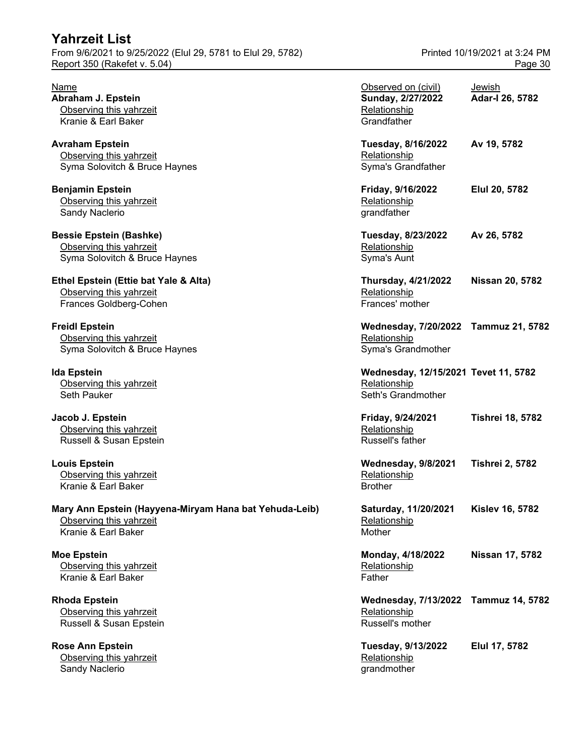# Yahrzeit List

From 9/6/2021 to 9/25/2022 (Elul 29, 5781 to Elul 29, 5782)
Report 350 (Rakefet v. 5.04)

Printed 10/19/2021 at 3:24 PM

| Name | Observed on (civil) | Jewish |
|---|---|---|
| **Abraham J. Epstein** | **Sunday, 2/27/2022** | **Adar-I 26, 5782** |
| Observing this yahrzeit: Kranie & Earl Baker | Relationship: Grandfather | |
| **Avraham Epstein** | **Tuesday, 8/16/2022** | **Av 19, 5782** |
| Observing this yahrzeit: Syma Solovitch & Bruce Haynes | Relationship: Syma's Grandfather | |
| **Benjamin Epstein** | **Friday, 9/16/2022** | **Elul 20, 5782** |
| Observing this yahrzeit: Sandy Naclerio | Relationship: grandfather | |
| **Bessie Epstein (Bashke)** | **Tuesday, 8/23/2022** | **Av 26, 5782** |
| Observing this yahrzeit: Syma Solovitch & Bruce Haynes | Relationship: Syma's Aunt | |
| **Ethel Epstein (Ettie bat Yale & Alta)** | **Thursday, 4/21/2022** | **Nissan 20, 5782** |
| Observing this yahrzeit: Frances Goldberg-Cohen | Relationship: Frances' mother | |
| **Freidl Epstein** | **Wednesday, 7/20/2022** | **Tammuz 21, 5782** |
| Observing this yahrzeit: Syma Solovitch & Bruce Haynes | Relationship: Syma's Grandmother | |
| **Ida Epstein** | **Wednesday, 12/15/2021** | **Tevet 11, 5782** |
| Observing this yahrzeit: Seth Pauker | Relationship: Seth's Grandmother | |
| **Jacob J. Epstein** | **Friday, 9/24/2021** | **Tishrei 18, 5782** |
| Observing this yahrzeit: Russell & Susan Epstein | Relationship: Russell's father | |
| **Louis Epstein** | **Wednesday, 9/8/2021** | **Tishrei 2, 5782** |
| Observing this yahrzeit: Kranie & Earl Baker | Relationship: Brother | |
| **Mary Ann Epstein (Hayyena-Miryam Hana bat Yehuda-Leib)** | **Saturday, 11/20/2021** | **Kislev 16, 5782** |
| Observing this yahrzeit: Kranie & Earl Baker | Relationship: Mother | |
| **Moe Epstein** | **Monday, 4/18/2022** | **Nissan 17, 5782** |
| Observing this yahrzeit: Kranie & Earl Baker | Relationship: Father | |
| **Rhoda Epstein** | **Wednesday, 7/13/2022** | **Tammuz 14, 5782** |
| Observing this yahrzeit: Russell & Susan Epstein | Relationship: Russell's mother | |
| **Rose Ann Epstein** | **Tuesday, 9/13/2022** | **Elul 17, 5782** |
| Observing this yahrzeit: Sandy Naclerio | Relationship: grandmother | |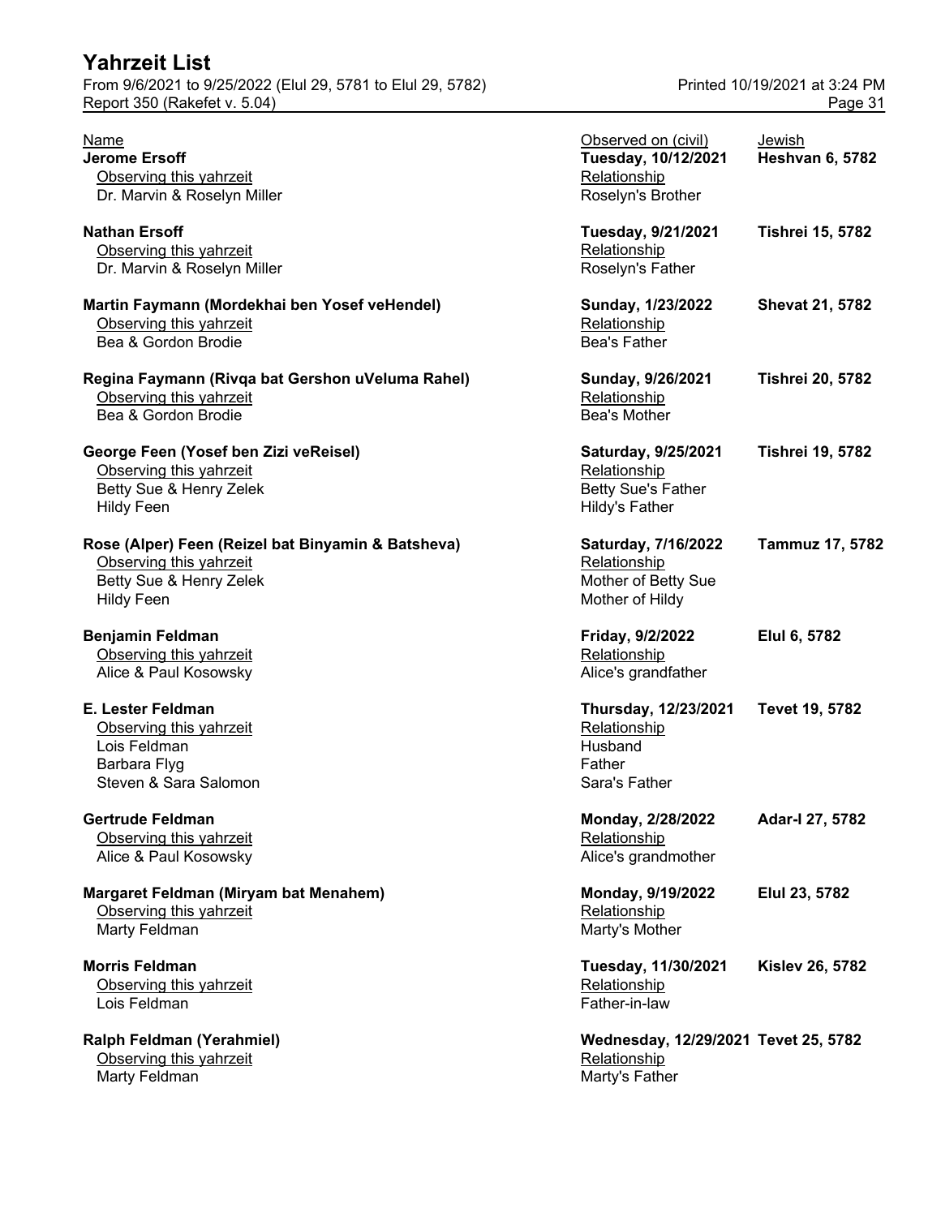| Name | Observed on (civil) | Jewish |
|---|---|---|
| **Jerome Ersoff** | **Tuesday, 10/12/2021** | **Heshvan 6, 5782** |
| Observing this yahrzeit | Relationship | |
| Dr. Marvin & Roselyn Miller | Roselyn's Brother | |
| **Nathan Ersoff** | **Tuesday, 9/21/2021** | **Tishrei 15, 5782** |
| Observing this yahrzeit | Relationship | |
| Dr. Marvin & Roselyn Miller | Roselyn's Father | |
| **Martin Faymann (Mordekhai ben Yosef veHendel)** | **Sunday, 1/23/2022** | **Shevat 21, 5782** |
| Observing this yahrzeit | Relationship | |
| Bea & Gordon Brodie | Bea's Father | |
| **Regina Faymann (Rivqa bat Gershon uVeluma Rahel)** | **Sunday, 9/26/2021** | **Tishrei 20, 5782** |
| Observing this yahrzeit | Relationship | |
| Bea & Gordon Brodie | Bea's Mother | |
| **George Feen (Yosef ben Zizi veReisel)** | **Saturday, 9/25/2021** | **Tishrei 19, 5782** |
| Observing this yahrzeit | Relationship | |
| Betty Sue & Henry Zelek | Betty Sue's Father | |
| Hildy Feen | Hildy's Father | |
| **Rose (Alper) Feen (Reizel bat Binyamin & Batsheva)** | **Saturday, 7/16/2022** | **Tammuz 17, 5782** |
| Observing this yahrzeit | Relationship | |
| Betty Sue & Henry Zelek | Mother of Betty Sue | |
| Hildy Feen | Mother of Hildy | |
| **Benjamin Feldman** | **Friday, 9/2/2022** | **Elul 6, 5782** |
| Observing this yahrzeit | Relationship | |
| Alice & Paul Kosowsky | Alice's grandfather | |
| **E. Lester Feldman** | **Thursday, 12/23/2021** | **Tevet 19, 5782** |
| Observing this yahrzeit | Relationship | |
| Lois Feldman | Husband | |
| Barbara Flyg | Father | |
| Steven & Sara Salomon | Sara's Father | |
| **Gertrude Feldman** | **Monday, 2/28/2022** | **Adar-I 27, 5782** |
| Observing this yahrzeit | Relationship | |
| Alice & Paul Kosowsky | Alice's grandmother | |
| **Margaret Feldman (Miryam bat Menahem)** | **Monday, 9/19/2022** | **Elul 23, 5782** |
| Observing this yahrzeit | Relationship | |
| Marty Feldman | Marty's Mother | |
| **Morris Feldman** | **Tuesday, 11/30/2021** | **Kislev 26, 5782** |
| Observing this yahrzeit | Relationship | |
| Lois Feldman | Father-in-law | |
| **Ralph Feldman (Yerahmiel)** | **Wednesday, 12/29/2021** | **Tevet 25, 5782** |
| Observing this yahrzeit | Relationship | |
| Marty Feldman | Marty's Father | |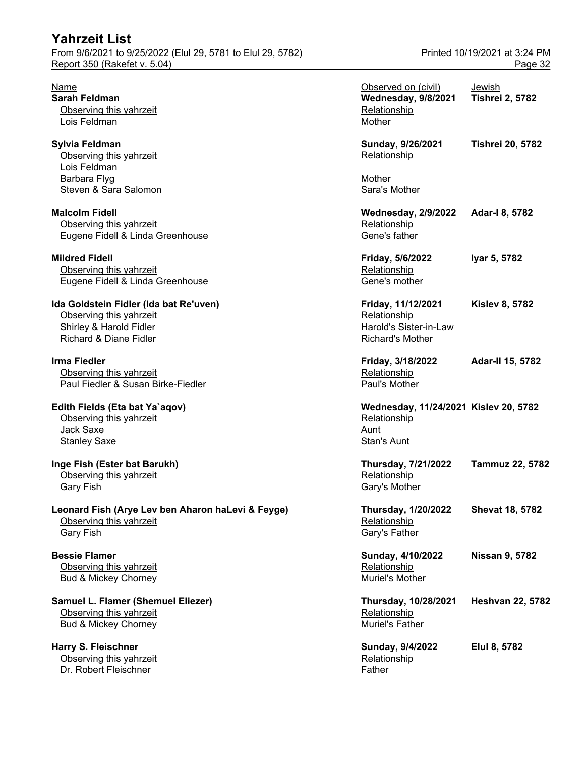| Name | Observed on (civil) | Jewish |
|---|---|---|
| **Sarah Feldman** | **Wednesday, 9/8/2021** | **Tishrei 2, 5782** |
| Observing this yahrzeit | Relationship | |
| Lois Feldman | Mother | |
| **Sylvia Feldman** | **Sunday, 9/26/2021** | **Tishrei 20, 5782** |
| Observing this yahrzeit | Relationship | |
| Lois Feldman | | |
| Barbara Flyg | Mother | |
| Steven & Sara Salomon | Sara's Mother | |
| **Malcolm Fidell** | **Wednesday, 2/9/2022** | **Adar-I 8, 5782** |
| Observing this yahrzeit | Relationship | |
| Eugene Fidell & Linda Greenhouse | Gene's father | |
| **Mildred Fidell** | **Friday, 5/6/2022** | **Iyar 5, 5782** |
| Observing this yahrzeit | Relationship | |
| Eugene Fidell & Linda Greenhouse | Gene's mother | |
| **Ida Goldstein Fidler (Ida bat Re'uven)** | **Friday, 11/12/2021** | **Kislev 8, 5782** |
| Observing this yahrzeit | Relationship | |
| Shirley & Harold Fidler | Harold's Sister-in-Law | |
| Richard & Diane Fidler | Richard's Mother | |
| **Irma Fiedler** | **Friday, 3/18/2022** | **Adar-II 15, 5782** |
| Observing this yahrzeit | Relationship | |
| Paul Fiedler & Susan Birke-Fiedler | Paul's Mother | |
| **Edith Fields (Eta bat Ya`aqov)** | **Wednesday, 11/24/2021** | **Kislev 20, 5782** |
| Observing this yahrzeit | Relationship | |
| Jack Saxe | Aunt | |
| Stanley Saxe | Stan's Aunt | |
| **Inge Fish (Ester bat Barukh)** | **Thursday, 7/21/2022** | **Tammuz 22, 5782** |
| Observing this yahrzeit | Relationship | |
| Gary Fish | Gary's Mother | |
| **Leonard Fish (Arye Lev ben Aharon haLevi & Feyge)** | **Thursday, 1/20/2022** | **Shevat 18, 5782** |
| Observing this yahrzeit | Relationship | |
| Gary Fish | Gary's Father | |
| **Bessie Flamer** | **Sunday, 4/10/2022** | **Nissan 9, 5782** |
| Observing this yahrzeit | Relationship | |
| Bud & Mickey Chorney | Muriel's Mother | |
| **Samuel L. Flamer (Shemuel Eliezer)** | **Thursday, 10/28/2021** | **Heshvan 22, 5782** |
| Observing this yahrzeit | Relationship | |
| Bud & Mickey Chorney | Muriel's Father | |
| **Harry S. Fleischner** | **Sunday, 9/4/2022** | **Elul 8, 5782** |
| Observing this yahrzeit | Relationship | |
| Dr. Robert Fleischner | Father | |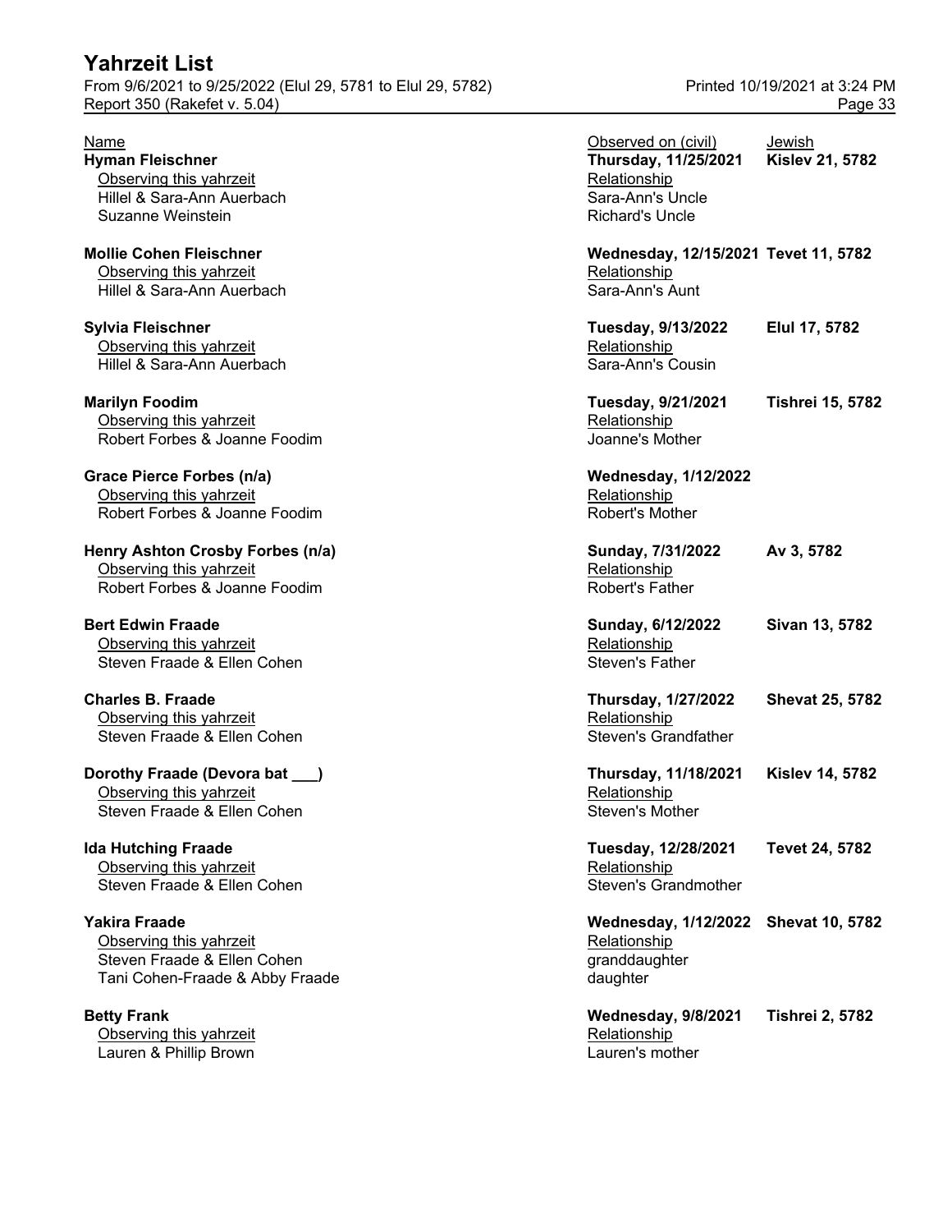| Name | Observed on (civil) | Jewish |
|---|---|---|
| **Hyman Fleischner** | **Thursday, 11/25/2021** | **Kislev 21, 5782** |
| Observing this yahrzeit | Relationship | |
| Hillel & Sara-Ann Auerbach | Sara-Ann's Uncle | |
| Suzanne Weinstein | Richard's Uncle | |
| **Mollie Cohen Fleischner** | **Wednesday, 12/15/2021** | **Tevet 11, 5782** |
| Observing this yahrzeit | Relationship | |
| Hillel & Sara-Ann Auerbach | Sara-Ann's Aunt | |
| **Sylvia Fleischner** | **Tuesday, 9/13/2022** | **Elul 17, 5782** |
| Observing this yahrzeit | Relationship | |
| Hillel & Sara-Ann Auerbach | Sara-Ann's Cousin | |
| **Marilyn Foodim** | **Tuesday, 9/21/2021** | **Tishrei 15, 5782** |
| Observing this yahrzeit | Relationship | |
| Robert Forbes & Joanne Foodim | Joanne's Mother | |
| **Grace Pierce Forbes (n/a)** | **Wednesday, 1/12/2022** | |
| Observing this yahrzeit | Relationship | |
| Robert Forbes & Joanne Foodim | Robert's Mother | |
| **Henry Ashton Crosby Forbes (n/a)** | **Sunday, 7/31/2022** | **Av 3, 5782** |
| Observing this yahrzeit | Relationship | |
| Robert Forbes & Joanne Foodim | Robert's Father | |
| **Bert Edwin Fraade** | **Sunday, 6/12/2022** | **Sivan 13, 5782** |
| Observing this yahrzeit | Relationship | |
| Steven Fraade & Ellen Cohen | Steven's Father | |
| **Charles B. Fraade** | **Thursday, 1/27/2022** | **Shevat 25, 5782** |
| Observing this yahrzeit | Relationship | |
| Steven Fraade & Ellen Cohen | Steven's Grandfather | |
| **Dorothy Fraade (Devora bat ___)** | **Thursday, 11/18/2021** | **Kislev 14, 5782** |
| Observing this yahrzeit | Relationship | |
| Steven Fraade & Ellen Cohen | Steven's Mother | |
| **Ida Hutching Fraade** | **Tuesday, 12/28/2021** | **Tevet 24, 5782** |
| Observing this yahrzeit | Relationship | |
| Steven Fraade & Ellen Cohen | Steven's Grandmother | |
| **Yakira Fraade** | **Wednesday, 1/12/2022** | **Shevat 10, 5782** |
| Observing this yahrzeit | Relationship | |
| Steven Fraade & Ellen Cohen | granddaughter | |
| Tani Cohen-Fraade & Abby Fraade | daughter | |
| **Betty Frank** | **Wednesday, 9/8/2021** | **Tishrei 2, 5782** |
| Observing this yahrzeit | Relationship | |
| Lauren & Phillip Brown | Lauren's mother | |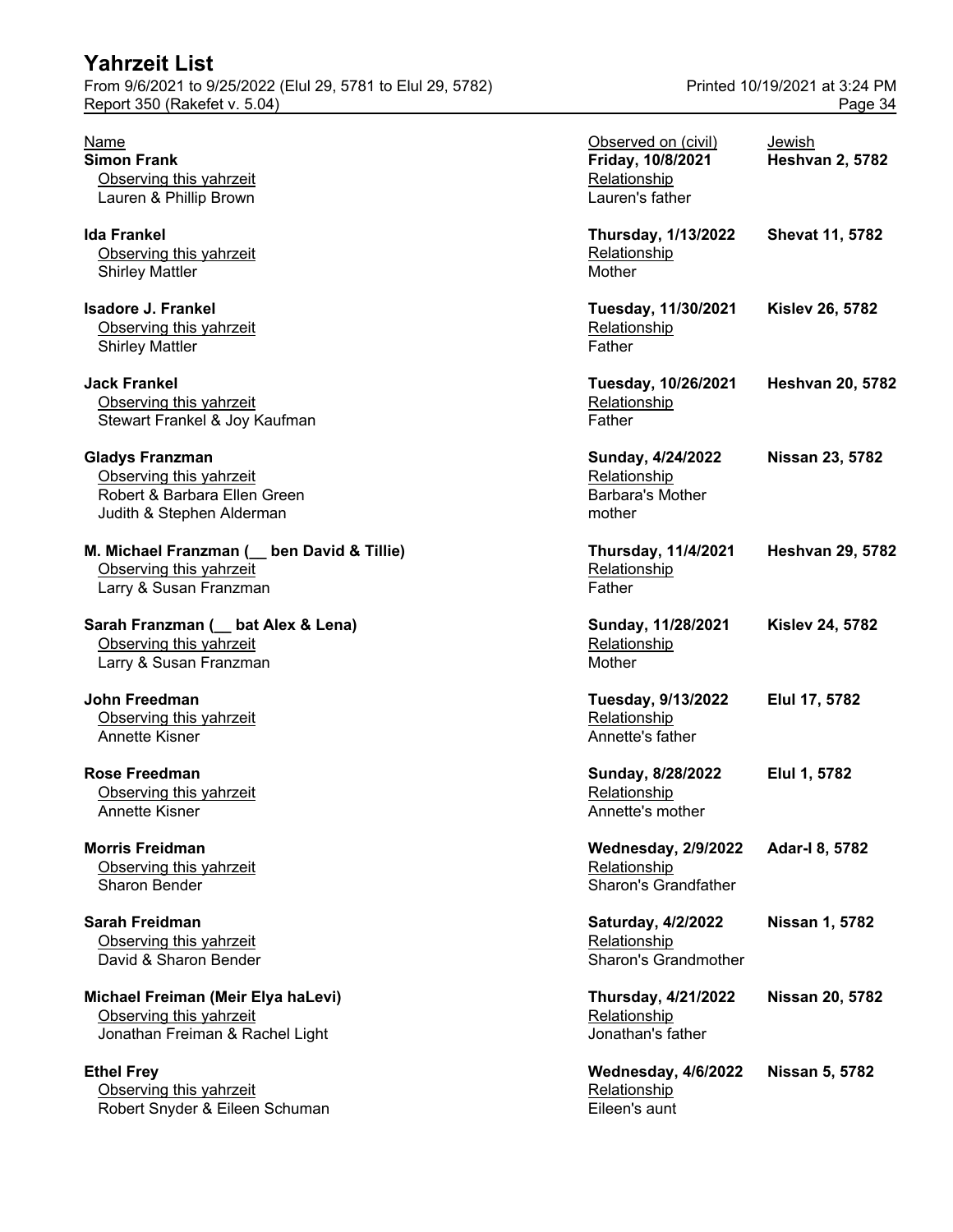# Yahrzeit List

From 9/6/2021 to 9/25/2022 (Elul 29, 5781 to Elul 29, 5782)
Report 350 (Rakefet v. 5.04)
Printed 10/19/2021 at 3:24 PM

| Name | Observed on (civil) | Jewish |
|---|---|---|
| **Simon Frank** | **Friday, 10/8/2021** | **Heshvan 2, 5782** |
| Observing this yahrzeit | Relationship | |
| Lauren & Phillip Brown | Lauren's father | |
| **Ida Frankel** | **Thursday, 1/13/2022** | **Shevat 11, 5782** |
| Observing this yahrzeit | Relationship | |
| Shirley Mattler | Mother | |
| **Isadore J. Frankel** | **Tuesday, 11/30/2021** | **Kislev 26, 5782** |
| Observing this yahrzeit | Relationship | |
| Shirley Mattler | Father | |
| **Jack Frankel** | **Tuesday, 10/26/2021** | **Heshvan 20, 5782** |
| Observing this yahrzeit | Relationship | |
| Stewart Frankel & Joy Kaufman | Father | |
| **Gladys Franzman** | **Sunday, 4/24/2022** | **Nissan 23, 5782** |
| Observing this yahrzeit | Relationship | |
| Robert & Barbara Ellen Green | Barbara's Mother | |
| Judith & Stephen Alderman | mother | |
| **M. Michael Franzman (__ ben David & Tillie)** | **Thursday, 11/4/2021** | **Heshvan 29, 5782** |
| Observing this yahrzeit | Relationship | |
| Larry & Susan Franzman | Father | |
| **Sarah Franzman (__ bat Alex & Lena)** | **Sunday, 11/28/2021** | **Kislev 24, 5782** |
| Observing this yahrzeit | Relationship | |
| Larry & Susan Franzman | Mother | |
| **John Freedman** | **Tuesday, 9/13/2022** | **Elul 17, 5782** |
| Observing this yahrzeit | Relationship | |
| Annette Kisner | Annette's father | |
| **Rose Freedman** | **Sunday, 8/28/2022** | **Elul 1, 5782** |
| Observing this yahrzeit | Relationship | |
| Annette Kisner | Annette's mother | |
| **Morris Freidman** | **Wednesday, 2/9/2022** | **Adar-I 8, 5782** |
| Observing this yahrzeit | Relationship | |
| Sharon Bender | Sharon's Grandfather | |
| **Sarah Freidman** | **Saturday, 4/2/2022** | **Nissan 1, 5782** |
| Observing this yahrzeit | Relationship | |
| David & Sharon Bender | Sharon's Grandmother | |
| **Michael Freiman (Meir Elya haLevi)** | **Thursday, 4/21/2022** | **Nissan 20, 5782** |
| Observing this yahrzeit | Relationship | |
| Jonathan Freiman & Rachel Light | Jonathan's father | |
| **Ethel Frey** | **Wednesday, 4/6/2022** | **Nissan 5, 5782** |
| Observing this yahrzeit | Relationship | |
| Robert Snyder & Eileen Schuman | Eileen's aunt | |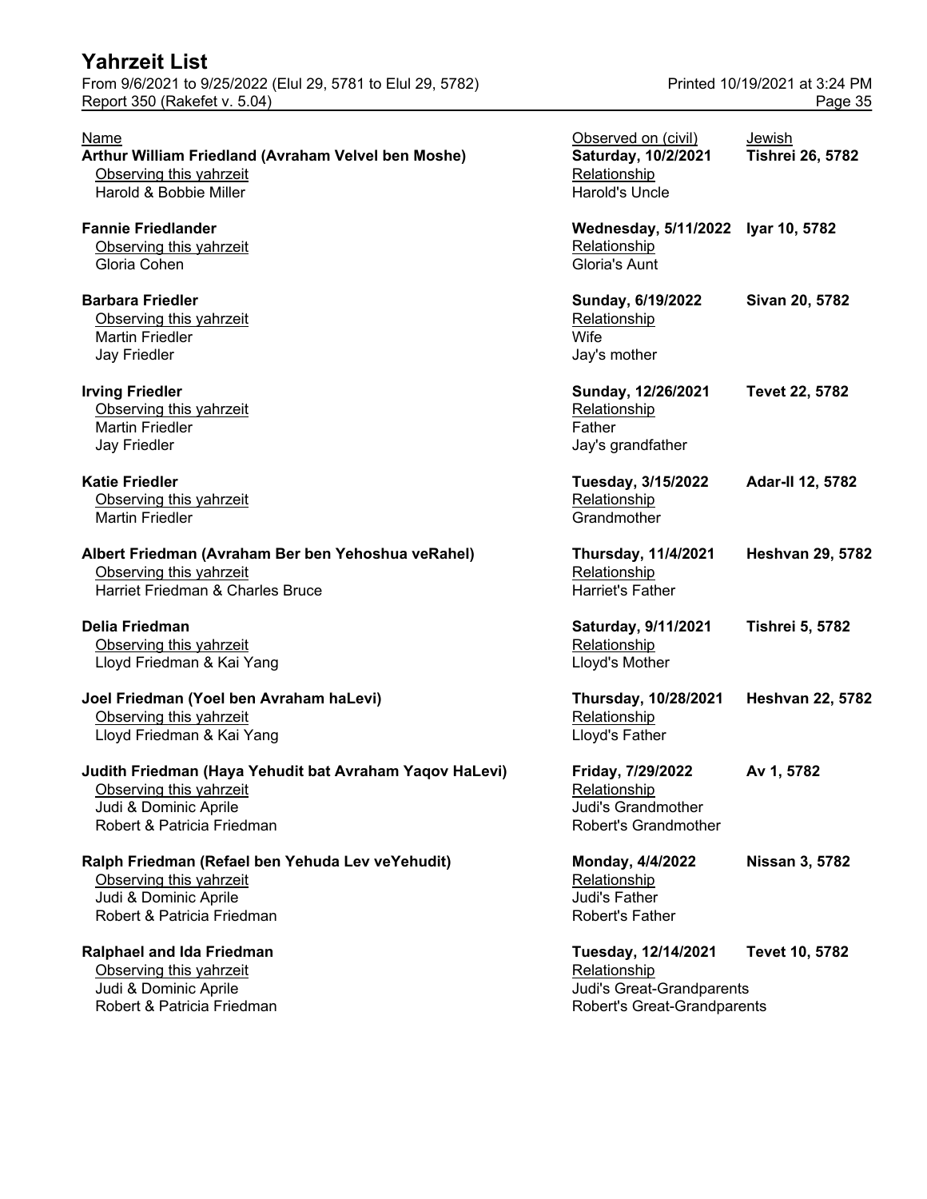# Yahrzeit List

From 9/6/2021 to 9/25/2022 (Elul 29, 5781 to Elul 29, 5782)
Report 350 (Rakefet v. 5.04)

Printed 10/19/2021 at 3:24 PM

| Name | Observed on (civil) | Jewish |
|---|---|---|
| **Arthur William Friedland (Avraham Velvel ben Moshe)** | **Saturday, 10/2/2021** | **Tishrei 26, 5782** |
| Observing this yahrzeit | Relationship | |
| Harold & Bobbie Miller | Harold's Uncle | |
| **Fannie Friedlander** | **Wednesday, 5/11/2022** | **Iyar 10, 5782** |
| Observing this yahrzeit | Relationship | |
| Gloria Cohen | Gloria's Aunt | |
| **Barbara Friedler** | **Sunday, 6/19/2022** | **Sivan 20, 5782** |
| Observing this yahrzeit | Relationship | |
| Martin Friedler | Wife | |
| Jay Friedler | Jay's mother | |
| **Irving Friedler** | **Sunday, 12/26/2021** | **Tevet 22, 5782** |
| Observing this yahrzeit | Relationship | |
| Martin Friedler | Father | |
| Jay Friedler | Jay's grandfather | |
| **Katie Friedler** | **Tuesday, 3/15/2022** | **Adar-II 12, 5782** |
| Observing this yahrzeit | Relationship | |
| Martin Friedler | Grandmother | |
| **Albert Friedman (Avraham Ber ben Yehoshua veRahel)** | **Thursday, 11/4/2021** | **Heshvan 29, 5782** |
| Observing this yahrzeit | Relationship | |
| Harriet Friedman & Charles Bruce | Harriet's Father | |
| **Delia Friedman** | **Saturday, 9/11/2021** | **Tishrei 5, 5782** |
| Observing this yahrzeit | Relationship | |
| Lloyd Friedman & Kai Yang | Lloyd's Mother | |
| **Joel Friedman (Yoel ben Avraham haLevi)** | **Thursday, 10/28/2021** | **Heshvan 22, 5782** |
| Observing this yahrzeit | Relationship | |
| Lloyd Friedman & Kai Yang | Lloyd's Father | |
| **Judith Friedman (Haya Yehudit bat Avraham Yaqov HaLevi)** | **Friday, 7/29/2022** | **Av 1, 5782** |
| Observing this yahrzeit | Relationship | |
| Judi & Dominic Aprile | Judi's Grandmother | |
| Robert & Patricia Friedman | Robert's Grandmother | |
| **Ralph Friedman (Refael ben Yehuda Lev veYehudit)** | **Monday, 4/4/2022** | **Nissan 3, 5782** |
| Observing this yahrzeit | Relationship | |
| Judi & Dominic Aprile | Judi's Father | |
| Robert & Patricia Friedman | Robert's Father | |
| **Ralphael and Ida Friedman** | **Tuesday, 12/14/2021** | **Tevet 10, 5782** |
| Observing this yahrzeit | Relationship | |
| Judi & Dominic Aprile | Judi's Great-Grandparents | |
| Robert & Patricia Friedman | Robert's Great-Grandparents | |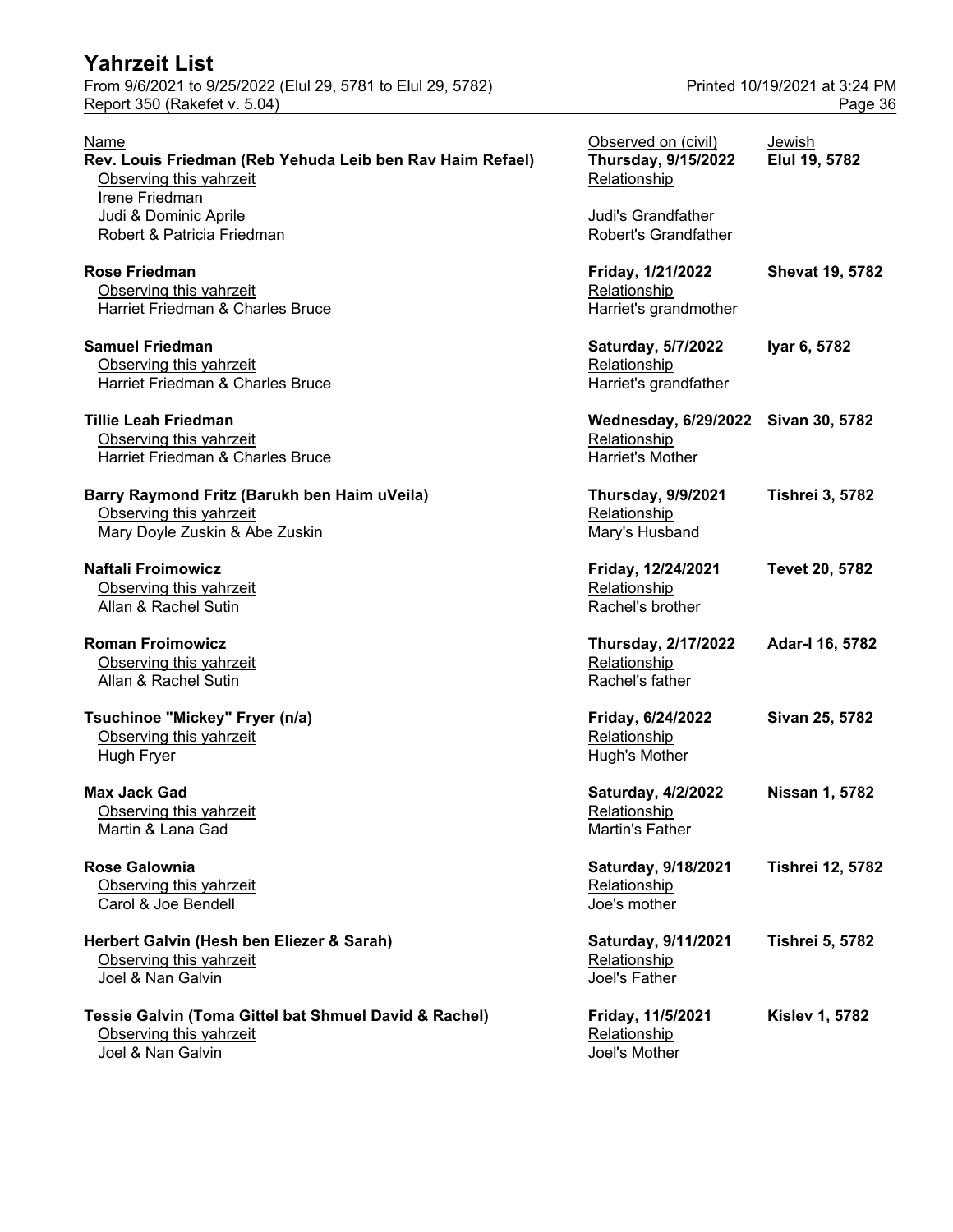# Yahrzeit List

From 9/6/2021 to 9/25/2022 (Elul 29, 5781 to Elul 29, 5782)
Report 350 (Rakefet v. 5.04)

Printed 10/19/2021 at 3:24 PM

| Name | Observed on (civil) | Jewish |
|---|---|---|
| **Rev. Louis Friedman (Reb Yehuda Leib ben Rav Haim Refael)** | **Thursday, 9/15/2022** | **Elul 19, 5782** |
| Observing this yahrzeit | Relationship | |
| Irene Friedman | | |
| Judi & Dominic Aprile | Judi's Grandfather | |
| Robert & Patricia Friedman | Robert's Grandfather | |
| **Rose Friedman** | **Friday, 1/21/2022** | **Shevat 19, 5782** |
| Observing this yahrzeit | Relationship | |
| Harriet Friedman & Charles Bruce | Harriet's grandmother | |
| **Samuel Friedman** | **Saturday, 5/7/2022** | **Iyar 6, 5782** |
| Observing this yahrzeit | Relationship | |
| Harriet Friedman & Charles Bruce | Harriet's grandfather | |
| **Tillie Leah Friedman** | **Wednesday, 6/29/2022** | **Sivan 30, 5782** |
| Observing this yahrzeit | Relationship | |
| Harriet Friedman & Charles Bruce | Harriet's Mother | |
| **Barry Raymond Fritz (Barukh ben Haim uVeila)** | **Thursday, 9/9/2021** | **Tishrei 3, 5782** |
| Observing this yahrzeit | Relationship | |
| Mary Doyle Zuskin & Abe Zuskin | Mary's Husband | |
| **Naftali Froimowicz** | **Friday, 12/24/2021** | **Tevet 20, 5782** |
| Observing this yahrzeit | Relationship | |
| Allan & Rachel Sutin | Rachel's brother | |
| **Roman Froimowicz** | **Thursday, 2/17/2022** | **Adar-I 16, 5782** |
| Observing this yahrzeit | Relationship | |
| Allan & Rachel Sutin | Rachel's father | |
| **Tsuchinoe "Mickey" Fryer (n/a)** | **Friday, 6/24/2022** | **Sivan 25, 5782** |
| Observing this yahrzeit | Relationship | |
| Hugh Fryer | Hugh's Mother | |
| **Max Jack Gad** | **Saturday, 4/2/2022** | **Nissan 1, 5782** |
| Observing this yahrzeit | Relationship | |
| Martin & Lana Gad | Martin's Father | |
| **Rose Galownia** | **Saturday, 9/18/2021** | **Tishrei 12, 5782** |
| Observing this yahrzeit | Relationship | |
| Carol & Joe Bendell | Joe's mother | |
| **Herbert Galvin (Hesh ben Eliezer & Sarah)** | **Saturday, 9/11/2021** | **Tishrei 5, 5782** |
| Observing this yahrzeit | Relationship | |
| Joel & Nan Galvin | Joel's Father | |
| **Tessie Galvin (Toma Gittel bat Shmuel David & Rachel)** | **Friday, 11/5/2021** | **Kislev 1, 5782** |
| Observing this yahrzeit | Relationship | |
| Joel & Nan Galvin | Joel's Mother | |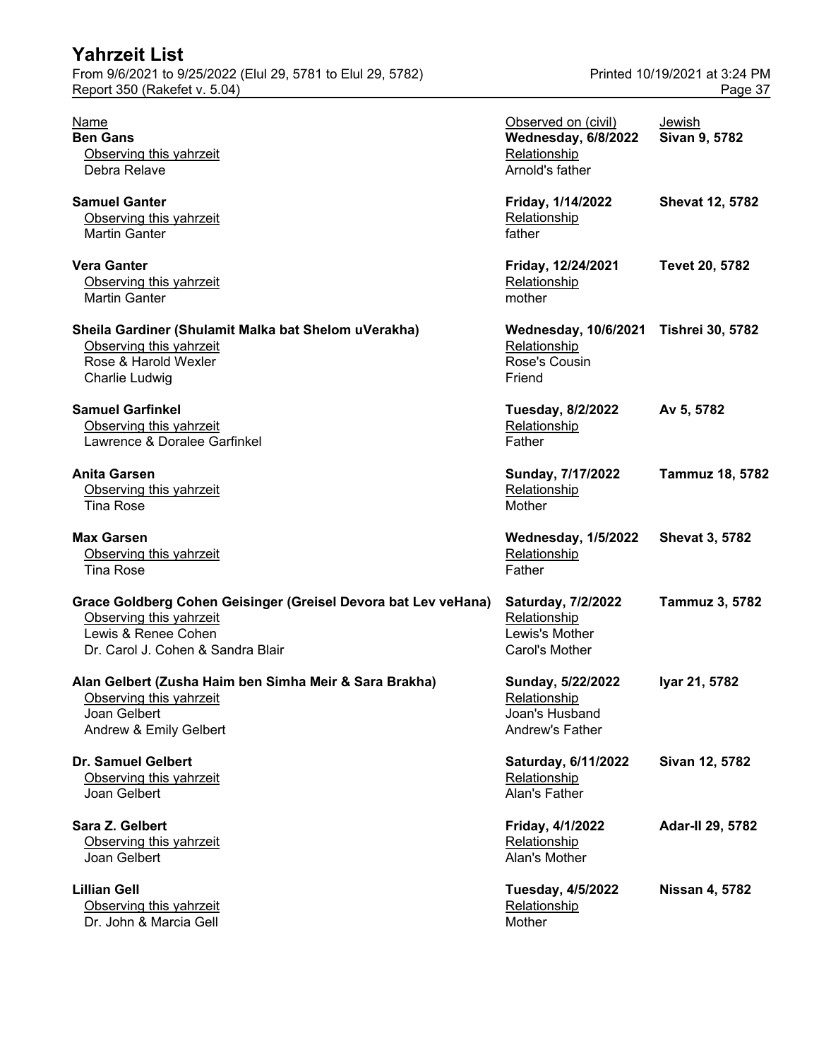# Yahrzeit List

From 9/6/2021 to 9/25/2022 (Elul 29, 5781 to Elul 29, 5782)

Report 350 (Rakefet v. 5.04)

Printed 10/19/2021 at 3:24 PM

| Name | Observed on (civil) | Jewish |
|---|---|---|
| **Ben Gans** | **Wednesday, 6/8/2022** | **Sivan 9, 5782** |
| Observing this yahrzeit | Relationship | |
| Debra Relave | Arnold's father | |
| **Samuel Ganter** | **Friday, 1/14/2022** | **Shevat 12, 5782** |
| Observing this yahrzeit | Relationship | |
| Martin Ganter | father | |
| **Vera Ganter** | **Friday, 12/24/2021** | **Tevet 20, 5782** |
| Observing this yahrzeit | Relationship | |
| Martin Ganter | mother | |
| **Sheila Gardiner (Shulamit Malka bat Shelom uVerakha)** | **Wednesday, 10/6/2021** | **Tishrei 30, 5782** |
| Observing this yahrzeit | Relationship | |
| Rose & Harold Wexler | Rose's Cousin | |
| Charlie Ludwig | Friend | |
| **Samuel Garfinkel** | **Tuesday, 8/2/2022** | **Av 5, 5782** |
| Observing this yahrzeit | Relationship | |
| Lawrence & Doralee Garfinkel | Father | |
| **Anita Garsen** | **Sunday, 7/17/2022** | **Tammuz 18, 5782** |
| Observing this yahrzeit | Relationship | |
| Tina Rose | Mother | |
| **Max Garsen** | **Wednesday, 1/5/2022** | **Shevat 3, 5782** |
| Observing this yahrzeit | Relationship | |
| Tina Rose | Father | |
| **Grace Goldberg Cohen Geisinger (Greisel Devora bat Lev veHana)** | **Saturday, 7/2/2022** | **Tammuz 3, 5782** |
| Observing this yahrzeit | Relationship | |
| Lewis & Renee Cohen | Lewis's Mother | |
| Dr. Carol J. Cohen & Sandra Blair | Carol's Mother | |
| **Alan Gelbert (Zusha Haim ben Simha Meir & Sara Brakha)** | **Sunday, 5/22/2022** | **Iyar 21, 5782** |
| Observing this yahrzeit | Relationship | |
| Joan Gelbert | Joan's Husband | |
| Andrew & Emily Gelbert | Andrew's Father | |
| **Dr. Samuel Gelbert** | **Saturday, 6/11/2022** | **Sivan 12, 5782** |
| Observing this yahrzeit | Relationship | |
| Joan Gelbert | Alan's Father | |
| **Sara Z. Gelbert** | **Friday, 4/1/2022** | **Adar-II 29, 5782** |
| Observing this yahrzeit | Relationship | |
| Joan Gelbert | Alan's Mother | |
| **Lillian Gell** | **Tuesday, 4/5/2022** | **Nissan 4, 5782** |
| Observing this yahrzeit | Relationship | |
| Dr. John & Marcia Gell | Mother | |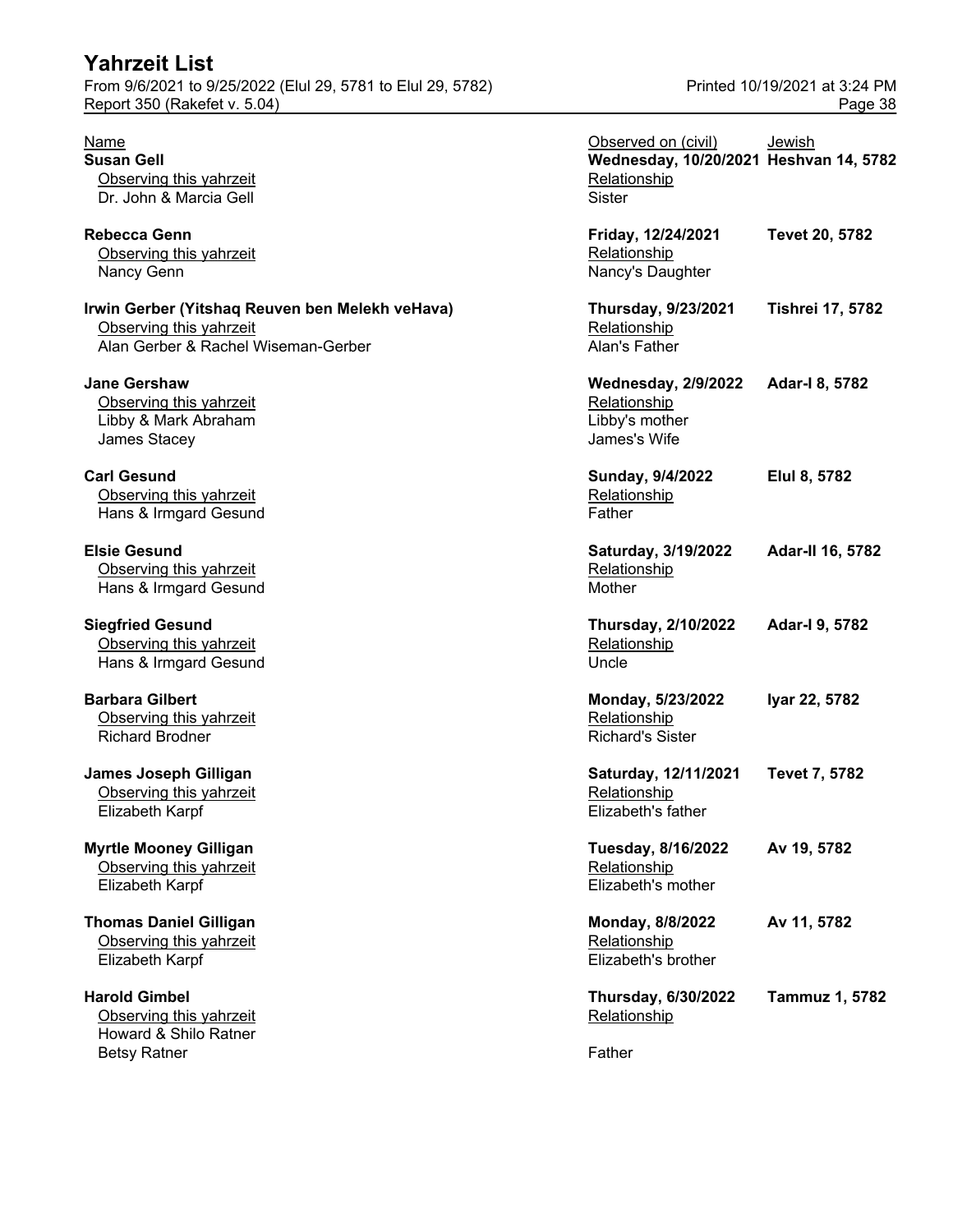# Yahrzeit List

From 9/6/2021 to 9/25/2022 (Elul 29, 5781 to Elul 29, 5782)
Report 350 (Rakefet v. 5.04)

Printed 10/19/2021 at 3:24 PM

| Name | Observed on (civil) | Jewish |
|---|---|---|
| **Susan Gell** | **Wednesday, 10/20/2021** | **Heshvan 14, 5782** |
| Observing this yahrzeit | Relationship | |
| Dr. John & Marcia Gell | Sister | |
| **Rebecca Genn** | **Friday, 12/24/2021** | **Tevet 20, 5782** |
| Observing this yahrzeit | Relationship | |
| Nancy Genn | Nancy's Daughter | |
| **Irwin Gerber (Yitshaq Reuven ben Melekh veHava)** | **Thursday, 9/23/2021** | **Tishrei 17, 5782** |
| Observing this yahrzeit | Relationship | |
| Alan Gerber & Rachel Wiseman-Gerber | Alan's Father | |
| **Jane Gershaw** | **Wednesday, 2/9/2022** | **Adar-I 8, 5782** |
| Observing this yahrzeit | Relationship | |
| Libby & Mark Abraham | Libby's mother | |
| James Stacey | James's Wife | |
| **Carl Gesund** | **Sunday, 9/4/2022** | **Elul 8, 5782** |
| Observing this yahrzeit | Relationship | |
| Hans & Irmgard Gesund | Father | |
| **Elsie Gesund** | **Saturday, 3/19/2022** | **Adar-II 16, 5782** |
| Observing this yahrzeit | Relationship | |
| Hans & Irmgard Gesund | Mother | |
| **Siegfried Gesund** | **Thursday, 2/10/2022** | **Adar-I 9, 5782** |
| Observing this yahrzeit | Relationship | |
| Hans & Irmgard Gesund | Uncle | |
| **Barbara Gilbert** | **Monday, 5/23/2022** | **Iyar 22, 5782** |
| Observing this yahrzeit | Relationship | |
| Richard Brodner | Richard's Sister | |
| **James Joseph Gilligan** | **Saturday, 12/11/2021** | **Tevet 7, 5782** |
| Observing this yahrzeit | Relationship | |
| Elizabeth Karpf | Elizabeth's father | |
| **Myrtle Mooney Gilligan** | **Tuesday, 8/16/2022** | **Av 19, 5782** |
| Observing this yahrzeit | Relationship | |
| Elizabeth Karpf | Elizabeth's mother | |
| **Thomas Daniel Gilligan** | **Monday, 8/8/2022** | **Av 11, 5782** |
| Observing this yahrzeit | Relationship | |
| Elizabeth Karpf | Elizabeth's brother | |
| **Harold Gimbel** | **Thursday, 6/30/2022** | **Tammuz 1, 5782** |
| Observing this yahrzeit | Relationship | |
| Howard & Shilo Ratner | | |
| Betsy Ratner | Father | |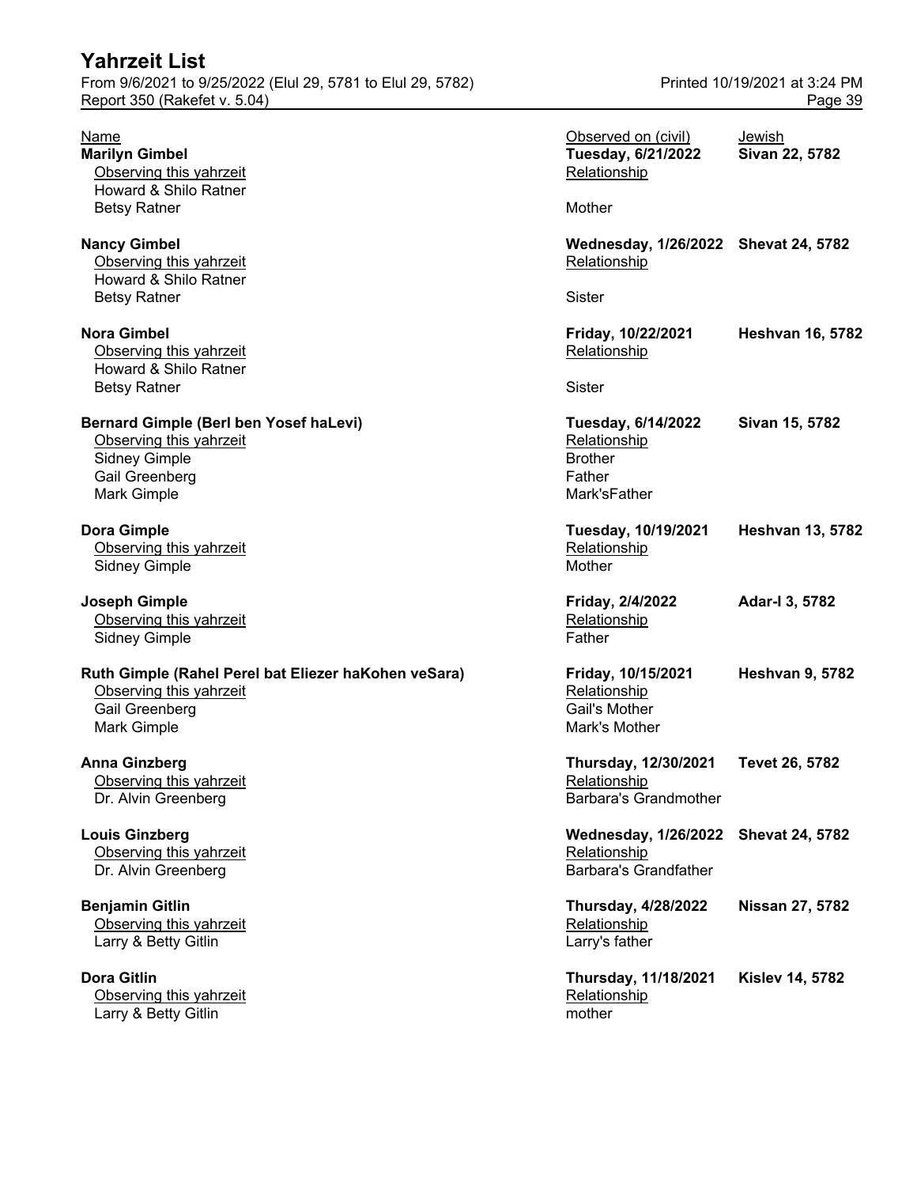# Yahrzeit List

From 9/6/2021 to 9/25/2022 (Elul 29, 5781 to Elul 29, 5782)
Report 350 (Rakefet v. 5.04)
Printed 10/19/2021 at 3:24 PM

| Name | Observed on (civil) | Jewish |
|---|---|---|
| **Marilyn Gimbel** | **Tuesday, 6/21/2022** | **Sivan 22, 5782** |
| Observing this yahrzeit | Relationship | |
| Howard & Shilo Ratner | | |
| Betsy Ratner | Mother | |
| **Nancy Gimbel** | **Wednesday, 1/26/2022** | **Shevat 24, 5782** |
| Observing this yahrzeit | Relationship | |
| Howard & Shilo Ratner | | |
| Betsy Ratner | Sister | |
| **Nora Gimbel** | **Friday, 10/22/2021** | **Heshvan 16, 5782** |
| Observing this yahrzeit | Relationship | |
| Howard & Shilo Ratner | | |
| Betsy Ratner | Sister | |
| **Bernard Gimple (Berl ben Yosef haLevi)** | **Tuesday, 6/14/2022** | **Sivan 15, 5782** |
| Observing this yahrzeit | Relationship | |
| Sidney Gimple | Brother | |
| Gail Greenberg | Father | |
| Mark Gimple | Mark'sFather | |
| **Dora Gimple** | **Tuesday, 10/19/2021** | **Heshvan 13, 5782** |
| Observing this yahrzeit | Relationship | |
| Sidney Gimple | Mother | |
| **Joseph Gimple** | **Friday, 2/4/2022** | **Adar-I 3, 5782** |
| Observing this yahrzeit | Relationship | |
| Sidney Gimple | Father | |
| **Ruth Gimple (Rahel Perel bat Eliezer haKohen veSara)** | **Friday, 10/15/2021** | **Heshvan 9, 5782** |
| Observing this yahrzeit | Relationship | |
| Gail Greenberg | Gail's Mother | |
| Mark Gimple | Mark's Mother | |
| **Anna Ginzberg** | **Thursday, 12/30/2021** | **Tevet 26, 5782** |
| Observing this yahrzeit | Relationship | |
| Dr. Alvin Greenberg | Barbara's Grandmother | |
| **Louis Ginzberg** | **Wednesday, 1/26/2022** | **Shevat 24, 5782** |
| Observing this yahrzeit | Relationship | |
| Dr. Alvin Greenberg | Barbara's Grandfather | |
| **Benjamin Gitlin** | **Thursday, 4/28/2022** | **Nissan 27, 5782** |
| Observing this yahrzeit | Relationship | |
| Larry & Betty Gitlin | Larry's father | |
| **Dora Gitlin** | **Thursday, 11/18/2021** | **Kislev 14, 5782** |
| Observing this yahrzeit | Relationship | |
| Larry & Betty Gitlin | mother | |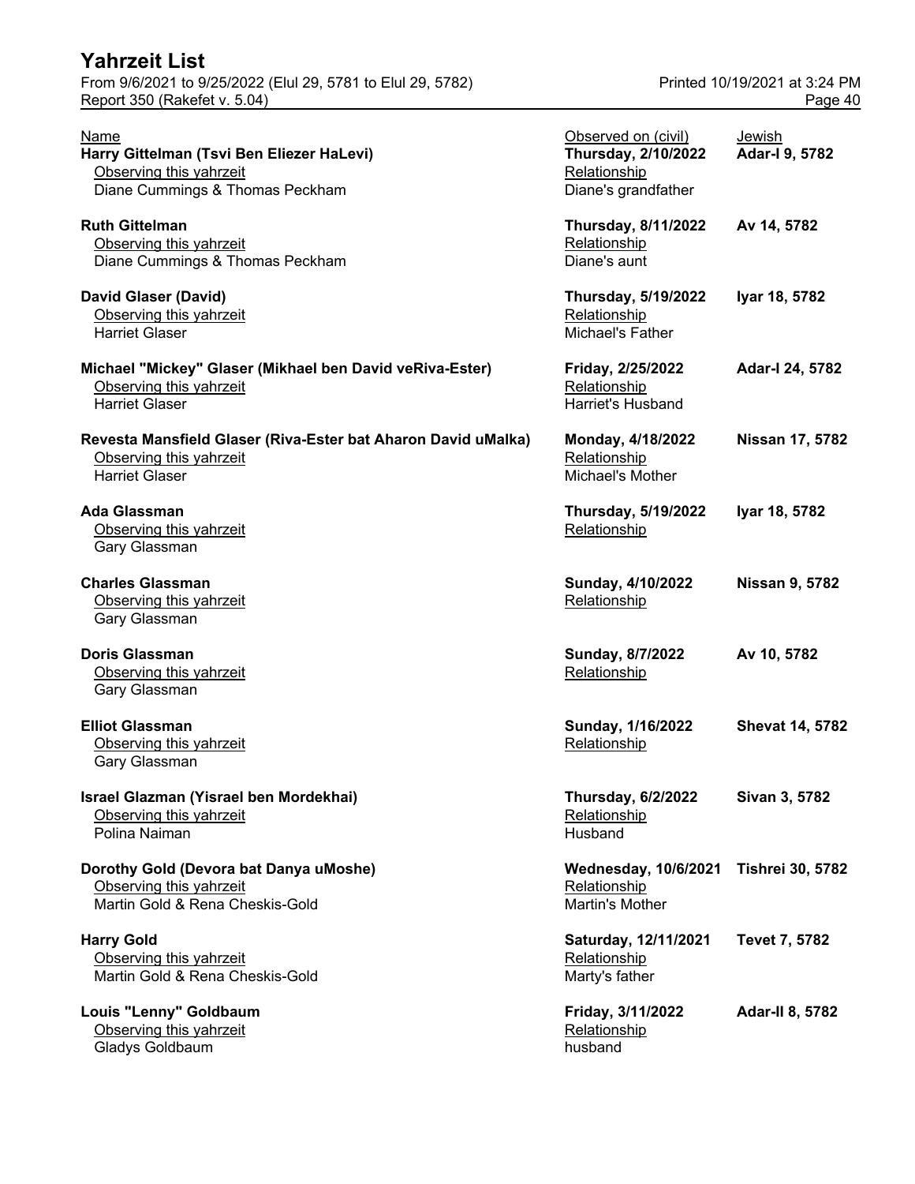# Yahrzeit List

From 9/6/2021 to 9/25/2022 (Elul 29, 5781 to Elul 29, 5782)
Report 350 (Rakefet v. 5.04)

Printed 10/19/2021 at 3:24 PM

| Name | Observed on (civil) | Jewish |
|---|---|---|
| **Harry Gittelman (Tsvi Ben Eliezer HaLevi)** | **Thursday, 2/10/2022** | **Adar-I 9, 5782** |
| Observing this yahrzeit: Diane Cummings & Thomas Peckham | Relationship: Diane's grandfather | |
| **Ruth Gittelman** | **Thursday, 8/11/2022** | **Av 14, 5782** |
| Observing this yahrzeit: Diane Cummings & Thomas Peckham | Relationship: Diane's aunt | |
| **David Glaser (David)** | **Thursday, 5/19/2022** | **Iyar 18, 5782** |
| Observing this yahrzeit: Harriet Glaser | Relationship: Michael's Father | |
| **Michael "Mickey" Glaser (Mikhael ben David veRiva-Ester)** | **Friday, 2/25/2022** | **Adar-I 24, 5782** |
| Observing this yahrzeit: Harriet Glaser | Relationship: Harriet's Husband | |
| **Revesta Mansfield Glaser (Riva-Ester bat Aharon David uMalka)** | **Monday, 4/18/2022** | **Nissan 17, 5782** |
| Observing this yahrzeit: Harriet Glaser | Relationship: Michael's Mother | |
| **Ada Glassman** | **Thursday, 5/19/2022** | **Iyar 18, 5782** |
| Observing this yahrzeit: Gary Glassman | Relationship: | |
| **Charles Glassman** | **Sunday, 4/10/2022** | **Nissan 9, 5782** |
| Observing this yahrzeit: Gary Glassman | Relationship: | |
| **Doris Glassman** | **Sunday, 8/7/2022** | **Av 10, 5782** |
| Observing this yahrzeit: Gary Glassman | Relationship: | |
| **Elliot Glassman** | **Sunday, 1/16/2022** | **Shevat 14, 5782** |
| Observing this yahrzeit: Gary Glassman | Relationship: | |
| **Israel Glazman (Yisrael ben Mordekhai)** | **Thursday, 6/2/2022** | **Sivan 3, 5782** |
| Observing this yahrzeit: Polina Naiman | Relationship: Husband | |
| **Dorothy Gold (Devora bat Danya uMoshe)** | **Wednesday, 10/6/2021** | **Tishrei 30, 5782** |
| Observing this yahrzeit: Martin Gold & Rena Cheskis-Gold | Relationship: Martin's Mother | |
| **Harry Gold** | **Saturday, 12/11/2021** | **Tevet 7, 5782** |
| Observing this yahrzeit: Martin Gold & Rena Cheskis-Gold | Relationship: Marty's father | |
| **Louis "Lenny" Goldbaum** | **Friday, 3/11/2022** | **Adar-II 8, 5782** |
| Observing this yahrzeit: Gladys Goldbaum | Relationship: husband | |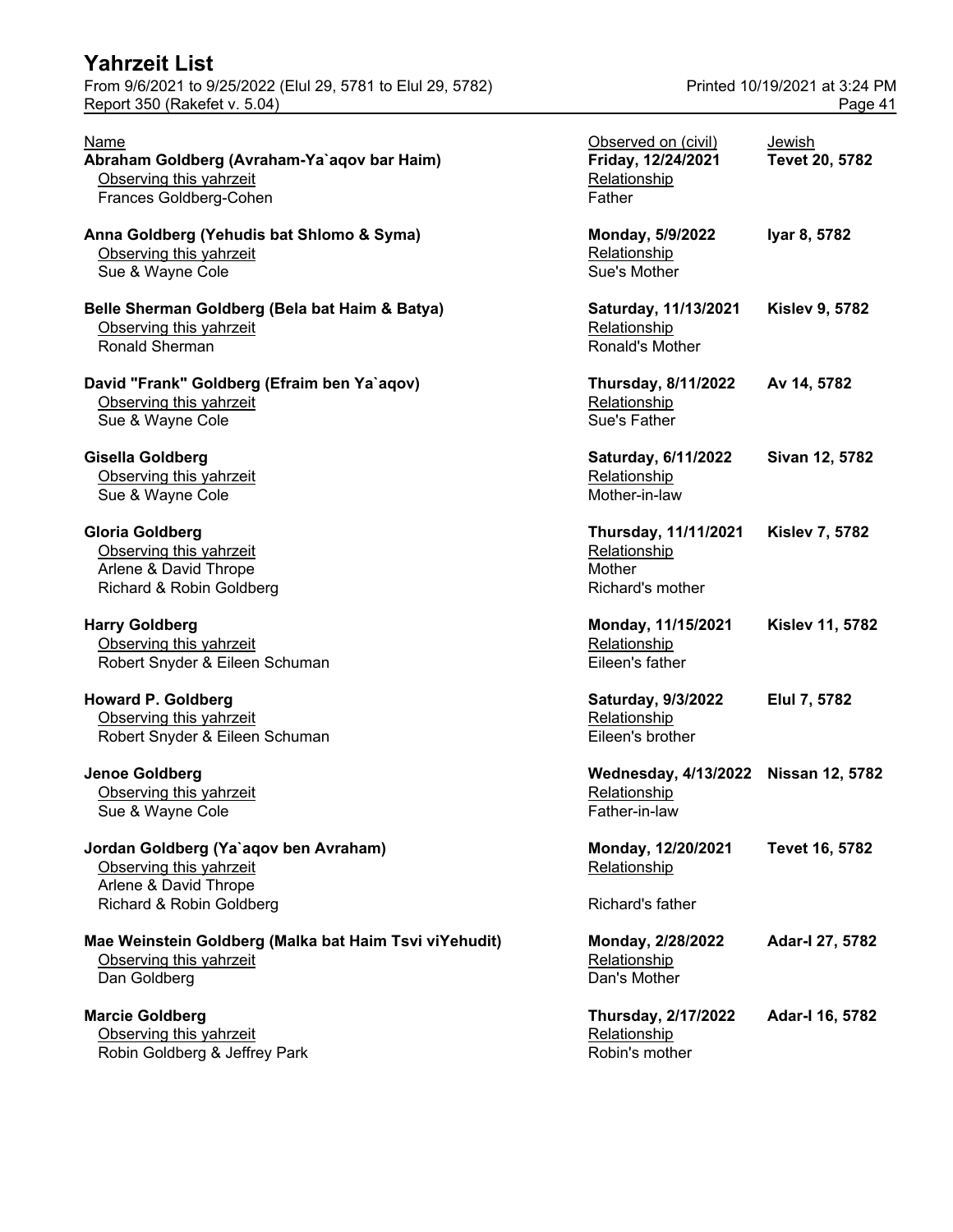# Yahrzeit List

From 9/6/2021 to 9/25/2022 (Elul 29, 5781 to Elul 29, 5782)
Report 350 (Rakefet v. 5.04)

Printed 10/19/2021 at 3:24 PM

| Name | Observed on (civil) | Jewish |
|---|---|---|
| **Abraham Goldberg (Avraham-Ya`aqov bar Haim)** | **Friday, 12/24/2021** | **Tevet 20, 5782** |
| Observing this yahrzeit | Relationship | |
| Frances Goldberg-Cohen | Father | |
| **Anna Goldberg (Yehudis bat Shlomo & Syma)** | **Monday, 5/9/2022** | **Iyar 8, 5782** |
| Observing this yahrzeit | Relationship | |
| Sue & Wayne Cole | Sue's Mother | |
| **Belle Sherman Goldberg (Bela bat Haim & Batya)** | **Saturday, 11/13/2021** | **Kislev 9, 5782** |
| Observing this yahrzeit | Relationship | |
| Ronald Sherman | Ronald's Mother | |
| **David "Frank" Goldberg (Efraim ben Ya`aqov)** | **Thursday, 8/11/2022** | **Av 14, 5782** |
| Observing this yahrzeit | Relationship | |
| Sue & Wayne Cole | Sue's Father | |
| **Gisella Goldberg** | **Saturday, 6/11/2022** | **Sivan 12, 5782** |
| Observing this yahrzeit | Relationship | |
| Sue & Wayne Cole | Mother-in-law | |
| **Gloria Goldberg** | **Thursday, 11/11/2021** | **Kislev 7, 5782** |
| Observing this yahrzeit | Relationship | |
| Arlene & David Thrope | Mother | |
| Richard & Robin Goldberg | Richard's mother | |
| **Harry Goldberg** | **Monday, 11/15/2021** | **Kislev 11, 5782** |
| Observing this yahrzeit | Relationship | |
| Robert Snyder & Eileen Schuman | Eileen's father | |
| **Howard P. Goldberg** | **Saturday, 9/3/2022** | **Elul 7, 5782** |
| Observing this yahrzeit | Relationship | |
| Robert Snyder & Eileen Schuman | Eileen's brother | |
| **Jenoe Goldberg** | **Wednesday, 4/13/2022** | **Nissan 12, 5782** |
| Observing this yahrzeit | Relationship | |
| Sue & Wayne Cole | Father-in-law | |
| **Jordan Goldberg (Ya`aqov ben Avraham)** | **Monday, 12/20/2021** | **Tevet 16, 5782** |
| Observing this yahrzeit | Relationship | |
| Arlene & David Thrope | | |
| Richard & Robin Goldberg | Richard's father | |
| **Mae Weinstein Goldberg (Malka bat Haim Tsvi viYehudit)** | **Monday, 2/28/2022** | **Adar-I 27, 5782** |
| Observing this yahrzeit | Relationship | |
| Dan Goldberg | Dan's Mother | |
| **Marcie Goldberg** | **Thursday, 2/17/2022** | **Adar-I 16, 5782** |
| Observing this yahrzeit | Relationship | |
| Robin Goldberg & Jeffrey Park | Robin's mother | |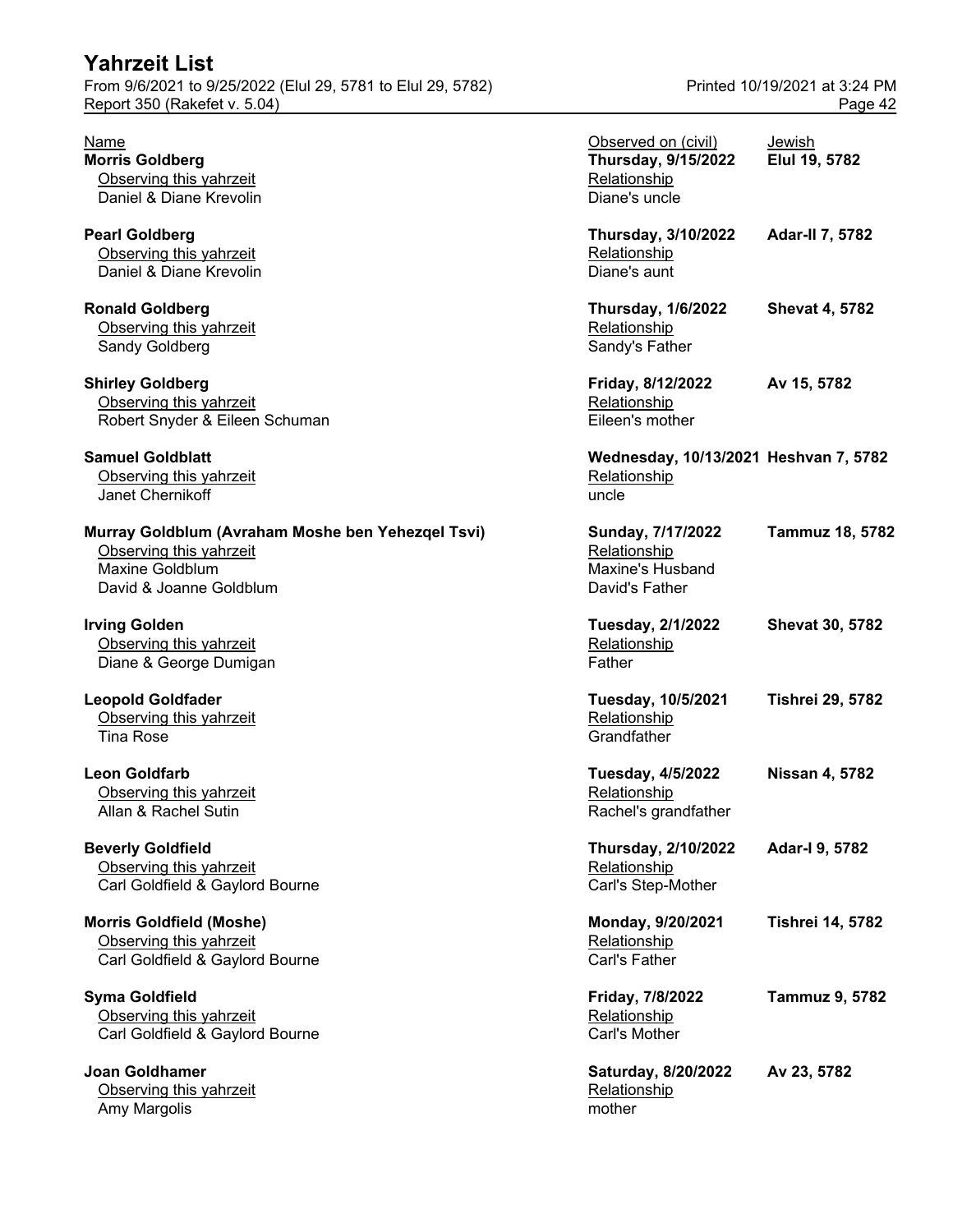| Name | Observed on (civil) | Jewish |
|---|---|---|
| **Morris Goldberg** | **Thursday, 9/15/2022** | **Elul 19, 5782** |
| Observing this yahrzeit | Relationship | |
| Daniel & Diane Krevolin | Diane's uncle | |
| **Pearl Goldberg** | **Thursday, 3/10/2022** | **Adar-II 7, 5782** |
| Observing this yahrzeit | Relationship | |
| Daniel & Diane Krevolin | Diane's aunt | |
| **Ronald Goldberg** | **Thursday, 1/6/2022** | **Shevat 4, 5782** |
| Observing this yahrzeit | Relationship | |
| Sandy Goldberg | Sandy's Father | |
| **Shirley Goldberg** | **Friday, 8/12/2022** | **Av 15, 5782** |
| Observing this yahrzeit | Relationship | |
| Robert Snyder & Eileen Schuman | Eileen's mother | |
| **Samuel Goldblatt** | **Wednesday, 10/13/2021** | **Heshvan 7, 5782** |
| Observing this yahrzeit | Relationship | |
| Janet Chernikoff | uncle | |
| **Murray Goldblum (Avraham Moshe ben Yehezqel Tsvi)** | **Sunday, 7/17/2022** | **Tammuz 18, 5782** |
| Observing this yahrzeit | Relationship | |
| Maxine Goldblum | Maxine's Husband | |
| David & Joanne Goldblum | David's Father | |
| **Irving Golden** | **Tuesday, 2/1/2022** | **Shevat 30, 5782** |
| Observing this yahrzeit | Relationship | |
| Diane & George Dumigan | Father | |
| **Leopold Goldfader** | **Tuesday, 10/5/2021** | **Tishrei 29, 5782** |
| Observing this yahrzeit | Relationship | |
| Tina Rose | Grandfather | |
| **Leon Goldfarb** | **Tuesday, 4/5/2022** | **Nissan 4, 5782** |
| Observing this yahrzeit | Relationship | |
| Allan & Rachel Sutin | Rachel's grandfather | |
| **Beverly Goldfield** | **Thursday, 2/10/2022** | **Adar-I 9, 5782** |
| Observing this yahrzeit | Relationship | |
| Carl Goldfield & Gaylord Bourne | Carl's Step-Mother | |
| **Morris Goldfield (Moshe)** | **Monday, 9/20/2021** | **Tishrei 14, 5782** |
| Observing this yahrzeit | Relationship | |
| Carl Goldfield & Gaylord Bourne | Carl's Father | |
| **Syma Goldfield** | **Friday, 7/8/2022** | **Tammuz 9, 5782** |
| Observing this yahrzeit | Relationship | |
| Carl Goldfield & Gaylord Bourne | Carl's Mother | |
| **Joan Goldhamer** | **Saturday, 8/20/2022** | **Av 23, 5782** |
| Observing this yahrzeit | Relationship | |
| Amy Margolis | mother | |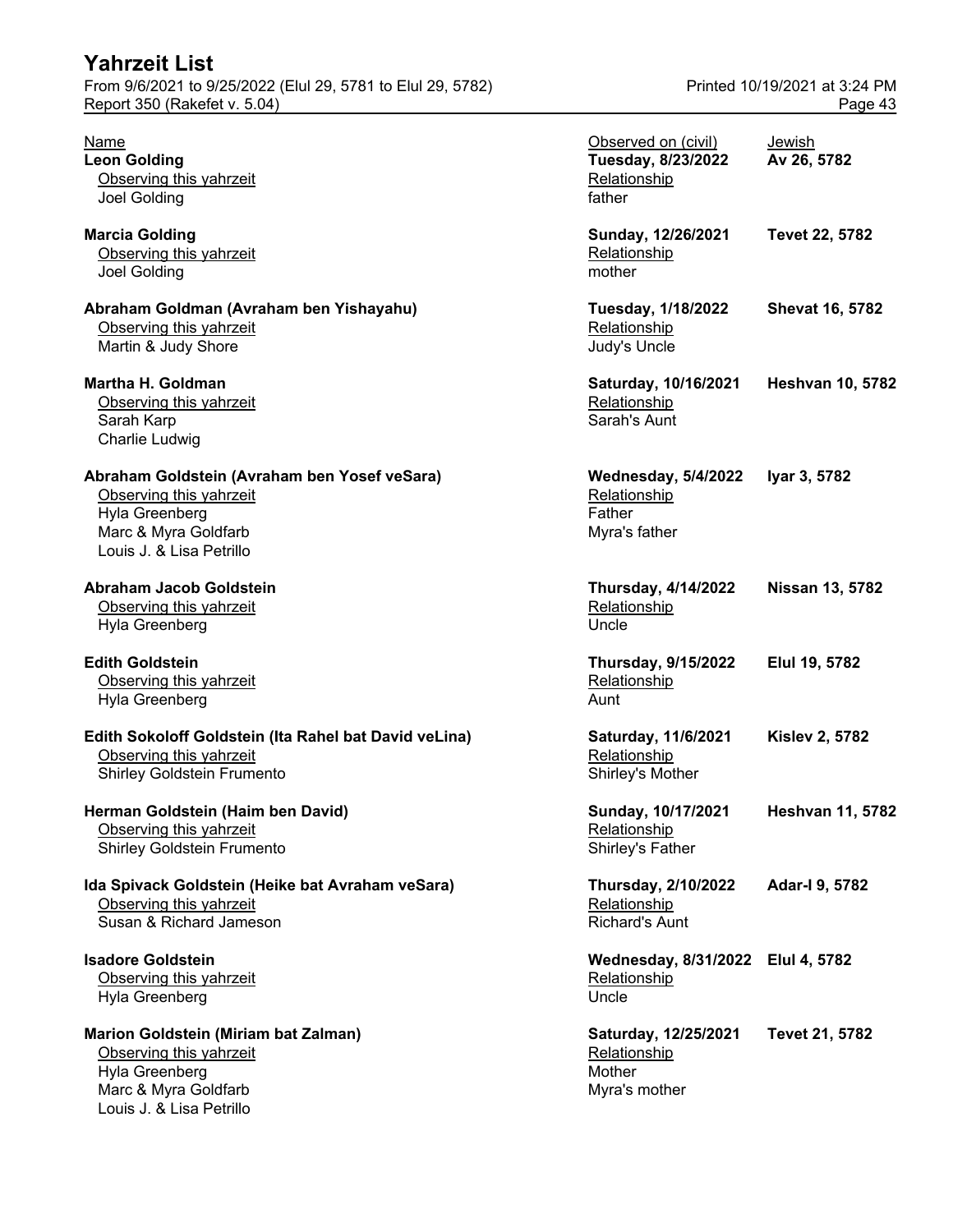# Yahrzeit List

From 9/6/2021 to 9/25/2022 (Elul 29, 5781 to Elul 29, 5782)
Report 350 (Rakefet v. 5.04)

Printed 10/19/2021 at 3:24 PM

| Name | Observed on (civil) | Jewish |
|---|---|---|
| **Leon Golding** | **Tuesday, 8/23/2022** | **Av 26, 5782** |
| Observing this yahrzeit | Relationship | |
| Joel Golding | father | |
| **Marcia Golding** | **Sunday, 12/26/2021** | **Tevet 22, 5782** |
| Observing this yahrzeit | Relationship | |
| Joel Golding | mother | |
| **Abraham Goldman (Avraham ben Yishayahu)** | **Tuesday, 1/18/2022** | **Shevat 16, 5782** |
| Observing this yahrzeit | Relationship | |
| Martin & Judy Shore | Judy's Uncle | |
| **Martha H. Goldman** | **Saturday, 10/16/2021** | **Heshvan 10, 5782** |
| Observing this yahrzeit | Relationship | |
| Sarah Karp | Sarah's Aunt | |
| Charlie Ludwig | | |
| **Abraham Goldstein (Avraham ben Yosef veSara)** | **Wednesday, 5/4/2022** | **Iyar 3, 5782** |
| Observing this yahrzeit | Relationship | |
| Hyla Greenberg | Father | |
| Marc & Myra Goldfarb | Myra's father | |
| Louis J. & Lisa Petrillo | | |
| **Abraham Jacob Goldstein** | **Thursday, 4/14/2022** | **Nissan 13, 5782** |
| Observing this yahrzeit | Relationship | |
| Hyla Greenberg | Uncle | |
| **Edith Goldstein** | **Thursday, 9/15/2022** | **Elul 19, 5782** |
| Observing this yahrzeit | Relationship | |
| Hyla Greenberg | Aunt | |
| **Edith Sokoloff Goldstein (Ita Rahel bat David veLina)** | **Saturday, 11/6/2021** | **Kislev 2, 5782** |
| Observing this yahrzeit | Relationship | |
| Shirley Goldstein Frumento | Shirley's Mother | |
| **Herman Goldstein (Haim ben David)** | **Sunday, 10/17/2021** | **Heshvan 11, 5782** |
| Observing this yahrzeit | Relationship | |
| Shirley Goldstein Frumento | Shirley's Father | |
| **Ida Spivack Goldstein (Heike bat Avraham veSara)** | **Thursday, 2/10/2022** | **Adar-I 9, 5782** |
| Observing this yahrzeit | Relationship | |
| Susan & Richard Jameson | Richard's Aunt | |
| **Isadore Goldstein** | **Wednesday, 8/31/2022** | **Elul 4, 5782** |
| Observing this yahrzeit | Relationship | |
| Hyla Greenberg | Uncle | |
| **Marion Goldstein (Miriam bat Zalman)** | **Saturday, 12/25/2021** | **Tevet 21, 5782** |
| Observing this yahrzeit | Relationship | |
| Hyla Greenberg | Mother | |
| Marc & Myra Goldfarb | Myra's mother | |
| Louis J. & Lisa Petrillo | | |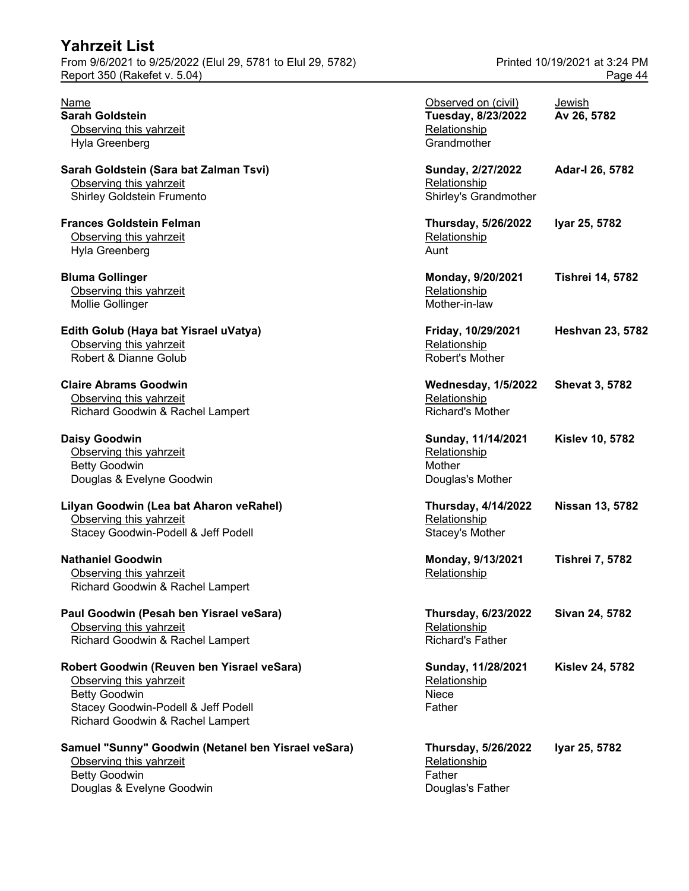# Yahrzeit List

From 9/6/2021 to 9/25/2022 (Elul 29, 5781 to Elul 29, 5782)
Report 350 (Rakefet v. 5.04)
Printed 10/19/2021 at 3:24 PM

| Name | Observed on (civil) | Jewish |
|---|---|---|
| **Sarah Goldstein** | **Tuesday, 8/23/2022** | **Av 26, 5782** |
| Observing this yahrzeit | Relationship | |
| Hyla Greenberg | Grandmother | |
| **Sarah Goldstein (Sara bat Zalman Tsvi)** | **Sunday, 2/27/2022** | **Adar-I 26, 5782** |
| Observing this yahrzeit | Relationship | |
| Shirley Goldstein Frumento | Shirley's Grandmother | |
| **Frances Goldstein Felman** | **Thursday, 5/26/2022** | **Iyar 25, 5782** |
| Observing this yahrzeit | Relationship | |
| Hyla Greenberg | Aunt | |
| **Bluma Gollinger** | **Monday, 9/20/2021** | **Tishrei 14, 5782** |
| Observing this yahrzeit | Relationship | |
| Mollie Gollinger | Mother-in-law | |
| **Edith Golub (Haya bat Yisrael uVatya)** | **Friday, 10/29/2021** | **Heshvan 23, 5782** |
| Observing this yahrzeit | Relationship | |
| Robert & Dianne Golub | Robert's Mother | |
| **Claire Abrams Goodwin** | **Wednesday, 1/5/2022** | **Shevat 3, 5782** |
| Observing this yahrzeit | Relationship | |
| Richard Goodwin & Rachel Lampert | Richard's Mother | |
| **Daisy Goodwin** | **Sunday, 11/14/2021** | **Kislev 10, 5782** |
| Observing this yahrzeit | Relationship | |
| Betty Goodwin | Mother | |
| Douglas & Evelyne Goodwin | Douglas's Mother | |
| **Lilyan Goodwin (Lea bat Aharon veRahel)** | **Thursday, 4/14/2022** | **Nissan 13, 5782** |
| Observing this yahrzeit | Relationship | |
| Stacey Goodwin-Podell & Jeff Podell | Stacey's Mother | |
| **Nathaniel Goodwin** | **Monday, 9/13/2021** | **Tishrei 7, 5782** |
| Observing this yahrzeit | Relationship | |
| Richard Goodwin & Rachel Lampert | | |
| **Paul Goodwin (Pesah ben Yisrael veSara)** | **Thursday, 6/23/2022** | **Sivan 24, 5782** |
| Observing this yahrzeit | Relationship | |
| Richard Goodwin & Rachel Lampert | Richard's Father | |
| **Robert Goodwin (Reuven ben Yisrael veSara)** | **Sunday, 11/28/2021** | **Kislev 24, 5782** |
| Observing this yahrzeit | Relationship | |
| Betty Goodwin | Niece | |
| Stacey Goodwin-Podell & Jeff Podell | Father | |
| Richard Goodwin & Rachel Lampert | | |
| **Samuel "Sunny" Goodwin (Netanel ben Yisrael veSara)** | **Thursday, 5/26/2022** | **Iyar 25, 5782** |
| Observing this yahrzeit | Relationship | |
| Betty Goodwin | Father | |
| Douglas & Evelyne Goodwin | Douglas's Father | |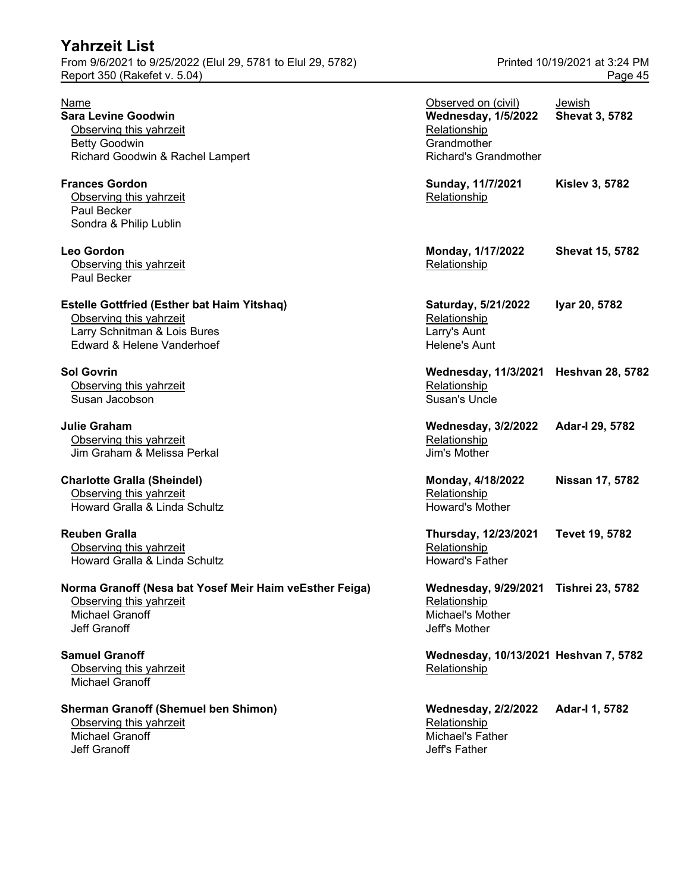| Name | Observed on (civil) | Jewish |
|---|---|---|
| **Sara Levine Goodwin** | **Wednesday, 1/5/2022** | **Shevat 3, 5782** |
| Observing this yahrzeit | Relationship | |
| Betty Goodwin | Grandmother | |
| Richard Goodwin & Rachel Lampert | Richard's Grandmother | |
| **Frances Gordon** | **Sunday, 11/7/2021** | **Kislev 3, 5782** |
| Observing this yahrzeit | Relationship | |
| Paul Becker | | |
| Sondra & Philip Lublin | | |
| **Leo Gordon** | **Monday, 1/17/2022** | **Shevat 15, 5782** |
| Observing this yahrzeit | Relationship | |
| Paul Becker | | |
| **Estelle Gottfried (Esther bat Haim Yitshaq)** | **Saturday, 5/21/2022** | **Iyar 20, 5782** |
| Observing this yahrzeit | Relationship | |
| Larry Schnitman & Lois Bures | Larry's Aunt | |
| Edward & Helene Vanderhoef | Helene's Aunt | |
| **Sol Govrin** | **Wednesday, 11/3/2021** | **Heshvan 28, 5782** |
| Observing this yahrzeit | Relationship | |
| Susan Jacobson | Susan's Uncle | |
| **Julie Graham** | **Wednesday, 3/2/2022** | **Adar-I 29, 5782** |
| Observing this yahrzeit | Relationship | |
| Jim Graham & Melissa Perkal | Jim's Mother | |
| **Charlotte Gralla (Sheindel)** | **Monday, 4/18/2022** | **Nissan 17, 5782** |
| Observing this yahrzeit | Relationship | |
| Howard Gralla & Linda Schultz | Howard's Mother | |
| **Reuben Gralla** | **Thursday, 12/23/2021** | **Tevet 19, 5782** |
| Observing this yahrzeit | Relationship | |
| Howard Gralla & Linda Schultz | Howard's Father | |
| **Norma Granoff (Nesa bat Yosef Meir Haim veEsther Feiga)** | **Wednesday, 9/29/2021** | **Tishrei 23, 5782** |
| Observing this yahrzeit | Relationship | |
| Michael Granoff | Michael's Mother | |
| Jeff Granoff | Jeff's Mother | |
| **Samuel Granoff** | **Wednesday, 10/13/2021** | **Heshvan 7, 5782** |
| Observing this yahrzeit | Relationship | |
| Michael Granoff | | |
| **Sherman Granoff (Shemuel ben Shimon)** | **Wednesday, 2/2/2022** | **Adar-I 1, 5782** |
| Observing this yahrzeit | Relationship | |
| Michael Granoff | Michael's Father | |
| Jeff Granoff | Jeff's Father | |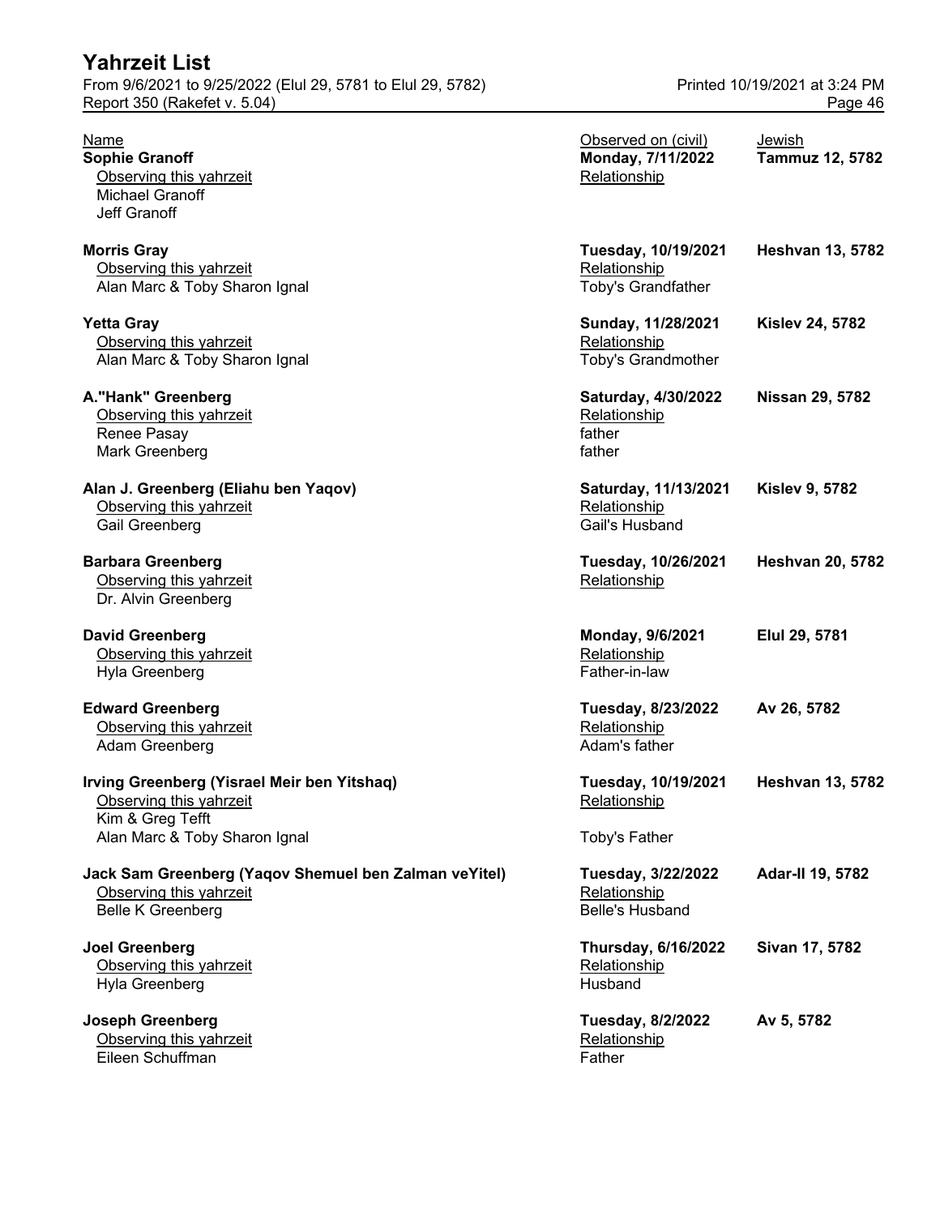# Yahrzeit List

From 9/6/2021 to 9/25/2022 (Elul 29, 5781 to Elul 29, 5782)
Report 350 (Rakefet v. 5.04)
Printed 10/19/2021 at 3:24 PM

| Name | Observed on (civil) | Jewish |
|---|---|---|
| **Sophie Granoff** | **Monday, 7/11/2022** | **Tammuz 12, 5782** |
| Observing this yahrzeit | Relationship | |
| Michael Granoff | | |
| Jeff Granoff | | |
| **Morris Gray** | **Tuesday, 10/19/2021** | **Heshvan 13, 5782** |
| Observing this yahrzeit | Relationship | |
| Alan Marc & Toby Sharon Ignal | Toby's Grandfather | |
| **Yetta Gray** | **Sunday, 11/28/2021** | **Kislev 24, 5782** |
| Observing this yahrzeit | Relationship | |
| Alan Marc & Toby Sharon Ignal | Toby's Grandmother | |
| **A."Hank" Greenberg** | **Saturday, 4/30/2022** | **Nissan 29, 5782** |
| Observing this yahrzeit | Relationship | |
| Renee Pasay | father | |
| Mark Greenberg | father | |
| **Alan J. Greenberg (Eliahu ben Yaqov)** | **Saturday, 11/13/2021** | **Kislev 9, 5782** |
| Observing this yahrzeit | Relationship | |
| Gail Greenberg | Gail's Husband | |
| **Barbara Greenberg** | **Tuesday, 10/26/2021** | **Heshvan 20, 5782** |
| Observing this yahrzeit | Relationship | |
| Dr. Alvin Greenberg | | |
| **David Greenberg** | **Monday, 9/6/2021** | **Elul 29, 5781** |
| Observing this yahrzeit | Relationship | |
| Hyla Greenberg | Father-in-law | |
| **Edward Greenberg** | **Tuesday, 8/23/2022** | **Av 26, 5782** |
| Observing this yahrzeit | Relationship | |
| Adam Greenberg | Adam's father | |
| **Irving Greenberg (Yisrael Meir ben Yitshaq)** | **Tuesday, 10/19/2021** | **Heshvan 13, 5782** |
| Observing this yahrzeit | Relationship | |
| Kim & Greg Tefft | | |
| Alan Marc & Toby Sharon Ignal | Toby's Father | |
| **Jack Sam Greenberg (Yaqov Shemuel ben Zalman veYitel)** | **Tuesday, 3/22/2022** | **Adar-II 19, 5782** |
| Observing this yahrzeit | Relationship | |
| Belle K Greenberg | Belle's Husband | |
| **Joel Greenberg** | **Thursday, 6/16/2022** | **Sivan 17, 5782** |
| Observing this yahrzeit | Relationship | |
| Hyla Greenberg | Husband | |
| **Joseph Greenberg** | **Tuesday, 8/2/2022** | **Av 5, 5782** |
| Observing this yahrzeit | Relationship | |
| Eileen Schuffman | Father | |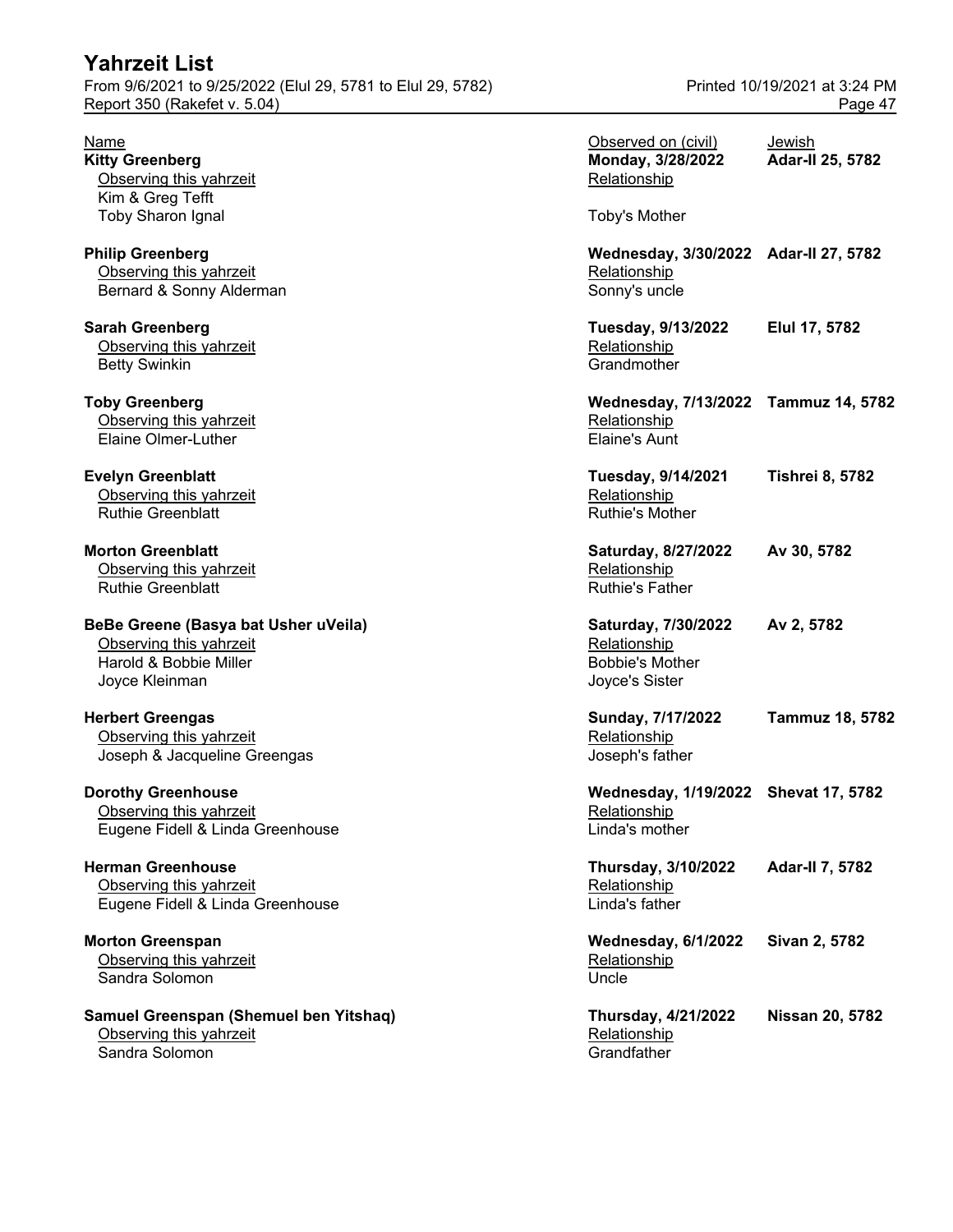| Name | Observed on (civil) | Jewish |
|---|---|---|
| **Kitty Greenberg** | **Monday, 3/28/2022** | **Adar-II 25, 5782** |
| Observing this yahrzeit | Relationship | |
| Kim & Greg Tefft | | |
| Toby Sharon Ignal | Toby's Mother | |
| **Philip Greenberg** | **Wednesday, 3/30/2022** | **Adar-II 27, 5782** |
| Observing this yahrzeit | Relationship | |
| Bernard & Sonny Alderman | Sonny's uncle | |
| **Sarah Greenberg** | **Tuesday, 9/13/2022** | **Elul 17, 5782** |
| Observing this yahrzeit | Relationship | |
| Betty Swinkin | Grandmother | |
| **Toby Greenberg** | **Wednesday, 7/13/2022** | **Tammuz 14, 5782** |
| Observing this yahrzeit | Relationship | |
| Elaine Olmer-Luther | Elaine's Aunt | |
| **Evelyn Greenblatt** | **Tuesday, 9/14/2021** | **Tishrei 8, 5782** |
| Observing this yahrzeit | Relationship | |
| Ruthie Greenblatt | Ruthie's Mother | |
| **Morton Greenblatt** | **Saturday, 8/27/2022** | **Av 30, 5782** |
| Observing this yahrzeit | Relationship | |
| Ruthie Greenblatt | Ruthie's Father | |
| **BeBe Greene (Basya bat Usher uVeila)** | **Saturday, 7/30/2022** | **Av 2, 5782** |
| Observing this yahrzeit | Relationship | |
| Harold & Bobbie Miller | Bobbie's Mother | |
| Joyce Kleinman | Joyce's Sister | |
| **Herbert Greengas** | **Sunday, 7/17/2022** | **Tammuz 18, 5782** |
| Observing this yahrzeit | Relationship | |
| Joseph & Jacqueline Greengas | Joseph's father | |
| **Dorothy Greenhouse** | **Wednesday, 1/19/2022** | **Shevat 17, 5782** |
| Observing this yahrzeit | Relationship | |
| Eugene Fidell & Linda Greenhouse | Linda's mother | |
| **Herman Greenhouse** | **Thursday, 3/10/2022** | **Adar-II 7, 5782** |
| Observing this yahrzeit | Relationship | |
| Eugene Fidell & Linda Greenhouse | Linda's father | |
| **Morton Greenspan** | **Wednesday, 6/1/2022** | **Sivan 2, 5782** |
| Observing this yahrzeit | Relationship | |
| Sandra Solomon | Uncle | |
| **Samuel Greenspan (Shemuel ben Yitshaq)** | **Thursday, 4/21/2022** | **Nissan 20, 5782** |
| Observing this yahrzeit | Relationship | |
| Sandra Solomon | Grandfather | |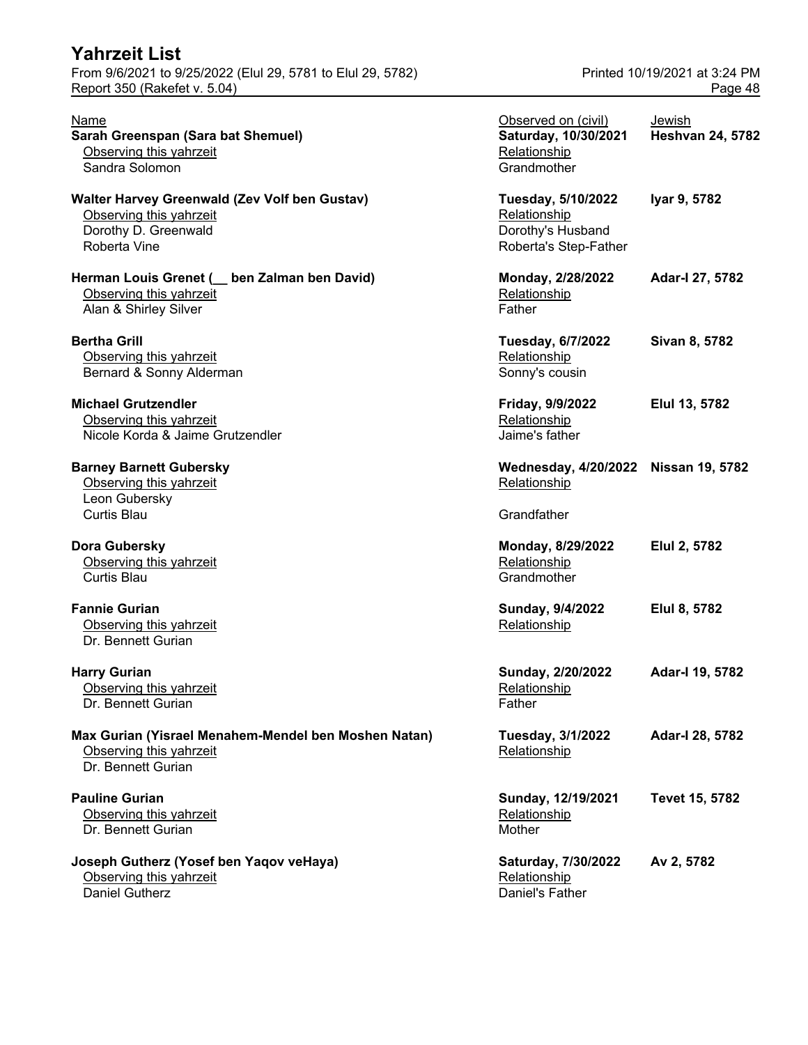| Name | Observed on (civil) | Jewish |
|---|---|---|
| **Sarah Greenspan (Sara bat Shemuel)** | **Saturday, 10/30/2021** | **Heshvan 24, 5782** |
| Observing this yahrzeit | Relationship | |
| Sandra Solomon | Grandmother | |
| | | |
| **Walter Harvey Greenwald (Zev Volf ben Gustav)** | **Tuesday, 5/10/2022** | **Iyar 9, 5782** |
| Observing this yahrzeit | Relationship | |
| Dorothy D. Greenwald | Dorothy's Husband | |
| Roberta Vine | Roberta's Step-Father | |
| | | |
| **Herman Louis Grenet (__ ben Zalman ben David)** | **Monday, 2/28/2022** | **Adar-I 27, 5782** |
| Observing this yahrzeit | Relationship | |
| Alan & Shirley Silver | Father | |
| | | |
| **Bertha Grill** | **Tuesday, 6/7/2022** | **Sivan 8, 5782** |
| Observing this yahrzeit | Relationship | |
| Bernard & Sonny Alderman | Sonny's cousin | |
| | | |
| **Michael Grutzendler** | **Friday, 9/9/2022** | **Elul 13, 5782** |
| Observing this yahrzeit | Relationship | |
| Nicole Korda & Jaime Grutzendler | Jaime's father | |
| | | |
| **Barney Barnett Gubersky** | **Wednesday, 4/20/2022** | **Nissan 19, 5782** |
| Observing this yahrzeit | Relationship | |
| Leon Gubersky | | |
| Curtis Blau | Grandfather | |
| | | |
| **Dora Gubersky** | **Monday, 8/29/2022** | **Elul 2, 5782** |
| Observing this yahrzeit | Relationship | |
| Curtis Blau | Grandmother | |
| | | |
| **Fannie Gurian** | **Sunday, 9/4/2022** | **Elul 8, 5782** |
| Observing this yahrzeit | Relationship | |
| Dr. Bennett Gurian | | |
| | | |
| **Harry Gurian** | **Sunday, 2/20/2022** | **Adar-I 19, 5782** |
| Observing this yahrzeit | Relationship | |
| Dr. Bennett Gurian | Father | |
| | | |
| **Max Gurian (Yisrael Menahem-Mendel ben Moshen Natan)** | **Tuesday, 3/1/2022** | **Adar-I 28, 5782** |
| Observing this yahrzeit | Relationship | |
| Dr. Bennett Gurian | | |
| | | |
| **Pauline Gurian** | **Sunday, 12/19/2021** | **Tevet 15, 5782** |
| Observing this yahrzeit | Relationship | |
| Dr. Bennett Gurian | Mother | |
| | | |
| **Joseph Gutherz (Yosef ben Yaqov veHaya)** | **Saturday, 7/30/2022** | **Av 2, 5782** |
| Observing this yahrzeit | Relationship | |
| Daniel Gutherz | Daniel's Father | |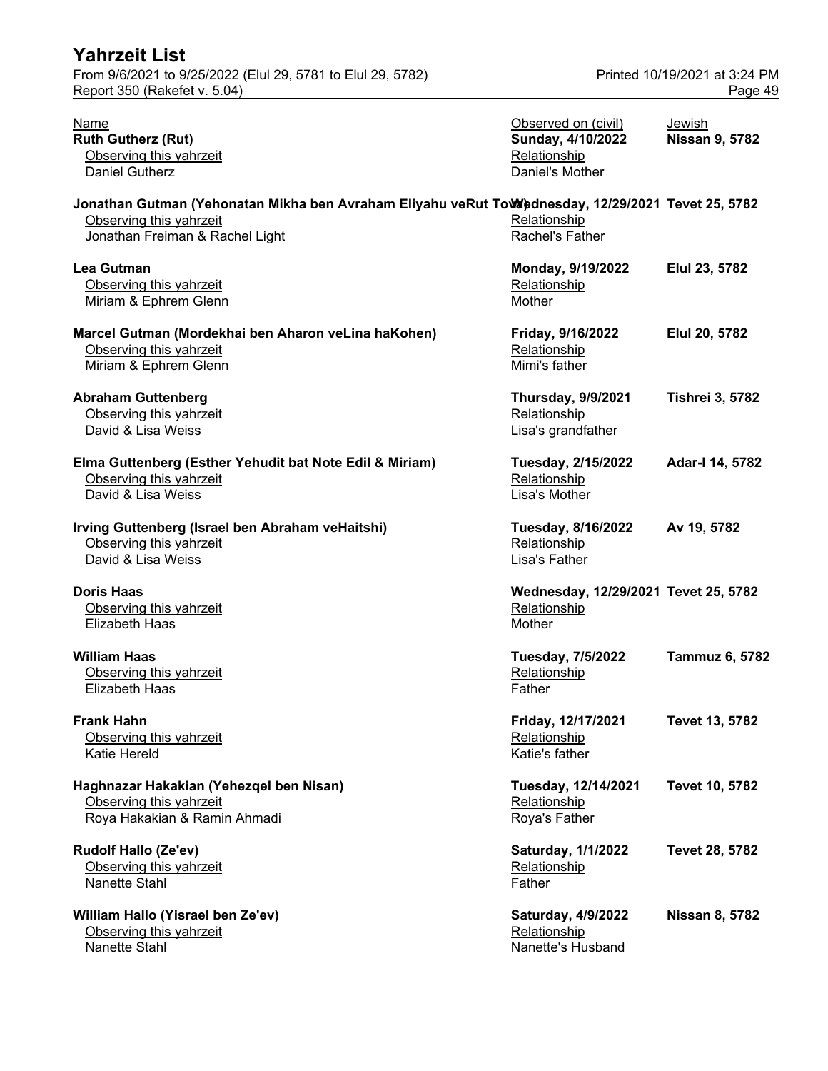# Yahrzeit List

From 9/6/2021 to 9/25/2022 (Elul 29, 5781 to Elul 29, 5782)
Report 350 (Rakefet v. 5.04)

Printed 10/19/2021 at 3:24 PM

| Name | Observed on (civil) | Jewish |
|---|---|---|
| **Ruth Gutherz (Rut)** | **Sunday, 4/10/2022** | **Nissan 9, 5782** |
| Observing this yahrzeit | Relationship | |
| Daniel Gutherz | Daniel's Mother | |
| **Jonathan Gutman (Yehonatan Mikha ben Avraham Eliyahu veRut Tova)** | **Wednesday, 12/29/2021** | **Tevet 25, 5782** |
| Observing this yahrzeit | Relationship | |
| Jonathan Freiman & Rachel Light | Rachel's Father | |
| **Lea Gutman** | **Monday, 9/19/2022** | **Elul 23, 5782** |
| Observing this yahrzeit | Relationship | |
| Miriam & Ephrem Glenn | Mother | |
| **Marcel Gutman (Mordekhai ben Aharon veLina haKohen)** | **Friday, 9/16/2022** | **Elul 20, 5782** |
| Observing this yahrzeit | Relationship | |
| Miriam & Ephrem Glenn | Mimi's father | |
| **Abraham Guttenberg** | **Thursday, 9/9/2021** | **Tishrei 3, 5782** |
| Observing this yahrzeit | Relationship | |
| David & Lisa Weiss | Lisa's grandfather | |
| **Elma Guttenberg (Esther Yehudit bat Note Edil & Miriam)** | **Tuesday, 2/15/2022** | **Adar-I 14, 5782** |
| Observing this yahrzeit | Relationship | |
| David & Lisa Weiss | Lisa's Mother | |
| **Irving Guttenberg (Israel ben Abraham veHaitshi)** | **Tuesday, 8/16/2022** | **Av 19, 5782** |
| Observing this yahrzeit | Relationship | |
| David & Lisa Weiss | Lisa's Father | |
| **Doris Haas** | **Wednesday, 12/29/2021** | **Tevet 25, 5782** |
| Observing this yahrzeit | Relationship | |
| Elizabeth Haas | Mother | |
| **William Haas** | **Tuesday, 7/5/2022** | **Tammuz 6, 5782** |
| Observing this yahrzeit | Relationship | |
| Elizabeth Haas | Father | |
| **Frank Hahn** | **Friday, 12/17/2021** | **Tevet 13, 5782** |
| Observing this yahrzeit | Relationship | |
| Katie Hereld | Katie's father | |
| **Haghnazar Hakakian (Yehezqel ben Nisan)** | **Tuesday, 12/14/2021** | **Tevet 10, 5782** |
| Observing this yahrzeit | Relationship | |
| Roya Hakakian & Ramin Ahmadi | Roya's Father | |
| **Rudolf Hallo (Ze'ev)** | **Saturday, 1/1/2022** | **Tevet 28, 5782** |
| Observing this yahrzeit | Relationship | |
| Nanette Stahl | Father | |
| **William Hallo (Yisrael ben Ze'ev)** | **Saturday, 4/9/2022** | **Nissan 8, 5782** |
| Observing this yahrzeit | Relationship | |
| Nanette Stahl | Nanette's Husband | |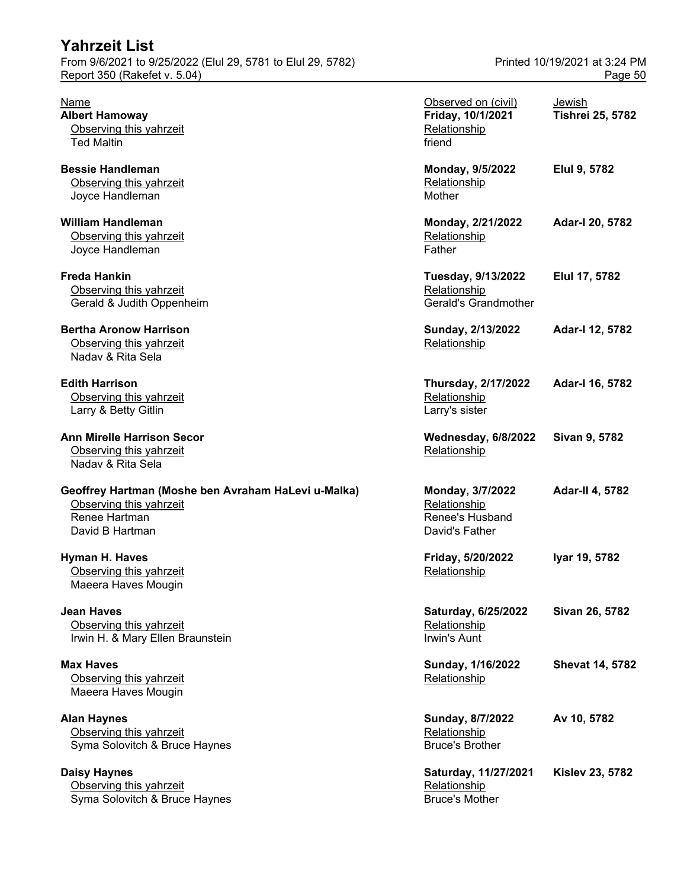# Yahrzeit List

From 9/6/2021 to 9/25/2022 (Elul 29, 5781 to Elul 29, 5782)
Report 350 (Rakefet v. 5.04)

Printed 10/19/2021 at 3:24 PM

| Name | Observed on (civil) | Jewish |
|---|---|---|
| **Albert Hamoway** | **Friday, 10/1/2021** | **Tishrei 25, 5782** |
| Observing this yahrzeit | Relationship | |
| Ted Maltin | friend | |
| **Bessie Handleman** | **Monday, 9/5/2022** | **Elul 9, 5782** |
| Observing this yahrzeit | Relationship | |
| Joyce Handleman | Mother | |
| **William Handleman** | **Monday, 2/21/2022** | **Adar-I 20, 5782** |
| Observing this yahrzeit | Relationship | |
| Joyce Handleman | Father | |
| **Freda Hankin** | **Tuesday, 9/13/2022** | **Elul 17, 5782** |
| Observing this yahrzeit | Relationship | |
| Gerald & Judith Oppenheim | Gerald's Grandmother | |
| **Bertha Aronow Harrison** | **Sunday, 2/13/2022** | **Adar-I 12, 5782** |
| Observing this yahrzeit | Relationship | |
| Nadav & Rita Sela | | |
| **Edith Harrison** | **Thursday, 2/17/2022** | **Adar-I 16, 5782** |
| Observing this yahrzeit | Relationship | |
| Larry & Betty Gitlin | Larry's sister | |
| **Ann Mirelle Harrison Secor** | **Wednesday, 6/8/2022** | **Sivan 9, 5782** |
| Observing this yahrzeit | Relationship | |
| Nadav & Rita Sela | | |
| **Geoffrey Hartman (Moshe ben Avraham HaLevi u-Malka)** | **Monday, 3/7/2022** | **Adar-II 4, 5782** |
| Observing this yahrzeit | Relationship | |
| Renee Hartman | Renee's Husband | |
| David B Hartman | David's Father | |
| **Hyman H. Haves** | **Friday, 5/20/2022** | **Iyar 19, 5782** |
| Observing this yahrzeit | Relationship | |
| Maeera Haves Mougin | | |
| **Jean Haves** | **Saturday, 6/25/2022** | **Sivan 26, 5782** |
| Observing this yahrzeit | Relationship | |
| Irwin H. & Mary Ellen Braunstein | Irwin's Aunt | |
| **Max Haves** | **Sunday, 1/16/2022** | **Shevat 14, 5782** |
| Observing this yahrzeit | Relationship | |
| Maeera Haves Mougin | | |
| **Alan Haynes** | **Sunday, 8/7/2022** | **Av 10, 5782** |
| Observing this yahrzeit | Relationship | |
| Syma Solovitch & Bruce Haynes | Bruce's Brother | |
| **Daisy Haynes** | **Saturday, 11/27/2021** | **Kislev 23, 5782** |
| Observing this yahrzeit | Relationship | |
| Syma Solovitch & Bruce Haynes | Bruce's Mother | |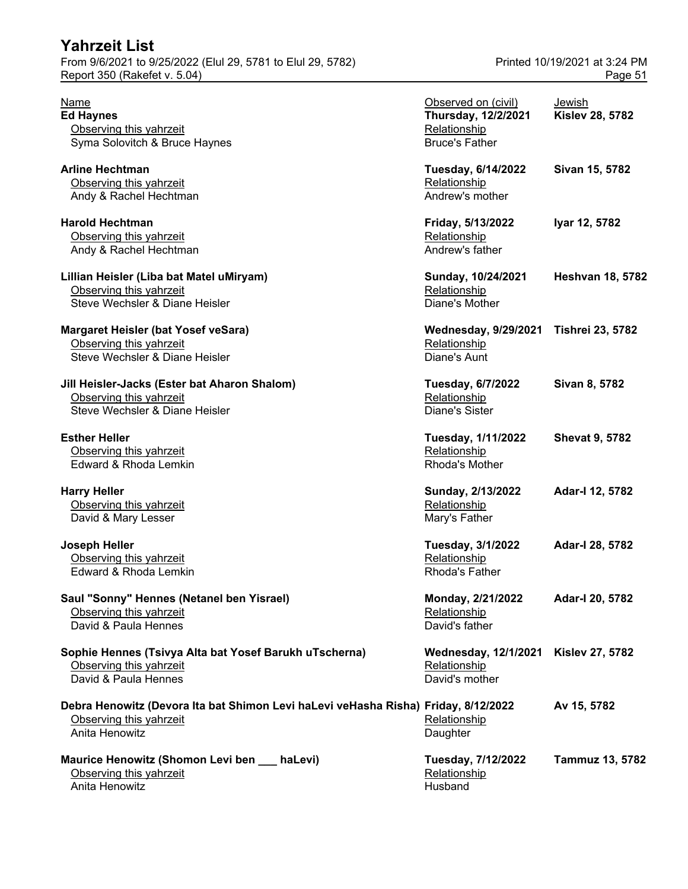# Yahrzeit List

From 9/6/2021 to 9/25/2022 (Elul 29, 5781 to Elul 29, 5782)
Report 350 (Rakefet v. 5.04)

Printed 10/19/2021 at 3:24 PM

| Name | Observed on (civil) | Jewish |
|---|---|---|
| **Ed Haynes** | **Thursday, 12/2/2021** | **Kislev 28, 5782** |
| Observing this yahrzeit | Relationship | |
| Syma Solovitch & Bruce Haynes | Bruce's Father | |
| **Arline Hechtman** | **Tuesday, 6/14/2022** | **Sivan 15, 5782** |
| Observing this yahrzeit | Relationship | |
| Andy & Rachel Hechtman | Andrew's mother | |
| **Harold Hechtman** | **Friday, 5/13/2022** | **Iyar 12, 5782** |
| Observing this yahrzeit | Relationship | |
| Andy & Rachel Hechtman | Andrew's father | |
| **Lillian Heisler (Liba bat Matel uMiryam)** | **Sunday, 10/24/2021** | **Heshvan 18, 5782** |
| Observing this yahrzeit | Relationship | |
| Steve Wechsler & Diane Heisler | Diane's Mother | |
| **Margaret Heisler (bat Yosef veSara)** | **Wednesday, 9/29/2021** | **Tishrei 23, 5782** |
| Observing this yahrzeit | Relationship | |
| Steve Wechsler & Diane Heisler | Diane's Aunt | |
| **Jill Heisler-Jacks (Ester bat Aharon Shalom)** | **Tuesday, 6/7/2022** | **Sivan 8, 5782** |
| Observing this yahrzeit | Relationship | |
| Steve Wechsler & Diane Heisler | Diane's Sister | |
| **Esther Heller** | **Tuesday, 1/11/2022** | **Shevat 9, 5782** |
| Observing this yahrzeit | Relationship | |
| Edward & Rhoda Lemkin | Rhoda's Mother | |
| **Harry Heller** | **Sunday, 2/13/2022** | **Adar-I 12, 5782** |
| Observing this yahrzeit | Relationship | |
| David & Mary Lesser | Mary's Father | |
| **Joseph Heller** | **Tuesday, 3/1/2022** | **Adar-I 28, 5782** |
| Observing this yahrzeit | Relationship | |
| Edward & Rhoda Lemkin | Rhoda's Father | |
| **Saul "Sonny" Hennes (Netanel ben Yisrael)** | **Monday, 2/21/2022** | **Adar-I 20, 5782** |
| Observing this yahrzeit | Relationship | |
| David & Paula Hennes | David's father | |
| **Sophie Hennes (Tsivya Alta bat Yosef Barukh uTscherna)** | **Wednesday, 12/1/2021** | **Kislev 27, 5782** |
| Observing this yahrzeit | Relationship | |
| David & Paula Hennes | David's mother | |
| **Debra Henowitz (Devora Ita bat Shimon Levi haLevi veHasha Risha)** | **Friday, 8/12/2022** | **Av 15, 5782** |
| Observing this yahrzeit | Relationship | |
| Anita Henowitz | Daughter | |
| **Maurice Henowitz (Shomon Levi ben ___ haLevi)** | **Tuesday, 7/12/2022** | **Tammuz 13, 5782** |
| Observing this yahrzeit | Relationship | |
| Anita Henowitz | Husband | |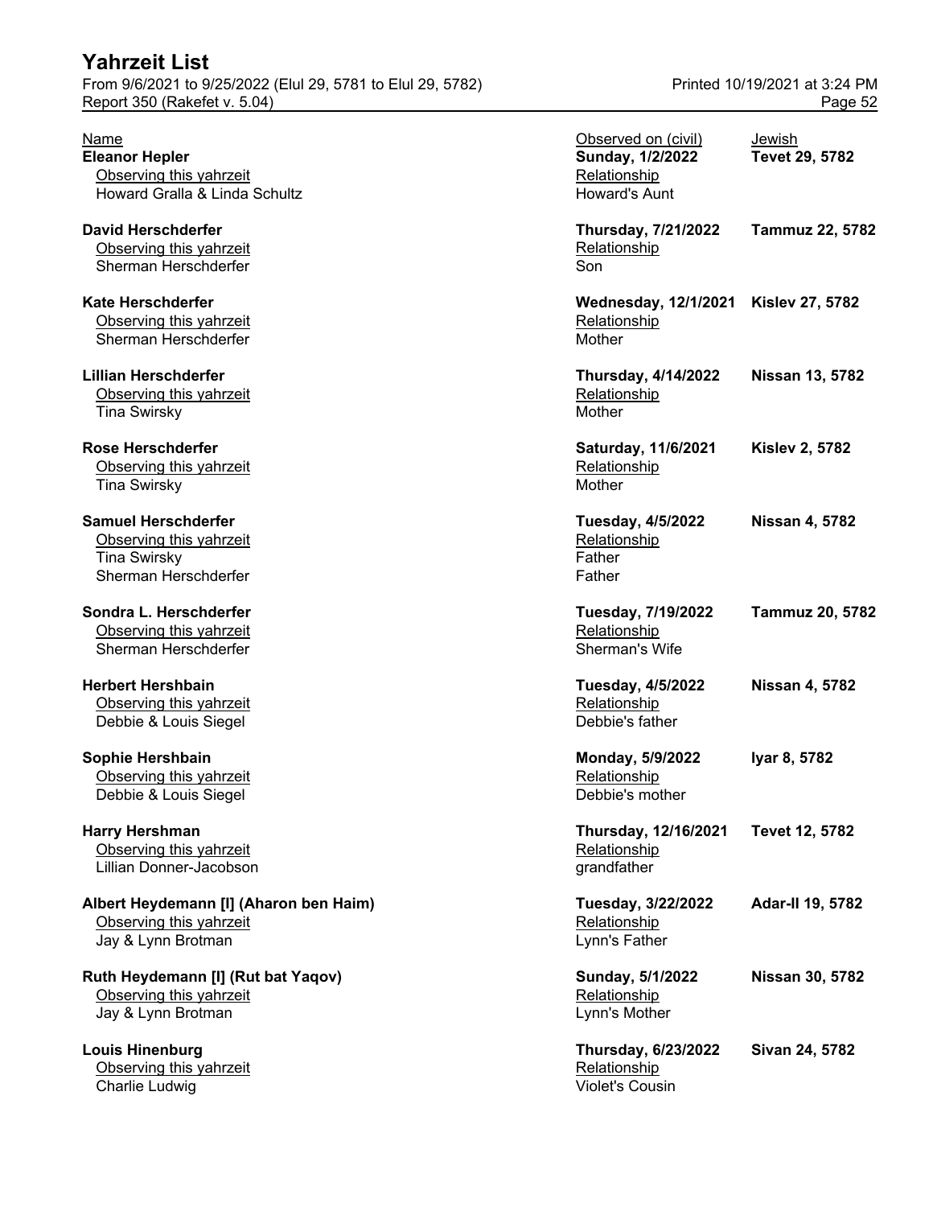| Name | Observed on (civil) | Jewish |
|---|---|---|
| **Eleanor Hepler** | **Sunday, 1/2/2022** | **Tevet 29, 5782** |
| Observing this yahrzeit | Relationship | |
| Howard Gralla & Linda Schultz | Howard's Aunt | |
| **David Herschderfer** | **Thursday, 7/21/2022** | **Tammuz 22, 5782** |
| Observing this yahrzeit | Relationship | |
| Sherman Herschderfer | Son | |
| **Kate Herschderfer** | **Wednesday, 12/1/2021** | **Kislev 27, 5782** |
| Observing this yahrzeit | Relationship | |
| Sherman Herschderfer | Mother | |
| **Lillian Herschderfer** | **Thursday, 4/14/2022** | **Nissan 13, 5782** |
| Observing this yahrzeit | Relationship | |
| Tina Swirsky | Mother | |
| **Rose Herschderfer** | **Saturday, 11/6/2021** | **Kislev 2, 5782** |
| Observing this yahrzeit | Relationship | |
| Tina Swirsky | Mother | |
| **Samuel Herschderfer** | **Tuesday, 4/5/2022** | **Nissan 4, 5782** |
| Observing this yahrzeit | Relationship | |
| Tina Swirsky | Father | |
| Sherman Herschderfer | Father | |
| **Sondra L. Herschderfer** | **Tuesday, 7/19/2022** | **Tammuz 20, 5782** |
| Observing this yahrzeit | Relationship | |
| Sherman Herschderfer | Sherman's Wife | |
| **Herbert Hershbain** | **Tuesday, 4/5/2022** | **Nissan 4, 5782** |
| Observing this yahrzeit | Relationship | |
| Debbie & Louis Siegel | Debbie's father | |
| **Sophie Hershbain** | **Monday, 5/9/2022** | **Iyar 8, 5782** |
| Observing this yahrzeit | Relationship | |
| Debbie & Louis Siegel | Debbie's mother | |
| **Harry Hershman** | **Thursday, 12/16/2021** | **Tevet 12, 5782** |
| Observing this yahrzeit | Relationship | |
| Lillian Donner-Jacobson | grandfather | |
| **Albert Heydemann [I] (Aharon ben Haim)** | **Tuesday, 3/22/2022** | **Adar-II 19, 5782** |
| Observing this yahrzeit | Relationship | |
| Jay & Lynn Brotman | Lynn's Father | |
| **Ruth Heydemann [I] (Rut bat Yaqov)** | **Sunday, 5/1/2022** | **Nissan 30, 5782** |
| Observing this yahrzeit | Relationship | |
| Jay & Lynn Brotman | Lynn's Mother | |
| **Louis Hinenburg** | **Thursday, 6/23/2022** | **Sivan 24, 5782** |
| Observing this yahrzeit | Relationship | |
| Charlie Ludwig | Violet's Cousin | |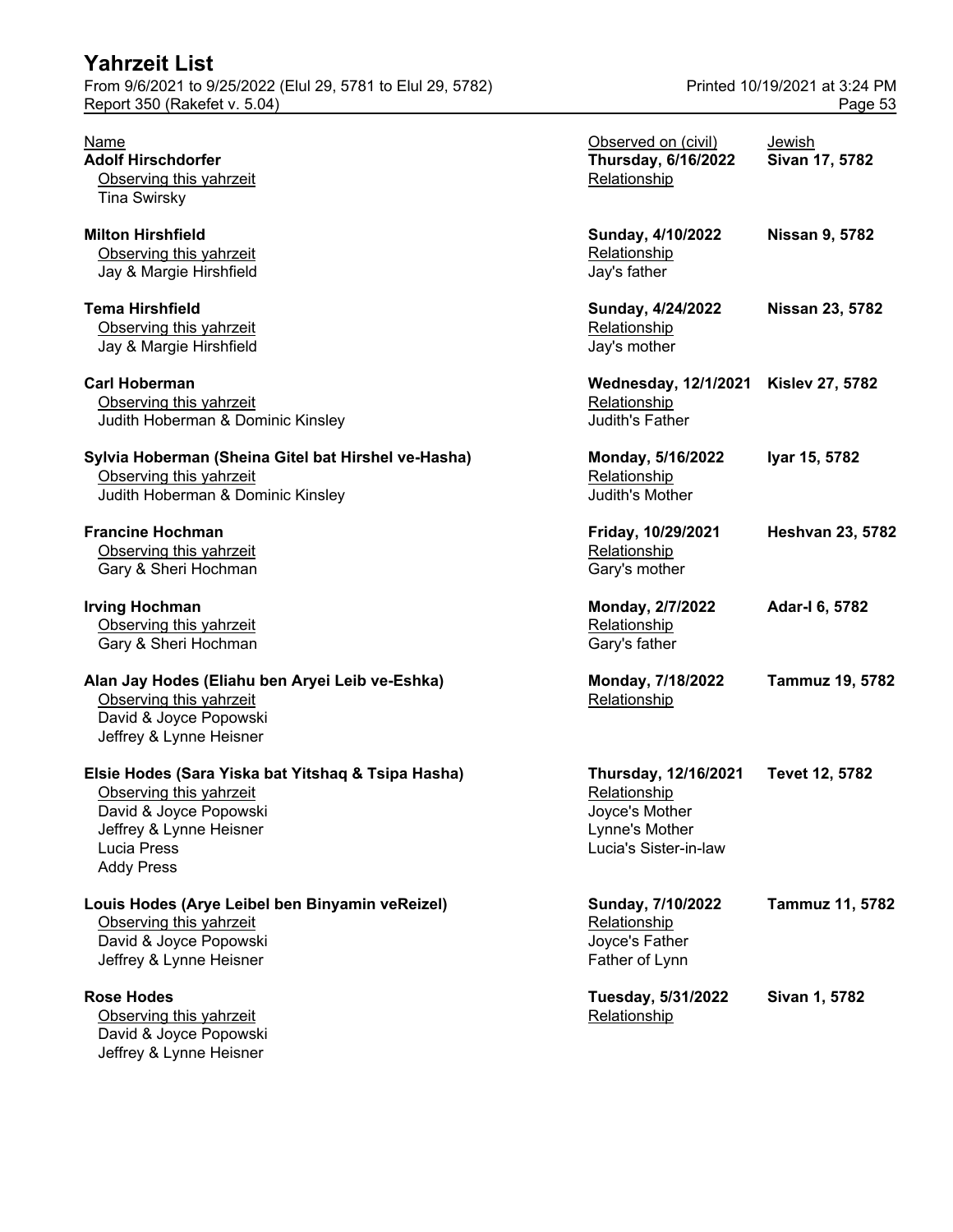| Name | Observed on (civil) | Jewish |
|---|---|---|
| **Adolf Hirschdorfer** | **Thursday, 6/16/2022** | **Sivan 17, 5782** |
| Observing this yahrzeit | Relationship | |
| Tina Swirsky | | |
| **Milton Hirshfield** | **Sunday, 4/10/2022** | **Nissan 9, 5782** |
| Observing this yahrzeit | Relationship | |
| Jay & Margie Hirshfield | Jay's father | |
| **Tema Hirshfield** | **Sunday, 4/24/2022** | **Nissan 23, 5782** |
| Observing this yahrzeit | Relationship | |
| Jay & Margie Hirshfield | Jay's mother | |
| **Carl Hoberman** | **Wednesday, 12/1/2021** | **Kislev 27, 5782** |
| Observing this yahrzeit | Relationship | |
| Judith Hoberman & Dominic Kinsley | Judith's Father | |
| **Sylvia Hoberman (Sheina Gitel bat Hirshel ve-Hasha)** | **Monday, 5/16/2022** | **Iyar 15, 5782** |
| Observing this yahrzeit | Relationship | |
| Judith Hoberman & Dominic Kinsley | Judith's Mother | |
| **Francine Hochman** | **Friday, 10/29/2021** | **Heshvan 23, 5782** |
| Observing this yahrzeit | Relationship | |
| Gary & Sheri Hochman | Gary's mother | |
| **Irving Hochman** | **Monday, 2/7/2022** | **Adar-I 6, 5782** |
| Observing this yahrzeit | Relationship | |
| Gary & Sheri Hochman | Gary's father | |
| **Alan Jay Hodes (Eliahu ben Aryei Leib ve-Eshka)** | **Monday, 7/18/2022** | **Tammuz 19, 5782** |
| Observing this yahrzeit | Relationship | |
| David & Joyce Popowski | | |
| Jeffrey & Lynne Heisner | | |
| **Elsie Hodes (Sara Yiska bat Yitshaq & Tsipa Hasha)** | **Thursday, 12/16/2021** | **Tevet 12, 5782** |
| Observing this yahrzeit | Relationship | |
| David & Joyce Popowski | Joyce's Mother | |
| Jeffrey & Lynne Heisner | Lynne's Mother | |
| Lucia Press | Lucia's Sister-in-law | |
| Addy Press | | |
| **Louis Hodes (Arye Leibel ben Binyamin veReizel)** | **Sunday, 7/10/2022** | **Tammuz 11, 5782** |
| Observing this yahrzeit | Relationship | |
| David & Joyce Popowski | Joyce's Father | |
| Jeffrey & Lynne Heisner | Father of Lynn | |
| **Rose Hodes** | **Tuesday, 5/31/2022** | **Sivan 1, 5782** |
| Observing this yahrzeit | Relationship | |
| David & Joyce Popowski | | |
| Jeffrey & Lynne Heisner | | |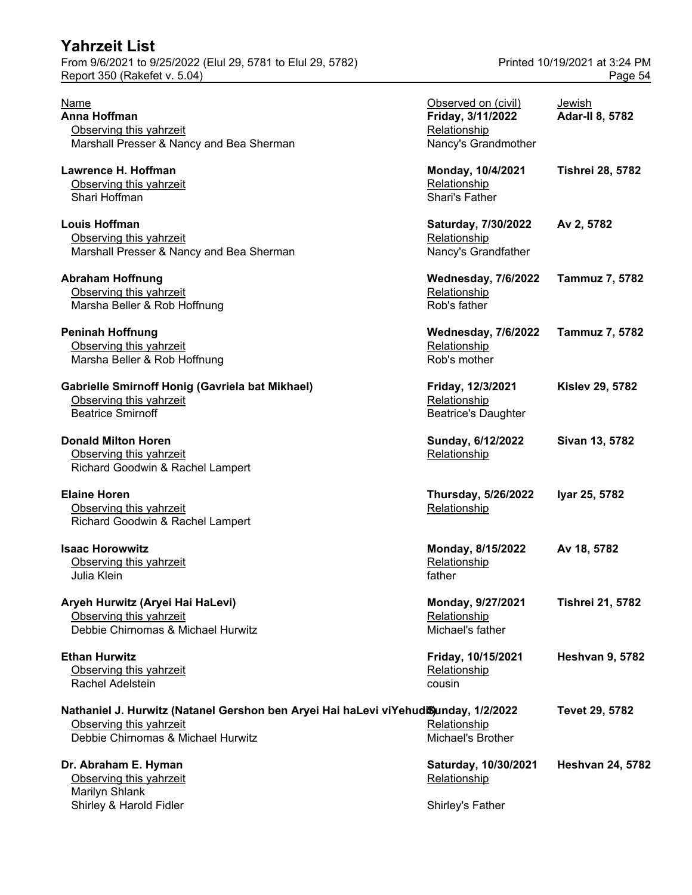| Name | Observed on (civil) | Jewish |
|---|---|---|
| **Anna Hoffman** | **Friday, 3/11/2022** | **Adar-II 8, 5782** |
| Observing this yahrzeit | Relationship | |
| Marshall Presser & Nancy and Bea Sherman | Nancy's Grandmother | |
| **Lawrence H. Hoffman** | **Monday, 10/4/2021** | **Tishrei 28, 5782** |
| Observing this yahrzeit | Relationship | |
| Shari Hoffman | Shari's Father | |
| **Louis Hoffman** | **Saturday, 7/30/2022** | **Av 2, 5782** |
| Observing this yahrzeit | Relationship | |
| Marshall Presser & Nancy and Bea Sherman | Nancy's Grandfather | |
| **Abraham Hoffnung** | **Wednesday, 7/6/2022** | **Tammuz 7, 5782** |
| Observing this yahrzeit | Relationship | |
| Marsha Beller & Rob Hoffnung | Rob's father | |
| **Peninah Hoffnung** | **Wednesday, 7/6/2022** | **Tammuz 7, 5782** |
| Observing this yahrzeit | Relationship | |
| Marsha Beller & Rob Hoffnung | Rob's mother | |
| **Gabrielle Smirnoff Honig (Gavriela bat Mikhael)** | **Friday, 12/3/2021** | **Kislev 29, 5782** |
| Observing this yahrzeit | Relationship | |
| Beatrice Smirnoff | Beatrice's Daughter | |
| **Donald Milton Horen** | **Sunday, 6/12/2022** | **Sivan 13, 5782** |
| Observing this yahrzeit | Relationship | |
| Richard Goodwin & Rachel Lampert | | |
| **Elaine Horen** | **Thursday, 5/26/2022** | **Iyar 25, 5782** |
| Observing this yahrzeit | Relationship | |
| Richard Goodwin & Rachel Lampert | | |
| **Isaac Horowwitz** | **Monday, 8/15/2022** | **Av 18, 5782** |
| Observing this yahrzeit | Relationship | |
| Julia Klein | father | |
| **Aryeh Hurwitz (Aryei Hai HaLevi)** | **Monday, 9/27/2021** | **Tishrei 21, 5782** |
| Observing this yahrzeit | Relationship | |
| Debbie Chirnomas & Michael Hurwitz | Michael's father | |
| **Ethan Hurwitz** | **Friday, 10/15/2021** | **Heshvan 9, 5782** |
| Observing this yahrzeit | Relationship | |
| Rachel Adelstein | cousin | |
| **Nathaniel J. Hurwitz (Natanel Gershon ben Aryei Hai haLevi viYehudi)** | **Sunday, 1/2/2022** | **Tevet 29, 5782** |
| Observing this yahrzeit | Relationship | |
| Debbie Chirnomas & Michael Hurwitz | Michael's Brother | |
| **Dr. Abraham E. Hyman** | **Saturday, 10/30/2021** | **Heshvan 24, 5782** |
| Observing this yahrzeit | Relationship | |
| Marilyn Shlank | | |
| Shirley & Harold Fidler | Shirley's Father | |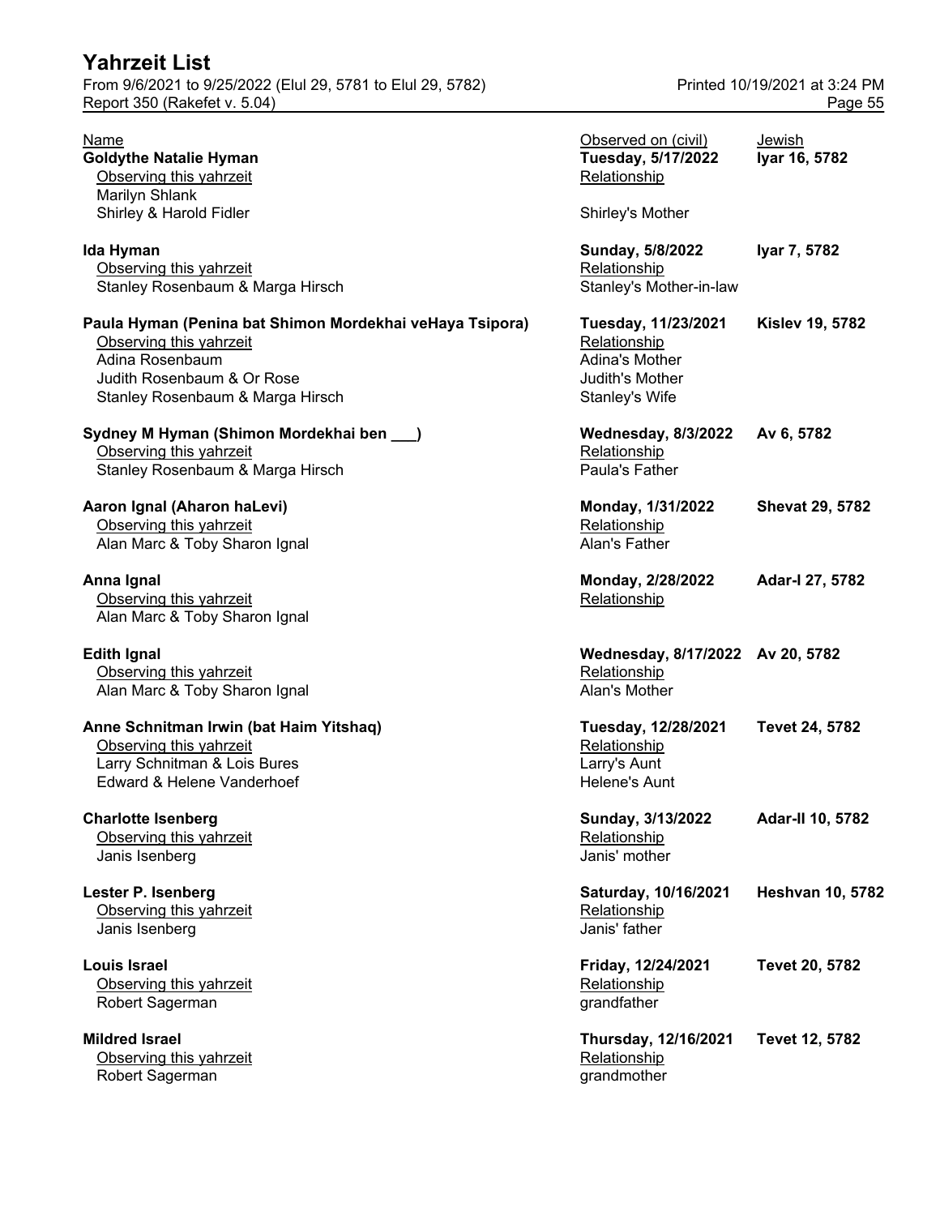# Yahrzeit List

From 9/6/2021 to 9/25/2022 (Elul 29, 5781 to Elul 29, 5782)
Report 350 (Rakefet v. 5.04)

Printed 10/19/2021 at 3:24 PM

| Name | Observed on (civil) | Jewish |
|---|---|---|
| **Goldythe Natalie Hyman** | **Tuesday, 5/17/2022** | **Iyar 16, 5782** |
| Observing this yahrzeit | Relationship | |
| Marilyn Shlank | | |
| Shirley & Harold Fidler | Shirley's Mother | |
| **Ida Hyman** | **Sunday, 5/8/2022** | **Iyar 7, 5782** |
| Observing this yahrzeit | Relationship | |
| Stanley Rosenbaum & Marga Hirsch | Stanley's Mother-in-law | |
| **Paula Hyman (Penina bat Shimon Mordekhai veHaya Tsipora)** | **Tuesday, 11/23/2021** | **Kislev 19, 5782** |
| Observing this yahrzeit | Relationship | |
| Adina Rosenbaum | Adina's Mother | |
| Judith Rosenbaum & Or Rose | Judith's Mother | |
| Stanley Rosenbaum & Marga Hirsch | Stanley's Wife | |
| **Sydney M Hyman (Shimon Mordekhai ben ___)** | **Wednesday, 8/3/2022** | **Av 6, 5782** |
| Observing this yahrzeit | Relationship | |
| Stanley Rosenbaum & Marga Hirsch | Paula's Father | |
| **Aaron Ignal (Aharon haLevi)** | **Monday, 1/31/2022** | **Shevat 29, 5782** |
| Observing this yahrzeit | Relationship | |
| Alan Marc & Toby Sharon Ignal | Alan's Father | |
| **Anna Ignal** | **Monday, 2/28/2022** | **Adar-I 27, 5782** |
| Observing this yahrzeit | Relationship | |
| Alan Marc & Toby Sharon Ignal | | |
| **Edith Ignal** | **Wednesday, 8/17/2022** | **Av 20, 5782** |
| Observing this yahrzeit | Relationship | |
| Alan Marc & Toby Sharon Ignal | Alan's Mother | |
| **Anne Schnitman Irwin (bat Haim Yitshaq)** | **Tuesday, 12/28/2021** | **Tevet 24, 5782** |
| Observing this yahrzeit | Relationship | |
| Larry Schnitman & Lois Bures | Larry's Aunt | |
| Edward & Helene Vanderhoef | Helene's Aunt | |
| **Charlotte Isenberg** | **Sunday, 3/13/2022** | **Adar-II 10, 5782** |
| Observing this yahrzeit | Relationship | |
| Janis Isenberg | Janis' mother | |
| **Lester P. Isenberg** | **Saturday, 10/16/2021** | **Heshvan 10, 5782** |
| Observing this yahrzeit | Relationship | |
| Janis Isenberg | Janis' father | |
| **Louis Israel** | **Friday, 12/24/2021** | **Tevet 20, 5782** |
| Observing this yahrzeit | Relationship | |
| Robert Sagerman | grandfather | |
| **Mildred Israel** | **Thursday, 12/16/2021** | **Tevet 12, 5782** |
| Observing this yahrzeit | Relationship | |
| Robert Sagerman | grandmother | |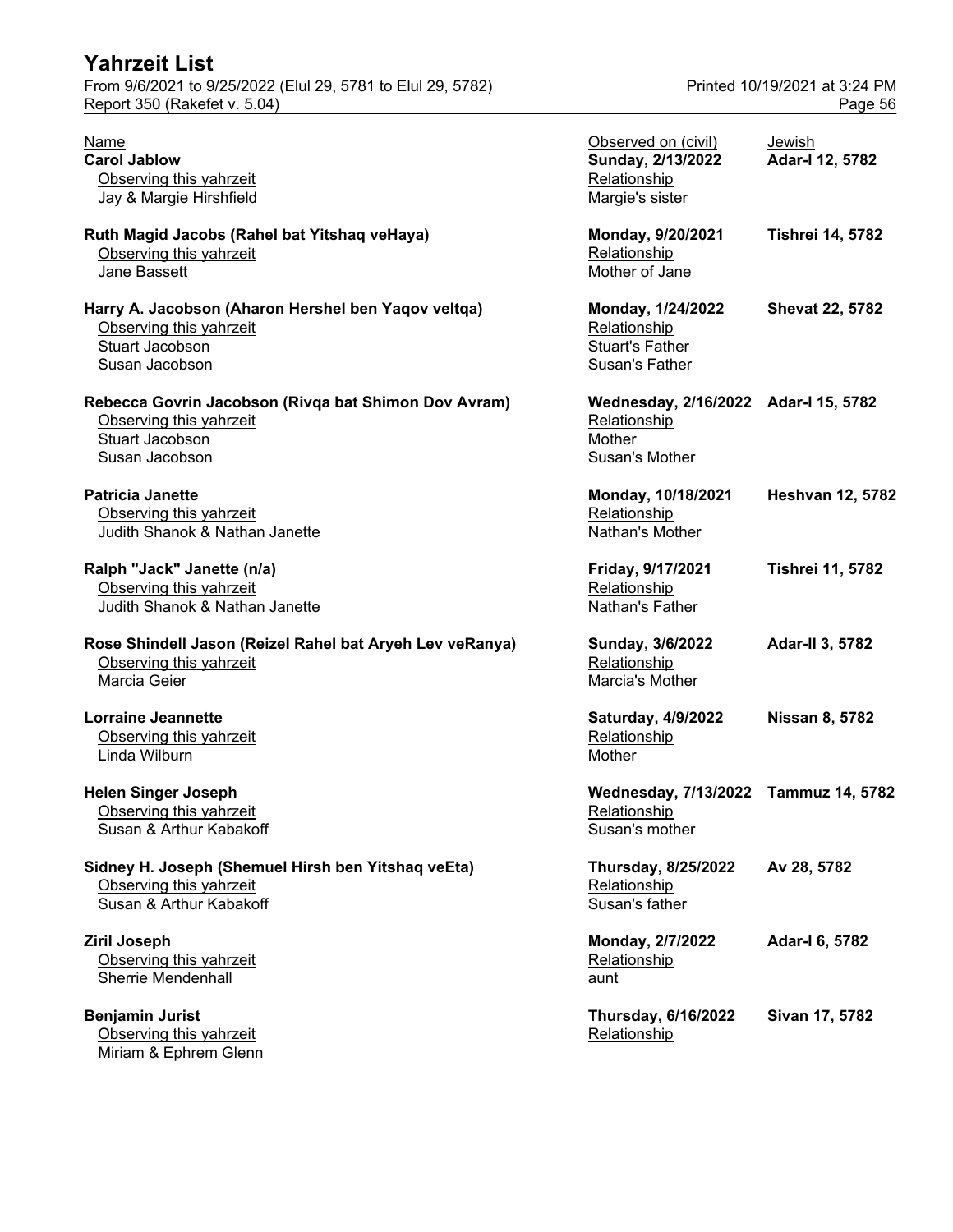| Name | Observed on (civil) | Jewish |
| --- | --- | --- |
| **Carol Jablow** | **Sunday, 2/13/2022** | **Adar-I 12, 5782** |
| Observing this yahrzeit | Relationship | |
| Jay & Margie Hirshfield | Margie's sister | |
| **Ruth Magid Jacobs (Rahel bat Yitshaq veHaya)** | **Monday, 9/20/2021** | **Tishrei 14, 5782** |
| Observing this yahrzeit | Relationship | |
| Jane Bassett | Mother of Jane | |
| **Harry A. Jacobson (Aharon Hershel ben Yaqov veItqa)** | **Monday, 1/24/2022** | **Shevat 22, 5782** |
| Observing this yahrzeit | Relationship | |
| Stuart Jacobson | Stuart's Father | |
| Susan Jacobson | Susan's Father | |
| **Rebecca Govrin Jacobson (Rivqa bat Shimon Dov Avram)** | **Wednesday, 2/16/2022** | **Adar-I 15, 5782** |
| Observing this yahrzeit | Relationship | |
| Stuart Jacobson | Mother | |
| Susan Jacobson | Susan's Mother | |
| **Patricia Janette** | **Monday, 10/18/2021** | **Heshvan 12, 5782** |
| Observing this yahrzeit | Relationship | |
| Judith Shanok & Nathan Janette | Nathan's Mother | |
| **Ralph "Jack" Janette (n/a)** | **Friday, 9/17/2021** | **Tishrei 11, 5782** |
| Observing this yahrzeit | Relationship | |
| Judith Shanok & Nathan Janette | Nathan's Father | |
| **Rose Shindell Jason (Reizel Rahel bat Aryeh Lev veRanya)** | **Sunday, 3/6/2022** | **Adar-II 3, 5782** |
| Observing this yahrzeit | Relationship | |
| Marcia Geier | Marcia's Mother | |
| **Lorraine Jeannette** | **Saturday, 4/9/2022** | **Nissan 8, 5782** |
| Observing this yahrzeit | Relationship | |
| Linda Wilburn | Mother | |
| **Helen Singer Joseph** | **Wednesday, 7/13/2022** | **Tammuz 14, 5782** |
| Observing this yahrzeit | Relationship | |
| Susan & Arthur Kabakoff | Susan's mother | |
| **Sidney H. Joseph (Shemuel Hirsh ben Yitshaq veEta)** | **Thursday, 8/25/2022** | **Av 28, 5782** |
| Observing this yahrzeit | Relationship | |
| Susan & Arthur Kabakoff | Susan's father | |
| **Ziril Joseph** | **Monday, 2/7/2022** | **Adar-I 6, 5782** |
| Observing this yahrzeit | Relationship | |
| Sherrie Mendenhall | aunt | |
| **Benjamin Jurist** | **Thursday, 6/16/2022** | **Sivan 17, 5782** |
| Observing this yahrzeit | Relationship | |
| Miriam & Ephrem Glenn | | |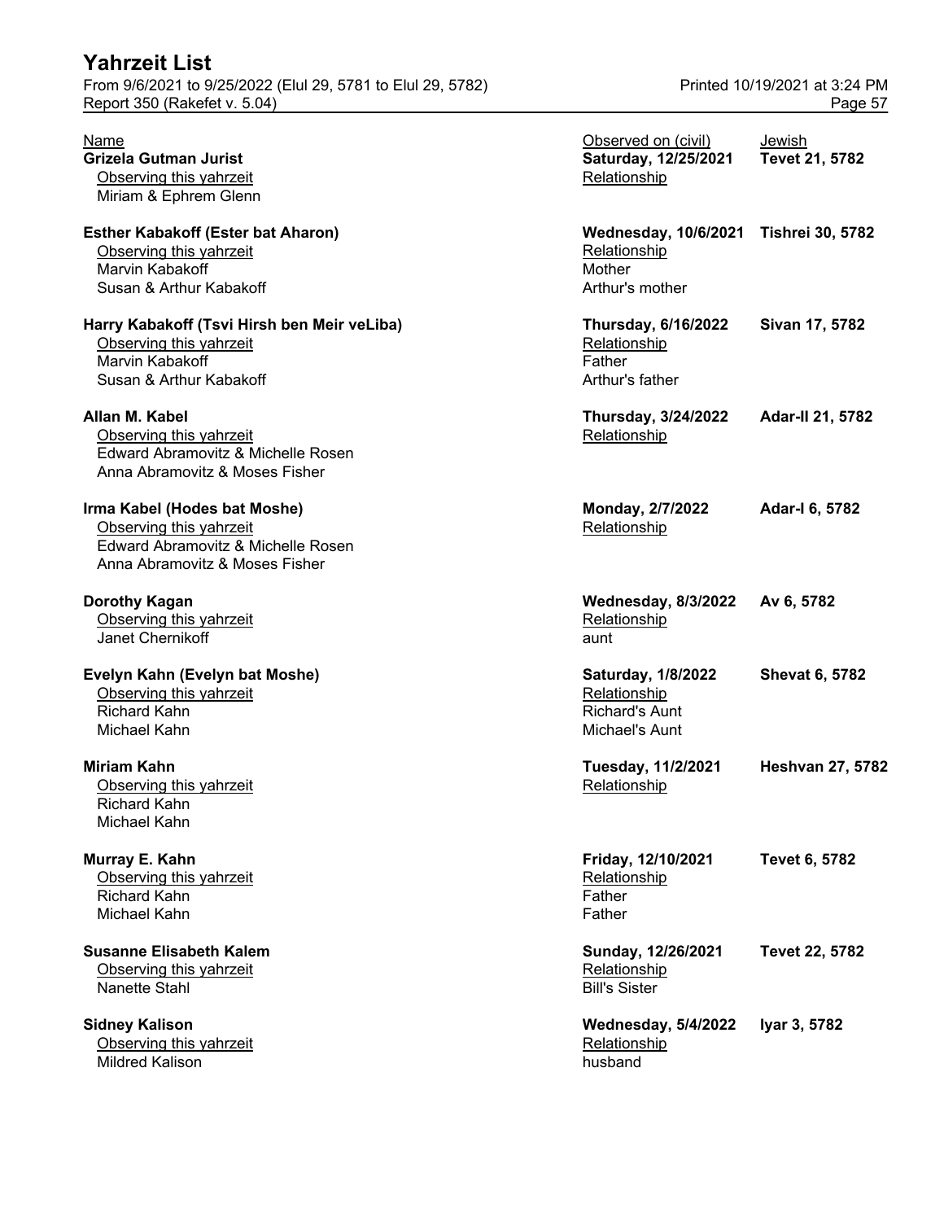# Yahrzeit List

From 9/6/2021 to 9/25/2022 (Elul 29, 5781 to Elul 29, 5782)
Report 350 (Rakefet v. 5.04)
Printed 10/19/2021 at 3:24 PM

| Name | Observed on (civil) | Jewish |
|---|---|---|
| **Grizela Gutman Jurist** | **Saturday, 12/25/2021** | **Tevet 21, 5782** |
| Observing this yahrzeit | Relationship | |
| Miriam & Ephrem Glenn | | |
| **Esther Kabakoff (Ester bat Aharon)** | **Wednesday, 10/6/2021** | **Tishrei 30, 5782** |
| Observing this yahrzeit | Relationship | |
| Marvin Kabakoff | Mother | |
| Susan & Arthur Kabakoff | Arthur's mother | |
| **Harry Kabakoff (Tsvi Hirsh ben Meir veLiba)** | **Thursday, 6/16/2022** | **Sivan 17, 5782** |
| Observing this yahrzeit | Relationship | |
| Marvin Kabakoff | Father | |
| Susan & Arthur Kabakoff | Arthur's father | |
| **Allan M. Kabel** | **Thursday, 3/24/2022** | **Adar-II 21, 5782** |
| Observing this yahrzeit | Relationship | |
| Edward Abramovitz & Michelle Rosen | | |
| Anna Abramovitz & Moses Fisher | | |
| **Irma Kabel (Hodes bat Moshe)** | **Monday, 2/7/2022** | **Adar-I 6, 5782** |
| Observing this yahrzeit | Relationship | |
| Edward Abramovitz & Michelle Rosen | | |
| Anna Abramovitz & Moses Fisher | | |
| **Dorothy Kagan** | **Wednesday, 8/3/2022** | **Av 6, 5782** |
| Observing this yahrzeit | Relationship | |
| Janet Chernikoff | aunt | |
| **Evelyn Kahn (Evelyn bat Moshe)** | **Saturday, 1/8/2022** | **Shevat 6, 5782** |
| Observing this yahrzeit | Relationship | |
| Richard Kahn | Richard's Aunt | |
| Michael Kahn | Michael's Aunt | |
| **Miriam Kahn** | **Tuesday, 11/2/2021** | **Heshvan 27, 5782** |
| Observing this yahrzeit | Relationship | |
| Richard Kahn | | |
| Michael Kahn | | |
| **Murray E. Kahn** | **Friday, 12/10/2021** | **Tevet 6, 5782** |
| Observing this yahrzeit | Relationship | |
| Richard Kahn | Father | |
| Michael Kahn | Father | |
| **Susanne Elisabeth Kalem** | **Sunday, 12/26/2021** | **Tevet 22, 5782** |
| Observing this yahrzeit | Relationship | |
| Nanette Stahl | Bill's Sister | |
| **Sidney Kalison** | **Wednesday, 5/4/2022** | **Iyar 3, 5782** |
| Observing this yahrzeit | Relationship | |
| Mildred Kalison | husband | |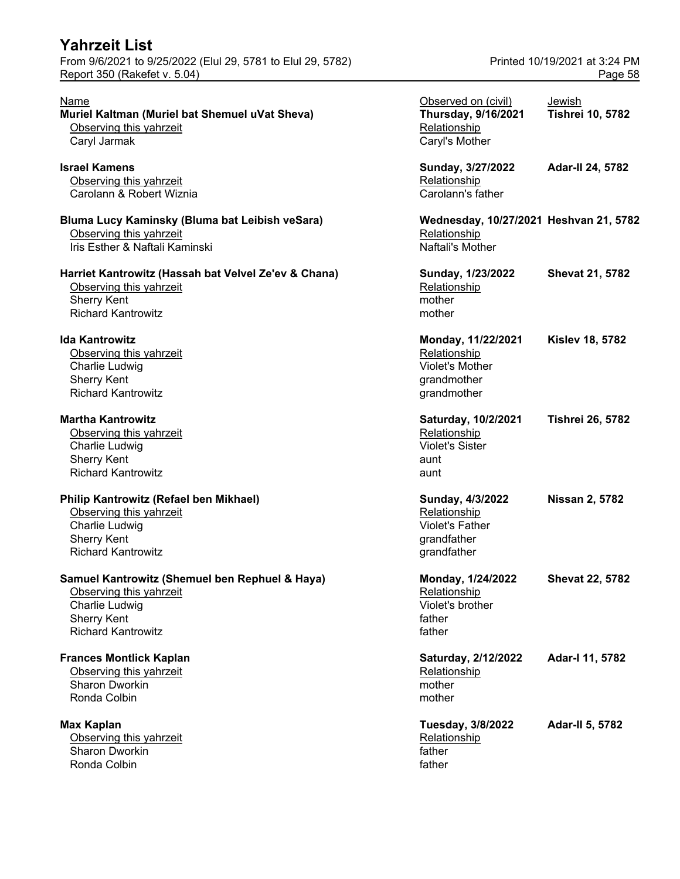# Yahrzeit List

From 9/6/2021 to 9/25/2022 (Elul 29, 5781 to Elul 29, 5782)
Report 350 (Rakefet v. 5.04)

Printed 10/19/2021 at 3:24 PM

| Name | Observed on (civil) | Jewish |
|---|---|---|
| **Muriel Kaltman (Muriel bat Shemuel uVat Sheva)** | **Thursday, 9/16/2021** | **Tishrei 10, 5782** |
| Observing this yahrzeit | Relationship | |
| Caryl Jarmak | Caryl's Mother | |
| **Israel Kamens** | **Sunday, 3/27/2022** | **Adar-II 24, 5782** |
| Observing this yahrzeit | Relationship | |
| Carolann & Robert Wiznia | Carolann's father | |
| **Bluma Lucy Kaminsky (Bluma bat Leibish veSara)** | **Wednesday, 10/27/2021** | **Heshvan 21, 5782** |
| Observing this yahrzeit | Relationship | |
| Iris Esther & Naftali Kaminski | Naftali's Mother | |
| **Harriet Kantrowitz (Hassah bat Velvel Ze'ev & Chana)** | **Sunday, 1/23/2022** | **Shevat 21, 5782** |
| Observing this yahrzeit | Relationship | |
| Sherry Kent | mother | |
| Richard Kantrowitz | mother | |
| **Ida Kantrowitz** | **Monday, 11/22/2021** | **Kislev 18, 5782** |
| Observing this yahrzeit | Relationship | |
| Charlie Ludwig | Violet's Mother | |
| Sherry Kent | grandmother | |
| Richard Kantrowitz | grandmother | |
| **Martha Kantrowitz** | **Saturday, 10/2/2021** | **Tishrei 26, 5782** |
| Observing this yahrzeit | Relationship | |
| Charlie Ludwig | Violet's Sister | |
| Sherry Kent | aunt | |
| Richard Kantrowitz | aunt | |
| **Philip Kantrowitz (Refael ben Mikhael)** | **Sunday, 4/3/2022** | **Nissan 2, 5782** |
| Observing this yahrzeit | Relationship | |
| Charlie Ludwig | Violet's Father | |
| Sherry Kent | grandfather | |
| Richard Kantrowitz | grandfather | |
| **Samuel Kantrowitz (Shemuel ben Rephuel & Haya)** | **Monday, 1/24/2022** | **Shevat 22, 5782** |
| Observing this yahrzeit | Relationship | |
| Charlie Ludwig | Violet's brother | |
| Sherry Kent | father | |
| Richard Kantrowitz | father | |
| **Frances Montlick Kaplan** | **Saturday, 2/12/2022** | **Adar-I 11, 5782** |
| Observing this yahrzeit | Relationship | |
| Sharon Dworkin | mother | |
| Ronda Colbin | mother | |
| **Max Kaplan** | **Tuesday, 3/8/2022** | **Adar-II 5, 5782** |
| Observing this yahrzeit | Relationship | |
| Sharon Dworkin | father | |
| Ronda Colbin | father | |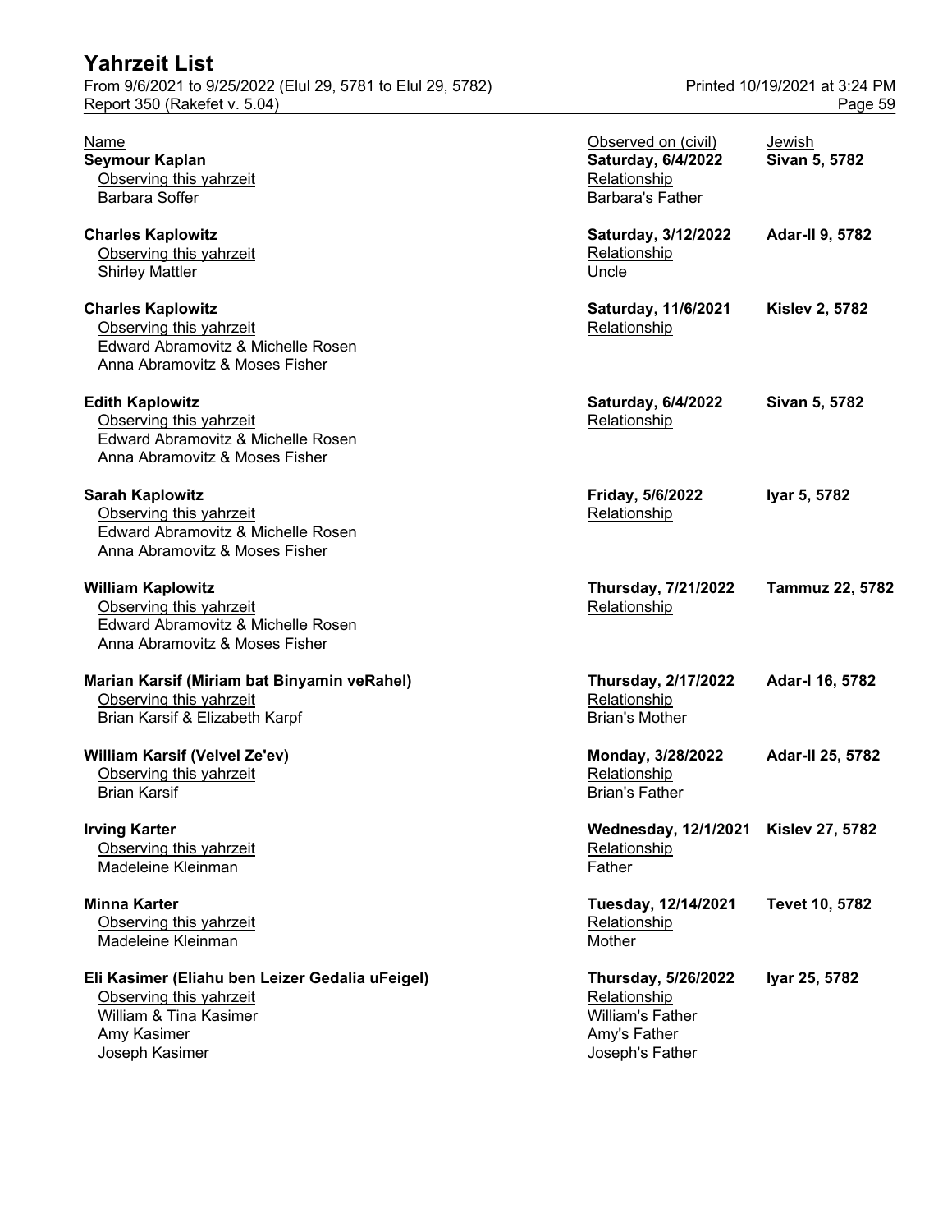| Name | Observed on (civil) | Jewish |
|---|---|---|
| **Seymour Kaplan** | **Saturday, 6/4/2022** | **Sivan 5, 5782** |
| Observing this yahrzeit | Relationship | |
| Barbara Soffer | Barbara's Father | |
| **Charles Kaplowitz** | **Saturday, 3/12/2022** | **Adar-II 9, 5782** |
| Observing this yahrzeit | Relationship | |
| Shirley Mattler | Uncle | |
| **Charles Kaplowitz** | **Saturday, 11/6/2021** | **Kislev 2, 5782** |
| Observing this yahrzeit | Relationship | |
| Edward Abramovitz & Michelle Rosen | | |
| Anna Abramovitz & Moses Fisher | | |
| **Edith Kaplowitz** | **Saturday, 6/4/2022** | **Sivan 5, 5782** |
| Observing this yahrzeit | Relationship | |
| Edward Abramovitz & Michelle Rosen | | |
| Anna Abramovitz & Moses Fisher | | |
| **Sarah Kaplowitz** | **Friday, 5/6/2022** | **Iyar 5, 5782** |
| Observing this yahrzeit | Relationship | |
| Edward Abramovitz & Michelle Rosen | | |
| Anna Abramovitz & Moses Fisher | | |
| **William Kaplowitz** | **Thursday, 7/21/2022** | **Tammuz 22, 5782** |
| Observing this yahrzeit | Relationship | |
| Edward Abramovitz & Michelle Rosen | | |
| Anna Abramovitz & Moses Fisher | | |
| **Marian Karsif (Miriam bat Binyamin veRahel)** | **Thursday, 2/17/2022** | **Adar-I 16, 5782** |
| Observing this yahrzeit | Relationship | |
| Brian Karsif & Elizabeth Karpf | Brian's Mother | |
| **William Karsif (Velvel Ze'ev)** | **Monday, 3/28/2022** | **Adar-II 25, 5782** |
| Observing this yahrzeit | Relationship | |
| Brian Karsif | Brian's Father | |
| **Irving Karter** | **Wednesday, 12/1/2021** | **Kislev 27, 5782** |
| Observing this yahrzeit | Relationship | |
| Madeleine Kleinman | Father | |
| **Minna Karter** | **Tuesday, 12/14/2021** | **Tevet 10, 5782** |
| Observing this yahrzeit | Relationship | |
| Madeleine Kleinman | Mother | |
| **Eli Kasimer (Eliahu ben Leizer Gedalia uFeigel)** | **Thursday, 5/26/2022** | **Iyar 25, 5782** |
| Observing this yahrzeit | Relationship | |
| William & Tina Kasimer | William's Father | |
| Amy Kasimer | Amy's Father | |
| Joseph Kasimer | Joseph's Father | |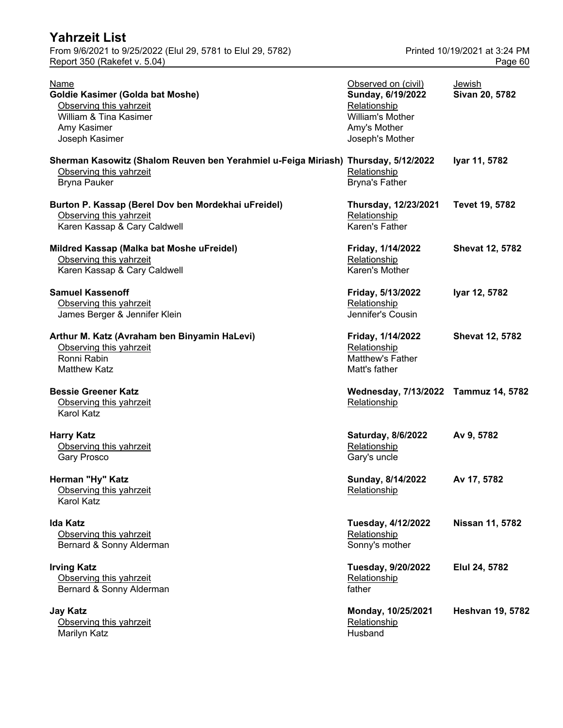| Name | Observed on (civil) | Jewish |
|---|---|---|
| **Goldie Kasimer (Golda bat Moshe)** | **Sunday, 6/19/2022** | **Sivan 20, 5782** |
| Observing this yahrzeit | Relationship | |
| William & Tina Kasimer | William's Mother | |
| Amy Kasimer | Amy's Mother | |
| Joseph Kasimer | Joseph's Mother | |
| **Sherman Kasowitz (Shalom Reuven ben Yerahmiel u-Feiga Miriash)** | **Thursday, 5/12/2022** | **Iyar 11, 5782** |
| Observing this yahrzeit | Relationship | |
| Bryna Pauker | Bryna's Father | |
| **Burton P. Kassap (Berel Dov ben Mordekhai uFreidel)** | **Thursday, 12/23/2021** | **Tevet 19, 5782** |
| Observing this yahrzeit | Relationship | |
| Karen Kassap & Cary Caldwell | Karen's Father | |
| **Mildred Kassap (Malka bat Moshe uFreidel)** | **Friday, 1/14/2022** | **Shevat 12, 5782** |
| Observing this yahrzeit | Relationship | |
| Karen Kassap & Cary Caldwell | Karen's Mother | |
| **Samuel Kassenoff** | **Friday, 5/13/2022** | **Iyar 12, 5782** |
| Observing this yahrzeit | Relationship | |
| James Berger & Jennifer Klein | Jennifer's Cousin | |
| **Arthur M. Katz (Avraham ben Binyamin HaLevi)** | **Friday, 1/14/2022** | **Shevat 12, 5782** |
| Observing this yahrzeit | Relationship | |
| Ronni Rabin | Matthew's Father | |
| Matthew Katz | Matt's father | |
| **Bessie Greener Katz** | **Wednesday, 7/13/2022** | **Tammuz 14, 5782** |
| Observing this yahrzeit | Relationship | |
| Karol Katz | | |
| **Harry Katz** | **Saturday, 8/6/2022** | **Av 9, 5782** |
| Observing this yahrzeit | Relationship | |
| Gary Prosco | Gary's uncle | |
| **Herman "Hy" Katz** | **Sunday, 8/14/2022** | **Av 17, 5782** |
| Observing this yahrzeit | Relationship | |
| Karol Katz | | |
| **Ida Katz** | **Tuesday, 4/12/2022** | **Nissan 11, 5782** |
| Observing this yahrzeit | Relationship | |
| Bernard & Sonny Alderman | Sonny's mother | |
| **Irving Katz** | **Tuesday, 9/20/2022** | **Elul 24, 5782** |
| Observing this yahrzeit | Relationship | |
| Bernard & Sonny Alderman | father | |
| **Jay Katz** | **Monday, 10/25/2021** | **Heshvan 19, 5782** |
| Observing this yahrzeit | Relationship | |
| Marilyn Katz | Husband | |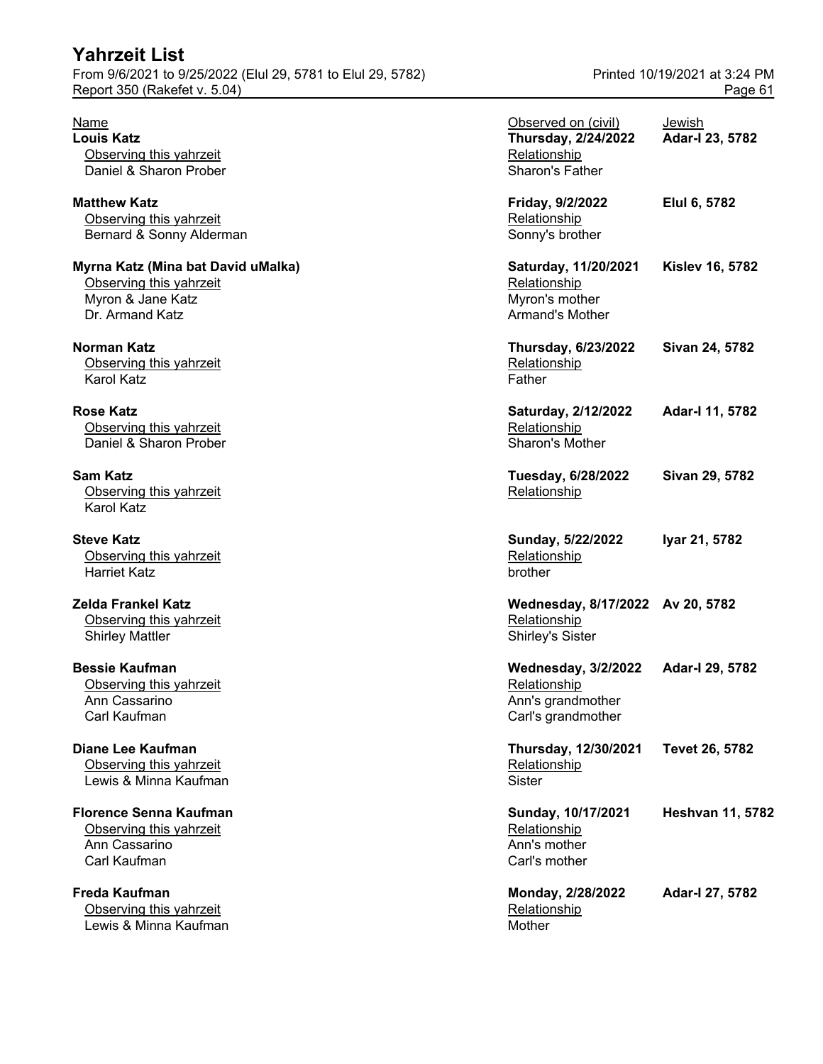# Yahrzeit List

From 9/6/2021 to 9/25/2022 (Elul 29, 5781 to Elul 29, 5782)

Report 350 (Rakefet v. 5.04)

Printed 10/19/2021 at 3:24 PM

| Name | Observed on (civil) | Jewish |
|---|---|---|
| **Louis Katz** | **Thursday, 2/24/2022** | **Adar-I 23, 5782** |
| Observing this yahrzeit | Relationship | |
| Daniel & Sharon Prober | Sharon's Father | |
| **Matthew Katz** | **Friday, 9/2/2022** | **Elul 6, 5782** |
| Observing this yahrzeit | Relationship | |
| Bernard & Sonny Alderman | Sonny's brother | |
| **Myrna Katz (Mina bat David uMalka)** | **Saturday, 11/20/2021** | **Kislev 16, 5782** |
| Observing this yahrzeit | Relationship | |
| Myron & Jane Katz | Myron's mother | |
| Dr. Armand Katz | Armand's Mother | |
| **Norman Katz** | **Thursday, 6/23/2022** | **Sivan 24, 5782** |
| Observing this yahrzeit | Relationship | |
| Karol Katz | Father | |
| **Rose Katz** | **Saturday, 2/12/2022** | **Adar-I 11, 5782** |
| Observing this yahrzeit | Relationship | |
| Daniel & Sharon Prober | Sharon's Mother | |
| **Sam Katz** | **Tuesday, 6/28/2022** | **Sivan 29, 5782** |
| Observing this yahrzeit | Relationship | |
| Karol Katz | | |
| **Steve Katz** | **Sunday, 5/22/2022** | **Iyar 21, 5782** |
| Observing this yahrzeit | Relationship | |
| Harriet Katz | brother | |
| **Zelda Frankel Katz** | **Wednesday, 8/17/2022** | **Av 20, 5782** |
| Observing this yahrzeit | Relationship | |
| Shirley Mattler | Shirley's Sister | |
| **Bessie Kaufman** | **Wednesday, 3/2/2022** | **Adar-I 29, 5782** |
| Observing this yahrzeit | Relationship | |
| Ann Cassarino | Ann's grandmother | |
| Carl Kaufman | Carl's grandmother | |
| **Diane Lee Kaufman** | **Thursday, 12/30/2021** | **Tevet 26, 5782** |
| Observing this yahrzeit | Relationship | |
| Lewis & Minna Kaufman | Sister | |
| **Florence Senna Kaufman** | **Sunday, 10/17/2021** | **Heshvan 11, 5782** |
| Observing this yahrzeit | Relationship | |
| Ann Cassarino | Ann's mother | |
| Carl Kaufman | Carl's mother | |
| **Freda Kaufman** | **Monday, 2/28/2022** | **Adar-I 27, 5782** |
| Observing this yahrzeit | Relationship | |
| Lewis & Minna Kaufman | Mother | |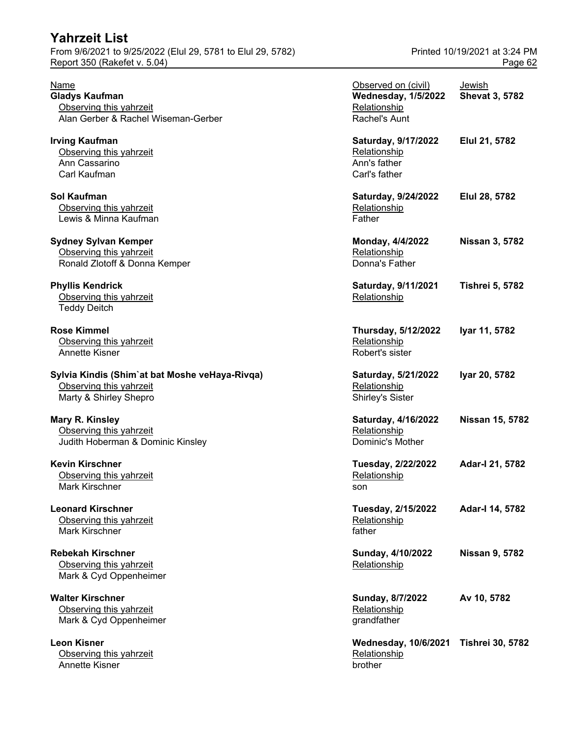# Yahrzeit List

From 9/6/2021 to 9/25/2022 (Elul 29, 5781 to Elul 29, 5782)
Report 350 (Rakefet v. 5.04)

Printed 10/19/2021 at 3:24 PM

| Name | Observed on (civil) | Jewish |
|---|---|---|
| **Gladys Kaufman** | **Wednesday, 1/5/2022** | **Shevat 3, 5782** |
| Observing this yahrzeit | Relationship | |
| Alan Gerber & Rachel Wiseman-Gerber | Rachel's Aunt | |
| **Irving Kaufman** | **Saturday, 9/17/2022** | **Elul 21, 5782** |
| Observing this yahrzeit | Relationship | |
| Ann Cassarino | Ann's father | |
| Carl Kaufman | Carl's father | |
| **Sol Kaufman** | **Saturday, 9/24/2022** | **Elul 28, 5782** |
| Observing this yahrzeit | Relationship | |
| Lewis & Minna Kaufman | Father | |
| **Sydney Sylvan Kemper** | **Monday, 4/4/2022** | **Nissan 3, 5782** |
| Observing this yahrzeit | Relationship | |
| Ronald Zlotoff & Donna Kemper | Donna's Father | |
| **Phyllis Kendrick** | **Saturday, 9/11/2021** | **Tishrei 5, 5782** |
| Observing this yahrzeit | Relationship | |
| Teddy Deitch | | |
| **Rose Kimmel** | **Thursday, 5/12/2022** | **Iyar 11, 5782** |
| Observing this yahrzeit | Relationship | |
| Annette Kisner | Robert's sister | |
| **Sylvia Kindis (Shim`at bat Moshe veHaya-Rivqa)** | **Saturday, 5/21/2022** | **Iyar 20, 5782** |
| Observing this yahrzeit | Relationship | |
| Marty & Shirley Shepro | Shirley's Sister | |
| **Mary R. Kinsley** | **Saturday, 4/16/2022** | **Nissan 15, 5782** |
| Observing this yahrzeit | Relationship | |
| Judith Hoberman & Dominic Kinsley | Dominic's Mother | |
| **Kevin Kirschner** | **Tuesday, 2/22/2022** | **Adar-I 21, 5782** |
| Observing this yahrzeit | Relationship | |
| Mark Kirschner | son | |
| **Leonard Kirschner** | **Tuesday, 2/15/2022** | **Adar-I 14, 5782** |
| Observing this yahrzeit | Relationship | |
| Mark Kirschner | father | |
| **Rebekah Kirschner** | **Sunday, 4/10/2022** | **Nissan 9, 5782** |
| Observing this yahrzeit | Relationship | |
| Mark & Cyd Oppenheimer | | |
| **Walter Kirschner** | **Sunday, 8/7/2022** | **Av 10, 5782** |
| Observing this yahrzeit | Relationship | |
| Mark & Cyd Oppenheimer | grandfather | |
| **Leon Kisner** | **Wednesday, 10/6/2021** | **Tishrei 30, 5782** |
| Observing this yahrzeit | Relationship | |
| Annette Kisner | brother | |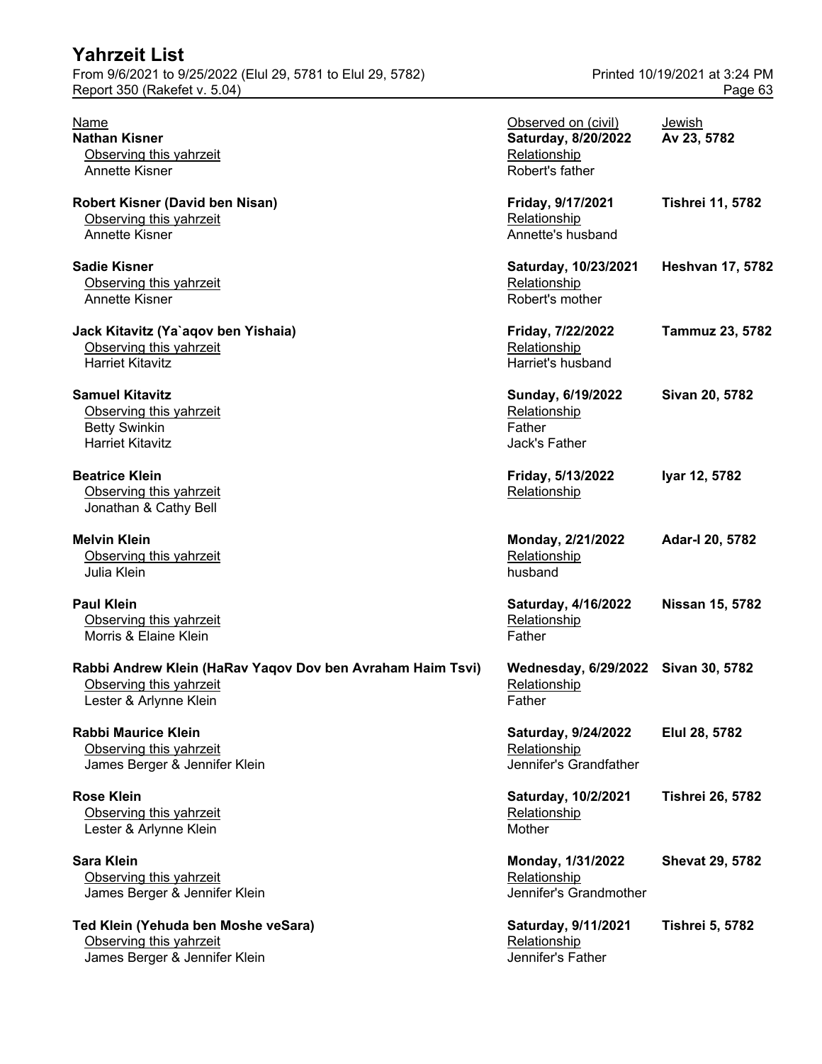# Yahrzeit List

From 9/6/2021 to 9/25/2022 (Elul 29, 5781 to Elul 29, 5782)
Report 350 (Rakefet v. 5.04)
Printed 10/19/2021 at 3:24 PM

| Name | Observed on (civil) | Jewish |
|---|---|---|
| **Nathan Kisner** | **Saturday, 8/20/2022** | **Av 23, 5782** |
| Observing this yahrzeit | Relationship | |
| Annette Kisner | Robert's father | |
| **Robert Kisner (David ben Nisan)** | **Friday, 9/17/2021** | **Tishrei 11, 5782** |
| Observing this yahrzeit | Relationship | |
| Annette Kisner | Annette's husband | |
| **Sadie Kisner** | **Saturday, 10/23/2021** | **Heshvan 17, 5782** |
| Observing this yahrzeit | Relationship | |
| Annette Kisner | Robert's mother | |
| **Jack Kitavitz (Ya`aqov ben Yishaia)** | **Friday, 7/22/2022** | **Tammuz 23, 5782** |
| Observing this yahrzeit | Relationship | |
| Harriet Kitavitz | Harriet's husband | |
| **Samuel Kitavitz** | **Sunday, 6/19/2022** | **Sivan 20, 5782** |
| Observing this yahrzeit | Relationship | |
| Betty Swinkin | Father | |
| Harriet Kitavitz | Jack's Father | |
| **Beatrice Klein** | **Friday, 5/13/2022** | **Iyar 12, 5782** |
| Observing this yahrzeit | Relationship | |
| Jonathan & Cathy Bell | | |
| **Melvin Klein** | **Monday, 2/21/2022** | **Adar-I 20, 5782** |
| Observing this yahrzeit | Relationship | |
| Julia Klein | husband | |
| **Paul Klein** | **Saturday, 4/16/2022** | **Nissan 15, 5782** |
| Observing this yahrzeit | Relationship | |
| Morris & Elaine Klein | Father | |
| **Rabbi Andrew Klein (HaRav Yaqov Dov ben Avraham Haim Tsvi)** | **Wednesday, 6/29/2022** | **Sivan 30, 5782** |
| Observing this yahrzeit | Relationship | |
| Lester & Arlynne Klein | Father | |
| **Rabbi Maurice Klein** | **Saturday, 9/24/2022** | **Elul 28, 5782** |
| Observing this yahrzeit | Relationship | |
| James Berger & Jennifer Klein | Jennifer's Grandfather | |
| **Rose Klein** | **Saturday, 10/2/2021** | **Tishrei 26, 5782** |
| Observing this yahrzeit | Relationship | |
| Lester & Arlynne Klein | Mother | |
| **Sara Klein** | **Monday, 1/31/2022** | **Shevat 29, 5782** |
| Observing this yahrzeit | Relationship | |
| James Berger & Jennifer Klein | Jennifer's Grandmother | |
| **Ted Klein (Yehuda ben Moshe veSara)** | **Saturday, 9/11/2021** | **Tishrei 5, 5782** |
| Observing this yahrzeit | Relationship | |
| James Berger & Jennifer Klein | Jennifer's Father | |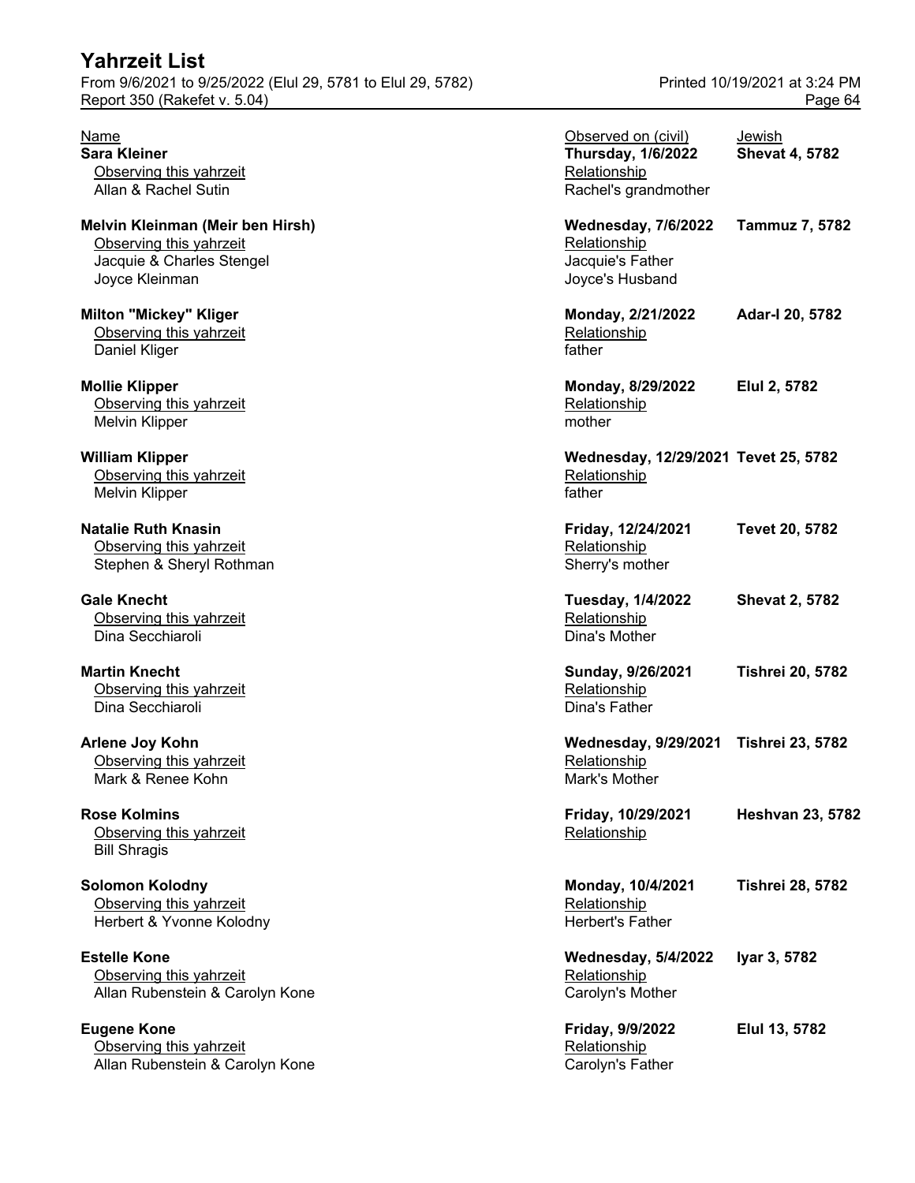# Yahrzeit List

From 9/6/2021 to 9/25/2022 (Elul 29, 5781 to Elul 29, 5782)
Report 350 (Rakefet v. 5.04)

Printed 10/19/2021 at 3:24 PM

| Name | Observed on (civil) | Jewish |
|---|---|---|
| **Sara Kleiner** | **Thursday, 1/6/2022** | **Shevat 4, 5782** |
| Observing this yahrzeit | Relationship | |
| Allan & Rachel Sutin | Rachel's grandmother | |
| **Melvin Kleinman (Meir ben Hirsh)** | **Wednesday, 7/6/2022** | **Tammuz 7, 5782** |
| Observing this yahrzeit | Relationship | |
| Jacquie & Charles Stengel | Jacquie's Father | |
| Joyce Kleinman | Joyce's Husband | |
| **Milton "Mickey" Kliger** | **Monday, 2/21/2022** | **Adar-I 20, 5782** |
| Observing this yahrzeit | Relationship | |
| Daniel Kliger | father | |
| **Mollie Klipper** | **Monday, 8/29/2022** | **Elul 2, 5782** |
| Observing this yahrzeit | Relationship | |
| Melvin Klipper | mother | |
| **William Klipper** | **Wednesday, 12/29/2021** | **Tevet 25, 5782** |
| Observing this yahrzeit | Relationship | |
| Melvin Klipper | father | |
| **Natalie Ruth Knasin** | **Friday, 12/24/2021** | **Tevet 20, 5782** |
| Observing this yahrzeit | Relationship | |
| Stephen & Sheryl Rothman | Sherry's mother | |
| **Gale Knecht** | **Tuesday, 1/4/2022** | **Shevat 2, 5782** |
| Observing this yahrzeit | Relationship | |
| Dina Secchiaroli | Dina's Mother | |
| **Martin Knecht** | **Sunday, 9/26/2021** | **Tishrei 20, 5782** |
| Observing this yahrzeit | Relationship | |
| Dina Secchiaroli | Dina's Father | |
| **Arlene Joy Kohn** | **Wednesday, 9/29/2021** | **Tishrei 23, 5782** |
| Observing this yahrzeit | Relationship | |
| Mark & Renee Kohn | Mark's Mother | |
| **Rose Kolmins** | **Friday, 10/29/2021** | **Heshvan 23, 5782** |
| Observing this yahrzeit | Relationship | |
| Bill Shragis | | |
| **Solomon Kolodny** | **Monday, 10/4/2021** | **Tishrei 28, 5782** |
| Observing this yahrzeit | Relationship | |
| Herbert & Yvonne Kolodny | Herbert's Father | |
| **Estelle Kone** | **Wednesday, 5/4/2022** | **Iyar 3, 5782** |
| Observing this yahrzeit | Relationship | |
| Allan Rubenstein & Carolyn Kone | Carolyn's Mother | |
| **Eugene Kone** | **Friday, 9/9/2022** | **Elul 13, 5782** |
| Observing this yahrzeit | Relationship | |
| Allan Rubenstein & Carolyn Kone | Carolyn's Father | |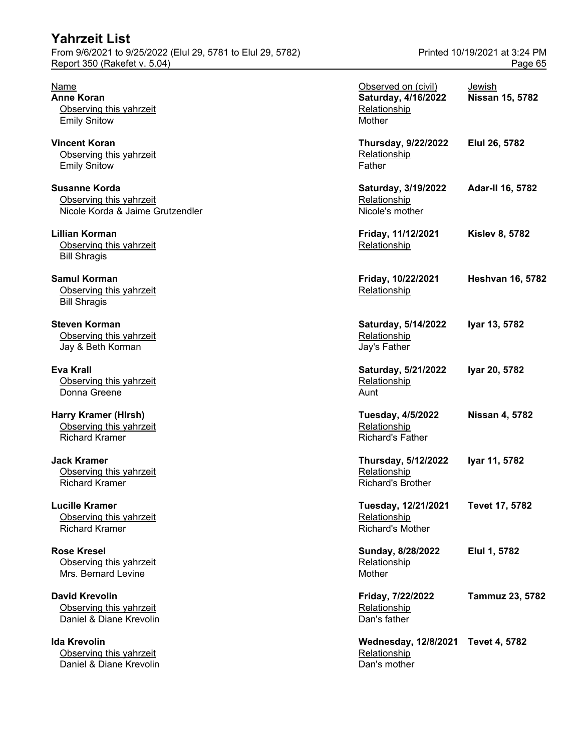# Yahrzeit List

From 9/6/2021 to 9/25/2022 (Elul 29, 5781 to Elul 29, 5782)
Report 350 (Rakefet v. 5.04)

Printed 10/19/2021 at 3:24 PM

| Name | Observed on (civil) | Jewish |
|---|---|---|
| **Anne Koran** | **Saturday, 4/16/2022** | **Nissan 15, 5782** |
| Observing this yahrzeit | Relationship | |
| Emily Snitow | Mother | |
| **Vincent Koran** | **Thursday, 9/22/2022** | **Elul 26, 5782** |
| Observing this yahrzeit | Relationship | |
| Emily Snitow | Father | |
| **Susanne Korda** | **Saturday, 3/19/2022** | **Adar-II 16, 5782** |
| Observing this yahrzeit | Relationship | |
| Nicole Korda & Jaime Grutzendler | Nicole's mother | |
| **Lillian Korman** | **Friday, 11/12/2021** | **Kislev 8, 5782** |
| Observing this yahrzeit | Relationship | |
| Bill Shragis | | |
| **Samul Korman** | **Friday, 10/22/2021** | **Heshvan 16, 5782** |
| Observing this yahrzeit | Relationship | |
| Bill Shragis | | |
| **Steven Korman** | **Saturday, 5/14/2022** | **Iyar 13, 5782** |
| Observing this yahrzeit | Relationship | |
| Jay & Beth Korman | Jay's Father | |
| **Eva Krall** | **Saturday, 5/21/2022** | **Iyar 20, 5782** |
| Observing this yahrzeit | Relationship | |
| Donna Greene | Aunt | |
| **Harry Kramer (HIrsh)** | **Tuesday, 4/5/2022** | **Nissan 4, 5782** |
| Observing this yahrzeit | Relationship | |
| Richard Kramer | Richard's Father | |
| **Jack Kramer** | **Thursday, 5/12/2022** | **Iyar 11, 5782** |
| Observing this yahrzeit | Relationship | |
| Richard Kramer | Richard's Brother | |
| **Lucille Kramer** | **Tuesday, 12/21/2021** | **Tevet 17, 5782** |
| Observing this yahrzeit | Relationship | |
| Richard Kramer | Richard's Mother | |
| **Rose Kresel** | **Sunday, 8/28/2022** | **Elul 1, 5782** |
| Observing this yahrzeit | Relationship | |
| Mrs. Bernard Levine | Mother | |
| **David Krevolin** | **Friday, 7/22/2022** | **Tammuz 23, 5782** |
| Observing this yahrzeit | Relationship | |
| Daniel & Diane Krevolin | Dan's father | |
| **Ida Krevolin** | **Wednesday, 12/8/2021** | **Tevet 4, 5782** |
| Observing this yahrzeit | Relationship | |
| Daniel & Diane Krevolin | Dan's mother | |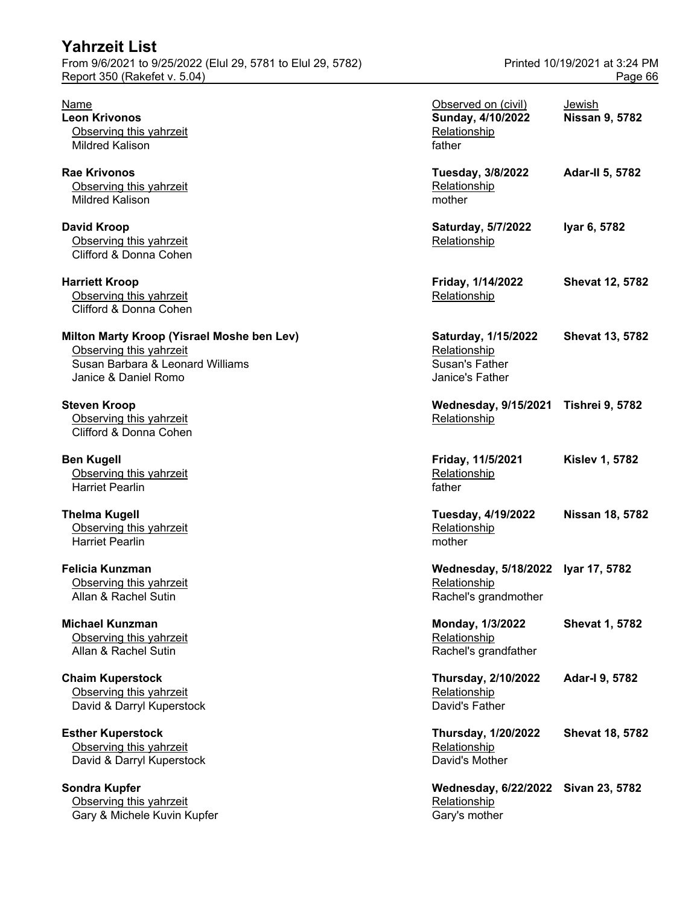| Name | Observed on (civil) | Jewish |
|---|---|---|
| **Leon Krivonos** | **Sunday, 4/10/2022** | **Nissan 9, 5782** |
| Observing this yahrzeit | Relationship | |
| Mildred Kalison | father | |
| **Rae Krivonos** | **Tuesday, 3/8/2022** | **Adar-II 5, 5782** |
| Observing this yahrzeit | Relationship | |
| Mildred Kalison | mother | |
| **David Kroop** | **Saturday, 5/7/2022** | **Iyar 6, 5782** |
| Observing this yahrzeit | Relationship | |
| Clifford & Donna Cohen | | |
| **Harriett Kroop** | **Friday, 1/14/2022** | **Shevat 12, 5782** |
| Observing this yahrzeit | Relationship | |
| Clifford & Donna Cohen | | |
| **Milton Marty Kroop (Yisrael Moshe ben Lev)** | **Saturday, 1/15/2022** | **Shevat 13, 5782** |
| Observing this yahrzeit | Relationship | |
| Susan Barbara & Leonard Williams | Susan's Father | |
| Janice & Daniel Romo | Janice's Father | |
| **Steven Kroop** | **Wednesday, 9/15/2021** | **Tishrei 9, 5782** |
| Observing this yahrzeit | Relationship | |
| Clifford & Donna Cohen | | |
| **Ben Kugell** | **Friday, 11/5/2021** | **Kislev 1, 5782** |
| Observing this yahrzeit | Relationship | |
| Harriet Pearlin | father | |
| **Thelma Kugell** | **Tuesday, 4/19/2022** | **Nissan 18, 5782** |
| Observing this yahrzeit | Relationship | |
| Harriet Pearlin | mother | |
| **Felicia Kunzman** | **Wednesday, 5/18/2022** | **Iyar 17, 5782** |
| Observing this yahrzeit | Relationship | |
| Allan & Rachel Sutin | Rachel's grandmother | |
| **Michael Kunzman** | **Monday, 1/3/2022** | **Shevat 1, 5782** |
| Observing this yahrzeit | Relationship | |
| Allan & Rachel Sutin | Rachel's grandfather | |
| **Chaim Kuperstock** | **Thursday, 2/10/2022** | **Adar-I 9, 5782** |
| Observing this yahrzeit | Relationship | |
| David & Darryl Kuperstock | David's Father | |
| **Esther Kuperstock** | **Thursday, 1/20/2022** | **Shevat 18, 5782** |
| Observing this yahrzeit | Relationship | |
| David & Darryl Kuperstock | David's Mother | |
| **Sondra Kupfer** | **Wednesday, 6/22/2022** | **Sivan 23, 5782** |
| Observing this yahrzeit | Relationship | |
| Gary & Michele Kuvin Kupfer | Gary's mother | |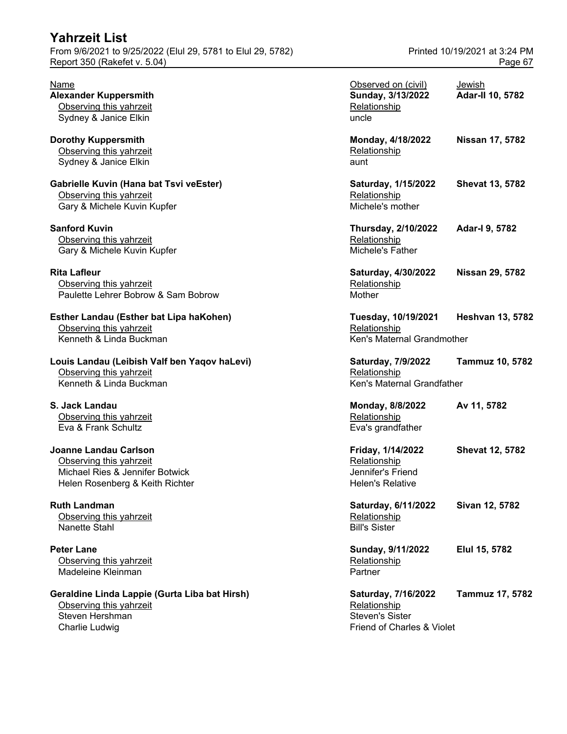| Name | Observed on (civil) | Jewish |
|---|---|---|
| **Alexander Kuppersmith** | **Sunday, 3/13/2022** | **Adar-II 10, 5782** |
| Observing this yahrzeit | Relationship | |
| Sydney & Janice Elkin | uncle | |
| **Dorothy Kuppersmith** | **Monday, 4/18/2022** | **Nissan 17, 5782** |
| Observing this yahrzeit | Relationship | |
| Sydney & Janice Elkin | aunt | |
| **Gabrielle Kuvin (Hana bat Tsvi veEster)** | **Saturday, 1/15/2022** | **Shevat 13, 5782** |
| Observing this yahrzeit | Relationship | |
| Gary & Michele Kuvin Kupfer | Michele's mother | |
| **Sanford Kuvin** | **Thursday, 2/10/2022** | **Adar-I 9, 5782** |
| Observing this yahrzeit | Relationship | |
| Gary & Michele Kuvin Kupfer | Michele's Father | |
| **Rita Lafleur** | **Saturday, 4/30/2022** | **Nissan 29, 5782** |
| Observing this yahrzeit | Relationship | |
| Paulette Lehrer Bobrow & Sam Bobrow | Mother | |
| **Esther Landau (Esther bat Lipa haKohen)** | **Tuesday, 10/19/2021** | **Heshvan 13, 5782** |
| Observing this yahrzeit | Relationship | |
| Kenneth & Linda Buckman | Ken's Maternal Grandmother | |
| **Louis Landau (Leibish Valf ben Yaqov haLevi)** | **Saturday, 7/9/2022** | **Tammuz 10, 5782** |
| Observing this yahrzeit | Relationship | |
| Kenneth & Linda Buckman | Ken's Maternal Grandfather | |
| **S. Jack Landau** | **Monday, 8/8/2022** | **Av 11, 5782** |
| Observing this yahrzeit | Relationship | |
| Eva & Frank Schultz | Eva's grandfather | |
| **Joanne Landau Carlson** | **Friday, 1/14/2022** | **Shevat 12, 5782** |
| Observing this yahrzeit | Relationship | |
| Michael Ries & Jennifer Botwick | Jennifer's Friend | |
| Helen Rosenberg & Keith Richter | Helen's Relative | |
| **Ruth Landman** | **Saturday, 6/11/2022** | **Sivan 12, 5782** |
| Observing this yahrzeit | Relationship | |
| Nanette Stahl | Bill's Sister | |
| **Peter Lane** | **Sunday, 9/11/2022** | **Elul 15, 5782** |
| Observing this yahrzeit | Relationship | |
| Madeleine Kleinman | Partner | |
| **Geraldine Linda Lappie (Gurta Liba bat Hirsh)** | **Saturday, 7/16/2022** | **Tammuz 17, 5782** |
| Observing this yahrzeit | Relationship | |
| Steven Hershman | Steven's Sister | |
| Charlie Ludwig | Friend of Charles & Violet | |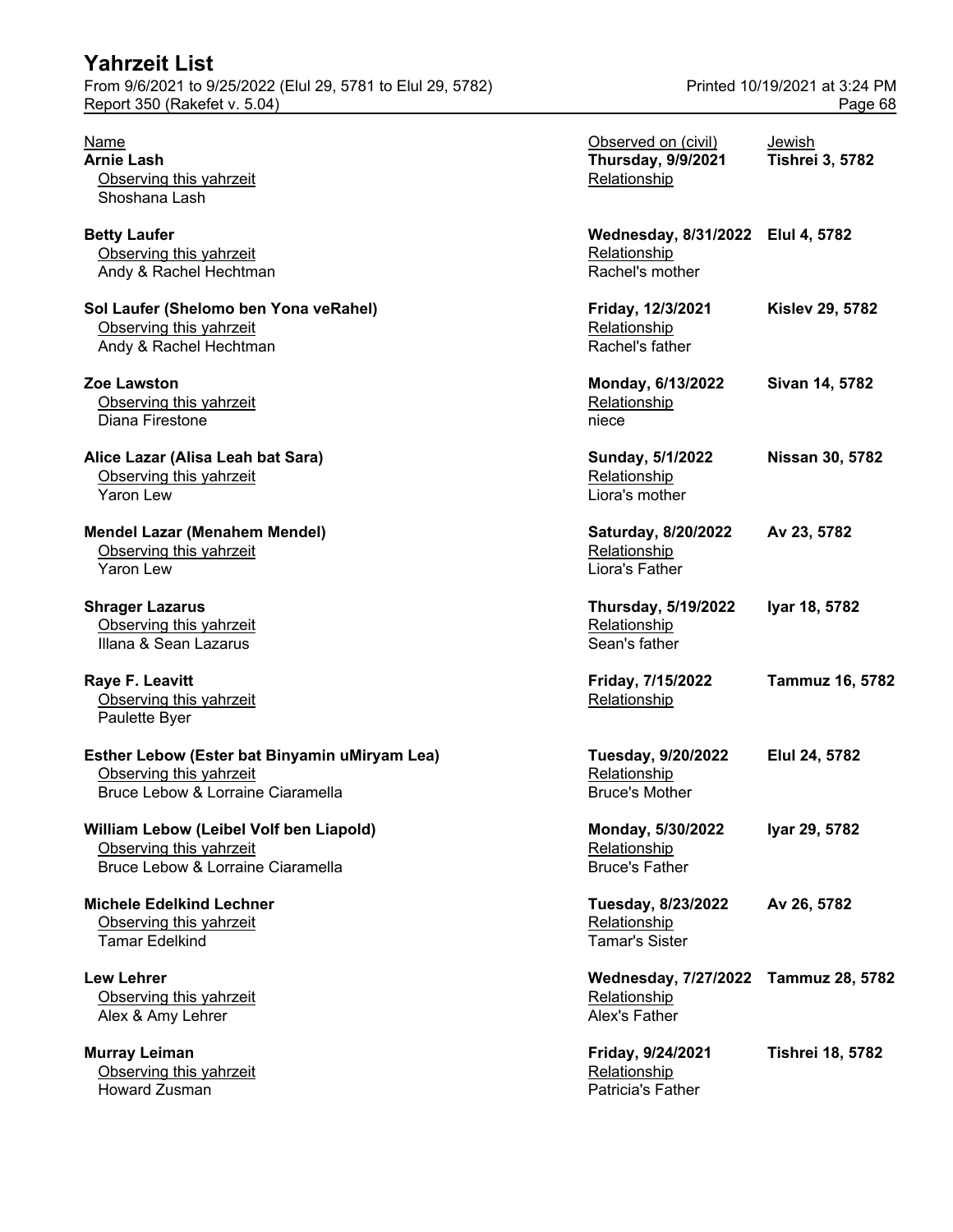# Yahrzeit List

From 9/6/2021 to 9/25/2022 (Elul 29, 5781 to Elul 29, 5782) Printed 10/19/2021 at 3:24 PM

Report 350 (Rakefet v. 5.04)

| Name | Observed on (civil) | Jewish |
|---|---|---|
| **Arnie Lash** | **Thursday, 9/9/2021** | **Tishrei 3, 5782** |
| Observing this yahrzeit | Relationship | |
| Shoshana Lash | | |
| **Betty Laufer** | **Wednesday, 8/31/2022** | **Elul 4, 5782** |
| Observing this yahrzeit | Relationship | |
| Andy & Rachel Hechtman | Rachel's mother | |
| **Sol Laufer (Shelomo ben Yona veRahel)** | **Friday, 12/3/2021** | **Kislev 29, 5782** |
| Observing this yahrzeit | Relationship | |
| Andy & Rachel Hechtman | Rachel's father | |
| **Zoe Lawston** | **Monday, 6/13/2022** | **Sivan 14, 5782** |
| Observing this yahrzeit | Relationship | |
| Diana Firestone | niece | |
| **Alice Lazar (Alisa Leah bat Sara)** | **Sunday, 5/1/2022** | **Nissan 30, 5782** |
| Observing this yahrzeit | Relationship | |
| Yaron Lew | Liora's mother | |
| **Mendel Lazar (Menahem Mendel)** | **Saturday, 8/20/2022** | **Av 23, 5782** |
| Observing this yahrzeit | Relationship | |
| Yaron Lew | Liora's Father | |
| **Shrager Lazarus** | **Thursday, 5/19/2022** | **Iyar 18, 5782** |
| Observing this yahrzeit | Relationship | |
| Illana & Sean Lazarus | Sean's father | |
| **Raye F. Leavitt** | **Friday, 7/15/2022** | **Tammuz 16, 5782** |
| Observing this yahrzeit | Relationship | |
| Paulette Byer | | |
| **Esther Lebow (Ester bat Binyamin uMiryam Lea)** | **Tuesday, 9/20/2022** | **Elul 24, 5782** |
| Observing this yahrzeit | Relationship | |
| Bruce Lebow & Lorraine Ciaramella | Bruce's Mother | |
| **William Lebow (Leibel Volf ben Liapold)** | **Monday, 5/30/2022** | **Iyar 29, 5782** |
| Observing this yahrzeit | Relationship | |
| Bruce Lebow & Lorraine Ciaramella | Bruce's Father | |
| **Michele Edelkind Lechner** | **Tuesday, 8/23/2022** | **Av 26, 5782** |
| Observing this yahrzeit | Relationship | |
| Tamar Edelkind | Tamar's Sister | |
| **Lew Lehrer** | **Wednesday, 7/27/2022** | **Tammuz 28, 5782** |
| Observing this yahrzeit | Relationship | |
| Alex & Amy Lehrer | Alex's Father | |
| **Murray Leiman** | **Friday, 9/24/2021** | **Tishrei 18, 5782** |
| Observing this yahrzeit | Relationship | |
| Howard Zusman | Patricia's Father | |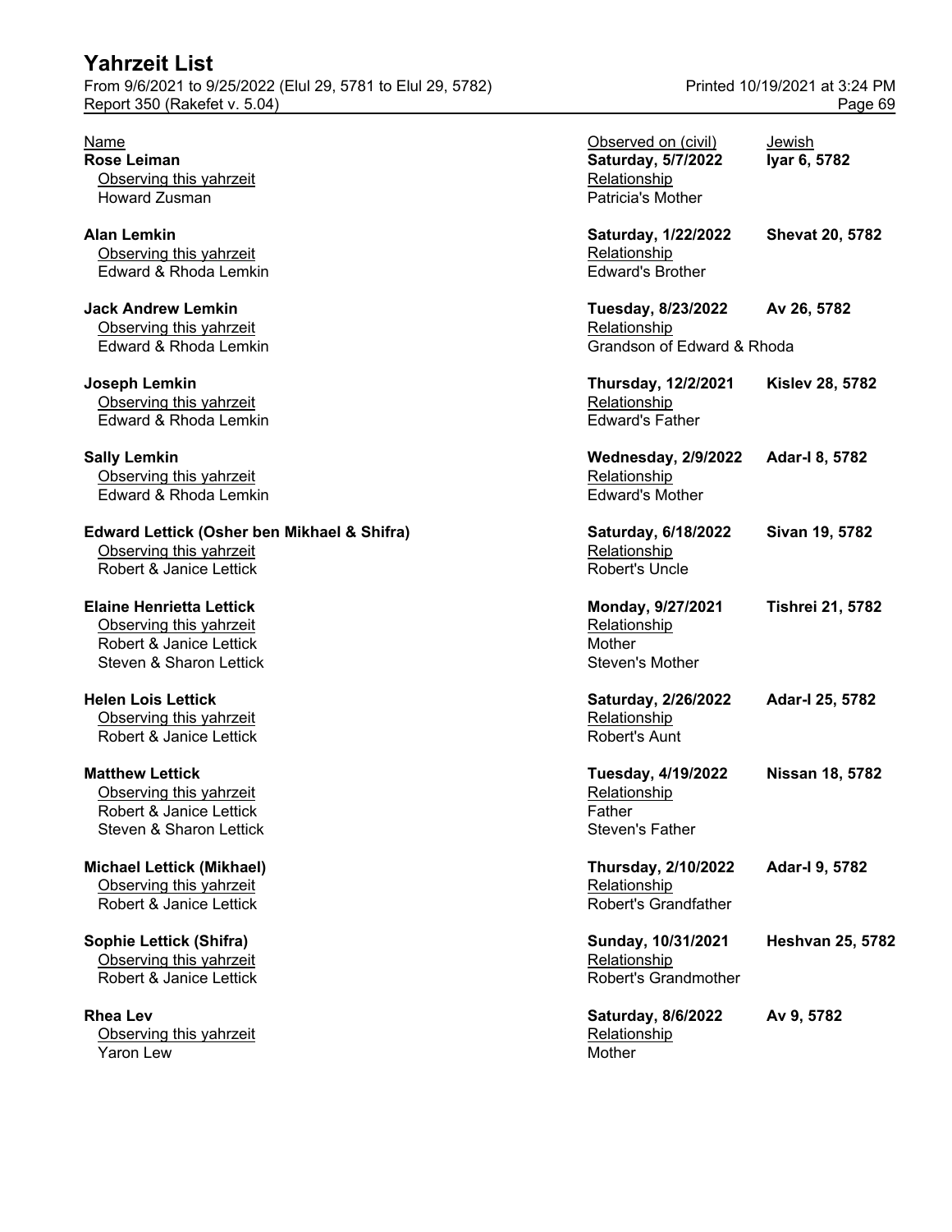# Yahrzeit List

From 9/6/2021 to 9/25/2022 (Elul 29, 5781 to Elul 29, 5782)
Report 350 (Rakefet v. 5.04)
Printed 10/19/2021 at 3:24 PM

| Name | Observed on (civil) | Jewish |
|---|---|---|
| **Rose Leiman** | **Saturday, 5/7/2022** | **Iyar 6, 5782** |
| Observing this yahrzeit | Relationship | |
| Howard Zusman | Patricia's Mother | |
| **Alan Lemkin** | **Saturday, 1/22/2022** | **Shevat 20, 5782** |
| Observing this yahrzeit | Relationship | |
| Edward & Rhoda Lemkin | Edward's Brother | |
| **Jack Andrew Lemkin** | **Tuesday, 8/23/2022** | **Av 26, 5782** |
| Observing this yahrzeit | Relationship | |
| Edward & Rhoda Lemkin | Grandson of Edward & Rhoda | |
| **Joseph Lemkin** | **Thursday, 12/2/2021** | **Kislev 28, 5782** |
| Observing this yahrzeit | Relationship | |
| Edward & Rhoda Lemkin | Edward's Father | |
| **Sally Lemkin** | **Wednesday, 2/9/2022** | **Adar-I 8, 5782** |
| Observing this yahrzeit | Relationship | |
| Edward & Rhoda Lemkin | Edward's Mother | |
| **Edward Lettick (Osher ben Mikhael & Shifra)** | **Saturday, 6/18/2022** | **Sivan 19, 5782** |
| Observing this yahrzeit | Relationship | |
| Robert & Janice Lettick | Robert's Uncle | |
| **Elaine Henrietta Lettick** | **Monday, 9/27/2021** | **Tishrei 21, 5782** |
| Observing this yahrzeit | Relationship | |
| Robert & Janice Lettick | Mother | |
| Steven & Sharon Lettick | Steven's Mother | |
| **Helen Lois Lettick** | **Saturday, 2/26/2022** | **Adar-I 25, 5782** |
| Observing this yahrzeit | Relationship | |
| Robert & Janice Lettick | Robert's Aunt | |
| **Matthew Lettick** | **Tuesday, 4/19/2022** | **Nissan 18, 5782** |
| Observing this yahrzeit | Relationship | |
| Robert & Janice Lettick | Father | |
| Steven & Sharon Lettick | Steven's Father | |
| **Michael Lettick (Mikhael)** | **Thursday, 2/10/2022** | **Adar-I 9, 5782** |
| Observing this yahrzeit | Relationship | |
| Robert & Janice Lettick | Robert's Grandfather | |
| **Sophie Lettick (Shifra)** | **Sunday, 10/31/2021** | **Heshvan 25, 5782** |
| Observing this yahrzeit | Relationship | |
| Robert & Janice Lettick | Robert's Grandmother | |
| **Rhea Lev** | **Saturday, 8/6/2022** | **Av 9, 5782** |
| Observing this yahrzeit | Relationship | |
| Yaron Lew | Mother | |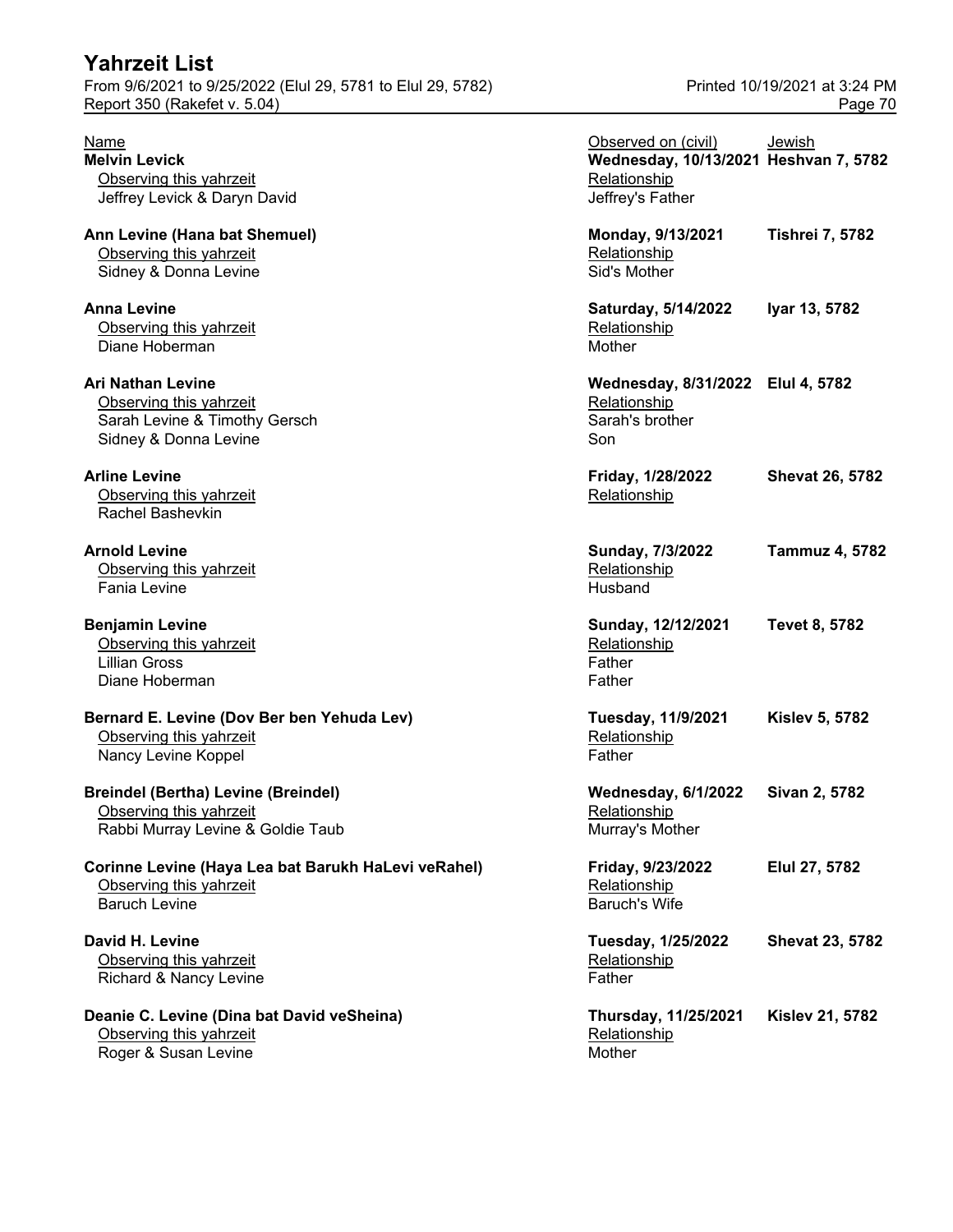# Yahrzeit List

From 9/6/2021 to 9/25/2022 (Elul 29, 5781 to Elul 29, 5782)
Report 350 (Rakefet v. 5.04)

Printed 10/19/2021 at 3:24 PM

| Name | Observed on (civil) | Jewish |
|---|---|---|
| **Melvin Levick** | **Wednesday, 10/13/2021** | **Heshvan 7, 5782** |
| Observing this yahrzeit | Relationship | |
| Jeffrey Levick & Daryn David | Jeffrey's Father | |
| **Ann Levine (Hana bat Shemuel)** | **Monday, 9/13/2021** | **Tishrei 7, 5782** |
| Observing this yahrzeit | Relationship | |
| Sidney & Donna Levine | Sid's Mother | |
| **Anna Levine** | **Saturday, 5/14/2022** | **Iyar 13, 5782** |
| Observing this yahrzeit | Relationship | |
| Diane Hoberman | Mother | |
| **Ari Nathan Levine** | **Wednesday, 8/31/2022** | **Elul 4, 5782** |
| Observing this yahrzeit | Relationship | |
| Sarah Levine & Timothy Gersch | Sarah's brother | |
| Sidney & Donna Levine | Son | |
| **Arline Levine** | **Friday, 1/28/2022** | **Shevat 26, 5782** |
| Observing this yahrzeit | Relationship | |
| Rachel Bashevkin | | |
| **Arnold Levine** | **Sunday, 7/3/2022** | **Tammuz 4, 5782** |
| Observing this yahrzeit | Relationship | |
| Fania Levine | Husband | |
| **Benjamin Levine** | **Sunday, 12/12/2021** | **Tevet 8, 5782** |
| Observing this yahrzeit | Relationship | |
| Lillian Gross | Father | |
| Diane Hoberman | Father | |
| **Bernard E. Levine (Dov Ber ben Yehuda Lev)** | **Tuesday, 11/9/2021** | **Kislev 5, 5782** |
| Observing this yahrzeit | Relationship | |
| Nancy Levine Koppel | Father | |
| **Breindel (Bertha) Levine (Breindel)** | **Wednesday, 6/1/2022** | **Sivan 2, 5782** |
| Observing this yahrzeit | Relationship | |
| Rabbi Murray Levine & Goldie Taub | Murray's Mother | |
| **Corinne Levine (Haya Lea bat Barukh HaLevi veRahel)** | **Friday, 9/23/2022** | **Elul 27, 5782** |
| Observing this yahrzeit | Relationship | |
| Baruch Levine | Baruch's Wife | |
| **David H. Levine** | **Tuesday, 1/25/2022** | **Shevat 23, 5782** |
| Observing this yahrzeit | Relationship | |
| Richard & Nancy Levine | Father | |
| **Deanie C. Levine (Dina bat David veSheina)** | **Thursday, 11/25/2021** | **Kislev 21, 5782** |
| Observing this yahrzeit | Relationship | |
| Roger & Susan Levine | Mother | |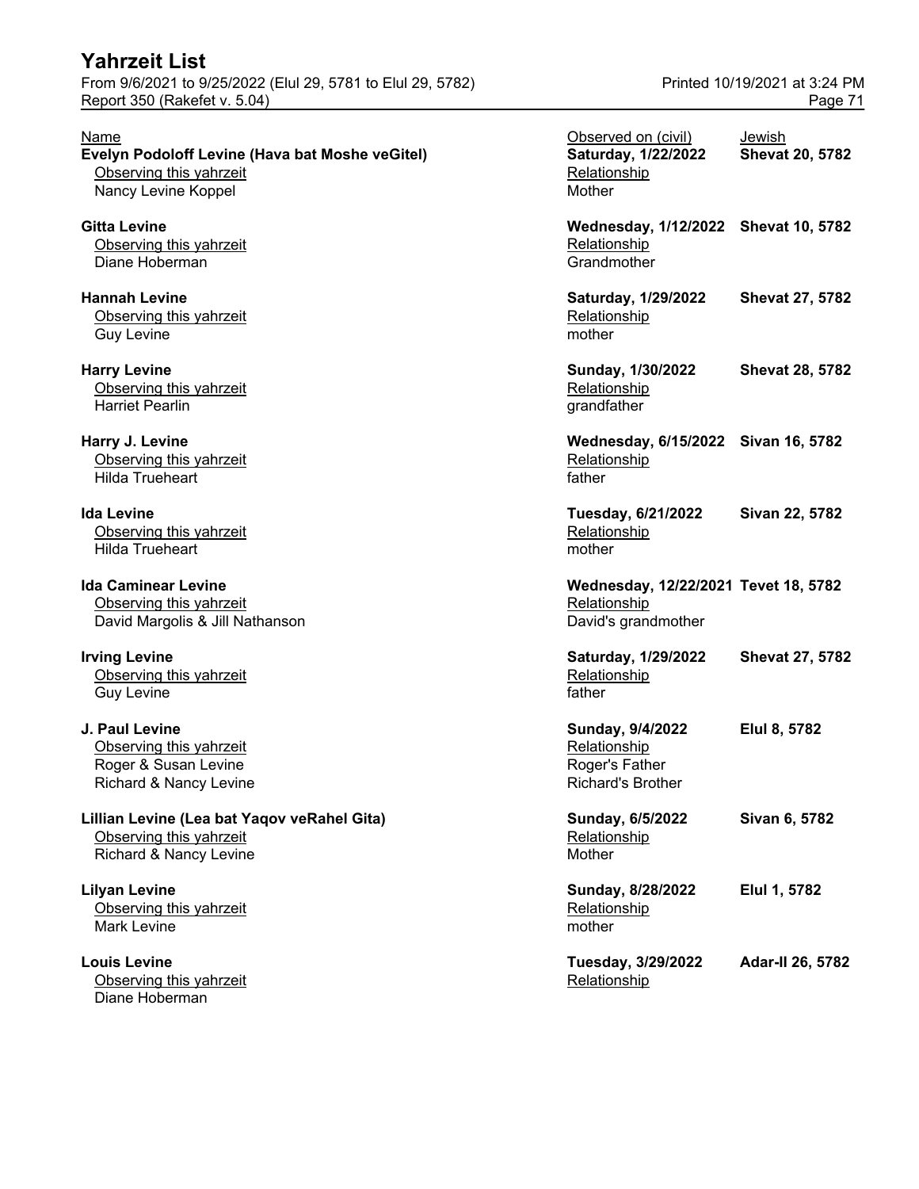# Yahrzeit List

From 9/6/2021 to 9/25/2022 (Elul 29, 5781 to Elul 29, 5782)
Report 350 (Rakefet v. 5.04)
Printed 10/19/2021 at 3:24 PM

| Name | Observed on (civil) | Jewish |
|---|---|---|
| **Evelyn Podoloff Levine (Hava bat Moshe veGitel)** | **Saturday, 1/22/2022** | **Shevat 20, 5782** |
| Observing this yahrzeit | Relationship | |
| Nancy Levine Koppel | Mother | |
| **Gitta Levine** | **Wednesday, 1/12/2022** | **Shevat 10, 5782** |
| Observing this yahrzeit | Relationship | |
| Diane Hoberman | Grandmother | |
| **Hannah Levine** | **Saturday, 1/29/2022** | **Shevat 27, 5782** |
| Observing this yahrzeit | Relationship | |
| Guy Levine | mother | |
| **Harry Levine** | **Sunday, 1/30/2022** | **Shevat 28, 5782** |
| Observing this yahrzeit | Relationship | |
| Harriet Pearlin | grandfather | |
| **Harry J. Levine** | **Wednesday, 6/15/2022** | **Sivan 16, 5782** |
| Observing this yahrzeit | Relationship | |
| Hilda Trueheart | father | |
| **Ida Levine** | **Tuesday, 6/21/2022** | **Sivan 22, 5782** |
| Observing this yahrzeit | Relationship | |
| Hilda Trueheart | mother | |
| **Ida Caminear Levine** | **Wednesday, 12/22/2021** | **Tevet 18, 5782** |
| Observing this yahrzeit | Relationship | |
| David Margolis & Jill Nathanson | David's grandmother | |
| **Irving Levine** | **Saturday, 1/29/2022** | **Shevat 27, 5782** |
| Observing this yahrzeit | Relationship | |
| Guy Levine | father | |
| **J. Paul Levine** | **Sunday, 9/4/2022** | **Elul 8, 5782** |
| Observing this yahrzeit | Relationship | |
| Roger & Susan Levine | Roger's Father | |
| Richard & Nancy Levine | Richard's Brother | |
| **Lillian Levine (Lea bat Yaqov veRahel Gita)** | **Sunday, 6/5/2022** | **Sivan 6, 5782** |
| Observing this yahrzeit | Relationship | |
| Richard & Nancy Levine | Mother | |
| **Lilyan Levine** | **Sunday, 8/28/2022** | **Elul 1, 5782** |
| Observing this yahrzeit | Relationship | |
| Mark Levine | mother | |
| **Louis Levine** | **Tuesday, 3/29/2022** | **Adar-II 26, 5782** |
| Observing this yahrzeit | Relationship | |
| Diane Hoberman | | |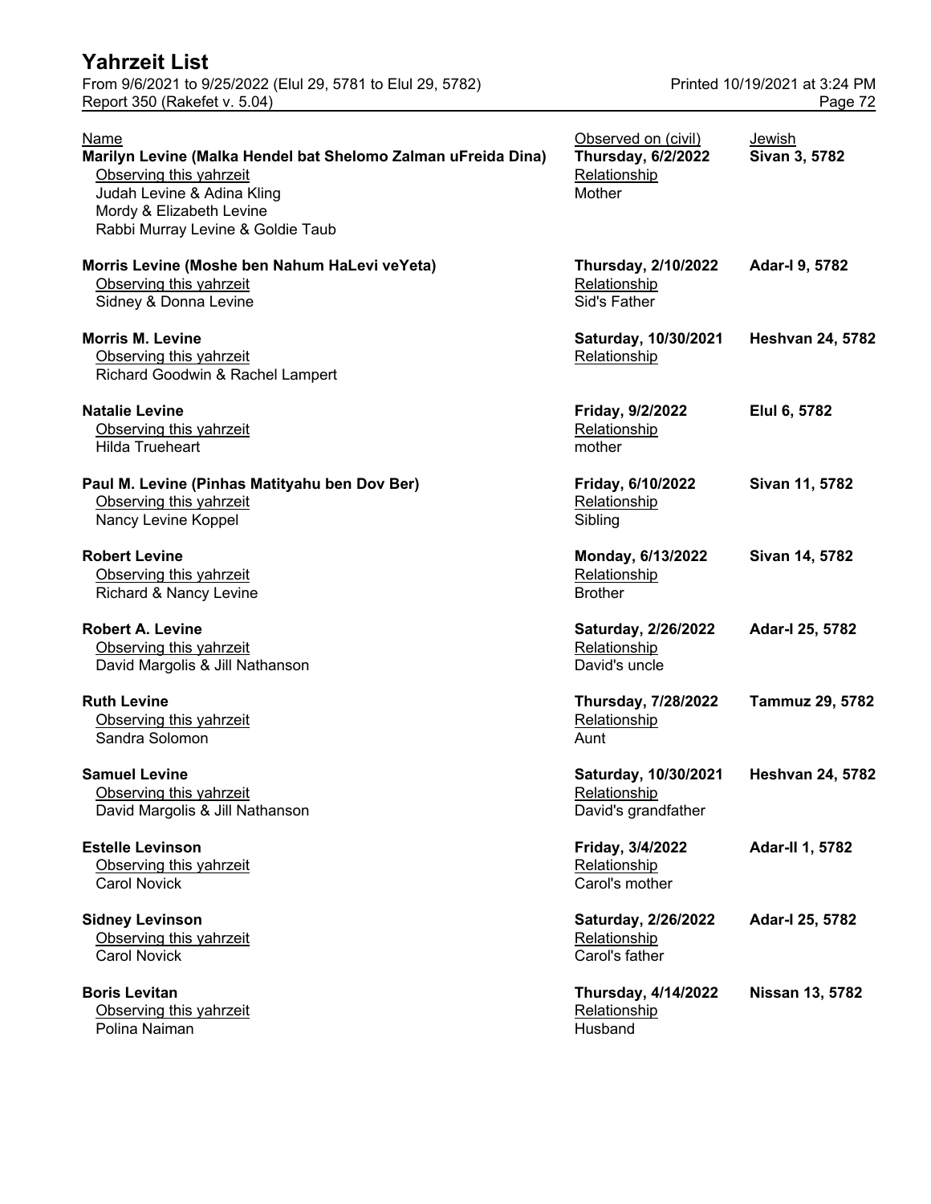| Name | Observed on (civil) | Jewish |
|---|---|---|
| **Marilyn Levine (Malka Hendel bat Shelomo Zalman uFreida Dina)** | **Thursday, 6/2/2022** | **Sivan 3, 5782** |
| Observing this yahrzeit | Relationship | |
| Judah Levine & Adina Kling<br>Mordy & Elizabeth Levine<br>Rabbi Murray Levine & Goldie Taub | Mother | |
| **Morris Levine (Moshe ben Nahum HaLevi veYeta)** | **Thursday, 2/10/2022** | **Adar-I 9, 5782** |
| Observing this yahrzeit | Relationship | |
| Sidney & Donna Levine | Sid's Father | |
| **Morris M. Levine** | **Saturday, 10/30/2021** | **Heshvan 24, 5782** |
| Observing this yahrzeit | Relationship | |
| Richard Goodwin & Rachel Lampert | | |
| **Natalie Levine** | **Friday, 9/2/2022** | **Elul 6, 5782** |
| Observing this yahrzeit | Relationship | |
| Hilda Trueheart | mother | |
| **Paul M. Levine (Pinhas Matityahu ben Dov Ber)** | **Friday, 6/10/2022** | **Sivan 11, 5782** |
| Observing this yahrzeit | Relationship | |
| Nancy Levine Koppel | Sibling | |
| **Robert Levine** | **Monday, 6/13/2022** | **Sivan 14, 5782** |
| Observing this yahrzeit | Relationship | |
| Richard & Nancy Levine | Brother | |
| **Robert A. Levine** | **Saturday, 2/26/2022** | **Adar-I 25, 5782** |
| Observing this yahrzeit | Relationship | |
| David Margolis & Jill Nathanson | David's uncle | |
| **Ruth Levine** | **Thursday, 7/28/2022** | **Tammuz 29, 5782** |
| Observing this yahrzeit | Relationship | |
| Sandra Solomon | Aunt | |
| **Samuel Levine** | **Saturday, 10/30/2021** | **Heshvan 24, 5782** |
| Observing this yahrzeit | Relationship | |
| David Margolis & Jill Nathanson | David's grandfather | |
| **Estelle Levinson** | **Friday, 3/4/2022** | **Adar-II 1, 5782** |
| Observing this yahrzeit | Relationship | |
| Carol Novick | Carol's mother | |
| **Sidney Levinson** | **Saturday, 2/26/2022** | **Adar-I 25, 5782** |
| Observing this yahrzeit | Relationship | |
| Carol Novick | Carol's father | |
| **Boris Levitan** | **Thursday, 4/14/2022** | **Nissan 13, 5782** |
| Observing this yahrzeit | Relationship | |
| Polina Naiman | Husband | |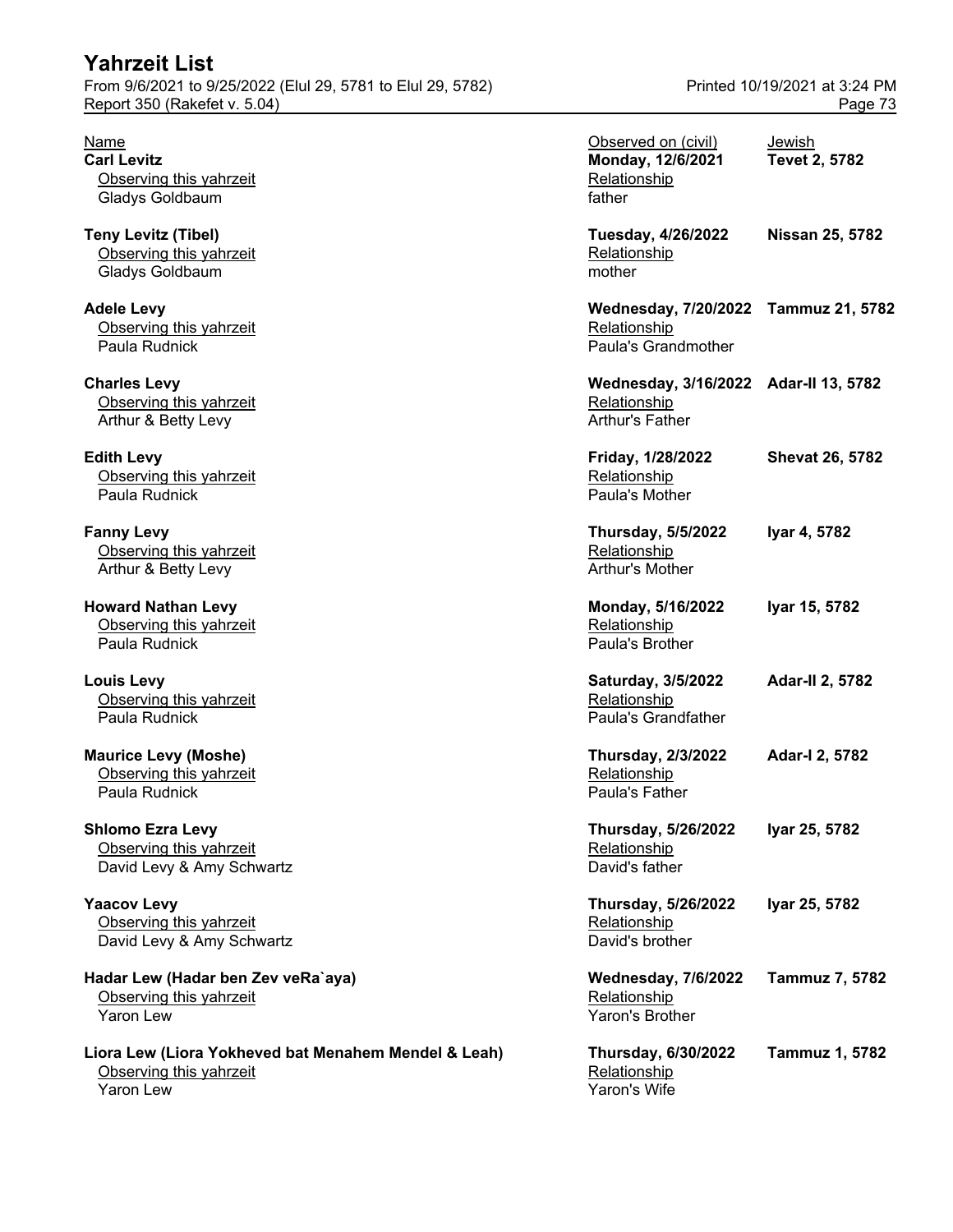# Yahrzeit List

From 9/6/2021 to 9/25/2022 (Elul 29, 5781 to Elul 29, 5782)
Report 350 (Rakefet v. 5.04)
Printed 10/19/2021 at 3:24 PM

| Name | Observed on (civil) | Jewish |
|---|---|---|
| **Carl Levitz** | **Monday, 12/6/2021** | **Tevet 2, 5782** |
| Observing this yahrzeit: Gladys Goldbaum | Relationship: father | |
| **Teny Levitz (Tibel)** | **Tuesday, 4/26/2022** | **Nissan 25, 5782** |
| Observing this yahrzeit: Gladys Goldbaum | Relationship: mother | |
| **Adele Levy** | **Wednesday, 7/20/2022** | **Tammuz 21, 5782** |
| Observing this yahrzeit: Paula Rudnick | Relationship: Paula's Grandmother | |
| **Charles Levy** | **Wednesday, 3/16/2022** | **Adar-II 13, 5782** |
| Observing this yahrzeit: Arthur & Betty Levy | Relationship: Arthur's Father | |
| **Edith Levy** | **Friday, 1/28/2022** | **Shevat 26, 5782** |
| Observing this yahrzeit: Paula Rudnick | Relationship: Paula's Mother | |
| **Fanny Levy** | **Thursday, 5/5/2022** | **Iyar 4, 5782** |
| Observing this yahrzeit: Arthur & Betty Levy | Relationship: Arthur's Mother | |
| **Howard Nathan Levy** | **Monday, 5/16/2022** | **Iyar 15, 5782** |
| Observing this yahrzeit: Paula Rudnick | Relationship: Paula's Brother | |
| **Louis Levy** | **Saturday, 3/5/2022** | **Adar-II 2, 5782** |
| Observing this yahrzeit: Paula Rudnick | Relationship: Paula's Grandfather | |
| **Maurice Levy (Moshe)** | **Thursday, 2/3/2022** | **Adar-I 2, 5782** |
| Observing this yahrzeit: Paula Rudnick | Relationship: Paula's Father | |
| **Shlomo Ezra Levy** | **Thursday, 5/26/2022** | **Iyar 25, 5782** |
| Observing this yahrzeit: David Levy & Amy Schwartz | Relationship: David's father | |
| **Yaacov Levy** | **Thursday, 5/26/2022** | **Iyar 25, 5782** |
| Observing this yahrzeit: David Levy & Amy Schwartz | Relationship: David's brother | |
| **Hadar Lew (Hadar ben Zev veRa`aya)** | **Wednesday, 7/6/2022** | **Tammuz 7, 5782** |
| Observing this yahrzeit: Yaron Lew | Relationship: Yaron's Brother | |
| **Liora Lew (Liora Yokheved bat Menahem Mendel & Leah)** | **Thursday, 6/30/2022** | **Tammuz 1, 5782** |
| Observing this yahrzeit: Yaron Lew | Relationship: Yaron's Wife | |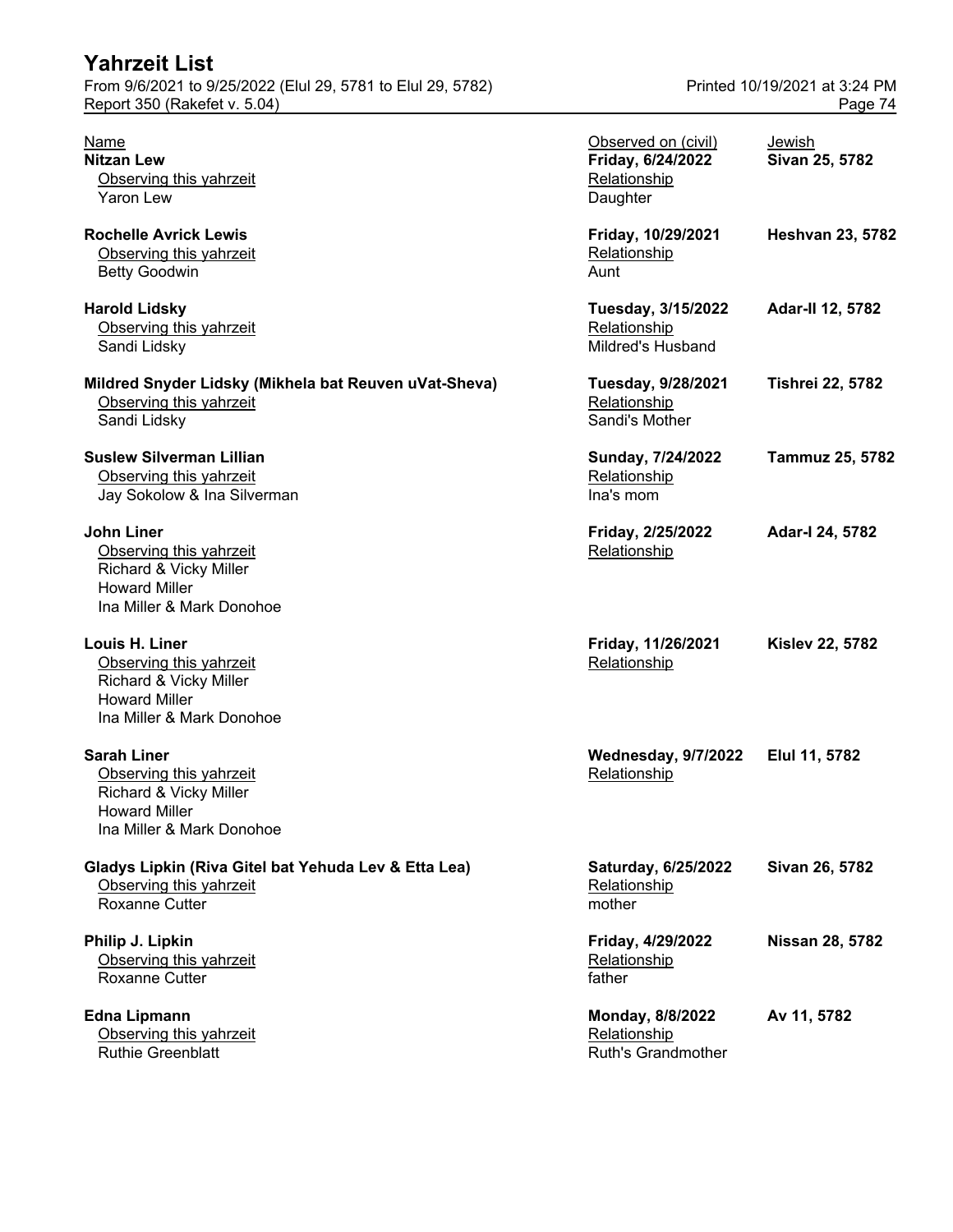| Name | Observed on (civil) | Jewish |
|---|---|---|
| **Nitzan Lew** | **Friday, 6/24/2022** | **Sivan 25, 5782** |
| Observing this yahrzeit: Yaron Lew | Relationship: Daughter | |
| **Rochelle Avrick Lewis** | **Friday, 10/29/2021** | **Heshvan 23, 5782** |
| Observing this yahrzeit: Betty Goodwin | Relationship: Aunt | |
| **Harold Lidsky** | **Tuesday, 3/15/2022** | **Adar-II 12, 5782** |
| Observing this yahrzeit: Sandi Lidsky | Relationship: Mildred's Husband | |
| **Mildred Snyder Lidsky (Mikhela bat Reuven uVat-Sheva)** | **Tuesday, 9/28/2021** | **Tishrei 22, 5782** |
| Observing this yahrzeit: Sandi Lidsky | Relationship: Sandi's Mother | |
| **Suslew Silverman Lillian** | **Sunday, 7/24/2022** | **Tammuz 25, 5782** |
| Observing this yahrzeit: Jay Sokolow & Ina Silverman | Relationship: Ina's mom | |
| **John Liner** | **Friday, 2/25/2022** | **Adar-I 24, 5782** |
| Observing this yahrzeit: Richard & Vicky Miller; Howard Miller; Ina Miller & Mark Donohoe | Relationship: | |
| **Louis H. Liner** | **Friday, 11/26/2021** | **Kislev 22, 5782** |
| Observing this yahrzeit: Richard & Vicky Miller; Howard Miller; Ina Miller & Mark Donohoe | Relationship: | |
| **Sarah Liner** | **Wednesday, 9/7/2022** | **Elul 11, 5782** |
| Observing this yahrzeit: Richard & Vicky Miller; Howard Miller; Ina Miller & Mark Donohoe | Relationship: | |
| **Gladys Lipkin (Riva Gitel bat Yehuda Lev & Etta Lea)** | **Saturday, 6/25/2022** | **Sivan 26, 5782** |
| Observing this yahrzeit: Roxanne Cutter | Relationship: mother | |
| **Philip J. Lipkin** | **Friday, 4/29/2022** | **Nissan 28, 5782** |
| Observing this yahrzeit: Roxanne Cutter | Relationship: father | |
| **Edna Lipmann** | **Monday, 8/8/2022** | **Av 11, 5782** |
| Observing this yahrzeit: Ruthie Greenblatt | Relationship: Ruth's Grandmother | |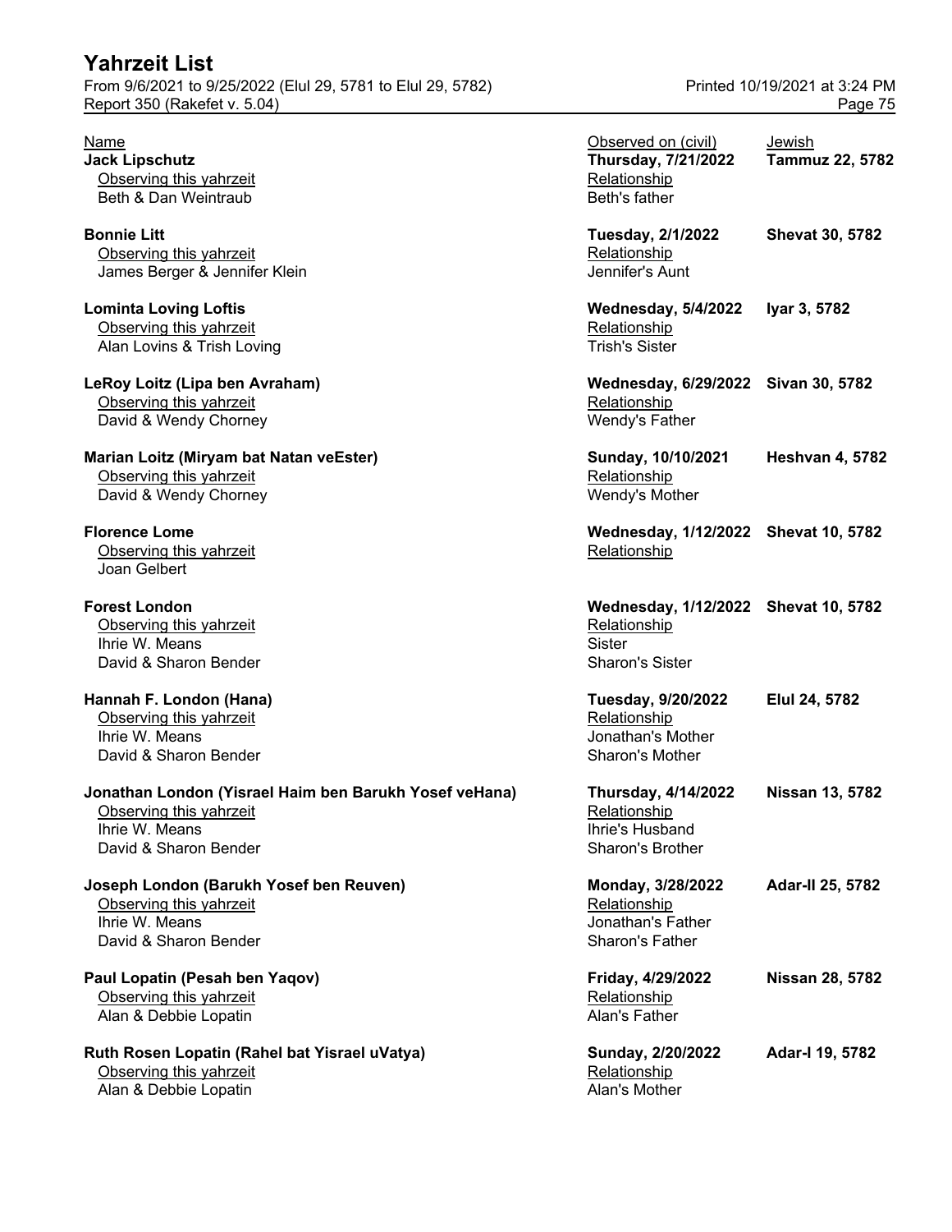# Yahrzeit List

From 9/6/2021 to 9/25/2022 (Elul 29, 5781 to Elul 29, 5782)
Report 350 (Rakefet v. 5.04)

Printed 10/19/2021 at 3:24 PM

| Name | Observed on (civil) | Jewish |
|---|---|---|
| **Jack Lipschutz** | **Thursday, 7/21/2022** | **Tammuz 22, 5782** |
| Observing this yahrzeit | Relationship | |
| Beth & Dan Weintraub | Beth's father | |
| **Bonnie Litt** | **Tuesday, 2/1/2022** | **Shevat 30, 5782** |
| Observing this yahrzeit | Relationship | |
| James Berger & Jennifer Klein | Jennifer's Aunt | |
| **Lominta Loving Loftis** | **Wednesday, 5/4/2022** | **Iyar 3, 5782** |
| Observing this yahrzeit | Relationship | |
| Alan Lovins & Trish Loving | Trish's Sister | |
| **LeRoy Loitz (Lipa ben Avraham)** | **Wednesday, 6/29/2022** | **Sivan 30, 5782** |
| Observing this yahrzeit | Relationship | |
| David & Wendy Chorney | Wendy's Father | |
| **Marian Loitz (Miryam bat Natan veEster)** | **Sunday, 10/10/2021** | **Heshvan 4, 5782** |
| Observing this yahrzeit | Relationship | |
| David & Wendy Chorney | Wendy's Mother | |
| **Florence Lome** | **Wednesday, 1/12/2022** | **Shevat 10, 5782** |
| Observing this yahrzeit | Relationship | |
| Joan Gelbert | | |
| **Forest London** | **Wednesday, 1/12/2022** | **Shevat 10, 5782** |
| Observing this yahrzeit | Relationship | |
| Ihrie W. Means | Sister | |
| David & Sharon Bender | Sharon's Sister | |
| **Hannah F. London (Hana)** | **Tuesday, 9/20/2022** | **Elul 24, 5782** |
| Observing this yahrzeit | Relationship | |
| Ihrie W. Means | Jonathan's Mother | |
| David & Sharon Bender | Sharon's Mother | |
| **Jonathan London (Yisrael Haim ben Barukh Yosef veHana)** | **Thursday, 4/14/2022** | **Nissan 13, 5782** |
| Observing this yahrzeit | Relationship | |
| Ihrie W. Means | Ihrie's Husband | |
| David & Sharon Bender | Sharon's Brother | |
| **Joseph London (Barukh Yosef ben Reuven)** | **Monday, 3/28/2022** | **Adar-II 25, 5782** |
| Observing this yahrzeit | Relationship | |
| Ihrie W. Means | Jonathan's Father | |
| David & Sharon Bender | Sharon's Father | |
| **Paul Lopatin (Pesah ben Yaqov)** | **Friday, 4/29/2022** | **Nissan 28, 5782** |
| Observing this yahrzeit | Relationship | |
| Alan & Debbie Lopatin | Alan's Father | |
| **Ruth Rosen Lopatin (Rahel bat Yisrael uVatya)** | **Sunday, 2/20/2022** | **Adar-I 19, 5782** |
| Observing this yahrzeit | Relationship | |
| Alan & Debbie Lopatin | Alan's Mother | |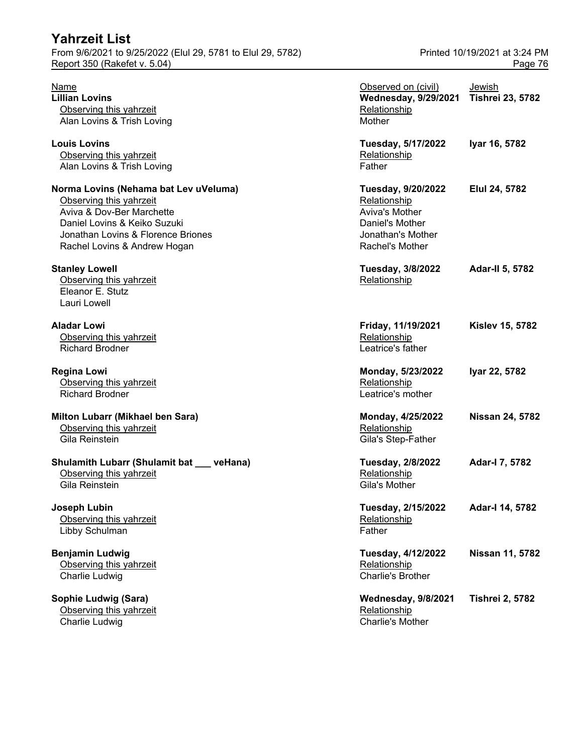# Yahrzeit List

From 9/6/2021 to 9/25/2022 (Elul 29, 5781 to Elul 29, 5782)
Report 350 (Rakefet v. 5.04)
Printed 10/19/2021 at 3:24 PM

| Name | Observed on (civil) | Jewish |
|---|---|---|
| **Lillian Lovins** | **Wednesday, 9/29/2021** | **Tishrei 23, 5782** |
| Observing this yahrzeit | Relationship | |
| Alan Lovins & Trish Loving | Mother | |
| **Louis Lovins** | **Tuesday, 5/17/2022** | **Iyar 16, 5782** |
| Observing this yahrzeit | Relationship | |
| Alan Lovins & Trish Loving | Father | |
| **Norma Lovins (Nehama bat Lev uVeluma)** | **Tuesday, 9/20/2022** | **Elul 24, 5782** |
| Observing this yahrzeit | Relationship | |
| Aviva & Dov-Ber Marchette | Aviva's Mother | |
| Daniel Lovins & Keiko Suzuki | Daniel's Mother | |
| Jonathan Lovins & Florence Briones | Jonathan's Mother | |
| Rachel Lovins & Andrew Hogan | Rachel's Mother | |
| **Stanley Lowell** | **Tuesday, 3/8/2022** | **Adar-II 5, 5782** |
| Observing this yahrzeit | Relationship | |
| Eleanor E. Stutz | | |
| Lauri Lowell | | |
| **Aladar Lowi** | **Friday, 11/19/2021** | **Kislev 15, 5782** |
| Observing this yahrzeit | Relationship | |
| Richard Brodner | Leatrice's father | |
| **Regina Lowi** | **Monday, 5/23/2022** | **Iyar 22, 5782** |
| Observing this yahrzeit | Relationship | |
| Richard Brodner | Leatrice's mother | |
| **Milton Lubarr (Mikhael ben Sara)** | **Monday, 4/25/2022** | **Nissan 24, 5782** |
| Observing this yahrzeit | Relationship | |
| Gila Reinstein | Gila's Step-Father | |
| **Shulamith Lubarr (Shulamit bat ___ veHana)** | **Tuesday, 2/8/2022** | **Adar-I 7, 5782** |
| Observing this yahrzeit | Relationship | |
| Gila Reinstein | Gila's Mother | |
| **Joseph Lubin** | **Tuesday, 2/15/2022** | **Adar-I 14, 5782** |
| Observing this yahrzeit | Relationship | |
| Libby Schulman | Father | |
| **Benjamin Ludwig** | **Tuesday, 4/12/2022** | **Nissan 11, 5782** |
| Observing this yahrzeit | Relationship | |
| Charlie Ludwig | Charlie's Brother | |
| **Sophie Ludwig (Sara)** | **Wednesday, 9/8/2021** | **Tishrei 2, 5782** |
| Observing this yahrzeit | Relationship | |
| Charlie Ludwig | Charlie's Mother | |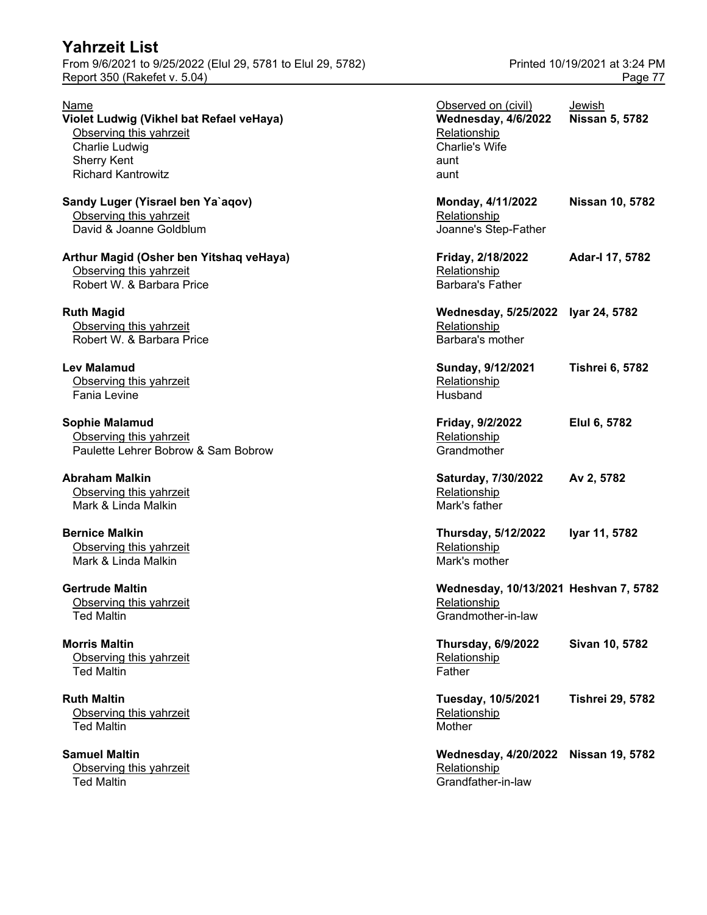| Name | Observed on (civil) | Jewish |
|---|---|---|
| **Violet Ludwig (Vikhel bat Refael veHaya)** | **Wednesday, 4/6/2022** | **Nissan 5, 5782** |
| Observing this yahrzeit | Relationship | |
| Charlie Ludwig | Charlie's Wife | |
| Sherry Kent | aunt | |
| Richard Kantrowitz | aunt | |
| **Sandy Luger (Yisrael ben Ya`aqov)** | **Monday, 4/11/2022** | **Nissan 10, 5782** |
| Observing this yahrzeit | Relationship | |
| David & Joanne Goldblum | Joanne's Step-Father | |
| **Arthur Magid (Osher ben Yitshaq veHaya)** | **Friday, 2/18/2022** | **Adar-I 17, 5782** |
| Observing this yahrzeit | Relationship | |
| Robert W. & Barbara Price | Barbara's Father | |
| **Ruth Magid** | **Wednesday, 5/25/2022** | **Iyar 24, 5782** |
| Observing this yahrzeit | Relationship | |
| Robert W. & Barbara Price | Barbara's mother | |
| **Lev Malamud** | **Sunday, 9/12/2021** | **Tishrei 6, 5782** |
| Observing this yahrzeit | Relationship | |
| Fania Levine | Husband | |
| **Sophie Malamud** | **Friday, 9/2/2022** | **Elul 6, 5782** |
| Observing this yahrzeit | Relationship | |
| Paulette Lehrer Bobrow & Sam Bobrow | Grandmother | |
| **Abraham Malkin** | **Saturday, 7/30/2022** | **Av 2, 5782** |
| Observing this yahrzeit | Relationship | |
| Mark & Linda Malkin | Mark's father | |
| **Bernice Malkin** | **Thursday, 5/12/2022** | **Iyar 11, 5782** |
| Observing this yahrzeit | Relationship | |
| Mark & Linda Malkin | Mark's mother | |
| **Gertrude Maltin** | **Wednesday, 10/13/2021** | **Heshvan 7, 5782** |
| Observing this yahrzeit | Relationship | |
| Ted Maltin | Grandmother-in-law | |
| **Morris Maltin** | **Thursday, 6/9/2022** | **Sivan 10, 5782** |
| Observing this yahrzeit | Relationship | |
| Ted Maltin | Father | |
| **Ruth Maltin** | **Tuesday, 10/5/2021** | **Tishrei 29, 5782** |
| Observing this yahrzeit | Relationship | |
| Ted Maltin | Mother | |
| **Samuel Maltin** | **Wednesday, 4/20/2022** | **Nissan 19, 5782** |
| Observing this yahrzeit | Relationship | |
| Ted Maltin | Grandfather-in-law | |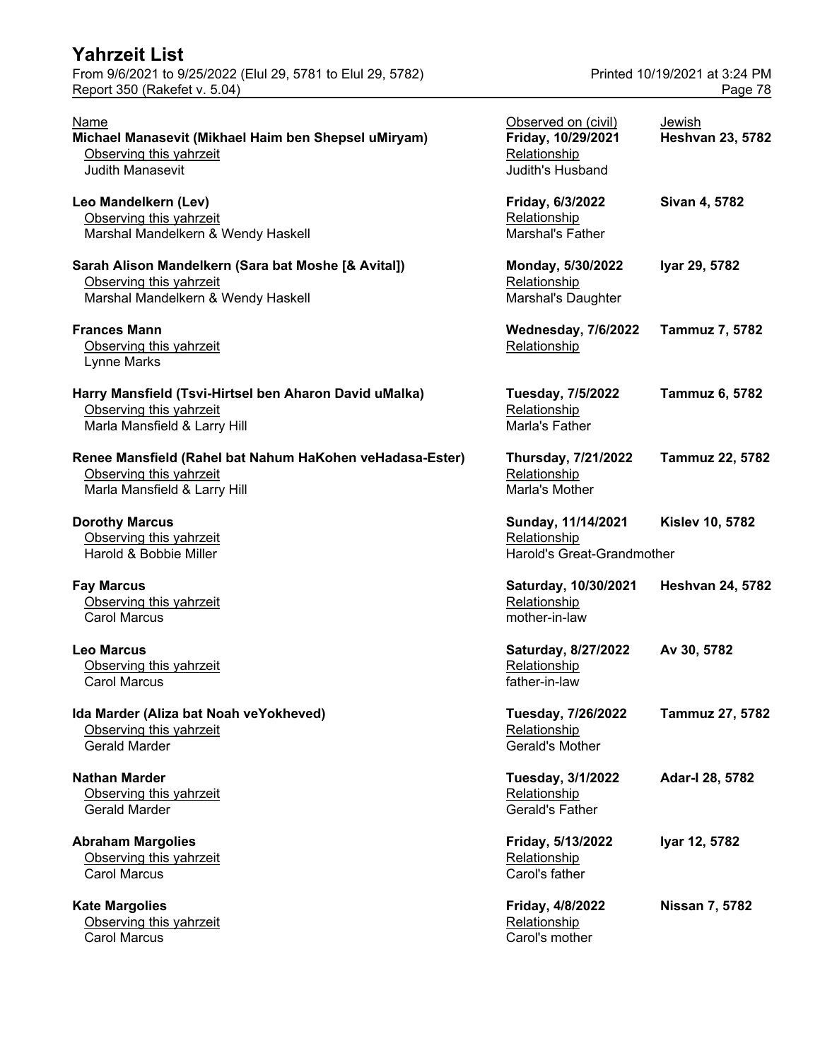| Name | Observed on (civil) | Jewish |
| --- | --- | --- |
| **Michael Manasevit (Mikhael Haim ben Shepsel uMiryam)** | **Friday, 10/29/2021** | **Heshvan 23, 5782** |
| Observing this yahrzeit: Judith Manasevit | Relationship: Judith's Husband | |
| **Leo Mandelkern (Lev)** | **Friday, 6/3/2022** | **Sivan 4, 5782** |
| Observing this yahrzeit: Marshal Mandelkern & Wendy Haskell | Relationship: Marshal's Father | |
| **Sarah Alison Mandelkern (Sara bat Moshe [& Avital])** | **Monday, 5/30/2022** | **Iyar 29, 5782** |
| Observing this yahrzeit: Marshal Mandelkern & Wendy Haskell | Relationship: Marshal's Daughter | |
| **Frances Mann** | **Wednesday, 7/6/2022** | **Tammuz 7, 5782** |
| Observing this yahrzeit: Lynne Marks | Relationship: | |
| **Harry Mansfield (Tsvi-Hirtsel ben Aharon David uMalka)** | **Tuesday, 7/5/2022** | **Tammuz 6, 5782** |
| Observing this yahrzeit: Marla Mansfield & Larry Hill | Relationship: Marla's Father | |
| **Renee Mansfield (Rahel bat Nahum HaKohen veHadasa-Ester)** | **Thursday, 7/21/2022** | **Tammuz 22, 5782** |
| Observing this yahrzeit: Marla Mansfield & Larry Hill | Relationship: Marla's Mother | |
| **Dorothy Marcus** | **Sunday, 11/14/2021** | **Kislev 10, 5782** |
| Observing this yahrzeit: Harold & Bobbie Miller | Relationship: Harold's Great-Grandmother | |
| **Fay Marcus** | **Saturday, 10/30/2021** | **Heshvan 24, 5782** |
| Observing this yahrzeit: Carol Marcus | Relationship: mother-in-law | |
| **Leo Marcus** | **Saturday, 8/27/2022** | **Av 30, 5782** |
| Observing this yahrzeit: Carol Marcus | Relationship: father-in-law | |
| **Ida Marder (Aliza bat Noah veYokheved)** | **Tuesday, 7/26/2022** | **Tammuz 27, 5782** |
| Observing this yahrzeit: Gerald Marder | Relationship: Gerald's Mother | |
| **Nathan Marder** | **Tuesday, 3/1/2022** | **Adar-I 28, 5782** |
| Observing this yahrzeit: Gerald Marder | Relationship: Gerald's Father | |
| **Abraham Margolies** | **Friday, 5/13/2022** | **Iyar 12, 5782** |
| Observing this yahrzeit: Carol Marcus | Relationship: Carol's father | |
| **Kate Margolies** | **Friday, 4/8/2022** | **Nissan 7, 5782** |
| Observing this yahrzeit: Carol Marcus | Relationship: Carol's mother | |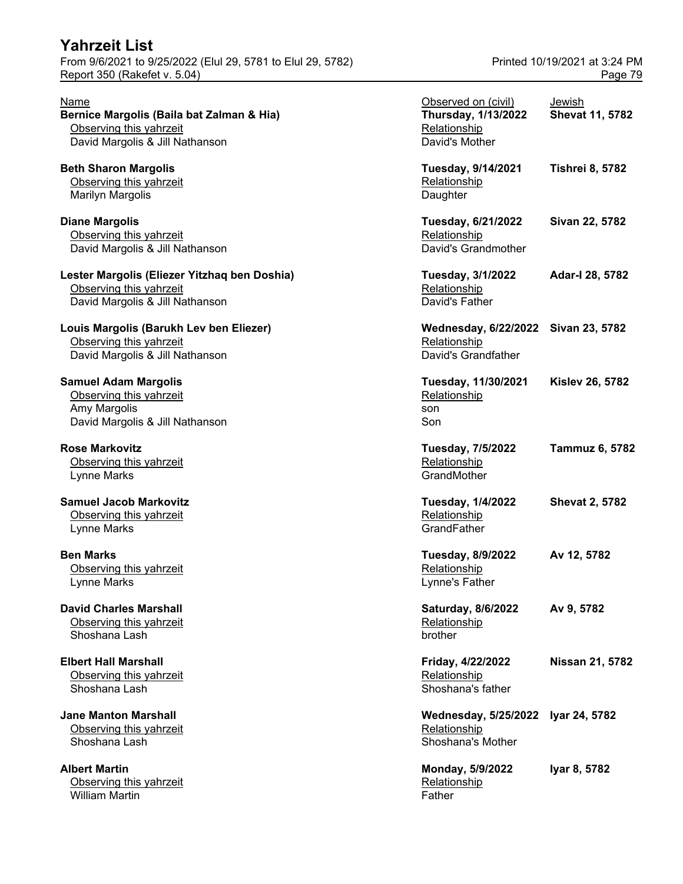| Name | Observed on (civil) | Jewish |
|---|---|---|
| **Bernice Margolis (Baila bat Zalman & Hia)** | **Thursday, 1/13/2022** | **Shevat 11, 5782** |
| Observing this yahrzeit | Relationship | |
| David Margolis & Jill Nathanson | David's Mother | |
| **Beth Sharon Margolis** | **Tuesday, 9/14/2021** | **Tishrei 8, 5782** |
| Observing this yahrzeit | Relationship | |
| Marilyn Margolis | Daughter | |
| **Diane Margolis** | **Tuesday, 6/21/2022** | **Sivan 22, 5782** |
| Observing this yahrzeit | Relationship | |
| David Margolis & Jill Nathanson | David's Grandmother | |
| **Lester Margolis (Eliezer Yitzhaq ben Doshia)** | **Tuesday, 3/1/2022** | **Adar-I 28, 5782** |
| Observing this yahrzeit | Relationship | |
| David Margolis & Jill Nathanson | David's Father | |
| **Louis Margolis (Barukh Lev ben Eliezer)** | **Wednesday, 6/22/2022** | **Sivan 23, 5782** |
| Observing this yahrzeit | Relationship | |
| David Margolis & Jill Nathanson | David's Grandfather | |
| **Samuel Adam Margolis** | **Tuesday, 11/30/2021** | **Kislev 26, 5782** |
| Observing this yahrzeit | Relationship | |
| Amy Margolis | son | |
| David Margolis & Jill Nathanson | Son | |
| **Rose Markovitz** | **Tuesday, 7/5/2022** | **Tammuz 6, 5782** |
| Observing this yahrzeit | Relationship | |
| Lynne Marks | GrandMother | |
| **Samuel Jacob Markovitz** | **Tuesday, 1/4/2022** | **Shevat 2, 5782** |
| Observing this yahrzeit | Relationship | |
| Lynne Marks | GrandFather | |
| **Ben Marks** | **Tuesday, 8/9/2022** | **Av 12, 5782** |
| Observing this yahrzeit | Relationship | |
| Lynne Marks | Lynne's Father | |
| **David Charles Marshall** | **Saturday, 8/6/2022** | **Av 9, 5782** |
| Observing this yahrzeit | Relationship | |
| Shoshana Lash | brother | |
| **Elbert Hall Marshall** | **Friday, 4/22/2022** | **Nissan 21, 5782** |
| Observing this yahrzeit | Relationship | |
| Shoshana Lash | Shoshana's father | |
| **Jane Manton Marshall** | **Wednesday, 5/25/2022** | **Iyar 24, 5782** |
| Observing this yahrzeit | Relationship | |
| Shoshana Lash | Shoshana's Mother | |
| **Albert Martin** | **Monday, 5/9/2022** | **Iyar 8, 5782** |
| Observing this yahrzeit | Relationship | |
| William Martin | Father | |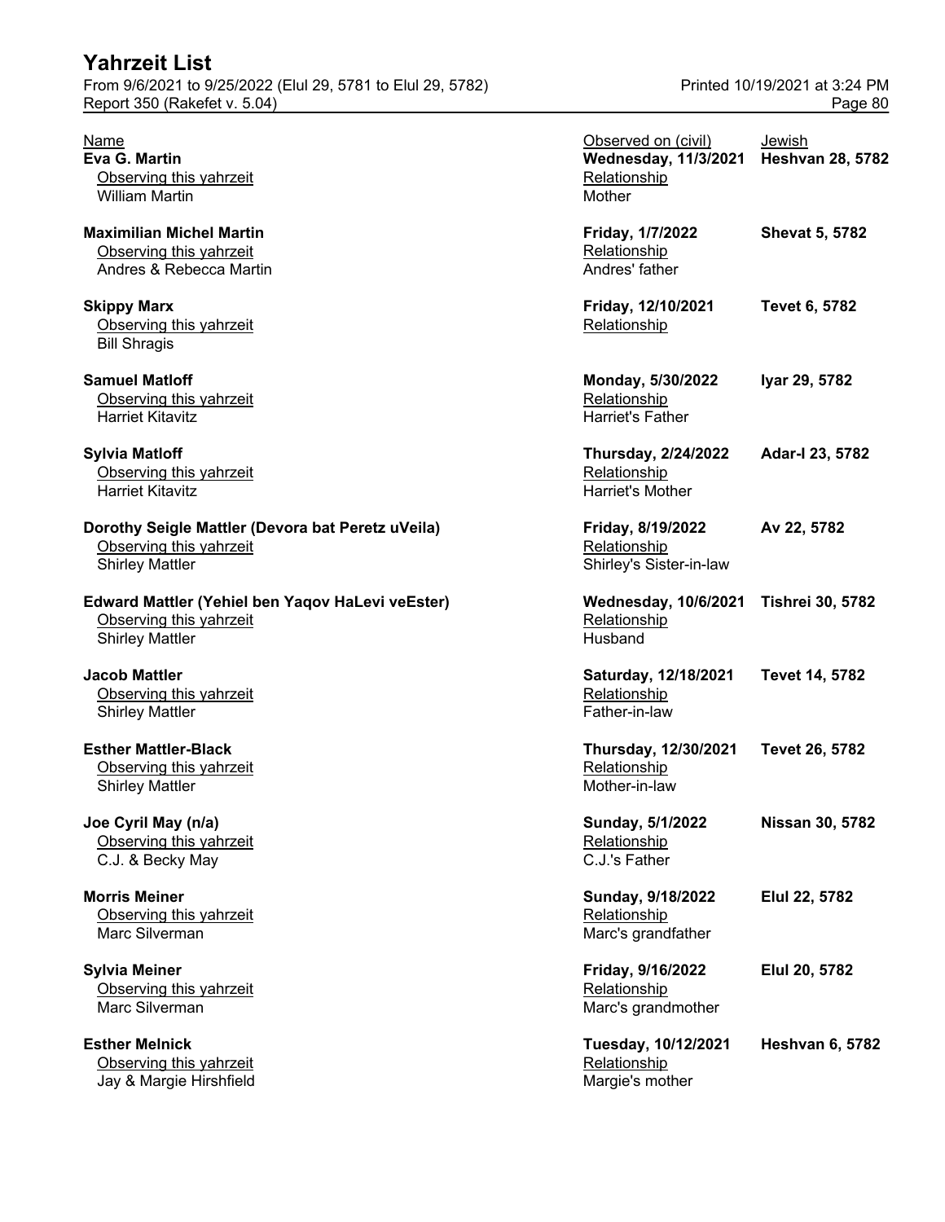# Yahrzeit List

From 9/6/2021 to 9/25/2022 (Elul 29, 5781 to Elul 29, 5782)

Report 350 (Rakefet v. 5.04)

Printed 10/19/2021 at 3:24 PM

| Name | Observed on (civil) | Jewish |
|---|---|---|
| **Eva G. Martin** | **Wednesday, 11/3/2021** | **Heshvan 28, 5782** |
| Observing this yahrzeit: William Martin | Relationship: Mother | |
| **Maximilian Michel Martin** | **Friday, 1/7/2022** | **Shevat 5, 5782** |
| Observing this yahrzeit: Andres & Rebecca Martin | Relationship: Andres' father | |
| **Skippy Marx** | **Friday, 12/10/2021** | **Tevet 6, 5782** |
| Observing this yahrzeit: Bill Shragis | Relationship: | |
| **Samuel Matloff** | **Monday, 5/30/2022** | **Iyar 29, 5782** |
| Observing this yahrzeit: Harriet Kitavitz | Relationship: Harriet's Father | |
| **Sylvia Matloff** | **Thursday, 2/24/2022** | **Adar-I 23, 5782** |
| Observing this yahrzeit: Harriet Kitavitz | Relationship: Harriet's Mother | |
| **Dorothy Seigle Mattler (Devora bat Peretz uVeila)** | **Friday, 8/19/2022** | **Av 22, 5782** |
| Observing this yahrzeit: Shirley Mattler | Relationship: Shirley's Sister-in-law | |
| **Edward Mattler (Yehiel ben Yaqov HaLevi veEster)** | **Wednesday, 10/6/2021** | **Tishrei 30, 5782** |
| Observing this yahrzeit: Shirley Mattler | Relationship: Husband | |
| **Jacob Mattler** | **Saturday, 12/18/2021** | **Tevet 14, 5782** |
| Observing this yahrzeit: Shirley Mattler | Relationship: Father-in-law | |
| **Esther Mattler-Black** | **Thursday, 12/30/2021** | **Tevet 26, 5782** |
| Observing this yahrzeit: Shirley Mattler | Relationship: Mother-in-law | |
| **Joe Cyril May (n/a)** | **Sunday, 5/1/2022** | **Nissan 30, 5782** |
| Observing this yahrzeit: C.J. & Becky May | Relationship: C.J.'s Father | |
| **Morris Meiner** | **Sunday, 9/18/2022** | **Elul 22, 5782** |
| Observing this yahrzeit: Marc Silverman | Relationship: Marc's grandfather | |
| **Sylvia Meiner** | **Friday, 9/16/2022** | **Elul 20, 5782** |
| Observing this yahrzeit: Marc Silverman | Relationship: Marc's grandmother | |
| **Esther Melnick** | **Tuesday, 10/12/2021** | **Heshvan 6, 5782** |
| Observing this yahrzeit: Jay & Margie Hirshfield | Relationship: Margie's mother | |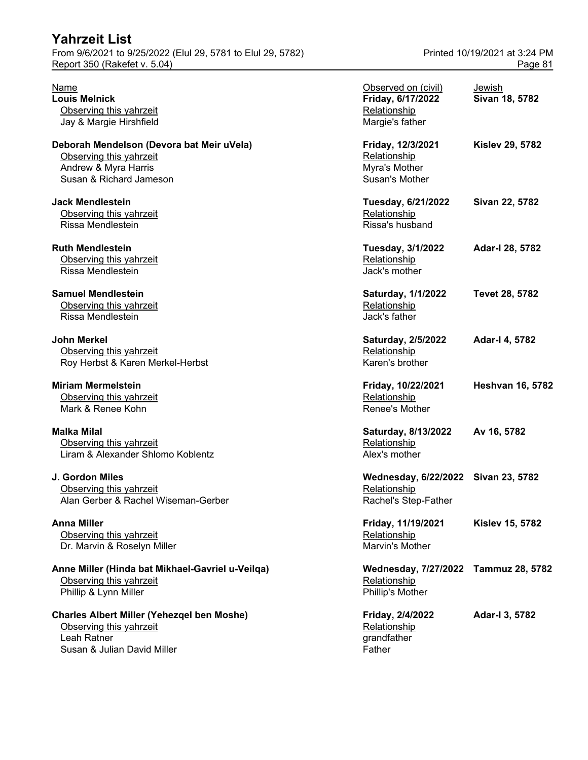| Name | Observed on (civil) | Jewish |
|---|---|---|
| **Louis Melnick** | **Friday, 6/17/2022** | **Sivan 18, 5782** |
| Observing this yahrzeit | Relationship | |
| Jay & Margie Hirshfield | Margie's father | |
| **Deborah Mendelson (Devora bat Meir uVela)** | **Friday, 12/3/2021** | **Kislev 29, 5782** |
| Observing this yahrzeit | Relationship | |
| Andrew & Myra Harris | Myra's Mother | |
| Susan & Richard Jameson | Susan's Mother | |
| **Jack Mendlestein** | **Tuesday, 6/21/2022** | **Sivan 22, 5782** |
| Observing this yahrzeit | Relationship | |
| Rissa Mendlestein | Rissa's husband | |
| **Ruth Mendlestein** | **Tuesday, 3/1/2022** | **Adar-I 28, 5782** |
| Observing this yahrzeit | Relationship | |
| Rissa Mendlestein | Jack's mother | |
| **Samuel Mendlestein** | **Saturday, 1/1/2022** | **Tevet 28, 5782** |
| Observing this yahrzeit | Relationship | |
| Rissa Mendlestein | Jack's father | |
| **John Merkel** | **Saturday, 2/5/2022** | **Adar-I 4, 5782** |
| Observing this yahrzeit | Relationship | |
| Roy Herbst & Karen Merkel-Herbst | Karen's brother | |
| **Miriam Mermelstein** | **Friday, 10/22/2021** | **Heshvan 16, 5782** |
| Observing this yahrzeit | Relationship | |
| Mark & Renee Kohn | Renee's Mother | |
| **Malka Milal** | **Saturday, 8/13/2022** | **Av 16, 5782** |
| Observing this yahrzeit | Relationship | |
| Liram & Alexander Shlomo Koblentz | Alex's mother | |
| **J. Gordon Miles** | **Wednesday, 6/22/2022** | **Sivan 23, 5782** |
| Observing this yahrzeit | Relationship | |
| Alan Gerber & Rachel Wiseman-Gerber | Rachel's Step-Father | |
| **Anna Miller** | **Friday, 11/19/2021** | **Kislev 15, 5782** |
| Observing this yahrzeit | Relationship | |
| Dr. Marvin & Roselyn Miller | Marvin's Mother | |
| **Anne Miller (Hinda bat Mikhael-Gavriel u-Veilqa)** | **Wednesday, 7/27/2022** | **Tammuz 28, 5782** |
| Observing this yahrzeit | Relationship | |
| Phillip & Lynn Miller | Phillip's Mother | |
| **Charles Albert Miller (Yehezqel ben Moshe)** | **Friday, 2/4/2022** | **Adar-I 3, 5782** |
| Observing this yahrzeit | Relationship | |
| Leah Ratner | grandfather | |
| Susan & Julian David Miller | Father | |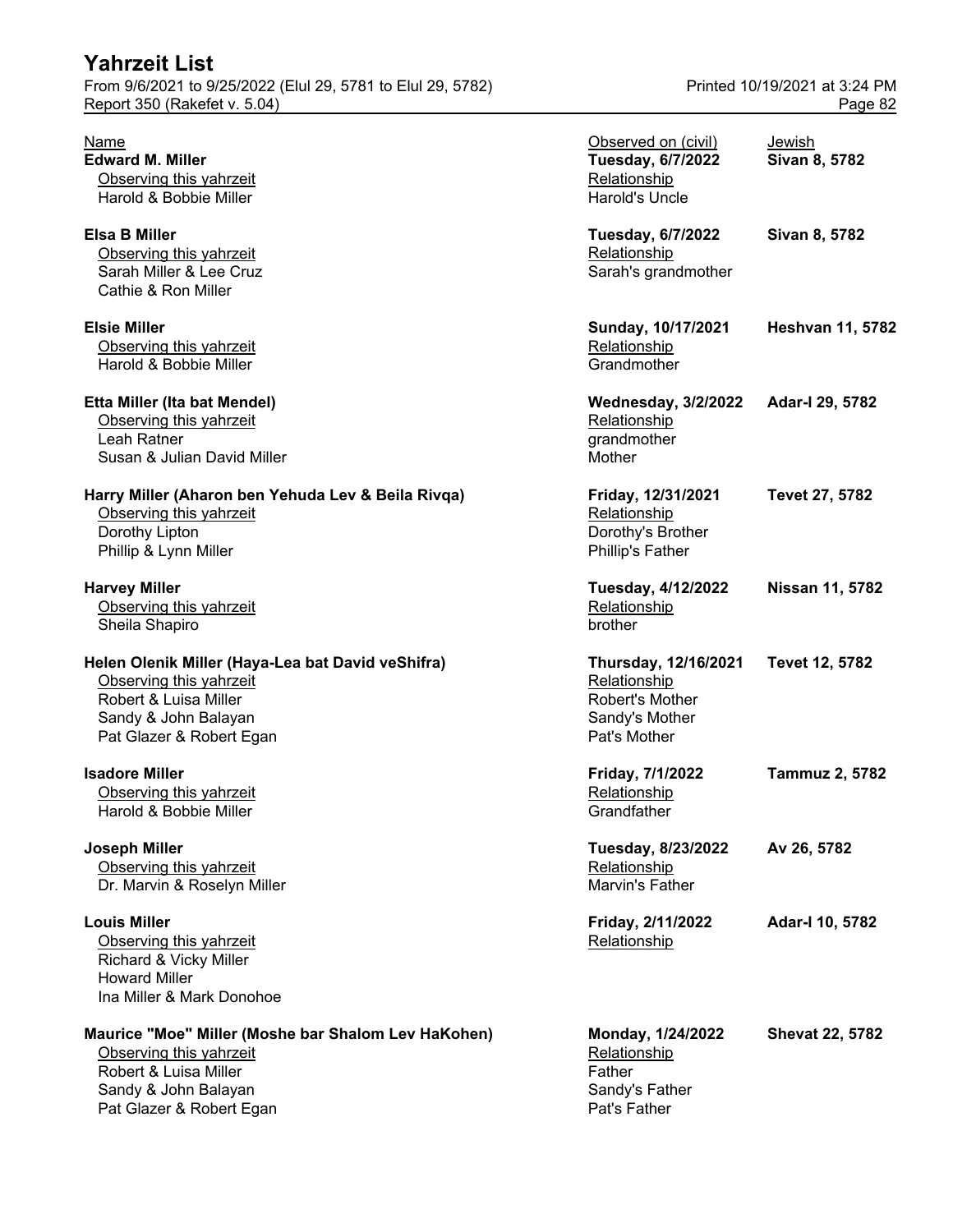# Yahrzeit List

From 9/6/2021 to 9/25/2022 (Elul 29, 5781 to Elul 29, 5782)
Report 350 (Rakefet v. 5.04)

Printed 10/19/2021 at 3:24 PM

| Name | Observed on (civil) | Jewish |
|---|---|---|
| **Edward M. Miller** | **Tuesday, 6/7/2022** | **Sivan 8, 5782** |
| Observing this yahrzeit | Relationship | |
| Harold & Bobbie Miller | Harold's Uncle | |
| **Elsa B Miller** | **Tuesday, 6/7/2022** | **Sivan 8, 5782** |
| Observing this yahrzeit | Relationship | |
| Sarah Miller & Lee Cruz | Sarah's grandmother | |
| Cathie & Ron Miller | | |
| **Elsie Miller** | **Sunday, 10/17/2021** | **Heshvan 11, 5782** |
| Observing this yahrzeit | Relationship | |
| Harold & Bobbie Miller | Grandmother | |
| **Etta Miller (Ita bat Mendel)** | **Wednesday, 3/2/2022** | **Adar-I 29, 5782** |
| Observing this yahrzeit | Relationship | |
| Leah Ratner | grandmother | |
| Susan & Julian David Miller | Mother | |
| **Harry Miller (Aharon ben Yehuda Lev & Beila Rivqa)** | **Friday, 12/31/2021** | **Tevet 27, 5782** |
| Observing this yahrzeit | Relationship | |
| Dorothy Lipton | Dorothy's Brother | |
| Phillip & Lynn Miller | Phillip's Father | |
| **Harvey Miller** | **Tuesday, 4/12/2022** | **Nissan 11, 5782** |
| Observing this yahrzeit | Relationship | |
| Sheila Shapiro | brother | |
| **Helen Olenik Miller (Haya-Lea bat David veShifra)** | **Thursday, 12/16/2021** | **Tevet 12, 5782** |
| Observing this yahrzeit | Relationship | |
| Robert & Luisa Miller | Robert's Mother | |
| Sandy & John Balayan | Sandy's Mother | |
| Pat Glazer & Robert Egan | Pat's Mother | |
| **Isadore Miller** | **Friday, 7/1/2022** | **Tammuz 2, 5782** |
| Observing this yahrzeit | Relationship | |
| Harold & Bobbie Miller | Grandfather | |
| **Joseph Miller** | **Tuesday, 8/23/2022** | **Av 26, 5782** |
| Observing this yahrzeit | Relationship | |
| Dr. Marvin & Roselyn Miller | Marvin's Father | |
| **Louis Miller** | **Friday, 2/11/2022** | **Adar-I 10, 5782** |
| Observing this yahrzeit | Relationship | |
| Richard & Vicky Miller | | |
| Howard Miller | | |
| Ina Miller & Mark Donohoe | | |
| **Maurice "Moe" Miller (Moshe bar Shalom Lev HaKohen)** | **Monday, 1/24/2022** | **Shevat 22, 5782** |
| Observing this yahrzeit | Relationship | |
| Robert & Luisa Miller | Father | |
| Sandy & John Balayan | Sandy's Father | |
| Pat Glazer & Robert Egan | Pat's Father | |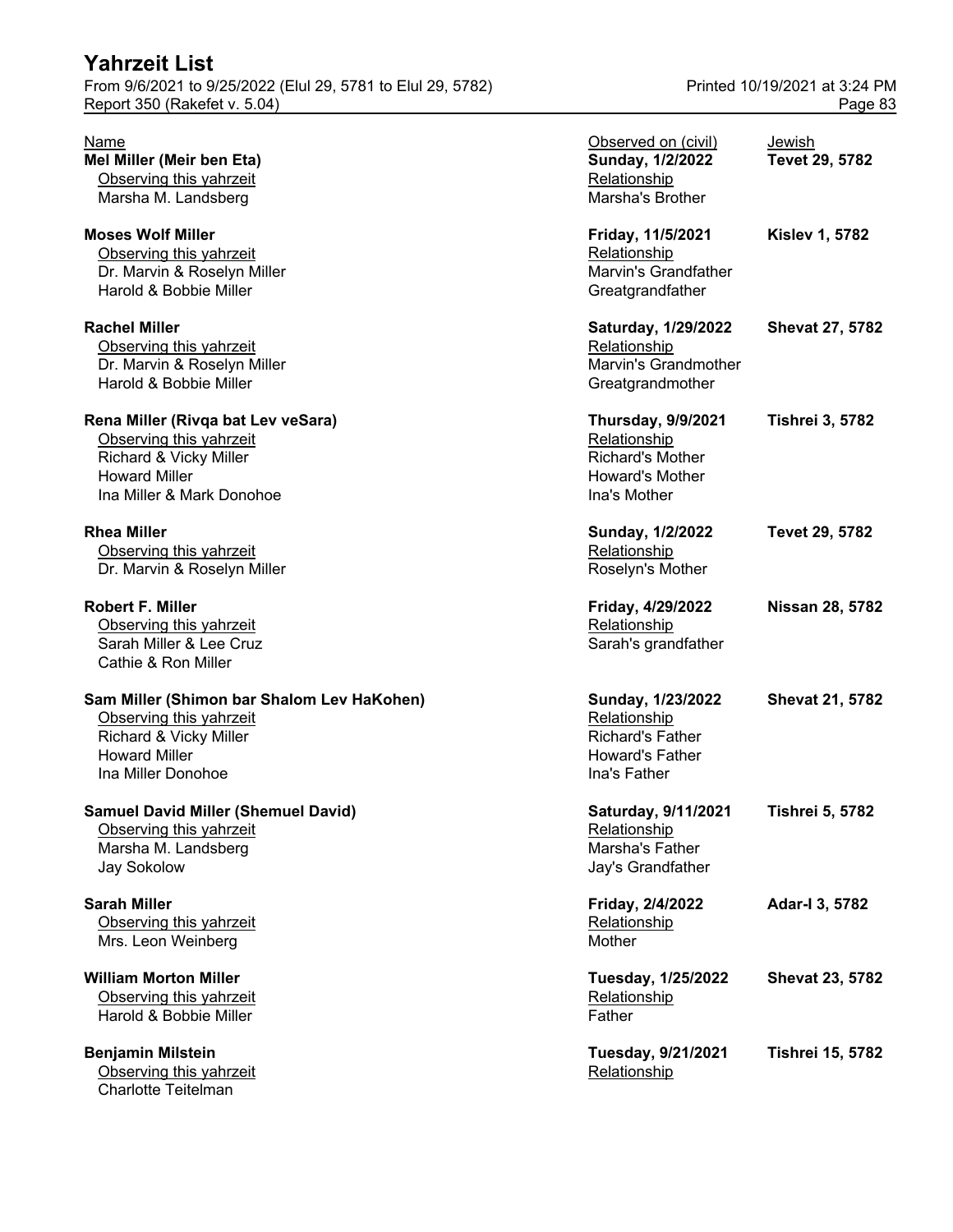| Name | Observed on (civil) | Jewish |
|---|---|---|
| **Mel Miller (Meir ben Eta)** | **Sunday, 1/2/2022** | **Tevet 29, 5782** |
| Observing this yahrzeit | Relationship | |
| Marsha M. Landsberg | Marsha's Brother | |
| **Moses Wolf Miller** | **Friday, 11/5/2021** | **Kislev 1, 5782** |
| Observing this yahrzeit | Relationship | |
| Dr. Marvin & Roselyn Miller | Marvin's Grandfather | |
| Harold & Bobbie Miller | Greatgrandfather | |
| **Rachel Miller** | **Saturday, 1/29/2022** | **Shevat 27, 5782** |
| Observing this yahrzeit | Relationship | |
| Dr. Marvin & Roselyn Miller | Marvin's Grandmother | |
| Harold & Bobbie Miller | Greatgrandmother | |
| **Rena Miller (Rivqa bat Lev veSara)** | **Thursday, 9/9/2021** | **Tishrei 3, 5782** |
| Observing this yahrzeit | Relationship | |
| Richard & Vicky Miller | Richard's Mother | |
| Howard Miller | Howard's Mother | |
| Ina Miller & Mark Donohoe | Ina's Mother | |
| **Rhea Miller** | **Sunday, 1/2/2022** | **Tevet 29, 5782** |
| Observing this yahrzeit | Relationship | |
| Dr. Marvin & Roselyn Miller | Roselyn's Mother | |
| **Robert F. Miller** | **Friday, 4/29/2022** | **Nissan 28, 5782** |
| Observing this yahrzeit | Relationship | |
| Sarah Miller & Lee Cruz | Sarah's grandfather | |
| Cathie & Ron Miller | | |
| **Sam Miller (Shimon bar Shalom Lev HaKohen)** | **Sunday, 1/23/2022** | **Shevat 21, 5782** |
| Observing this yahrzeit | Relationship | |
| Richard & Vicky Miller | Richard's Father | |
| Howard Miller | Howard's Father | |
| Ina Miller Donohoe | Ina's Father | |
| **Samuel David Miller (Shemuel David)** | **Saturday, 9/11/2021** | **Tishrei 5, 5782** |
| Observing this yahrzeit | Relationship | |
| Marsha M. Landsberg | Marsha's Father | |
| Jay Sokolow | Jay's Grandfather | |
| **Sarah Miller** | **Friday, 2/4/2022** | **Adar-I 3, 5782** |
| Observing this yahrzeit | Relationship | |
| Mrs. Leon Weinberg | Mother | |
| **William Morton Miller** | **Tuesday, 1/25/2022** | **Shevat 23, 5782** |
| Observing this yahrzeit | Relationship | |
| Harold & Bobbie Miller | Father | |
| **Benjamin Milstein** | **Tuesday, 9/21/2021** | **Tishrei 15, 5782** |
| Observing this yahrzeit | Relationship | |
| Charlotte Teitelman | | |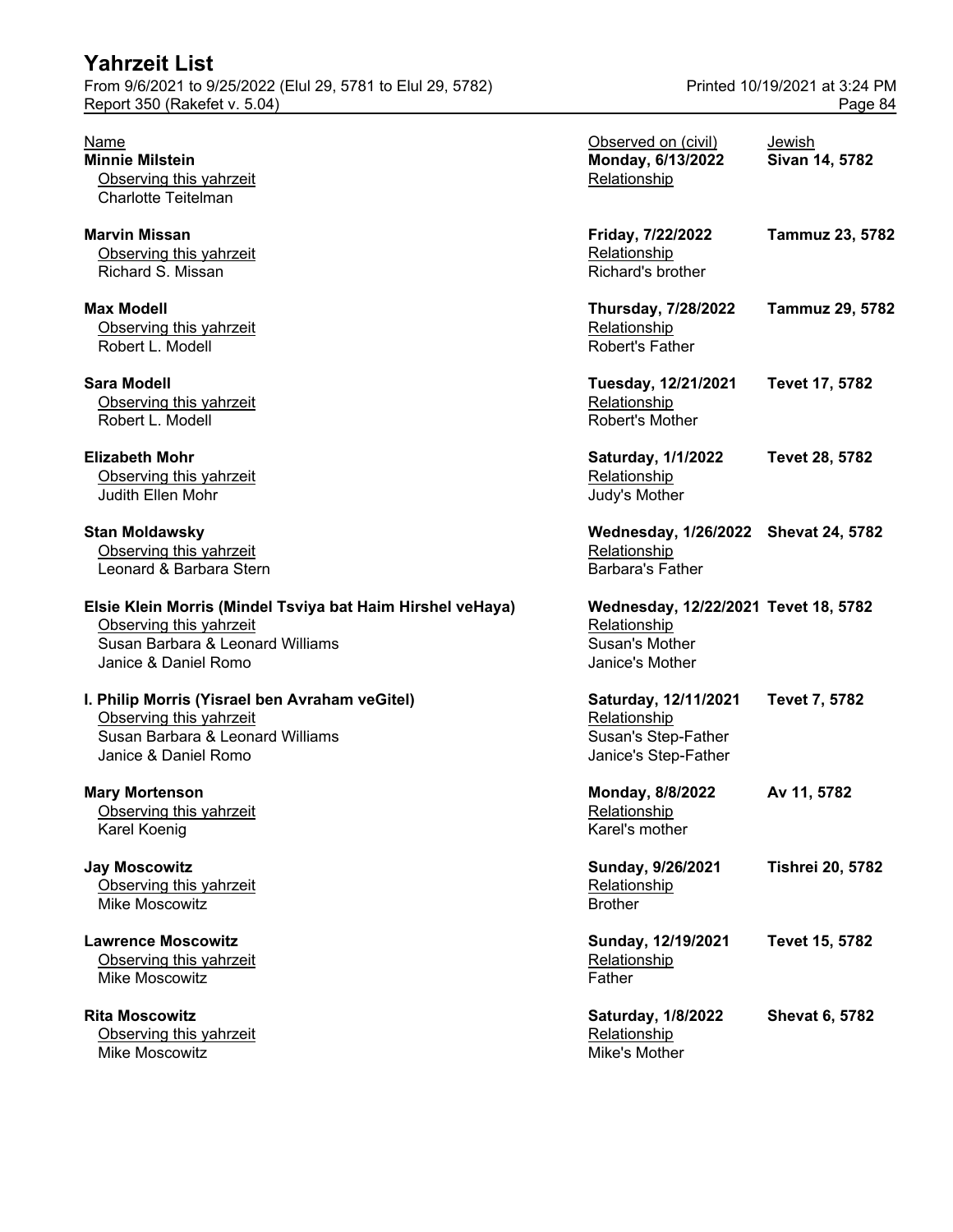| Name | Observed on (civil) | Jewish |
|---|---|---|
| **Minnie Milstein** | **Monday, 6/13/2022** | **Sivan 14, 5782** |
| Observing this yahrzeit | Relationship | |
| Charlotte Teitelman | | |
| **Marvin Missan** | **Friday, 7/22/2022** | **Tammuz 23, 5782** |
| Observing this yahrzeit | Relationship | |
| Richard S. Missan | Richard's brother | |
| **Max Modell** | **Thursday, 7/28/2022** | **Tammuz 29, 5782** |
| Observing this yahrzeit | Relationship | |
| Robert L. Modell | Robert's Father | |
| **Sara Modell** | **Tuesday, 12/21/2021** | **Tevet 17, 5782** |
| Observing this yahrzeit | Relationship | |
| Robert L. Modell | Robert's Mother | |
| **Elizabeth Mohr** | **Saturday, 1/1/2022** | **Tevet 28, 5782** |
| Observing this yahrzeit | Relationship | |
| Judith Ellen Mohr | Judy's Mother | |
| **Stan Moldawsky** | **Wednesday, 1/26/2022** | **Shevat 24, 5782** |
| Observing this yahrzeit | Relationship | |
| Leonard & Barbara Stern | Barbara's Father | |
| **Elsie Klein Morris (Mindel Tsviya bat Haim Hirshel veHaya)** | **Wednesday, 12/22/2021** | **Tevet 18, 5782** |
| Observing this yahrzeit | Relationship | |
| Susan Barbara & Leonard Williams | Susan's Mother | |
| Janice & Daniel Romo | Janice's Mother | |
| **I. Philip Morris (Yisrael ben Avraham veGitel)** | **Saturday, 12/11/2021** | **Tevet 7, 5782** |
| Observing this yahrzeit | Relationship | |
| Susan Barbara & Leonard Williams | Susan's Step-Father | |
| Janice & Daniel Romo | Janice's Step-Father | |
| **Mary Mortenson** | **Monday, 8/8/2022** | **Av 11, 5782** |
| Observing this yahrzeit | Relationship | |
| Karel Koenig | Karel's mother | |
| **Jay Moscowitz** | **Sunday, 9/26/2021** | **Tishrei 20, 5782** |
| Observing this yahrzeit | Relationship | |
| Mike Moscowitz | Brother | |
| **Lawrence Moscowitz** | **Sunday, 12/19/2021** | **Tevet 15, 5782** |
| Observing this yahrzeit | Relationship | |
| Mike Moscowitz | Father | |
| **Rita Moscowitz** | **Saturday, 1/8/2022** | **Shevat 6, 5782** |
| Observing this yahrzeit | Relationship | |
| Mike Moscowitz | Mike's Mother | |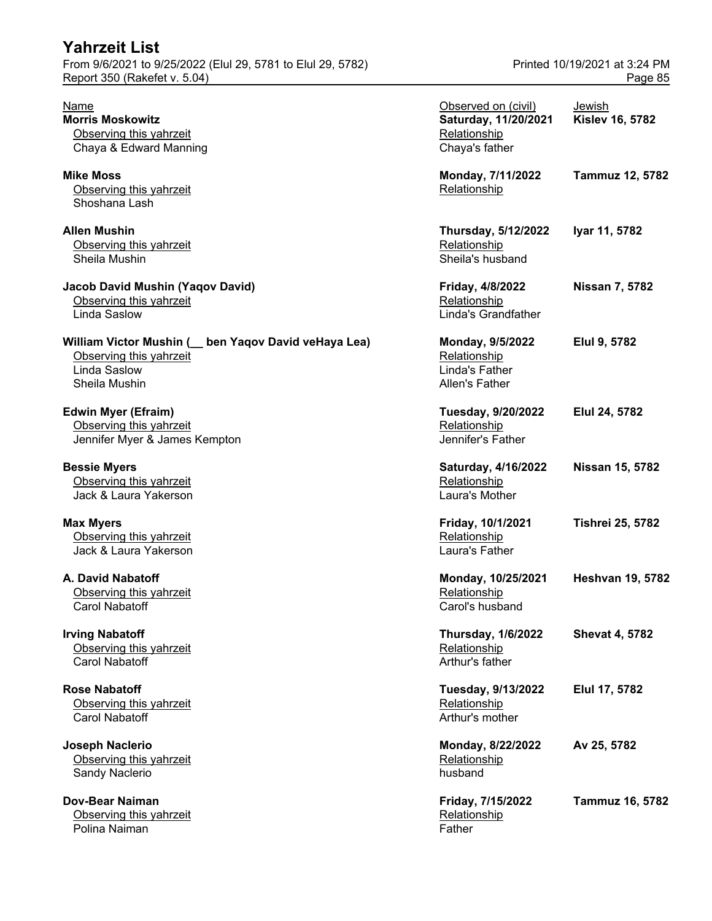# Yahrzeit List

From 9/6/2021 to 9/25/2022 (Elul 29, 5781 to Elul 29, 5782) — Printed 10/19/2021 at 3:24 PM
Report 350 (Rakefet v. 5.04)

| Name | Observed on (civil) | Jewish |
|---|---|---|
| **Morris Moskowitz** | **Saturday, 11/20/2021** | **Kislev 16, 5782** |
| Observing this yahrzeit | Relationship | |
| Chaya & Edward Manning | Chaya's father | |
| **Mike Moss** | **Monday, 7/11/2022** | **Tammuz 12, 5782** |
| Observing this yahrzeit | Relationship | |
| Shoshana Lash | | |
| **Allen Mushin** | **Thursday, 5/12/2022** | **Iyar 11, 5782** |
| Observing this yahrzeit | Relationship | |
| Sheila Mushin | Sheila's husband | |
| **Jacob David Mushin (Yaqov David)** | **Friday, 4/8/2022** | **Nissan 7, 5782** |
| Observing this yahrzeit | Relationship | |
| Linda Saslow | Linda's Grandfather | |
| **William Victor Mushin (__ ben Yaqov David veHaya Lea)** | **Monday, 9/5/2022** | **Elul 9, 5782** |
| Observing this yahrzeit | Relationship | |
| Linda Saslow | Linda's Father | |
| Sheila Mushin | Allen's Father | |
| **Edwin Myer (Efraim)** | **Tuesday, 9/20/2022** | **Elul 24, 5782** |
| Observing this yahrzeit | Relationship | |
| Jennifer Myer & James Kempton | Jennifer's Father | |
| **Bessie Myers** | **Saturday, 4/16/2022** | **Nissan 15, 5782** |
| Observing this yahrzeit | Relationship | |
| Jack & Laura Yakerson | Laura's Mother | |
| **Max Myers** | **Friday, 10/1/2021** | **Tishrei 25, 5782** |
| Observing this yahrzeit | Relationship | |
| Jack & Laura Yakerson | Laura's Father | |
| **A. David Nabatoff** | **Monday, 10/25/2021** | **Heshvan 19, 5782** |
| Observing this yahrzeit | Relationship | |
| Carol Nabatoff | Carol's husband | |
| **Irving Nabatoff** | **Thursday, 1/6/2022** | **Shevat 4, 5782** |
| Observing this yahrzeit | Relationship | |
| Carol Nabatoff | Arthur's father | |
| **Rose Nabatoff** | **Tuesday, 9/13/2022** | **Elul 17, 5782** |
| Observing this yahrzeit | Relationship | |
| Carol Nabatoff | Arthur's mother | |
| **Joseph Naclerio** | **Monday, 8/22/2022** | **Av 25, 5782** |
| Observing this yahrzeit | Relationship | |
| Sandy Naclerio | husband | |
| **Dov-Bear Naiman** | **Friday, 7/15/2022** | **Tammuz 16, 5782** |
| Observing this yahrzeit | Relationship | |
| Polina Naiman | Father | |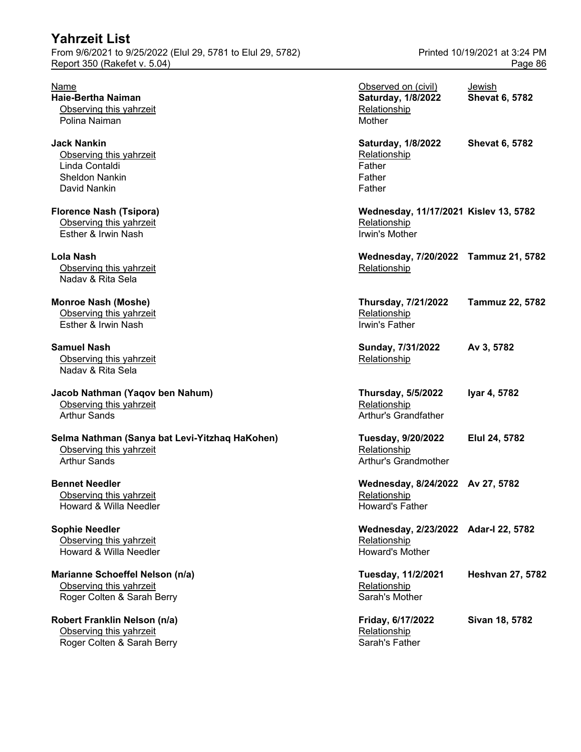# Yahrzeit List

From 9/6/2021 to 9/25/2022 (Elul 29, 5781 to Elul 29, 5782)
Report 350 (Rakefet v. 5.04)

Printed 10/19/2021 at 3:24 PM

| Name | Observed on (civil) | Jewish |
|---|---|---|
| **Haie-Bertha Naiman** | **Saturday, 1/8/2022** | **Shevat 6, 5782** |
| Observing this yahrzeit | Relationship | |
| Polina Naiman | Mother | |
| **Jack Nankin** | **Saturday, 1/8/2022** | **Shevat 6, 5782** |
| Observing this yahrzeit | Relationship | |
| Linda Contaldi | Father | |
| Sheldon Nankin | Father | |
| David Nankin | Father | |
| **Florence Nash (Tsipora)** | **Wednesday, 11/17/2021** | **Kislev 13, 5782** |
| Observing this yahrzeit | Relationship | |
| Esther & Irwin Nash | Irwin's Mother | |
| **Lola Nash** | **Wednesday, 7/20/2022** | **Tammuz 21, 5782** |
| Observing this yahrzeit | Relationship | |
| Nadav & Rita Sela | | |
| **Monroe Nash (Moshe)** | **Thursday, 7/21/2022** | **Tammuz 22, 5782** |
| Observing this yahrzeit | Relationship | |
| Esther & Irwin Nash | Irwin's Father | |
| **Samuel Nash** | **Sunday, 7/31/2022** | **Av 3, 5782** |
| Observing this yahrzeit | Relationship | |
| Nadav & Rita Sela | | |
| **Jacob Nathman (Yaqov ben Nahum)** | **Thursday, 5/5/2022** | **Iyar 4, 5782** |
| Observing this yahrzeit | Relationship | |
| Arthur Sands | Arthur's Grandfather | |
| **Selma Nathman (Sanya bat Levi-Yitzhaq HaKohen)** | **Tuesday, 9/20/2022** | **Elul 24, 5782** |
| Observing this yahrzeit | Relationship | |
| Arthur Sands | Arthur's Grandmother | |
| **Bennet Needler** | **Wednesday, 8/24/2022** | **Av 27, 5782** |
| Observing this yahrzeit | Relationship | |
| Howard & Willa Needler | Howard's Father | |
| **Sophie Needler** | **Wednesday, 2/23/2022** | **Adar-I 22, 5782** |
| Observing this yahrzeit | Relationship | |
| Howard & Willa Needler | Howard's Mother | |
| **Marianne Schoeffel Nelson (n/a)** | **Tuesday, 11/2/2021** | **Heshvan 27, 5782** |
| Observing this yahrzeit | Relationship | |
| Roger Colten & Sarah Berry | Sarah's Mother | |
| **Robert Franklin Nelson (n/a)** | **Friday, 6/17/2022** | **Sivan 18, 5782** |
| Observing this yahrzeit | Relationship | |
| Roger Colten & Sarah Berry | Sarah's Father | |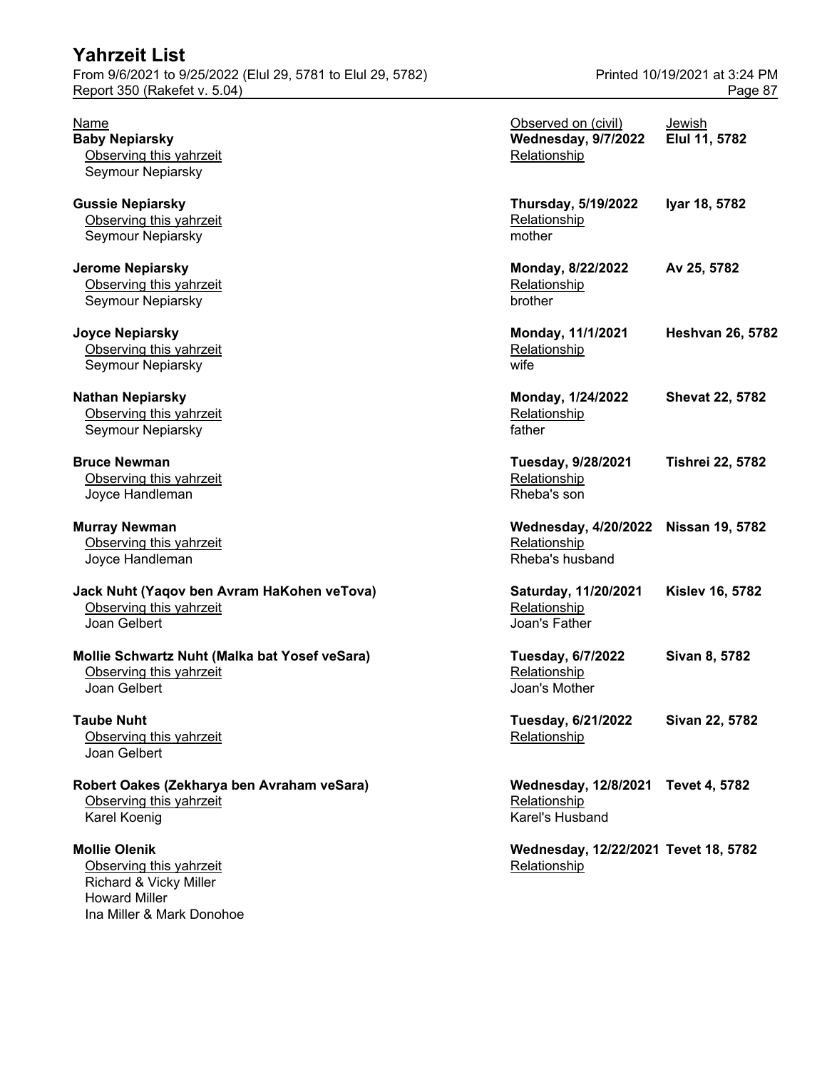# Yahrzeit List

From 9/6/2021 to 9/25/2022 (Elul 29, 5781 to Elul 29, 5782)
Report 350 (Rakefet v. 5.04)

Printed 10/19/2021 at 3:24 PM

| Name | Observed on (civil) | Jewish |
|---|---|---|
| **Baby Nepiarsky** | **Wednesday, 9/7/2022** | **Elul 11, 5782** |
| Observing this yahrzeit | Relationship | |
| Seymour Nepiarsky | | |
| **Gussie Nepiarsky** | **Thursday, 5/19/2022** | **Iyar 18, 5782** |
| Observing this yahrzeit | Relationship | |
| Seymour Nepiarsky | mother | |
| **Jerome Nepiarsky** | **Monday, 8/22/2022** | **Av 25, 5782** |
| Observing this yahrzeit | Relationship | |
| Seymour Nepiarsky | brother | |
| **Joyce Nepiarsky** | **Monday, 11/1/2021** | **Heshvan 26, 5782** |
| Observing this yahrzeit | Relationship | |
| Seymour Nepiarsky | wife | |
| **Nathan Nepiarsky** | **Monday, 1/24/2022** | **Shevat 22, 5782** |
| Observing this yahrzeit | Relationship | |
| Seymour Nepiarsky | father | |
| **Bruce Newman** | **Tuesday, 9/28/2021** | **Tishrei 22, 5782** |
| Observing this yahrzeit | Relationship | |
| Joyce Handleman | Rheba's son | |
| **Murray Newman** | **Wednesday, 4/20/2022** | **Nissan 19, 5782** |
| Observing this yahrzeit | Relationship | |
| Joyce Handleman | Rheba's husband | |
| **Jack Nuht (Yaqov ben Avram HaKohen veTova)** | **Saturday, 11/20/2021** | **Kislev 16, 5782** |
| Observing this yahrzeit | Relationship | |
| Joan Gelbert | Joan's Father | |
| **Mollie Schwartz Nuht (Malka bat Yosef veSara)** | **Tuesday, 6/7/2022** | **Sivan 8, 5782** |
| Observing this yahrzeit | Relationship | |
| Joan Gelbert | Joan's Mother | |
| **Taube Nuht** | **Tuesday, 6/21/2022** | **Sivan 22, 5782** |
| Observing this yahrzeit | Relationship | |
| Joan Gelbert | | |
| **Robert Oakes (Zekharya ben Avraham veSara)** | **Wednesday, 12/8/2021** | **Tevet 4, 5782** |
| Observing this yahrzeit | Relationship | |
| Karel Koenig | Karel's Husband | |
| **Mollie Olenik** | **Wednesday, 12/22/2021** | **Tevet 18, 5782** |
| Observing this yahrzeit | Relationship | |
| Richard & Vicky Miller<br>Howard Miller<br>Ina Miller & Mark Donohoe | | |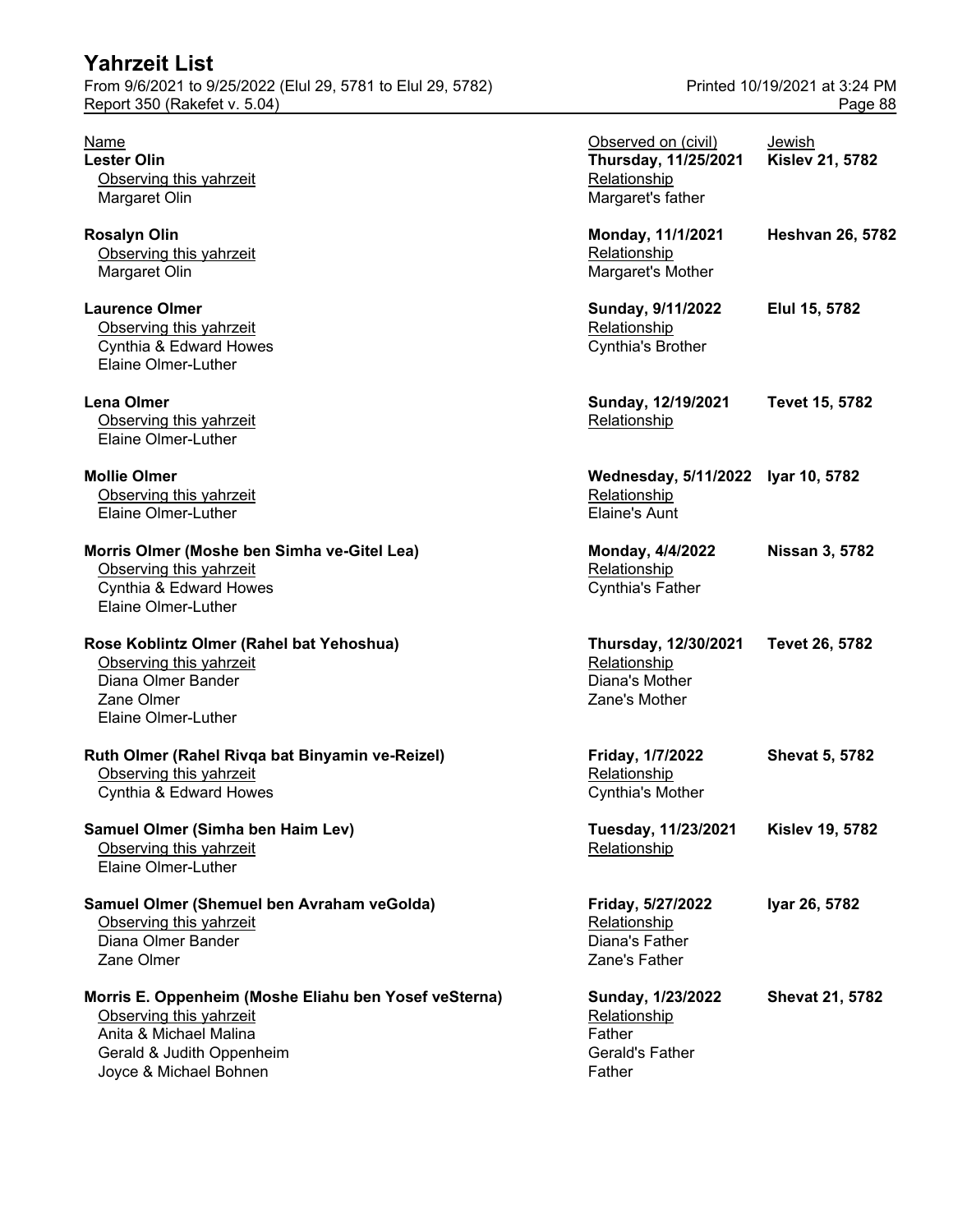| Name | Observed on (civil) | Jewish |
|---|---|---|
| **Lester Olin** | **Thursday, 11/25/2021** | **Kislev 21, 5782** |
| Observing this yahrzeit | Relationship | |
| Margaret Olin | Margaret's father | |
| **Rosalyn Olin** | **Monday, 11/1/2021** | **Heshvan 26, 5782** |
| Observing this yahrzeit | Relationship | |
| Margaret Olin | Margaret's Mother | |
| **Laurence Olmer** | **Sunday, 9/11/2022** | **Elul 15, 5782** |
| Observing this yahrzeit | Relationship | |
| Cynthia & Edward Howes | Cynthia's Brother | |
| Elaine Olmer-Luther | | |
| **Lena Olmer** | **Sunday, 12/19/2021** | **Tevet 15, 5782** |
| Observing this yahrzeit | Relationship | |
| Elaine Olmer-Luther | | |
| **Mollie Olmer** | **Wednesday, 5/11/2022** | **Iyar 10, 5782** |
| Observing this yahrzeit | Relationship | |
| Elaine Olmer-Luther | Elaine's Aunt | |
| **Morris Olmer (Moshe ben Simha ve-Gitel Lea)** | **Monday, 4/4/2022** | **Nissan 3, 5782** |
| Observing this yahrzeit | Relationship | |
| Cynthia & Edward Howes | Cynthia's Father | |
| Elaine Olmer-Luther | | |
| **Rose Koblintz Olmer (Rahel bat Yehoshua)** | **Thursday, 12/30/2021** | **Tevet 26, 5782** |
| Observing this yahrzeit | Relationship | |
| Diana Olmer Bander | Diana's Mother | |
| Zane Olmer | Zane's Mother | |
| Elaine Olmer-Luther | | |
| **Ruth Olmer (Rahel Rivqa bat Binyamin ve-Reizel)** | **Friday, 1/7/2022** | **Shevat 5, 5782** |
| Observing this yahrzeit | Relationship | |
| Cynthia & Edward Howes | Cynthia's Mother | |
| **Samuel Olmer (Simha ben Haim Lev)** | **Tuesday, 11/23/2021** | **Kislev 19, 5782** |
| Observing this yahrzeit | Relationship | |
| Elaine Olmer-Luther | | |
| **Samuel Olmer (Shemuel ben Avraham veGolda)** | **Friday, 5/27/2022** | **Iyar 26, 5782** |
| Observing this yahrzeit | Relationship | |
| Diana Olmer Bander | Diana's Father | |
| Zane Olmer | Zane's Father | |
| **Morris E. Oppenheim (Moshe Eliahu ben Yosef veSterna)** | **Sunday, 1/23/2022** | **Shevat 21, 5782** |
| Observing this yahrzeit | Relationship | |
| Anita & Michael Malina | Father | |
| Gerald & Judith Oppenheim | Gerald's Father | |
| Joyce & Michael Bohnen | Father | |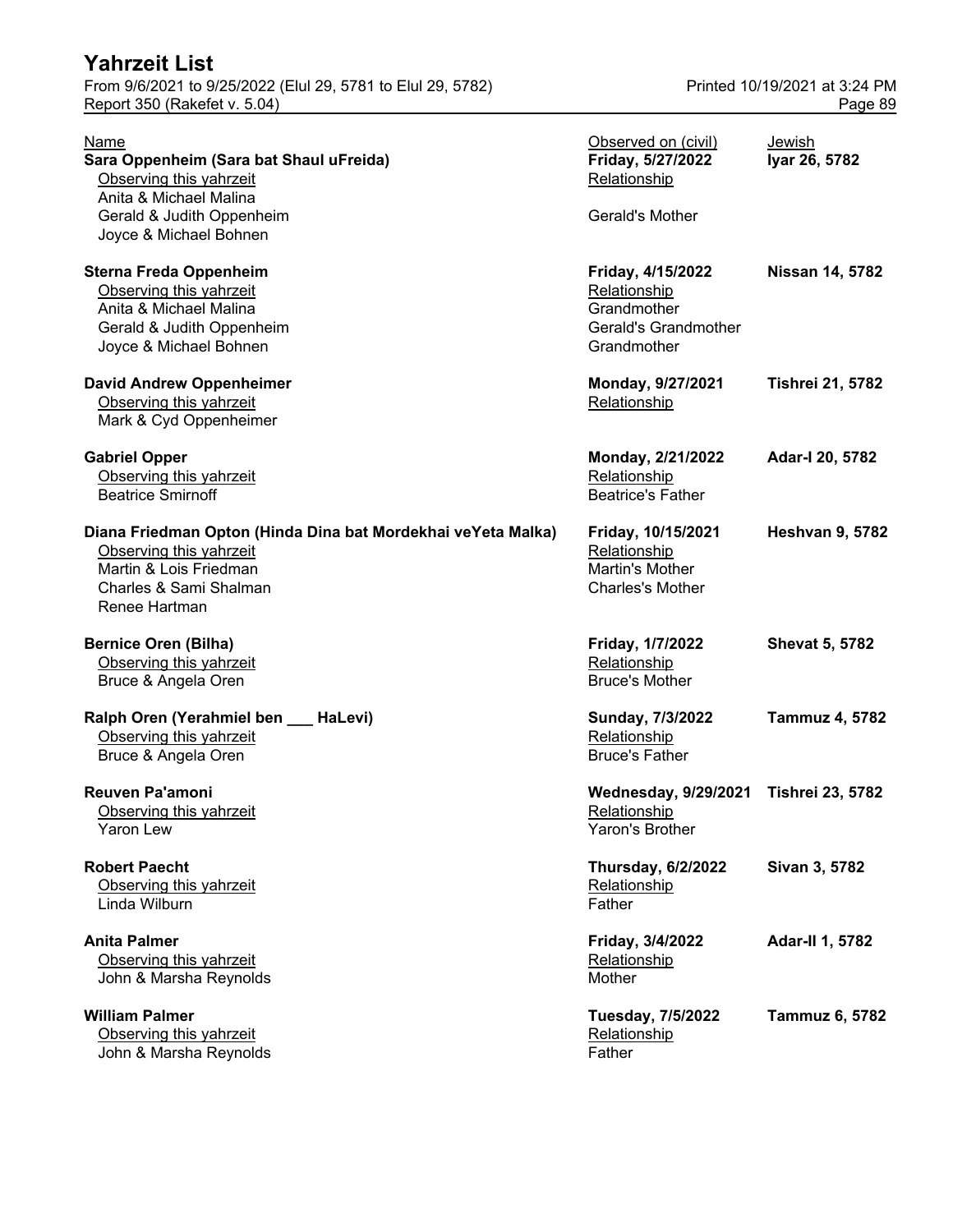| Name | Observed on (civil) | Jewish |
|---|---|---|
| **Sara Oppenheim (Sara bat Shaul uFreida)** | **Friday, 5/27/2022** | **Iyar 26, 5782** |
| Observing this yahrzeit | Relationship | |
| Anita & Michael Malina | | |
| Gerald & Judith Oppenheim | Gerald's Mother | |
| Joyce & Michael Bohnen | | |
| **Sterna Freda Oppenheim** | **Friday, 4/15/2022** | **Nissan 14, 5782** |
| Observing this yahrzeit | Relationship | |
| Anita & Michael Malina | Grandmother | |
| Gerald & Judith Oppenheim | Gerald's Grandmother | |
| Joyce & Michael Bohnen | Grandmother | |
| **David Andrew Oppenheimer** | **Monday, 9/27/2021** | **Tishrei 21, 5782** |
| Observing this yahrzeit | Relationship | |
| Mark & Cyd Oppenheimer | | |
| **Gabriel Opper** | **Monday, 2/21/2022** | **Adar-I 20, 5782** |
| Observing this yahrzeit | Relationship | |
| Beatrice Smirnoff | Beatrice's Father | |
| **Diana Friedman Opton (Hinda Dina bat Mordekhai veYeta Malka)** | **Friday, 10/15/2021** | **Heshvan 9, 5782** |
| Observing this yahrzeit | Relationship | |
| Martin & Lois Friedman | Martin's Mother | |
| Charles & Sami Shalman | Charles's Mother | |
| Renee Hartman | | |
| **Bernice Oren (Bilha)** | **Friday, 1/7/2022** | **Shevat 5, 5782** |
| Observing this yahrzeit | Relationship | |
| Bruce & Angela Oren | Bruce's Mother | |
| **Ralph Oren (Yerahmiel ben ___ HaLevi)** | **Sunday, 7/3/2022** | **Tammuz 4, 5782** |
| Observing this yahrzeit | Relationship | |
| Bruce & Angela Oren | Bruce's Father | |
| **Reuven Pa'amoni** | **Wednesday, 9/29/2021** | **Tishrei 23, 5782** |
| Observing this yahrzeit | Relationship | |
| Yaron Lew | Yaron's Brother | |
| **Robert Paecht** | **Thursday, 6/2/2022** | **Sivan 3, 5782** |
| Observing this yahrzeit | Relationship | |
| Linda Wilburn | Father | |
| **Anita Palmer** | **Friday, 3/4/2022** | **Adar-II 1, 5782** |
| Observing this yahrzeit | Relationship | |
| John & Marsha Reynolds | Mother | |
| **William Palmer** | **Tuesday, 7/5/2022** | **Tammuz 6, 5782** |
| Observing this yahrzeit | Relationship | |
| John & Marsha Reynolds | Father | |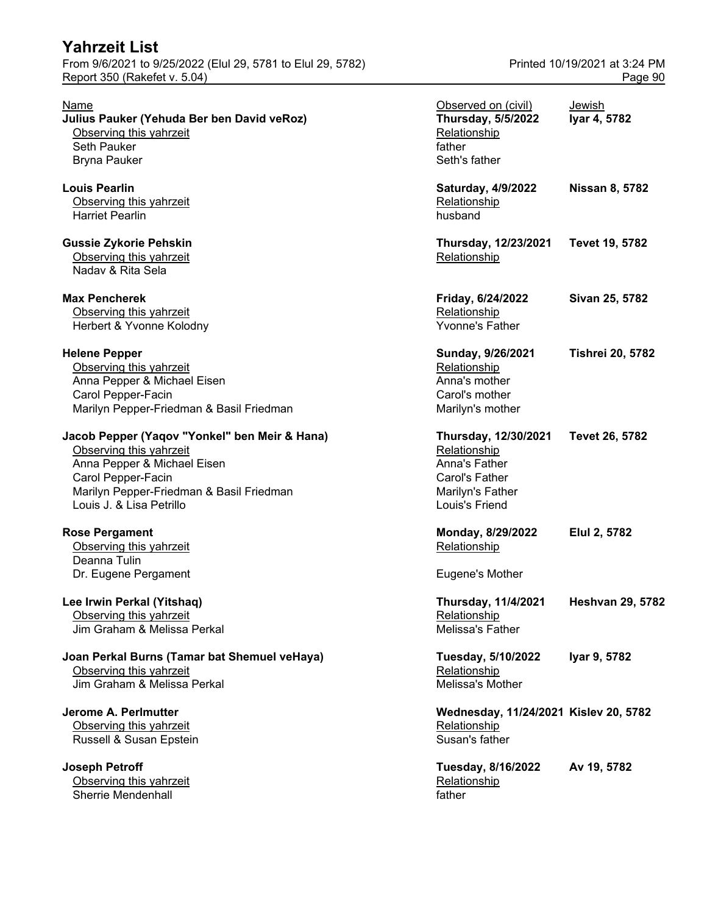# Yahrzeit List

From 9/6/2021 to 9/25/2022 (Elul 29, 5781 to Elul 29, 5782)
Report 350 (Rakefet v. 5.04)

Printed 10/19/2021 at 3:24 PM

| Name | Observed on (civil) | Jewish |
|---|---|---|
| **Julius Pauker (Yehuda Ber ben David veRoz)** | **Thursday, 5/5/2022** | **Iyar 4, 5782** |
| Observing this yahrzeit | Relationship | |
| Seth Pauker | father | |
| Bryna Pauker | Seth's father | |
| **Louis Pearlin** | **Saturday, 4/9/2022** | **Nissan 8, 5782** |
| Observing this yahrzeit | Relationship | |
| Harriet Pearlin | husband | |
| **Gussie Zykorie Pehskin** | **Thursday, 12/23/2021** | **Tevet 19, 5782** |
| Observing this yahrzeit | Relationship | |
| Nadav & Rita Sela | | |
| **Max Pencherek** | **Friday, 6/24/2022** | **Sivan 25, 5782** |
| Observing this yahrzeit | Relationship | |
| Herbert & Yvonne Kolodny | Yvonne's Father | |
| **Helene Pepper** | **Sunday, 9/26/2021** | **Tishrei 20, 5782** |
| Observing this yahrzeit | Relationship | |
| Anna Pepper & Michael Eisen | Anna's mother | |
| Carol Pepper-Facin | Carol's mother | |
| Marilyn Pepper-Friedman & Basil Friedman | Marilyn's mother | |
| **Jacob Pepper (Yaqov "Yonkel" ben Meir & Hana)** | **Thursday, 12/30/2021** | **Tevet 26, 5782** |
| Observing this yahrzeit | Relationship | |
| Anna Pepper & Michael Eisen | Anna's Father | |
| Carol Pepper-Facin | Carol's Father | |
| Marilyn Pepper-Friedman & Basil Friedman | Marilyn's Father | |
| Louis J. & Lisa Petrillo | Louis's Friend | |
| **Rose Pergament** | **Monday, 8/29/2022** | **Elul 2, 5782** |
| Observing this yahrzeit | Relationship | |
| Deanna Tulin | | |
| Dr. Eugene Pergament | Eugene's Mother | |
| **Lee Irwin Perkal (Yitshaq)** | **Thursday, 11/4/2021** | **Heshvan 29, 5782** |
| Observing this yahrzeit | Relationship | |
| Jim Graham & Melissa Perkal | Melissa's Father | |
| **Joan Perkal Burns (Tamar bat Shemuel veHaya)** | **Tuesday, 5/10/2022** | **Iyar 9, 5782** |
| Observing this yahrzeit | Relationship | |
| Jim Graham & Melissa Perkal | Melissa's Mother | |
| **Jerome A. Perlmutter** | **Wednesday, 11/24/2021** | **Kislev 20, 5782** |
| Observing this yahrzeit | Relationship | |
| Russell & Susan Epstein | Susan's father | |
| **Joseph Petroff** | **Tuesday, 8/16/2022** | **Av 19, 5782** |
| Observing this yahrzeit | Relationship | |
| Sherrie Mendenhall | father | |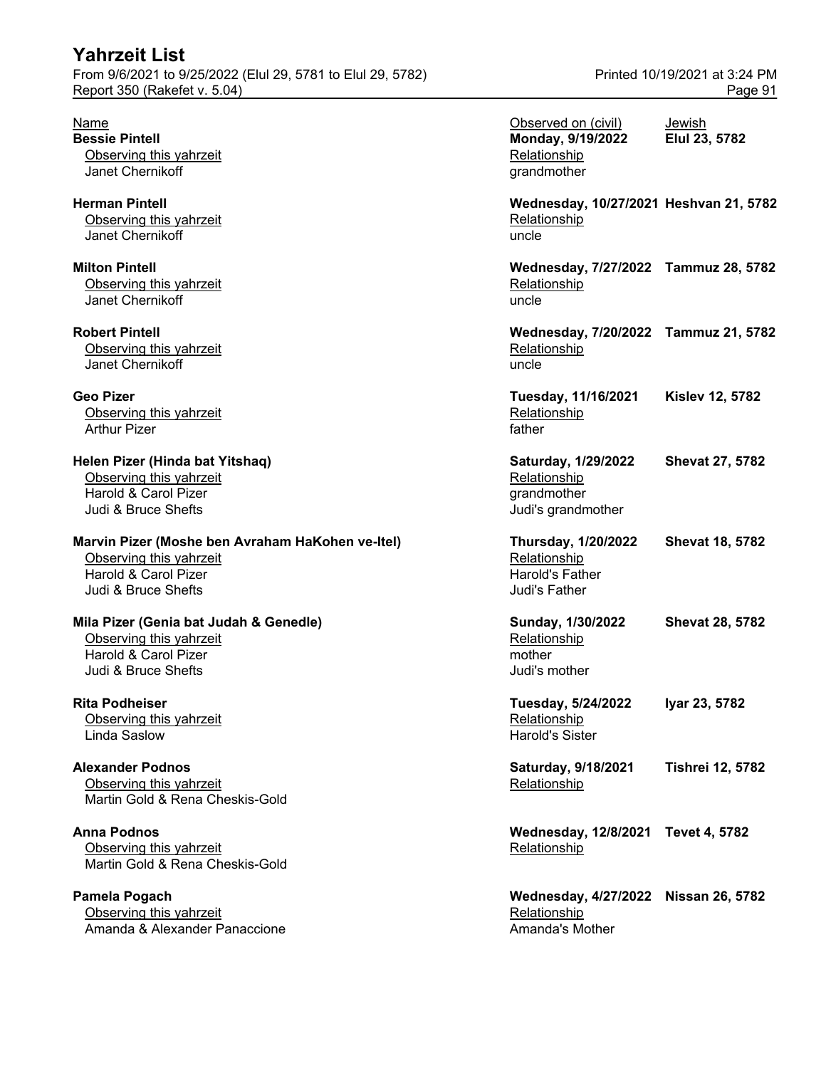# Yahrzeit List

From 9/6/2021 to 9/25/2022 (Elul 29, 5781 to Elul 29, 5782)
Report 350 (Rakefet v. 5.04)

Printed 10/19/2021 at 3:24 PM

| Name | Observed on (civil) | Jewish |
|---|---|---|
| **Bessie Pintell** | **Monday, 9/19/2022** | **Elul 23, 5782** |
| Observing this yahrzeit | Relationship | |
| Janet Chernikoff | grandmother | |
| **Herman Pintell** | **Wednesday, 10/27/2021** | **Heshvan 21, 5782** |
| Observing this yahrzeit | Relationship | |
| Janet Chernikoff | uncle | |
| **Milton Pintell** | **Wednesday, 7/27/2022** | **Tammuz 28, 5782** |
| Observing this yahrzeit | Relationship | |
| Janet Chernikoff | uncle | |
| **Robert Pintell** | **Wednesday, 7/20/2022** | **Tammuz 21, 5782** |
| Observing this yahrzeit | Relationship | |
| Janet Chernikoff | uncle | |
| **Geo Pizer** | **Tuesday, 11/16/2021** | **Kislev 12, 5782** |
| Observing this yahrzeit | Relationship | |
| Arthur Pizer | father | |
| **Helen Pizer (Hinda bat Yitshaq)** | **Saturday, 1/29/2022** | **Shevat 27, 5782** |
| Observing this yahrzeit | Relationship | |
| Harold & Carol Pizer | grandmother | |
| Judi & Bruce Shefts | Judi's grandmother | |
| **Marvin Pizer (Moshe ben Avraham HaKohen ve-Itel)** | **Thursday, 1/20/2022** | **Shevat 18, 5782** |
| Observing this yahrzeit | Relationship | |
| Harold & Carol Pizer | Harold's Father | |
| Judi & Bruce Shefts | Judi's Father | |
| **Mila Pizer (Genia bat Judah & Genedle)** | **Sunday, 1/30/2022** | **Shevat 28, 5782** |
| Observing this yahrzeit | Relationship | |
| Harold & Carol Pizer | mother | |
| Judi & Bruce Shefts | Judi's mother | |
| **Rita Podheiser** | **Tuesday, 5/24/2022** | **Iyar 23, 5782** |
| Observing this yahrzeit | Relationship | |
| Linda Saslow | Harold's Sister | |
| **Alexander Podnos** | **Saturday, 9/18/2021** | **Tishrei 12, 5782** |
| Observing this yahrzeit | Relationship | |
| Martin Gold & Rena Cheskis-Gold | | |
| **Anna Podnos** | **Wednesday, 12/8/2021** | **Tevet 4, 5782** |
| Observing this yahrzeit | Relationship | |
| Martin Gold & Rena Cheskis-Gold | | |
| **Pamela Pogach** | **Wednesday, 4/27/2022** | **Nissan 26, 5782** |
| Observing this yahrzeit | Relationship | |
| Amanda & Alexander Panaccione | Amanda's Mother | |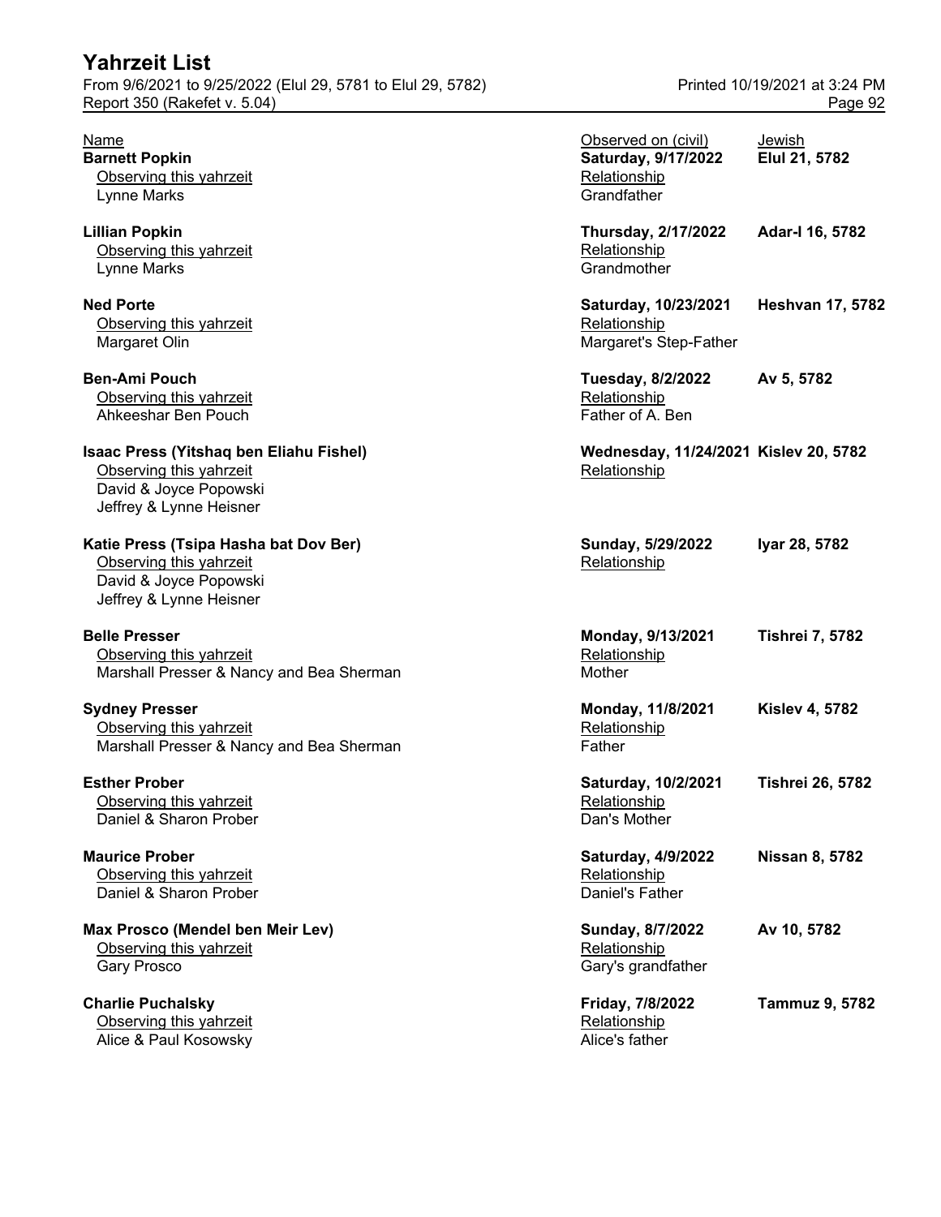# Yahrzeit List

From 9/6/2021 to 9/25/2022 (Elul 29, 5781 to Elul 29, 5782)
Report 350 (Rakefet v. 5.04)

Printed 10/19/2021 at 3:24 PM

| Name | Observed on (civil) | Jewish |
|---|---|---|
| **Barnett Popkin** | **Saturday, 9/17/2022** | **Elul 21, 5782** |
| Observing this yahrzeit: Lynne Marks | Relationship: Grandfather | |
| **Lillian Popkin** | **Thursday, 2/17/2022** | **Adar-I 16, 5782** |
| Observing this yahrzeit: Lynne Marks | Relationship: Grandmother | |
| **Ned Porte** | **Saturday, 10/23/2021** | **Heshvan 17, 5782** |
| Observing this yahrzeit: Margaret Olin | Relationship: Margaret's Step-Father | |
| **Ben-Ami Pouch** | **Tuesday, 8/2/2022** | **Av 5, 5782** |
| Observing this yahrzeit: Ahkeeshar Ben Pouch | Relationship: Father of A. Ben | |
| **Isaac Press (Yitshaq ben Eliahu Fishel)** | **Wednesday, 11/24/2021** | **Kislev 20, 5782** |
| Observing this yahrzeit: David & Joyce Popowski; Jeffrey & Lynne Heisner | Relationship: | |
| **Katie Press (Tsipa Hasha bat Dov Ber)** | **Sunday, 5/29/2022** | **Iyar 28, 5782** |
| Observing this yahrzeit: David & Joyce Popowski; Jeffrey & Lynne Heisner | Relationship: | |
| **Belle Presser** | **Monday, 9/13/2021** | **Tishrei 7, 5782** |
| Observing this yahrzeit: Marshall Presser & Nancy and Bea Sherman | Relationship: Mother | |
| **Sydney Presser** | **Monday, 11/8/2021** | **Kislev 4, 5782** |
| Observing this yahrzeit: Marshall Presser & Nancy and Bea Sherman | Relationship: Father | |
| **Esther Prober** | **Saturday, 10/2/2021** | **Tishrei 26, 5782** |
| Observing this yahrzeit: Daniel & Sharon Prober | Relationship: Dan's Mother | |
| **Maurice Prober** | **Saturday, 4/9/2022** | **Nissan 8, 5782** |
| Observing this yahrzeit: Daniel & Sharon Prober | Relationship: Daniel's Father | |
| **Max Prosco (Mendel ben Meir Lev)** | **Sunday, 8/7/2022** | **Av 10, 5782** |
| Observing this yahrzeit: Gary Prosco | Relationship: Gary's grandfather | |
| **Charlie Puchalsky** | **Friday, 7/8/2022** | **Tammuz 9, 5782** |
| Observing this yahrzeit: Alice & Paul Kosowsky | Relationship: Alice's father | |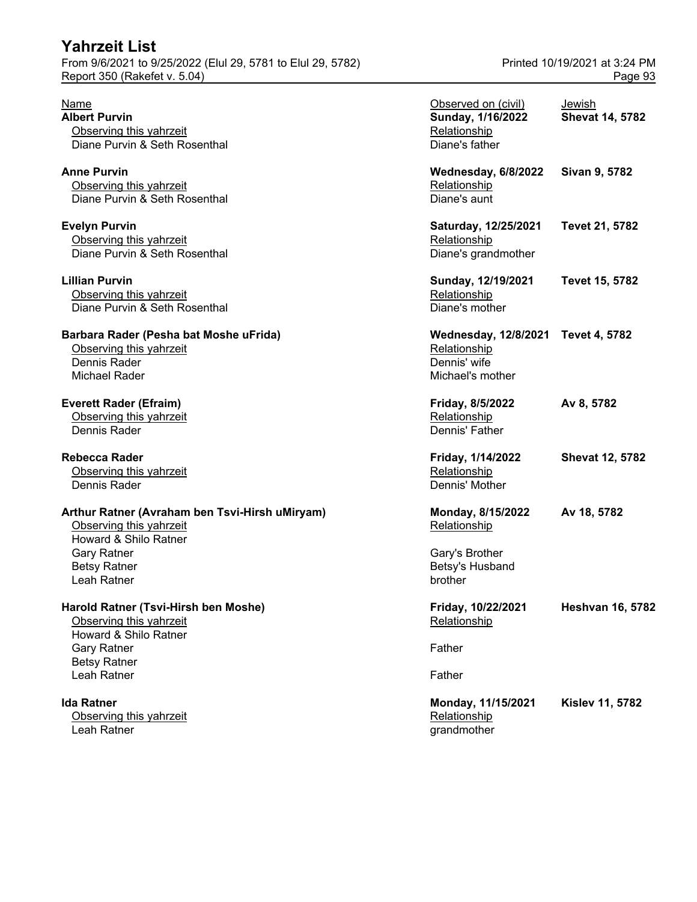# Yahrzeit List

From 9/6/2021 to 9/25/2022 (Elul 29, 5781 to Elul 29, 5782)
Report 350 (Rakefet v. 5.04)

Printed 10/19/2021 at 3:24 PM

| Name | Observed on (civil) | Jewish |
|---|---|---|
| **Albert Purvin** | **Sunday, 1/16/2022** | **Shevat 14, 5782** |
| Observing this yahrzeit | Relationship | |
| Diane Purvin & Seth Rosenthal | Diane's father | |
| **Anne Purvin** | **Wednesday, 6/8/2022** | **Sivan 9, 5782** |
| Observing this yahrzeit | Relationship | |
| Diane Purvin & Seth Rosenthal | Diane's aunt | |
| **Evelyn Purvin** | **Saturday, 12/25/2021** | **Tevet 21, 5782** |
| Observing this yahrzeit | Relationship | |
| Diane Purvin & Seth Rosenthal | Diane's grandmother | |
| **Lillian Purvin** | **Sunday, 12/19/2021** | **Tevet 15, 5782** |
| Observing this yahrzeit | Relationship | |
| Diane Purvin & Seth Rosenthal | Diane's mother | |
| **Barbara Rader (Pesha bat Moshe uFrida)** | **Wednesday, 12/8/2021** | **Tevet 4, 5782** |
| Observing this yahrzeit | Relationship | |
| Dennis Rader | Dennis' wife | |
| Michael Rader | Michael's mother | |
| **Everett Rader (Efraim)** | **Friday, 8/5/2022** | **Av 8, 5782** |
| Observing this yahrzeit | Relationship | |
| Dennis Rader | Dennis' Father | |
| **Rebecca Rader** | **Friday, 1/14/2022** | **Shevat 12, 5782** |
| Observing this yahrzeit | Relationship | |
| Dennis Rader | Dennis' Mother | |
| **Arthur Ratner (Avraham ben Tsvi-Hirsh uMiryam)** | **Monday, 8/15/2022** | **Av 18, 5782** |
| Observing this yahrzeit | Relationship | |
| Howard & Shilo Ratner | | |
| Gary Ratner | Gary's Brother | |
| Betsy Ratner | Betsy's Husband | |
| Leah Ratner | brother | |
| **Harold Ratner (Tsvi-Hirsh ben Moshe)** | **Friday, 10/22/2021** | **Heshvan 16, 5782** |
| Observing this yahrzeit | Relationship | |
| Howard & Shilo Ratner | | |
| Gary Ratner | Father | |
| Betsy Ratner | | |
| Leah Ratner | Father | |
| **Ida Ratner** | **Monday, 11/15/2021** | **Kislev 11, 5782** |
| Observing this yahrzeit | Relationship | |
| Leah Ratner | grandmother | |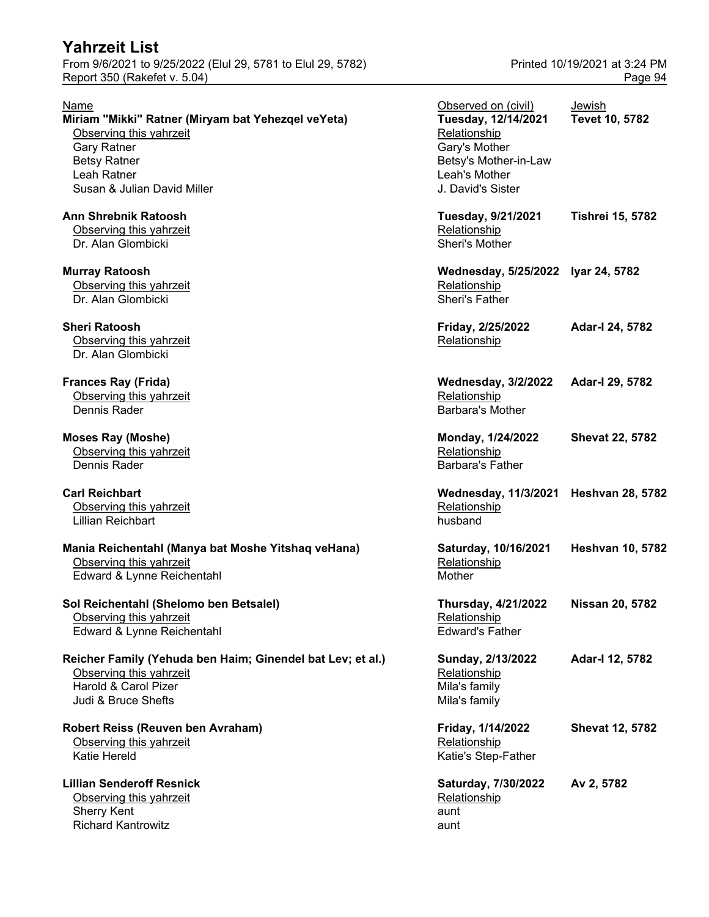# Yahrzeit List

From 9/6/2021 to 9/25/2022 (Elul 29, 5781 to Elul 29, 5782)
Report 350 (Rakefet v. 5.04)

Printed 10/19/2021 at 3:24 PM

| Name | Observed on (civil) | Jewish |
|---|---|---|
| **Miriam "Mikki" Ratner (Miryam bat Yehezqel veYeta)** | **Tuesday, 12/14/2021** | **Tevet 10, 5782** |
| Observing this yahrzeit | Relationship | |
| Gary Ratner | Gary's Mother | |
| Betsy Ratner | Betsy's Mother-in-Law | |
| Leah Ratner | Leah's Mother | |
| Susan & Julian David Miller | J. David's Sister | |
| **Ann Shrebnik Ratoosh** | **Tuesday, 9/21/2021** | **Tishrei 15, 5782** |
| Observing this yahrzeit | Relationship | |
| Dr. Alan Glombicki | Sheri's Mother | |
| **Murray Ratoosh** | **Wednesday, 5/25/2022** | **Iyar 24, 5782** |
| Observing this yahrzeit | Relationship | |
| Dr. Alan Glombicki | Sheri's Father | |
| **Sheri Ratoosh** | **Friday, 2/25/2022** | **Adar-I 24, 5782** |
| Observing this yahrzeit | Relationship | |
| Dr. Alan Glombicki | | |
| **Frances Ray (Frida)** | **Wednesday, 3/2/2022** | **Adar-I 29, 5782** |
| Observing this yahrzeit | Relationship | |
| Dennis Rader | Barbara's Mother | |
| **Moses Ray (Moshe)** | **Monday, 1/24/2022** | **Shevat 22, 5782** |
| Observing this yahrzeit | Relationship | |
| Dennis Rader | Barbara's Father | |
| **Carl Reichbart** | **Wednesday, 11/3/2021** | **Heshvan 28, 5782** |
| Observing this yahrzeit | Relationship | |
| Lillian Reichbart | husband | |
| **Mania Reichentahl (Manya bat Moshe Yitshaq veHana)** | **Saturday, 10/16/2021** | **Heshvan 10, 5782** |
| Observing this yahrzeit | Relationship | |
| Edward & Lynne Reichentahl | Mother | |
| **Sol Reichentahl (Shelomo ben Betsalel)** | **Thursday, 4/21/2022** | **Nissan 20, 5782** |
| Observing this yahrzeit | Relationship | |
| Edward & Lynne Reichentahl | Edward's Father | |
| **Reicher Family (Yehuda ben Haim; Ginendel bat Lev; et al.)** | **Sunday, 2/13/2022** | **Adar-I 12, 5782** |
| Observing this yahrzeit | Relationship | |
| Harold & Carol Pizer | Mila's family | |
| Judi & Bruce Shefts | Mila's family | |
| **Robert Reiss (Reuven ben Avraham)** | **Friday, 1/14/2022** | **Shevat 12, 5782** |
| Observing this yahrzeit | Relationship | |
| Katie Hereld | Katie's Step-Father | |
| **Lillian Senderoff Resnick** | **Saturday, 7/30/2022** | **Av 2, 5782** |
| Observing this yahrzeit | Relationship | |
| Sherry Kent | aunt | |
| Richard Kantrowitz | aunt | |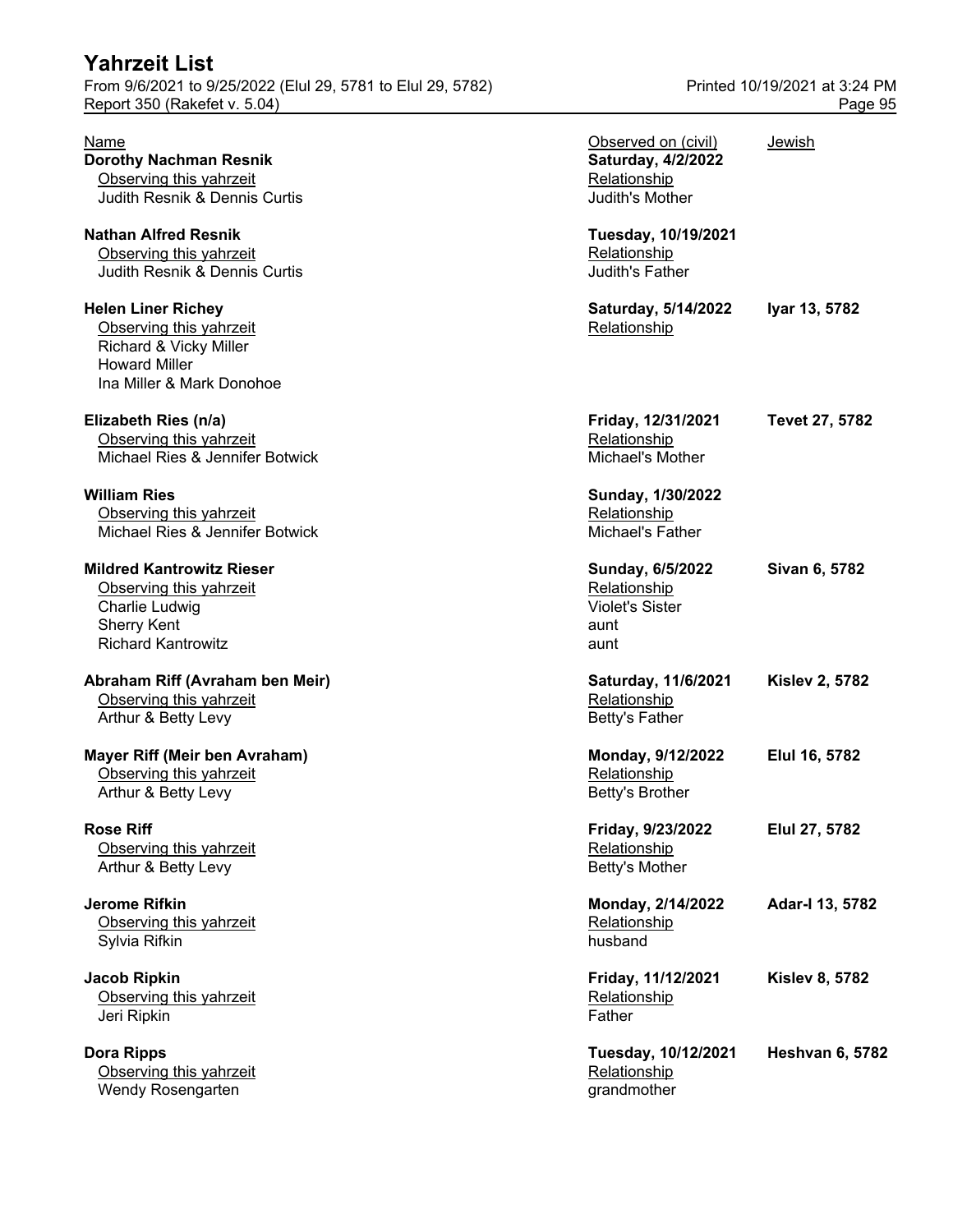# Yahrzeit List

From 9/6/2021 to 9/25/2022 (Elul 29, 5781 to Elul 29, 5782)
Report 350 (Rakefet v. 5.04)

Printed 10/19/2021 at 3:24 PM

| Name | Observed on (civil) | Jewish |
|---|---|---|
| **Dorothy Nachman Resnik** | **Saturday, 4/2/2022** | |
| Observing this yahrzeit | Relationship | |
| Judith Resnik & Dennis Curtis | Judith's Mother | |
| **Nathan Alfred Resnik** | **Tuesday, 10/19/2021** | |
| Observing this yahrzeit | Relationship | |
| Judith Resnik & Dennis Curtis | Judith's Father | |
| **Helen Liner Richey** | **Saturday, 5/14/2022** | **Iyar 13, 5782** |
| Observing this yahrzeit | Relationship | |
| Richard & Vicky Miller | | |
| Howard Miller | | |
| Ina Miller & Mark Donohoe | | |
| **Elizabeth Ries (n/a)** | **Friday, 12/31/2021** | **Tevet 27, 5782** |
| Observing this yahrzeit | Relationship | |
| Michael Ries & Jennifer Botwick | Michael's Mother | |
| **William Ries** | **Sunday, 1/30/2022** | |
| Observing this yahrzeit | Relationship | |
| Michael Ries & Jennifer Botwick | Michael's Father | |
| **Mildred Kantrowitz Rieser** | **Sunday, 6/5/2022** | **Sivan 6, 5782** |
| Observing this yahrzeit | Relationship | |
| Charlie Ludwig | Violet's Sister | |
| Sherry Kent | aunt | |
| Richard Kantrowitz | aunt | |
| **Abraham Riff (Avraham ben Meir)** | **Saturday, 11/6/2021** | **Kislev 2, 5782** |
| Observing this yahrzeit | Relationship | |
| Arthur & Betty Levy | Betty's Father | |
| **Mayer Riff (Meir ben Avraham)** | **Monday, 9/12/2022** | **Elul 16, 5782** |
| Observing this yahrzeit | Relationship | |
| Arthur & Betty Levy | Betty's Brother | |
| **Rose Riff** | **Friday, 9/23/2022** | **Elul 27, 5782** |
| Observing this yahrzeit | Relationship | |
| Arthur & Betty Levy | Betty's Mother | |
| **Jerome Rifkin** | **Monday, 2/14/2022** | **Adar-I 13, 5782** |
| Observing this yahrzeit | Relationship | |
| Sylvia Rifkin | husband | |
| **Jacob Ripkin** | **Friday, 11/12/2021** | **Kislev 8, 5782** |
| Observing this yahrzeit | Relationship | |
| Jeri Ripkin | Father | |
| **Dora Ripps** | **Tuesday, 10/12/2021** | **Heshvan 6, 5782** |
| Observing this yahrzeit | Relationship | |
| Wendy Rosengarten | grandmother | |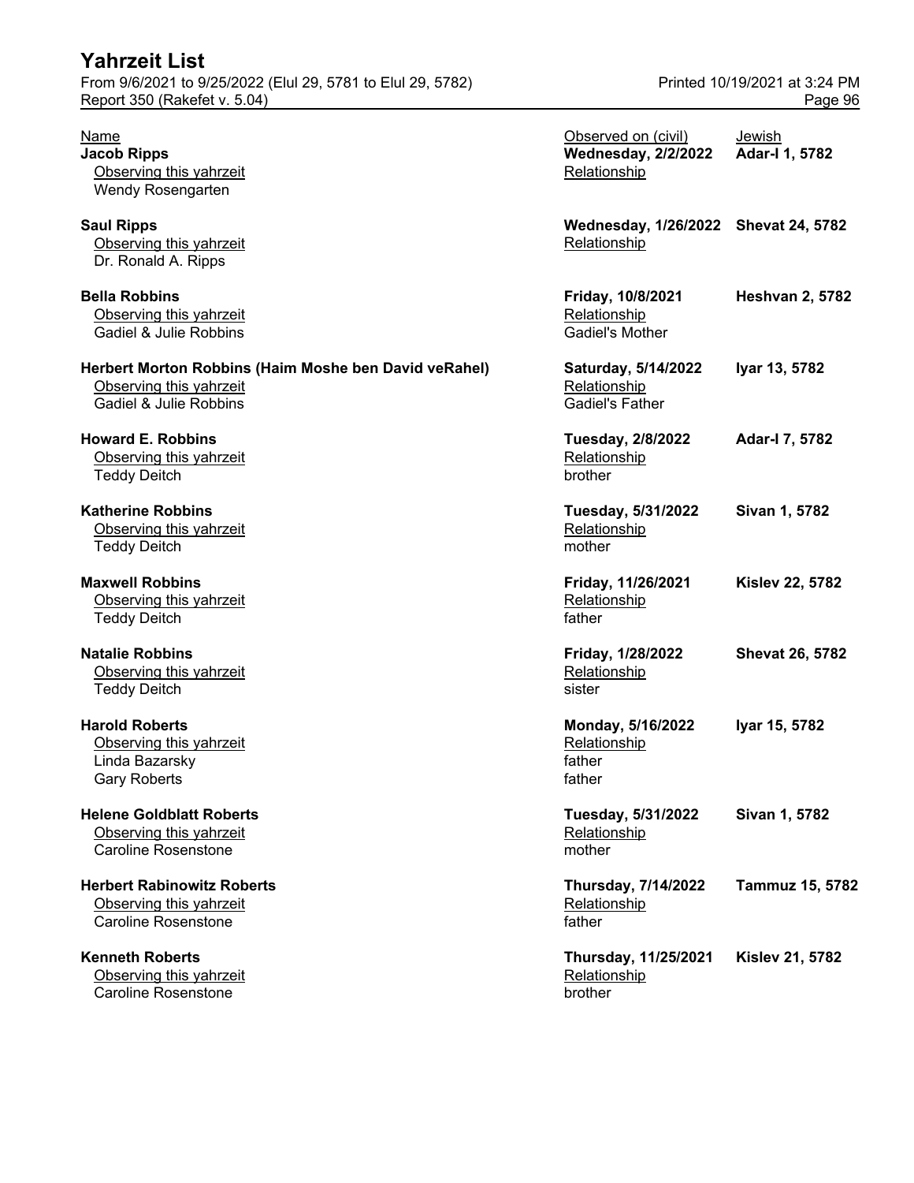# Yahrzeit List

From 9/6/2021 to 9/25/2022 (Elul 29, 5781 to Elul 29, 5782)
Report 350 (Rakefet v. 5.04)

Printed 10/19/2021 at 3:24 PM

| Name | Observed on (civil) | Jewish |
|---|---|---|
| **Jacob Ripps** | **Wednesday, 2/2/2022** | **Adar-I 1, 5782** |
| Observing this yahrzeit | Relationship | |
| Wendy Rosengarten | | |
| **Saul Ripps** | **Wednesday, 1/26/2022** | **Shevat 24, 5782** |
| Observing this yahrzeit | Relationship | |
| Dr. Ronald A. Ripps | | |
| **Bella Robbins** | **Friday, 10/8/2021** | **Heshvan 2, 5782** |
| Observing this yahrzeit | Relationship | |
| Gadiel & Julie Robbins | Gadiel's Mother | |
| **Herbert Morton Robbins (Haim Moshe ben David veRahel)** | **Saturday, 5/14/2022** | **Iyar 13, 5782** |
| Observing this yahrzeit | Relationship | |
| Gadiel & Julie Robbins | Gadiel's Father | |
| **Howard E. Robbins** | **Tuesday, 2/8/2022** | **Adar-I 7, 5782** |
| Observing this yahrzeit | Relationship | |
| Teddy Deitch | brother | |
| **Katherine Robbins** | **Tuesday, 5/31/2022** | **Sivan 1, 5782** |
| Observing this yahrzeit | Relationship | |
| Teddy Deitch | mother | |
| **Maxwell Robbins** | **Friday, 11/26/2021** | **Kislev 22, 5782** |
| Observing this yahrzeit | Relationship | |
| Teddy Deitch | father | |
| **Natalie Robbins** | **Friday, 1/28/2022** | **Shevat 26, 5782** |
| Observing this yahrzeit | Relationship | |
| Teddy Deitch | sister | |
| **Harold Roberts** | **Monday, 5/16/2022** | **Iyar 15, 5782** |
| Observing this yahrzeit | Relationship | |
| Linda Bazarsky | father | |
| Gary Roberts | father | |
| **Helene Goldblatt Roberts** | **Tuesday, 5/31/2022** | **Sivan 1, 5782** |
| Observing this yahrzeit | Relationship | |
| Caroline Rosenstone | mother | |
| **Herbert Rabinowitz Roberts** | **Thursday, 7/14/2022** | **Tammuz 15, 5782** |
| Observing this yahrzeit | Relationship | |
| Caroline Rosenstone | father | |
| **Kenneth Roberts** | **Thursday, 11/25/2021** | **Kislev 21, 5782** |
| Observing this yahrzeit | Relationship | |
| Caroline Rosenstone | brother | |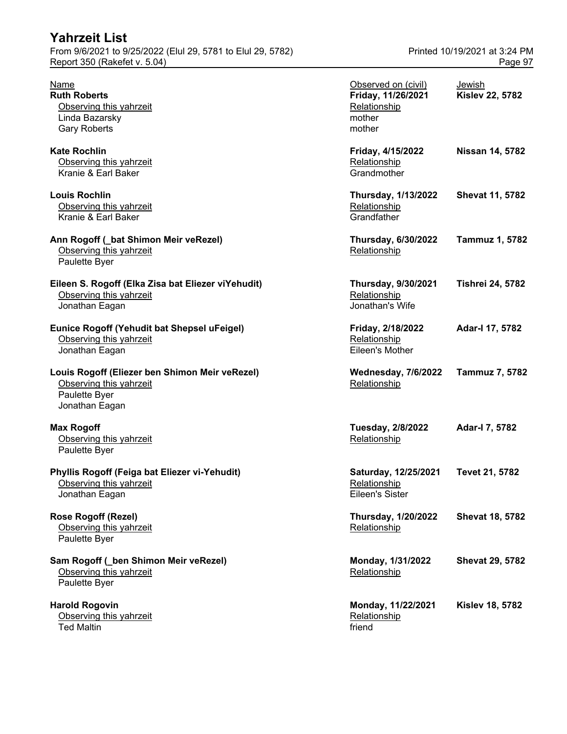| Name | Observed on (civil) | Jewish |
|---|---|---|
| **Ruth Roberts** | **Friday, 11/26/2021** | **Kislev 22, 5782** |
| Observing this yahrzeit | Relationship | |
| Linda Bazarsky | mother | |
| Gary Roberts | mother | |
| **Kate Rochlin** | **Friday, 4/15/2022** | **Nissan 14, 5782** |
| Observing this yahrzeit | Relationship | |
| Kranie & Earl Baker | Grandmother | |
| **Louis Rochlin** | **Thursday, 1/13/2022** | **Shevat 11, 5782** |
| Observing this yahrzeit | Relationship | |
| Kranie & Earl Baker | Grandfather | |
| **Ann Rogoff (_bat Shimon Meir veRezel)** | **Thursday, 6/30/2022** | **Tammuz 1, 5782** |
| Observing this yahrzeit | Relationship | |
| Paulette Byer | | |
| **Eileen S. Rogoff (Elka Zisa bat Eliezer viYehudit)** | **Thursday, 9/30/2021** | **Tishrei 24, 5782** |
| Observing this yahrzeit | Relationship | |
| Jonathan Eagan | Jonathan's Wife | |
| **Eunice Rogoff (Yehudit bat Shepsel uFeigel)** | **Friday, 2/18/2022** | **Adar-I 17, 5782** |
| Observing this yahrzeit | Relationship | |
| Jonathan Eagan | Eileen's Mother | |
| **Louis Rogoff (Eliezer ben Shimon Meir veRezel)** | **Wednesday, 7/6/2022** | **Tammuz 7, 5782** |
| Observing this yahrzeit | Relationship | |
| Paulette Byer | | |
| Jonathan Eagan | | |
| **Max Rogoff** | **Tuesday, 2/8/2022** | **Adar-I 7, 5782** |
| Observing this yahrzeit | Relationship | |
| Paulette Byer | | |
| **Phyllis Rogoff (Feiga bat Eliezer vi-Yehudit)** | **Saturday, 12/25/2021** | **Tevet 21, 5782** |
| Observing this yahrzeit | Relationship | |
| Jonathan Eagan | Eileen's Sister | |
| **Rose Rogoff (Rezel)** | **Thursday, 1/20/2022** | **Shevat 18, 5782** |
| Observing this yahrzeit | Relationship | |
| Paulette Byer | | |
| **Sam Rogoff (_ben Shimon Meir veRezel)** | **Monday, 1/31/2022** | **Shevat 29, 5782** |
| Observing this yahrzeit | Relationship | |
| Paulette Byer | | |
| **Harold Rogovin** | **Monday, 11/22/2021** | **Kislev 18, 5782** |
| Observing this yahrzeit | Relationship | |
| Ted Maltin | friend | |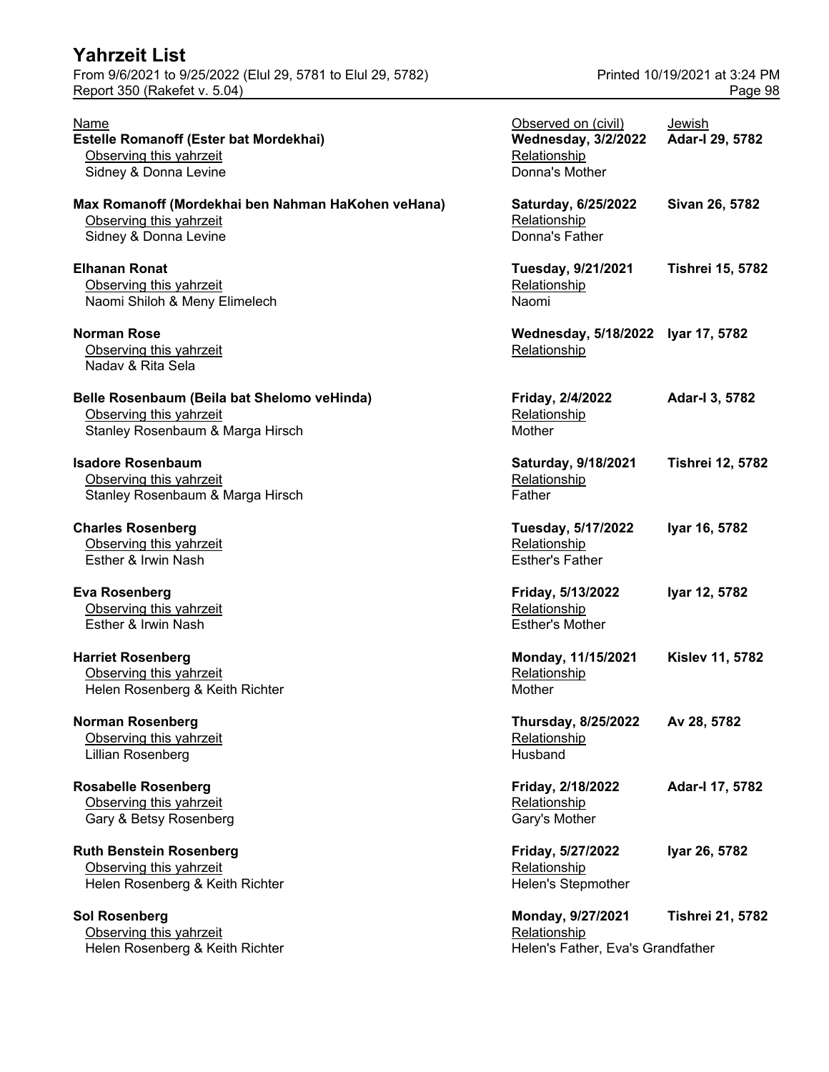# Yahrzeit List

From 9/6/2021 to 9/25/2022 (Elul 29, 5781 to Elul 29, 5782)
Report 350 (Rakefet v. 5.04)

Printed 10/19/2021 at 3:24 PM

| Name | Observed on (civil) | Jewish |
|---|---|---|
| **Estelle Romanoff (Ester bat Mordekhai)** | **Wednesday, 3/2/2022** | **Adar-I 29, 5782** |
| Observing this yahrzeit: Sidney & Donna Levine | Relationship: Donna's Mother | |
| **Max Romanoff (Mordekhai ben Nahman HaKohen veHana)** | **Saturday, 6/25/2022** | **Sivan 26, 5782** |
| Observing this yahrzeit: Sidney & Donna Levine | Relationship: Donna's Father | |
| **Elhanan Ronat** | **Tuesday, 9/21/2021** | **Tishrei 15, 5782** |
| Observing this yahrzeit: Naomi Shiloh & Meny Elimelech | Relationship: Naomi | |
| **Norman Rose** | **Wednesday, 5/18/2022** | **Iyar 17, 5782** |
| Observing this yahrzeit: Nadav & Rita Sela | Relationship: | |
| **Belle Rosenbaum (Beila bat Shelomo veHinda)** | **Friday, 2/4/2022** | **Adar-I 3, 5782** |
| Observing this yahrzeit: Stanley Rosenbaum & Marga Hirsch | Relationship: Mother | |
| **Isadore Rosenbaum** | **Saturday, 9/18/2021** | **Tishrei 12, 5782** |
| Observing this yahrzeit: Stanley Rosenbaum & Marga Hirsch | Relationship: Father | |
| **Charles Rosenberg** | **Tuesday, 5/17/2022** | **Iyar 16, 5782** |
| Observing this yahrzeit: Esther & Irwin Nash | Relationship: Esther's Father | |
| **Eva Rosenberg** | **Friday, 5/13/2022** | **Iyar 12, 5782** |
| Observing this yahrzeit: Esther & Irwin Nash | Relationship: Esther's Mother | |
| **Harriet Rosenberg** | **Monday, 11/15/2021** | **Kislev 11, 5782** |
| Observing this yahrzeit: Helen Rosenberg & Keith Richter | Relationship: Mother | |
| **Norman Rosenberg** | **Thursday, 8/25/2022** | **Av 28, 5782** |
| Observing this yahrzeit: Lillian Rosenberg | Relationship: Husband | |
| **Rosabelle Rosenberg** | **Friday, 2/18/2022** | **Adar-I 17, 5782** |
| Observing this yahrzeit: Gary & Betsy Rosenberg | Relationship: Gary's Mother | |
| **Ruth Benstein Rosenberg** | **Friday, 5/27/2022** | **Iyar 26, 5782** |
| Observing this yahrzeit: Helen Rosenberg & Keith Richter | Relationship: Helen's Stepmother | |
| **Sol Rosenberg** | **Monday, 9/27/2021** | **Tishrei 21, 5782** |
| Observing this yahrzeit: Helen Rosenberg & Keith Richter | Relationship: Helen's Father, Eva's Grandfather | |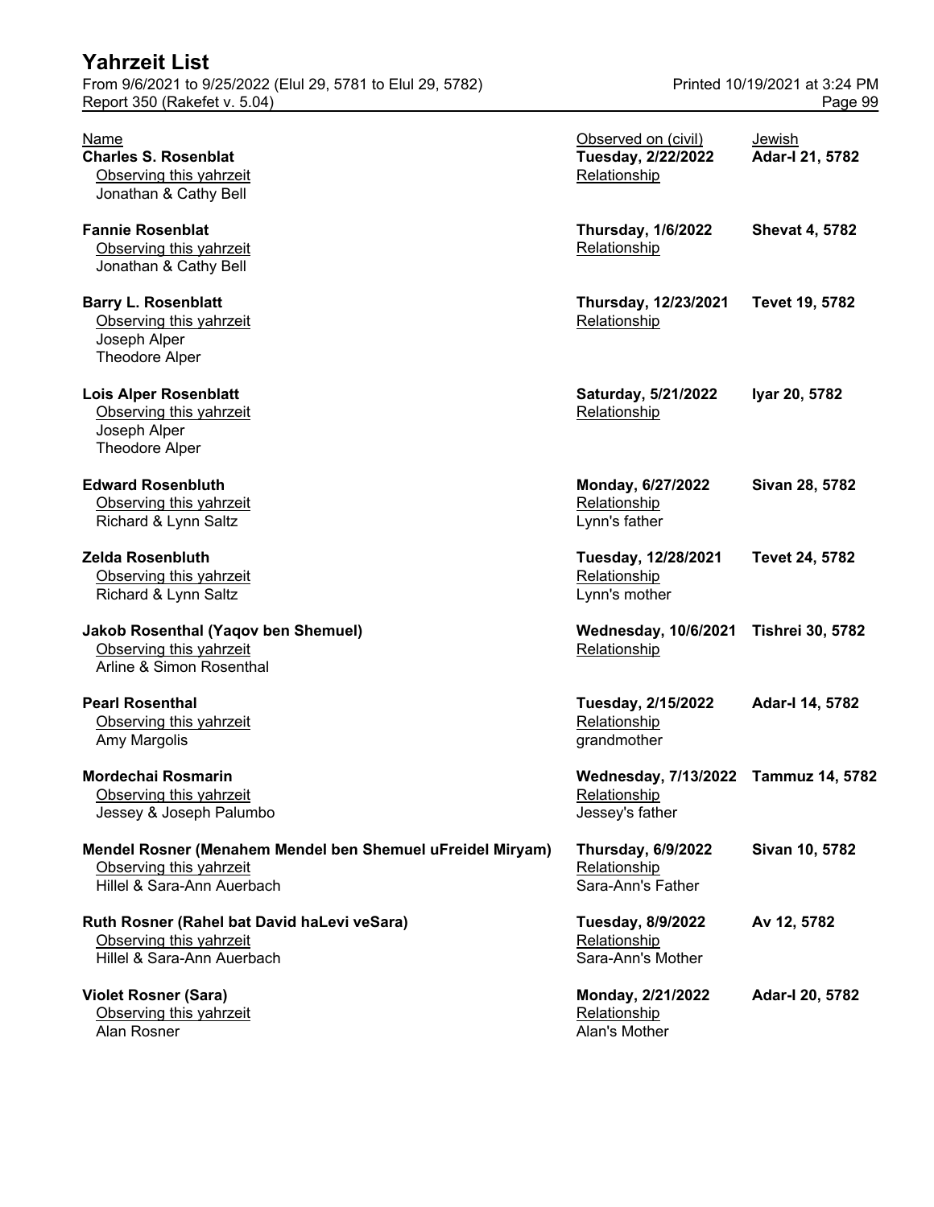# Yahrzeit List

From 9/6/2021 to 9/25/2022 (Elul 29, 5781 to Elul 29, 5782)
Report 350 (Rakefet v. 5.04)

Printed 10/19/2021 at 3:24 PM

| Name | Observed on (civil) | Jewish |
|---|---|---|
| **Charles S. Rosenblat** | **Tuesday, 2/22/2022** | **Adar-I 21, 5782** |
| Observing this yahrzeit: Jonathan & Cathy Bell | Relationship: | |
| **Fannie Rosenblat** | **Thursday, 1/6/2022** | **Shevat 4, 5782** |
| Observing this yahrzeit: Jonathan & Cathy Bell | Relationship: | |
| **Barry L. Rosenblatt** | **Thursday, 12/23/2021** | **Tevet 19, 5782** |
| Observing this yahrzeit: Joseph Alper; Theodore Alper | Relationship: | |
| **Lois Alper Rosenblatt** | **Saturday, 5/21/2022** | **Iyar 20, 5782** |
| Observing this yahrzeit: Joseph Alper; Theodore Alper | Relationship: | |
| **Edward Rosenbluth** | **Monday, 6/27/2022** | **Sivan 28, 5782** |
| Observing this yahrzeit: Richard & Lynn Saltz | Relationship: Lynn's father | |
| **Zelda Rosenbluth** | **Tuesday, 12/28/2021** | **Tevet 24, 5782** |
| Observing this yahrzeit: Richard & Lynn Saltz | Relationship: Lynn's mother | |
| **Jakob Rosenthal (Yaqov ben Shemuel)** | **Wednesday, 10/6/2021** | **Tishrei 30, 5782** |
| Observing this yahrzeit: Arline & Simon Rosenthal | Relationship: | |
| **Pearl Rosenthal** | **Tuesday, 2/15/2022** | **Adar-I 14, 5782** |
| Observing this yahrzeit: Amy Margolis | Relationship: grandmother | |
| **Mordechai Rosmarin** | **Wednesday, 7/13/2022** | **Tammuz 14, 5782** |
| Observing this yahrzeit: Jessey & Joseph Palumbo | Relationship: Jessey's father | |
| **Mendel Rosner (Menahem Mendel ben Shemuel uFreidel Miryam)** | **Thursday, 6/9/2022** | **Sivan 10, 5782** |
| Observing this yahrzeit: Hillel & Sara-Ann Auerbach | Relationship: Sara-Ann's Father | |
| **Ruth Rosner (Rahel bat David haLevi veSara)** | **Tuesday, 8/9/2022** | **Av 12, 5782** |
| Observing this yahrzeit: Hillel & Sara-Ann Auerbach | Relationship: Sara-Ann's Mother | |
| **Violet Rosner (Sara)** | **Monday, 2/21/2022** | **Adar-I 20, 5782** |
| Observing this yahrzeit: Alan Rosner | Relationship: Alan's Mother | |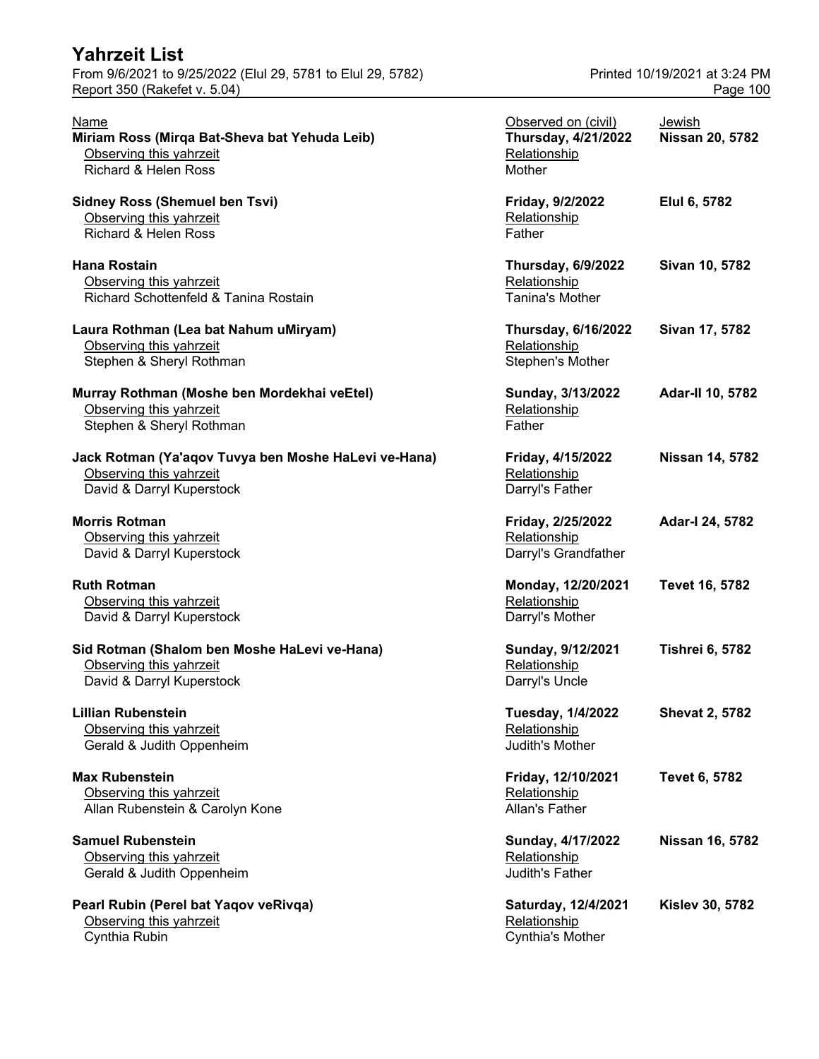# Yahrzeit List

From 9/6/2021 to 9/25/2022 (Elul 29, 5781 to Elul 29, 5782)
Report 350 (Rakefet v. 5.04)

Printed 10/19/2021 at 3:24 PM

| Name | Observed on (civil) | Jewish |
|---|---|---|
| **Miriam Ross (Mirqa Bat-Sheva bat Yehuda Leib)** | **Thursday, 4/21/2022** | **Nissan 20, 5782** |
| Observing this yahrzeit | Relationship | |
| Richard & Helen Ross | Mother | |
| **Sidney Ross (Shemuel ben Tsvi)** | **Friday, 9/2/2022** | **Elul 6, 5782** |
| Observing this yahrzeit | Relationship | |
| Richard & Helen Ross | Father | |
| **Hana Rostain** | **Thursday, 6/9/2022** | **Sivan 10, 5782** |
| Observing this yahrzeit | Relationship | |
| Richard Schottenfeld & Tanina Rostain | Tanina's Mother | |
| **Laura Rothman (Lea bat Nahum uMiryam)** | **Thursday, 6/16/2022** | **Sivan 17, 5782** |
| Observing this yahrzeit | Relationship | |
| Stephen & Sheryl Rothman | Stephen's Mother | |
| **Murray Rothman (Moshe ben Mordekhai veEtel)** | **Sunday, 3/13/2022** | **Adar-II 10, 5782** |
| Observing this yahrzeit | Relationship | |
| Stephen & Sheryl Rothman | Father | |
| **Jack Rotman (Ya'aqov Tuvya ben Moshe HaLevi ve-Hana)** | **Friday, 4/15/2022** | **Nissan 14, 5782** |
| Observing this yahrzeit | Relationship | |
| David & Darryl Kuperstock | Darryl's Father | |
| **Morris Rotman** | **Friday, 2/25/2022** | **Adar-I 24, 5782** |
| Observing this yahrzeit | Relationship | |
| David & Darryl Kuperstock | Darryl's Grandfather | |
| **Ruth Rotman** | **Monday, 12/20/2021** | **Tevet 16, 5782** |
| Observing this yahrzeit | Relationship | |
| David & Darryl Kuperstock | Darryl's Mother | |
| **Sid Rotman (Shalom ben Moshe HaLevi ve-Hana)** | **Sunday, 9/12/2021** | **Tishrei 6, 5782** |
| Observing this yahrzeit | Relationship | |
| David & Darryl Kuperstock | Darryl's Uncle | |
| **Lillian Rubenstein** | **Tuesday, 1/4/2022** | **Shevat 2, 5782** |
| Observing this yahrzeit | Relationship | |
| Gerald & Judith Oppenheim | Judith's Mother | |
| **Max Rubenstein** | **Friday, 12/10/2021** | **Tevet 6, 5782** |
| Observing this yahrzeit | Relationship | |
| Allan Rubenstein & Carolyn Kone | Allan's Father | |
| **Samuel Rubenstein** | **Sunday, 4/17/2022** | **Nissan 16, 5782** |
| Observing this yahrzeit | Relationship | |
| Gerald & Judith Oppenheim | Judith's Father | |
| **Pearl Rubin (Perel bat Yaqov veRivqa)** | **Saturday, 12/4/2021** | **Kislev 30, 5782** |
| Observing this yahrzeit | Relationship | |
| Cynthia Rubin | Cynthia's Mother | |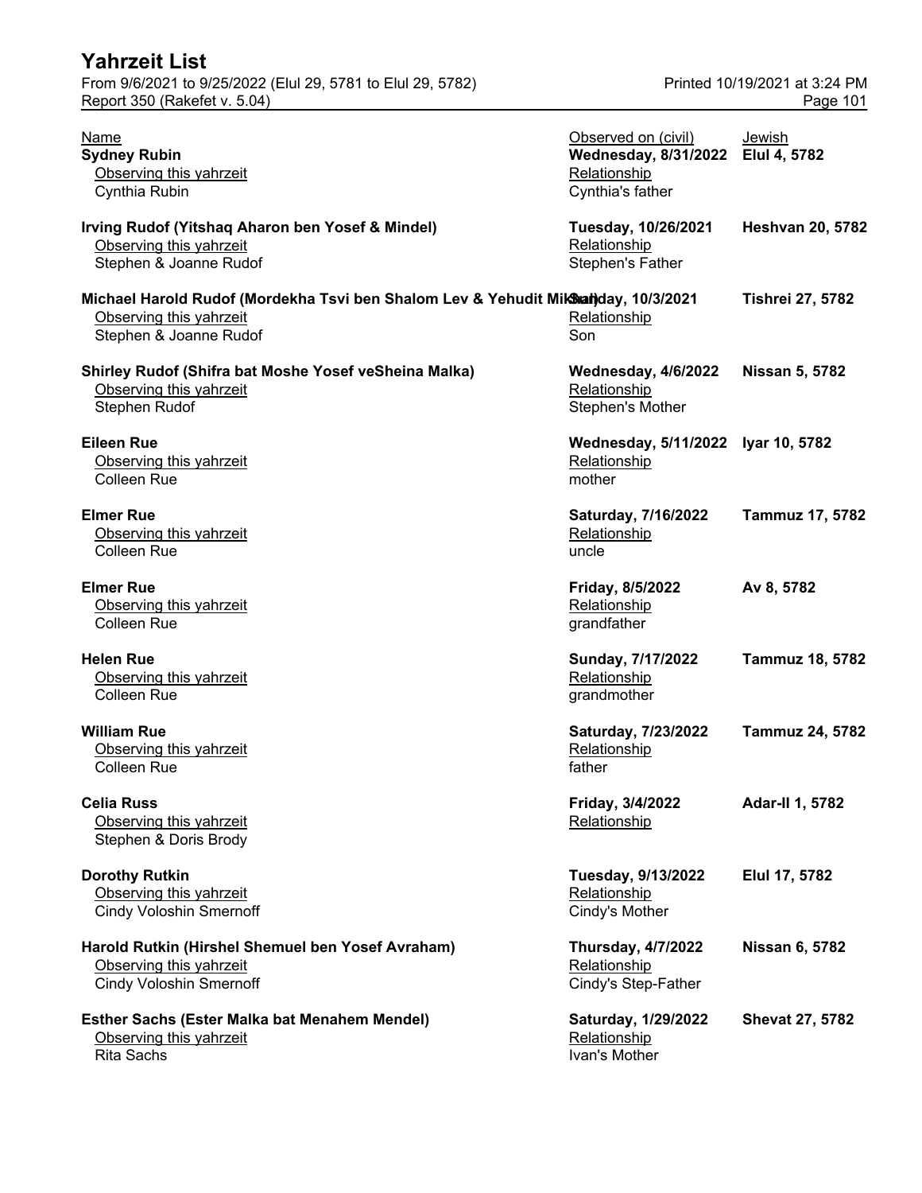| Name | Observed on (civil) | Jewish |
| --- | --- | --- |
| **Sydney Rubin** | **Wednesday, 8/31/2022** | **Elul 4, 5782** |
| Observing this yahrzeit | Relationship | |
| Cynthia Rubin | Cynthia's father | |
| **Irving Rudof (Yitshaq Aharon ben Yosef & Mindel)** | **Tuesday, 10/26/2021** | **Heshvan 20, 5782** |
| Observing this yahrzeit | Relationship | |
| Stephen & Joanne Rudof | Stephen's Father | |
| **Michael Harold Rudof (Mordekha Tsvi ben Shalom Lev & Yehudit Mikhal)** | **Sunday, 10/3/2021** | **Tishrei 27, 5782** |
| Observing this yahrzeit | Relationship | |
| Stephen & Joanne Rudof | Son | |
| **Shirley Rudof (Shifra bat Moshe Yosef veSheina Malka)** | **Wednesday, 4/6/2022** | **Nissan 5, 5782** |
| Observing this yahrzeit | Relationship | |
| Stephen Rudof | Stephen's Mother | |
| **Eileen Rue** | **Wednesday, 5/11/2022** | **Iyar 10, 5782** |
| Observing this yahrzeit | Relationship | |
| Colleen Rue | mother | |
| **Elmer Rue** | **Saturday, 7/16/2022** | **Tammuz 17, 5782** |
| Observing this yahrzeit | Relationship | |
| Colleen Rue | uncle | |
| **Elmer Rue** | **Friday, 8/5/2022** | **Av 8, 5782** |
| Observing this yahrzeit | Relationship | |
| Colleen Rue | grandfather | |
| **Helen Rue** | **Sunday, 7/17/2022** | **Tammuz 18, 5782** |
| Observing this yahrzeit | Relationship | |
| Colleen Rue | grandmother | |
| **William Rue** | **Saturday, 7/23/2022** | **Tammuz 24, 5782** |
| Observing this yahrzeit | Relationship | |
| Colleen Rue | father | |
| **Celia Russ** | **Friday, 3/4/2022** | **Adar-II 1, 5782** |
| Observing this yahrzeit | Relationship | |
| Stephen & Doris Brody | | |
| **Dorothy Rutkin** | **Tuesday, 9/13/2022** | **Elul 17, 5782** |
| Observing this yahrzeit | Relationship | |
| Cindy Voloshin Smernoff | Cindy's Mother | |
| **Harold Rutkin (Hirshel Shemuel ben Yosef Avraham)** | **Thursday, 4/7/2022** | **Nissan 6, 5782** |
| Observing this yahrzeit | Relationship | |
| Cindy Voloshin Smernoff | Cindy's Step-Father | |
| **Esther Sachs (Ester Malka bat Menahem Mendel)** | **Saturday, 1/29/2022** | **Shevat 27, 5782** |
| Observing this yahrzeit | Relationship | |
| Rita Sachs | Ivan's Mother | |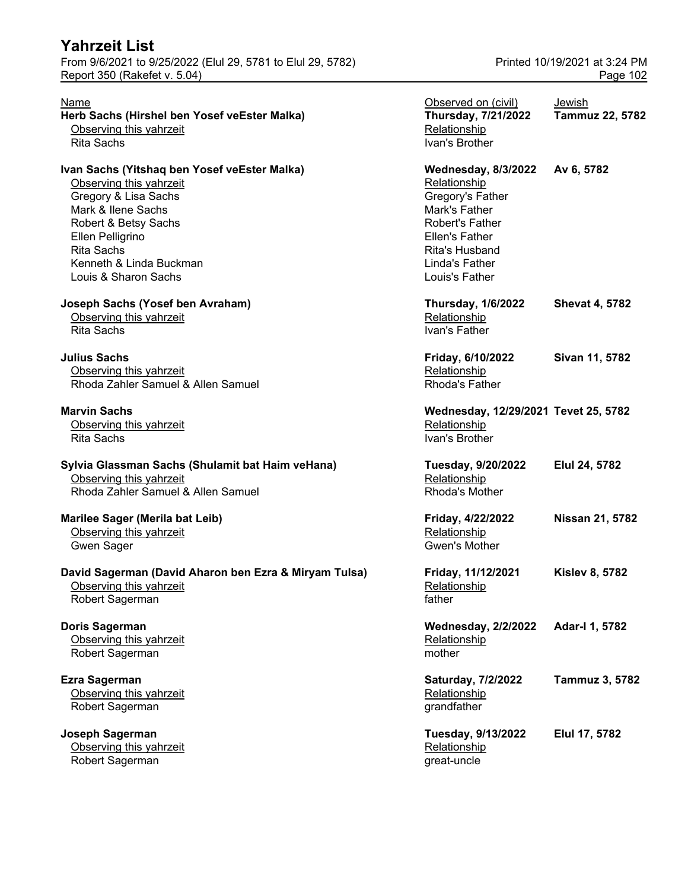| Name | Observed on (civil) | Jewish |
|---|---|---|
| **Herb Sachs (Hirshel ben Yosef veEster Malka)** | **Thursday, 7/21/2022** | **Tammuz 22, 5782** |
| Observing this yahrzeit | Relationship | |
| Rita Sachs | Ivan's Brother | |
| **Ivan Sachs (Yitshaq ben Yosef veEster Malka)** | **Wednesday, 8/3/2022** | **Av 6, 5782** |
| Observing this yahrzeit | Relationship | |
| Gregory & Lisa Sachs | Gregory's Father | |
| Mark & Ilene Sachs | Mark's Father | |
| Robert & Betsy Sachs | Robert's Father | |
| Ellen Pelligrino | Ellen's Father | |
| Rita Sachs | Rita's Husband | |
| Kenneth & Linda Buckman | Linda's Father | |
| Louis & Sharon Sachs | Louis's Father | |
| **Joseph Sachs (Yosef ben Avraham)** | **Thursday, 1/6/2022** | **Shevat 4, 5782** |
| Observing this yahrzeit | Relationship | |
| Rita Sachs | Ivan's Father | |
| **Julius Sachs** | **Friday, 6/10/2022** | **Sivan 11, 5782** |
| Observing this yahrzeit | Relationship | |
| Rhoda Zahler Samuel & Allen Samuel | Rhoda's Father | |
| **Marvin Sachs** | **Wednesday, 12/29/2021** | **Tevet 25, 5782** |
| Observing this yahrzeit | Relationship | |
| Rita Sachs | Ivan's Brother | |
| **Sylvia Glassman Sachs (Shulamit bat Haim veHana)** | **Tuesday, 9/20/2022** | **Elul 24, 5782** |
| Observing this yahrzeit | Relationship | |
| Rhoda Zahler Samuel & Allen Samuel | Rhoda's Mother | |
| **Marilee Sager (Merila bat Leib)** | **Friday, 4/22/2022** | **Nissan 21, 5782** |
| Observing this yahrzeit | Relationship | |
| Gwen Sager | Gwen's Mother | |
| **David Sagerman (David Aharon ben Ezra & Miryam Tulsa)** | **Friday, 11/12/2021** | **Kislev 8, 5782** |
| Observing this yahrzeit | Relationship | |
| Robert Sagerman | father | |
| **Doris Sagerman** | **Wednesday, 2/2/2022** | **Adar-I 1, 5782** |
| Observing this yahrzeit | Relationship | |
| Robert Sagerman | mother | |
| **Ezra Sagerman** | **Saturday, 7/2/2022** | **Tammuz 3, 5782** |
| Observing this yahrzeit | Relationship | |
| Robert Sagerman | grandfather | |
| **Joseph Sagerman** | **Tuesday, 9/13/2022** | **Elul 17, 5782** |
| Observing this yahrzeit | Relationship | |
| Robert Sagerman | great-uncle | |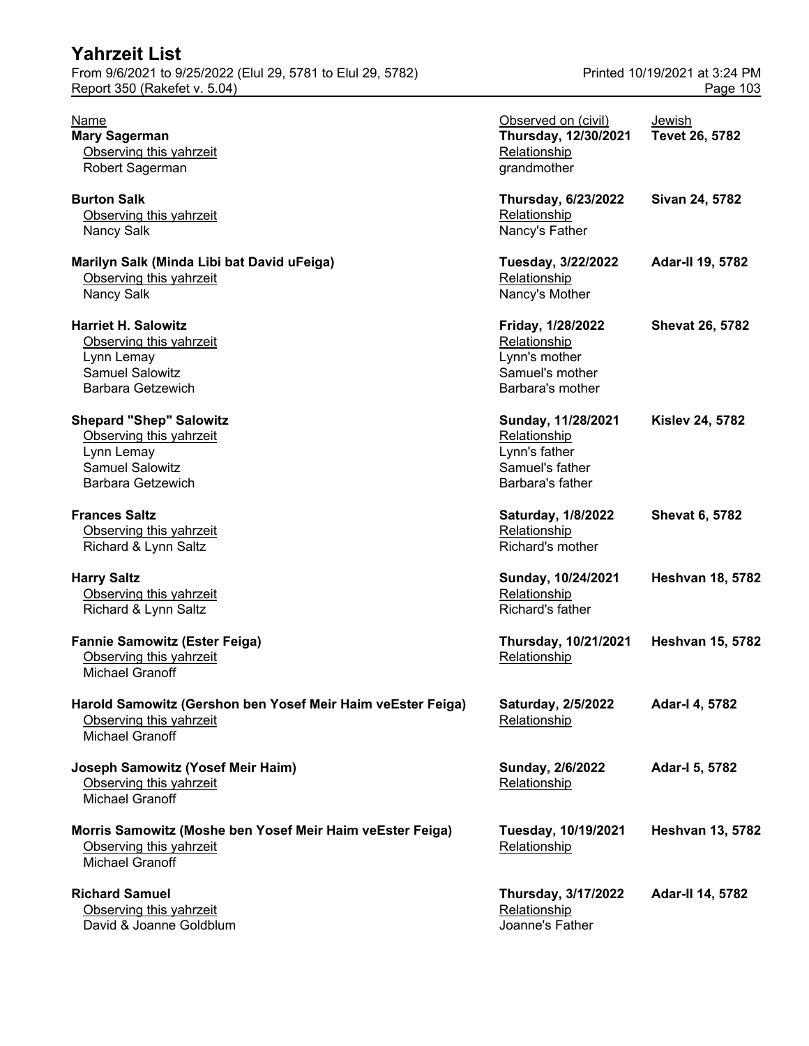# Yahrzeit List

From 9/6/2021 to 9/25/2022 (Elul 29, 5781 to Elul 29, 5782)
Report 350 (Rakefet v. 5.04)

Printed 10/19/2021 at 3:24 PM

| Name | Observed on (civil) | Jewish |
| --- | --- | --- |
| **Mary Sagerman** | **Thursday, 12/30/2021** | **Tevet 26, 5782** |
| Observing this yahrzeit | Relationship | |
| Robert Sagerman | grandmother | |
| **Burton Salk** | **Thursday, 6/23/2022** | **Sivan 24, 5782** |
| Observing this yahrzeit | Relationship | |
| Nancy Salk | Nancy's Father | |
| **Marilyn Salk (Minda Libi bat David uFeiga)** | **Tuesday, 3/22/2022** | **Adar-II 19, 5782** |
| Observing this yahrzeit | Relationship | |
| Nancy Salk | Nancy's Mother | |
| **Harriet H. Salowitz** | **Friday, 1/28/2022** | **Shevat 26, 5782** |
| Observing this yahrzeit | Relationship | |
| Lynn Lemay | Lynn's mother | |
| Samuel Salowitz | Samuel's mother | |
| Barbara Getzewich | Barbara's mother | |
| **Shepard "Shep" Salowitz** | **Sunday, 11/28/2021** | **Kislev 24, 5782** |
| Observing this yahrzeit | Relationship | |
| Lynn Lemay | Lynn's father | |
| Samuel Salowitz | Samuel's father | |
| Barbara Getzewich | Barbara's father | |
| **Frances Saltz** | **Saturday, 1/8/2022** | **Shevat 6, 5782** |
| Observing this yahrzeit | Relationship | |
| Richard & Lynn Saltz | Richard's mother | |
| **Harry Saltz** | **Sunday, 10/24/2021** | **Heshvan 18, 5782** |
| Observing this yahrzeit | Relationship | |
| Richard & Lynn Saltz | Richard's father | |
| **Fannie Samowitz (Ester Feiga)** | **Thursday, 10/21/2021** | **Heshvan 15, 5782** |
| Observing this yahrzeit | Relationship | |
| Michael Granoff | | |
| **Harold Samowitz (Gershon ben Yosef Meir Haim veEster Feiga)** | **Saturday, 2/5/2022** | **Adar-I 4, 5782** |
| Observing this yahrzeit | Relationship | |
| Michael Granoff | | |
| **Joseph Samowitz (Yosef Meir Haim)** | **Sunday, 2/6/2022** | **Adar-I 5, 5782** |
| Observing this yahrzeit | Relationship | |
| Michael Granoff | | |
| **Morris Samowitz (Moshe ben Yosef Meir Haim veEster Feiga)** | **Tuesday, 10/19/2021** | **Heshvan 13, 5782** |
| Observing this yahrzeit | Relationship | |
| Michael Granoff | | |
| **Richard Samuel** | **Thursday, 3/17/2022** | **Adar-II 14, 5782** |
| Observing this yahrzeit | Relationship | |
| David & Joanne Goldblum | Joanne's Father | |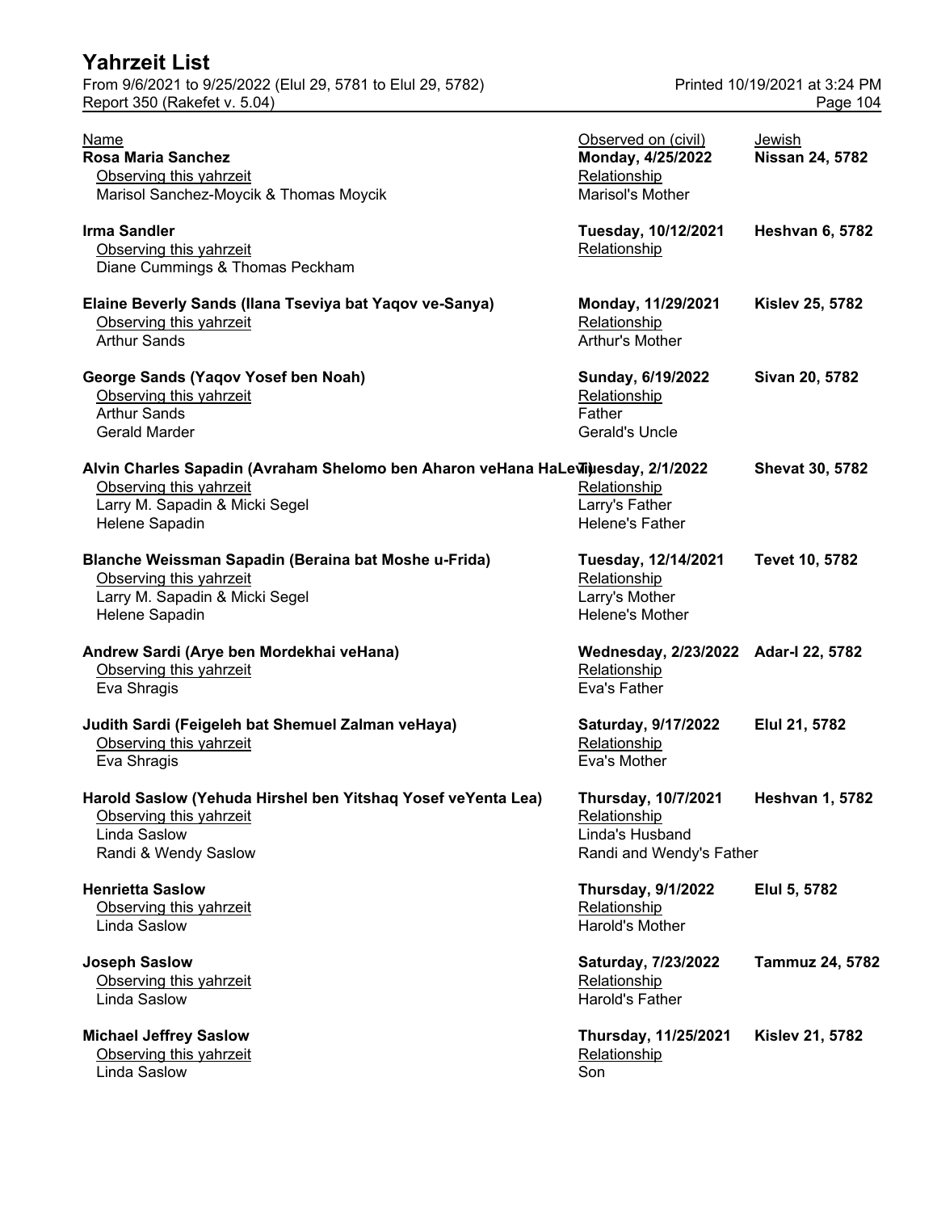# Yahrzeit List

From 9/6/2021 to 9/25/2022 (Elul 29, 5781 to Elul 29, 5782)
Report 350 (Rakefet v. 5.04)

Printed 10/19/2021 at 3:24 PM

| Name | Observed on (civil) | Jewish |
|---|---|---|
| **Rosa Maria Sanchez** | **Monday, 4/25/2022** | **Nissan 24, 5782** |
| Observing this yahrzeit | Relationship | |
| Marisol Sanchez-Moycik & Thomas Moycik | Marisol's Mother | |
| **Irma Sandler** | **Tuesday, 10/12/2021** | **Heshvan 6, 5782** |
| Observing this yahrzeit | Relationship | |
| Diane Cummings & Thomas Peckham | | |
| **Elaine Beverly Sands (Ilana Tseviya bat Yaqov ve-Sanya)** | **Monday, 11/29/2021** | **Kislev 25, 5782** |
| Observing this yahrzeit | Relationship | |
| Arthur Sands | Arthur's Mother | |
| **George Sands (Yaqov Yosef ben Noah)** | **Sunday, 6/19/2022** | **Sivan 20, 5782** |
| Observing this yahrzeit | Relationship | |
| Arthur Sands | Father | |
| Gerald Marder | Gerald's Uncle | |
| **Alvin Charles Sapadin (Avraham Shelomo ben Aharon veHana HaLevi)** | **Tuesday, 2/1/2022** | **Shevat 30, 5782** |
| Observing this yahrzeit | Relationship | |
| Larry M. Sapadin & Micki Segel | Larry's Father | |
| Helene Sapadin | Helene's Father | |
| **Blanche Weissman Sapadin (Beraina bat Moshe u-Frida)** | **Tuesday, 12/14/2021** | **Tevet 10, 5782** |
| Observing this yahrzeit | Relationship | |
| Larry M. Sapadin & Micki Segel | Larry's Mother | |
| Helene Sapadin | Helene's Mother | |
| **Andrew Sardi (Arye ben Mordekhai veHana)** | **Wednesday, 2/23/2022** | **Adar-I 22, 5782** |
| Observing this yahrzeit | Relationship | |
| Eva Shragis | Eva's Father | |
| **Judith Sardi (Feigeleh bat Shemuel Zalman veHaya)** | **Saturday, 9/17/2022** | **Elul 21, 5782** |
| Observing this yahrzeit | Relationship | |
| Eva Shragis | Eva's Mother | |
| **Harold Saslow (Yehuda Hirshel ben Yitshaq Yosef veYenta Lea)** | **Thursday, 10/7/2021** | **Heshvan 1, 5782** |
| Observing this yahrzeit | Relationship | |
| Linda Saslow | Linda's Husband | |
| Randi & Wendy Saslow | Randi and Wendy's Father | |
| **Henrietta Saslow** | **Thursday, 9/1/2022** | **Elul 5, 5782** |
| Observing this yahrzeit | Relationship | |
| Linda Saslow | Harold's Mother | |
| **Joseph Saslow** | **Saturday, 7/23/2022** | **Tammuz 24, 5782** |
| Observing this yahrzeit | Relationship | |
| Linda Saslow | Harold's Father | |
| **Michael Jeffrey Saslow** | **Thursday, 11/25/2021** | **Kislev 21, 5782** |
| Observing this yahrzeit | Relationship | |
| Linda Saslow | Son | |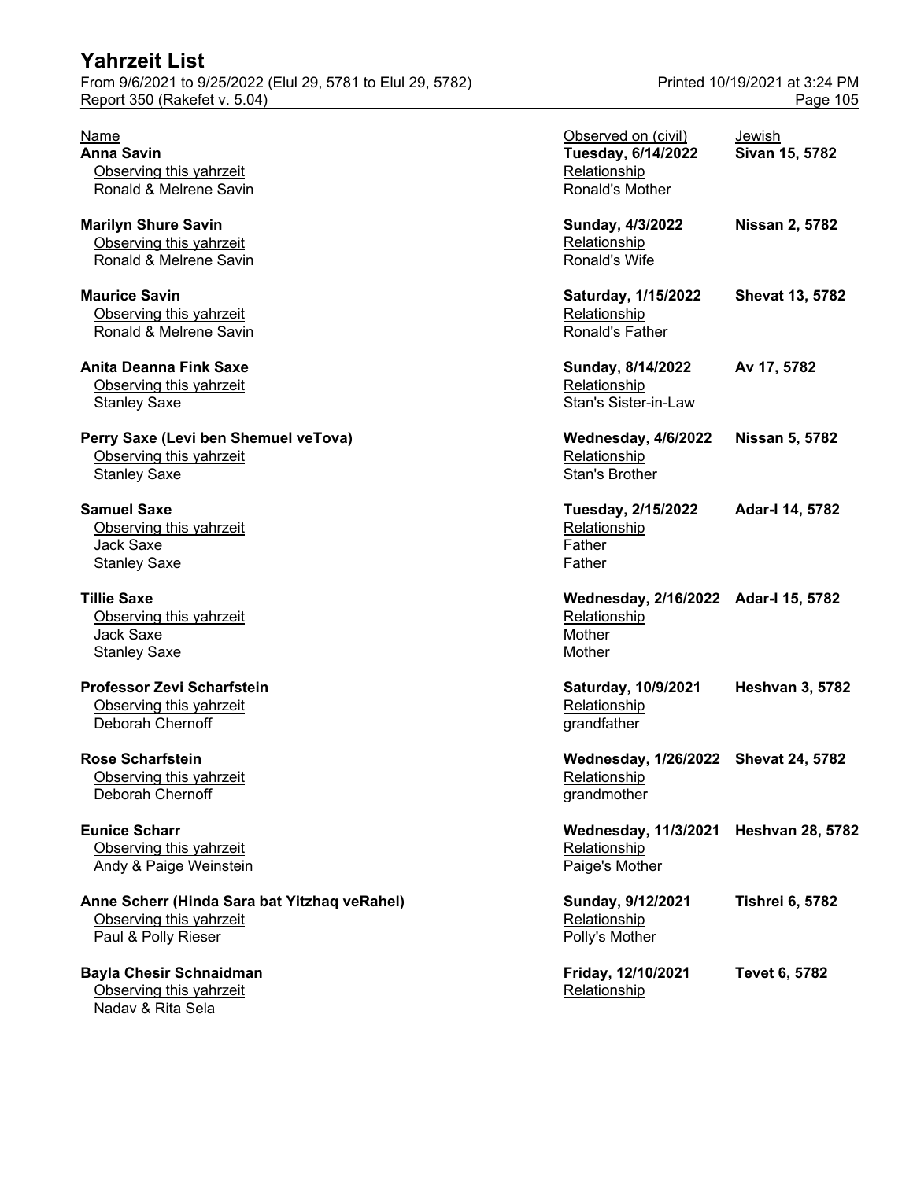# Yahrzeit List

From 9/6/2021 to 9/25/2022 (Elul 29, 5781 to Elul 29, 5782)
Report 350 (Rakefet v. 5.04)

Printed 10/19/2021 at 3:24 PM

| Name | Observed on (civil) | Jewish |
|---|---|---|
| **Anna Savin** | **Tuesday, 6/14/2022** | **Sivan 15, 5782** |
| Observing this yahrzeit | Relationship | |
| Ronald & Melrene Savin | Ronald's Mother | |
| **Marilyn Shure Savin** | **Sunday, 4/3/2022** | **Nissan 2, 5782** |
| Observing this yahrzeit | Relationship | |
| Ronald & Melrene Savin | Ronald's Wife | |
| **Maurice Savin** | **Saturday, 1/15/2022** | **Shevat 13, 5782** |
| Observing this yahrzeit | Relationship | |
| Ronald & Melrene Savin | Ronald's Father | |
| **Anita Deanna Fink Saxe** | **Sunday, 8/14/2022** | **Av 17, 5782** |
| Observing this yahrzeit | Relationship | |
| Stanley Saxe | Stan's Sister-in-Law | |
| **Perry Saxe (Levi ben Shemuel veTova)** | **Wednesday, 4/6/2022** | **Nissan 5, 5782** |
| Observing this yahrzeit | Relationship | |
| Stanley Saxe | Stan's Brother | |
| **Samuel Saxe** | **Tuesday, 2/15/2022** | **Adar-I 14, 5782** |
| Observing this yahrzeit | Relationship | |
| Jack Saxe | Father | |
| Stanley Saxe | Father | |
| **Tillie Saxe** | **Wednesday, 2/16/2022** | **Adar-I 15, 5782** |
| Observing this yahrzeit | Relationship | |
| Jack Saxe | Mother | |
| Stanley Saxe | Mother | |
| **Professor Zevi Scharfstein** | **Saturday, 10/9/2021** | **Heshvan 3, 5782** |
| Observing this yahrzeit | Relationship | |
| Deborah Chernoff | grandfather | |
| **Rose Scharfstein** | **Wednesday, 1/26/2022** | **Shevat 24, 5782** |
| Observing this yahrzeit | Relationship | |
| Deborah Chernoff | grandmother | |
| **Eunice Scharr** | **Wednesday, 11/3/2021** | **Heshvan 28, 5782** |
| Observing this yahrzeit | Relationship | |
| Andy & Paige Weinstein | Paige's Mother | |
| **Anne Scherr (Hinda Sara bat Yitzhaq veRahel)** | **Sunday, 9/12/2021** | **Tishrei 6, 5782** |
| Observing this yahrzeit | Relationship | |
| Paul & Polly Rieser | Polly's Mother | |
| **Bayla Chesir Schnaidman** | **Friday, 12/10/2021** | **Tevet 6, 5782** |
| Observing this yahrzeit | Relationship | |
| Nadav & Rita Sela | | |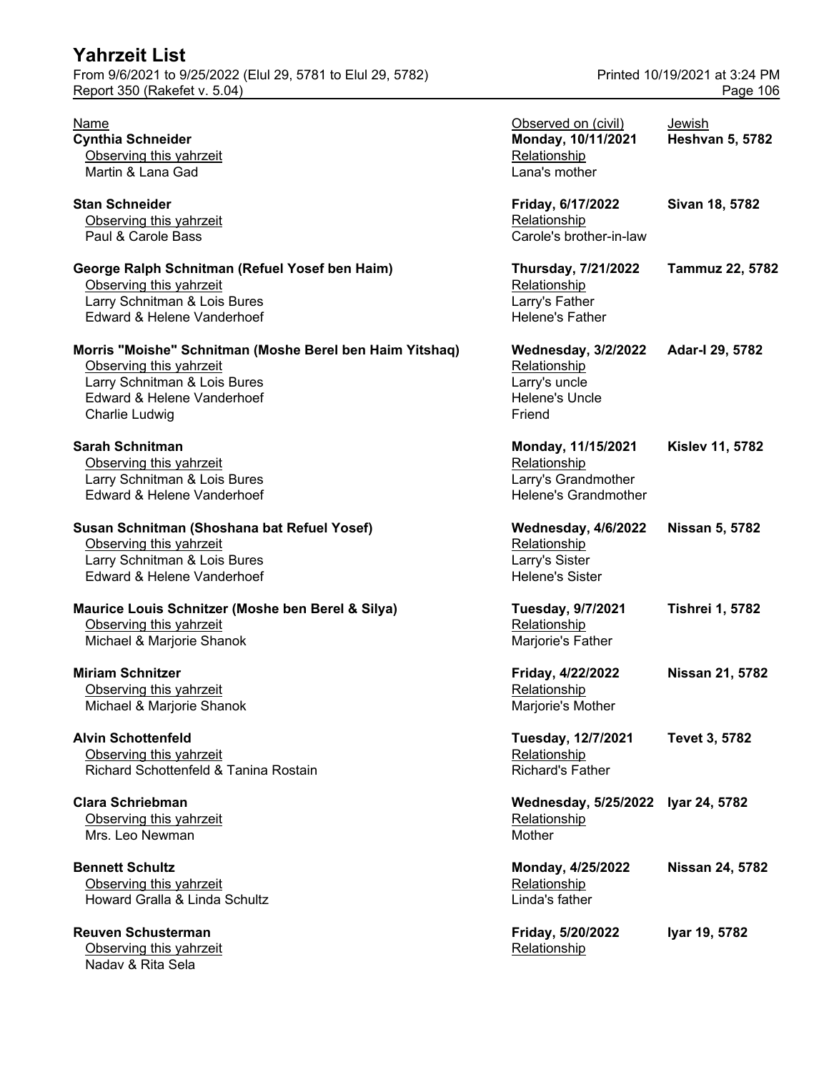# Yahrzeit List

From 9/6/2021 to 9/25/2022 (Elul 29, 5781 to Elul 29, 5782)
Report 350 (Rakefet v. 5.04)

Printed 10/19/2021 at 3:24 PM

| Name | Observed on (civil) | Jewish |
|---|---|---|
| **Cynthia Schneider** | **Monday, 10/11/2021** | **Heshvan 5, 5782** |
| Observing this yahrzeit | Relationship | |
| Martin & Lana Gad | Lana's mother | |
| **Stan Schneider** | **Friday, 6/17/2022** | **Sivan 18, 5782** |
| Observing this yahrzeit | Relationship | |
| Paul & Carole Bass | Carole's brother-in-law | |
| **George Ralph Schnitman (Refuel Yosef ben Haim)** | **Thursday, 7/21/2022** | **Tammuz 22, 5782** |
| Observing this yahrzeit | Relationship | |
| Larry Schnitman & Lois Bures | Larry's Father | |
| Edward & Helene Vanderhoef | Helene's Father | |
| **Morris "Moishe" Schnitman (Moshe Berel ben Haim Yitshaq)** | **Wednesday, 3/2/2022** | **Adar-I 29, 5782** |
| Observing this yahrzeit | Relationship | |
| Larry Schnitman & Lois Bures | Larry's uncle | |
| Edward & Helene Vanderhoef | Helene's Uncle | |
| Charlie Ludwig | Friend | |
| **Sarah Schnitman** | **Monday, 11/15/2021** | **Kislev 11, 5782** |
| Observing this yahrzeit | Relationship | |
| Larry Schnitman & Lois Bures | Larry's Grandmother | |
| Edward & Helene Vanderhoef | Helene's Grandmother | |
| **Susan Schnitman (Shoshana bat Refuel Yosef)** | **Wednesday, 4/6/2022** | **Nissan 5, 5782** |
| Observing this yahrzeit | Relationship | |
| Larry Schnitman & Lois Bures | Larry's Sister | |
| Edward & Helene Vanderhoef | Helene's Sister | |
| **Maurice Louis Schnitzer (Moshe ben Berel & Silya)** | **Tuesday, 9/7/2021** | **Tishrei 1, 5782** |
| Observing this yahrzeit | Relationship | |
| Michael & Marjorie Shanok | Marjorie's Father | |
| **Miriam Schnitzer** | **Friday, 4/22/2022** | **Nissan 21, 5782** |
| Observing this yahrzeit | Relationship | |
| Michael & Marjorie Shanok | Marjorie's Mother | |
| **Alvin Schottenfeld** | **Tuesday, 12/7/2021** | **Tevet 3, 5782** |
| Observing this yahrzeit | Relationship | |
| Richard Schottenfeld & Tanina Rostain | Richard's Father | |
| **Clara Schriebman** | **Wednesday, 5/25/2022** | **Iyar 24, 5782** |
| Observing this yahrzeit | Relationship | |
| Mrs. Leo Newman | Mother | |
| **Bennett Schultz** | **Monday, 4/25/2022** | **Nissan 24, 5782** |
| Observing this yahrzeit | Relationship | |
| Howard Gralla & Linda Schultz | Linda's father | |
| **Reuven Schusterman** | **Friday, 5/20/2022** | **Iyar 19, 5782** |
| Observing this yahrzeit | Relationship | |
| Nadav & Rita Sela | | |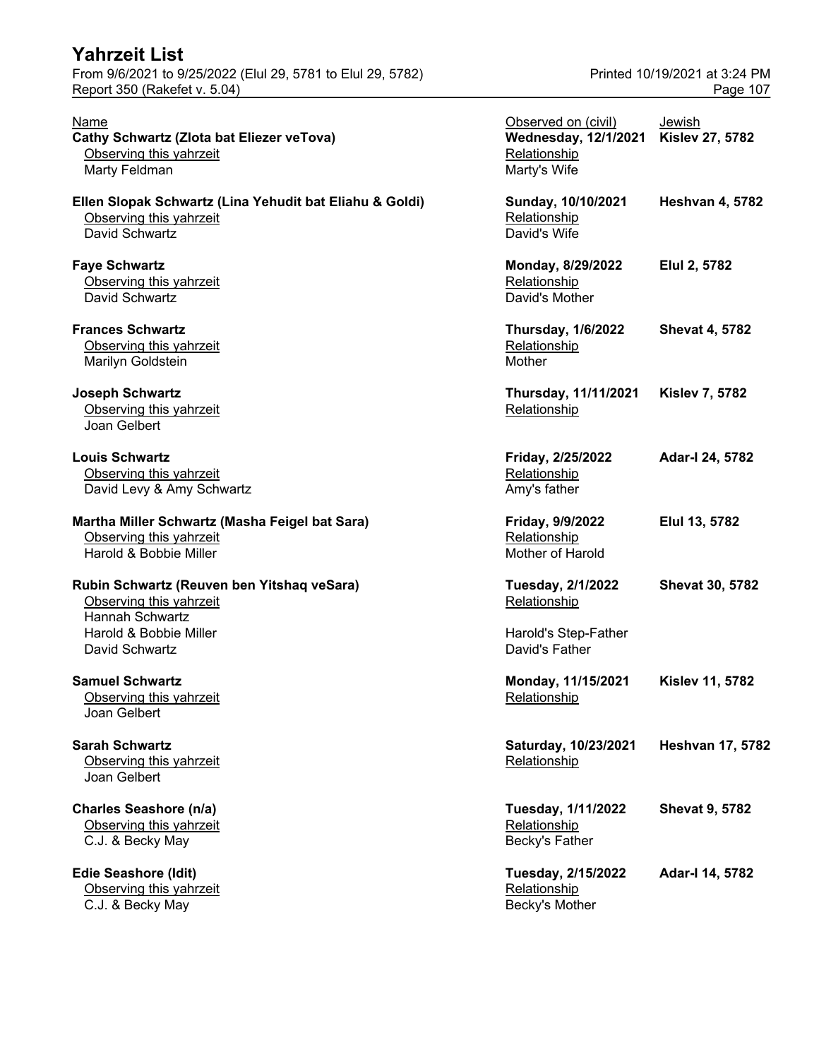# Yahrzeit List

From 9/6/2021 to 9/25/2022 (Elul 29, 5781 to Elul 29, 5782)
Report 350 (Rakefet v. 5.04)

Printed 10/19/2021 at 3:24 PM

| Name | Observed on (civil) | Jewish |
|---|---|---|
| **Cathy Schwartz (Zlota bat Eliezer veTova)** | **Wednesday, 12/1/2021** | **Kislev 27, 5782** |
| Observing this yahrzeit | Relationship | |
| Marty Feldman | Marty's Wife | |
| **Ellen Slopak Schwartz (Lina Yehudit bat Eliahu & Goldi)** | **Sunday, 10/10/2021** | **Heshvan 4, 5782** |
| Observing this yahrzeit | Relationship | |
| David Schwartz | David's Wife | |
| **Faye Schwartz** | **Monday, 8/29/2022** | **Elul 2, 5782** |
| Observing this yahrzeit | Relationship | |
| David Schwartz | David's Mother | |
| **Frances Schwartz** | **Thursday, 1/6/2022** | **Shevat 4, 5782** |
| Observing this yahrzeit | Relationship | |
| Marilyn Goldstein | Mother | |
| **Joseph Schwartz** | **Thursday, 11/11/2021** | **Kislev 7, 5782** |
| Observing this yahrzeit | Relationship | |
| Joan Gelbert | | |
| **Louis Schwartz** | **Friday, 2/25/2022** | **Adar-I 24, 5782** |
| Observing this yahrzeit | Relationship | |
| David Levy & Amy Schwartz | Amy's father | |
| **Martha Miller Schwartz (Masha Feigel bat Sara)** | **Friday, 9/9/2022** | **Elul 13, 5782** |
| Observing this yahrzeit | Relationship | |
| Harold & Bobbie Miller | Mother of Harold | |
| **Rubin Schwartz (Reuven ben Yitshaq veSara)** | **Tuesday, 2/1/2022** | **Shevat 30, 5782** |
| Observing this yahrzeit | Relationship | |
| Hannah Schwartz | | |
| Harold & Bobbie Miller | Harold's Step-Father | |
| David Schwartz | David's Father | |
| **Samuel Schwartz** | **Monday, 11/15/2021** | **Kislev 11, 5782** |
| Observing this yahrzeit | Relationship | |
| Joan Gelbert | | |
| **Sarah Schwartz** | **Saturday, 10/23/2021** | **Heshvan 17, 5782** |
| Observing this yahrzeit | Relationship | |
| Joan Gelbert | | |
| **Charles Seashore (n/a)** | **Tuesday, 1/11/2022** | **Shevat 9, 5782** |
| Observing this yahrzeit | Relationship | |
| C.J. & Becky May | Becky's Father | |
| **Edie Seashore (Idit)** | **Tuesday, 2/15/2022** | **Adar-I 14, 5782** |
| Observing this yahrzeit | Relationship | |
| C.J. & Becky May | Becky's Mother | |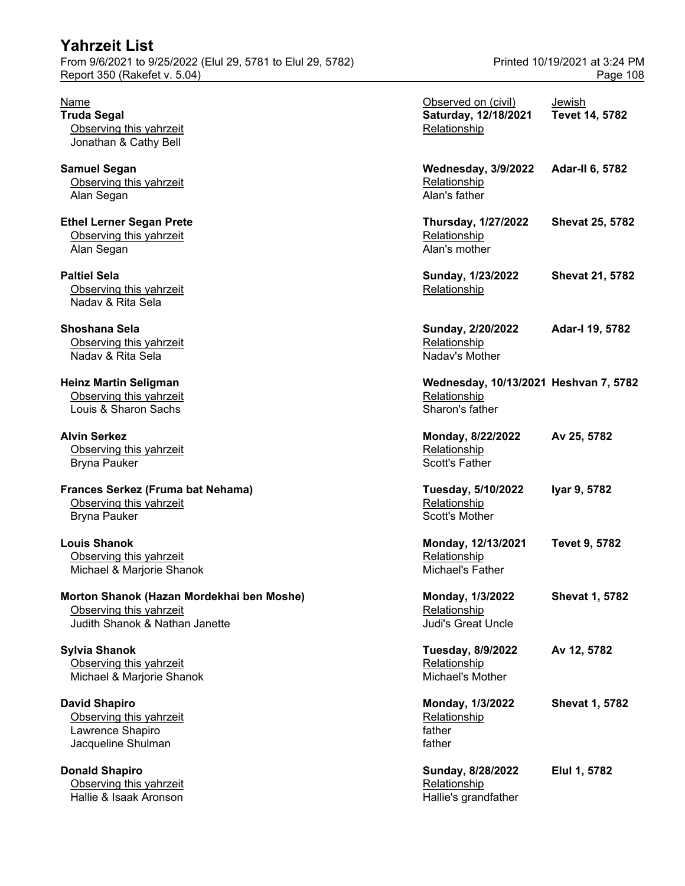# Yahrzeit List

From 9/6/2021 to 9/25/2022 (Elul 29, 5781 to Elul 29, 5782)
Report 350 (Rakefet v. 5.04)

Printed 10/19/2021 at 3:24 PM

| Name | Observed on (civil) | Jewish |
|---|---|---|
| **Truda Segal** | **Saturday, 12/18/2021** | **Tevet 14, 5782** |
| Observing this yahrzeit | Relationship | |
| Jonathan & Cathy Bell | | |
| **Samuel Segan** | **Wednesday, 3/9/2022** | **Adar-II 6, 5782** |
| Observing this yahrzeit | Relationship | |
| Alan Segan | Alan's father | |
| **Ethel Lerner Segan Prete** | **Thursday, 1/27/2022** | **Shevat 25, 5782** |
| Observing this yahrzeit | Relationship | |
| Alan Segan | Alan's mother | |
| **Paltiel Sela** | **Sunday, 1/23/2022** | **Shevat 21, 5782** |
| Observing this yahrzeit | Relationship | |
| Nadav & Rita Sela | | |
| **Shoshana Sela** | **Sunday, 2/20/2022** | **Adar-I 19, 5782** |
| Observing this yahrzeit | Relationship | |
| Nadav & Rita Sela | Nadav's Mother | |
| **Heinz Martin Seligman** | **Wednesday, 10/13/2021** | **Heshvan 7, 5782** |
| Observing this yahrzeit | Relationship | |
| Louis & Sharon Sachs | Sharon's father | |
| **Alvin Serkez** | **Monday, 8/22/2022** | **Av 25, 5782** |
| Observing this yahrzeit | Relationship | |
| Bryna Pauker | Scott's Father | |
| **Frances Serkez (Fruma bat Nehama)** | **Tuesday, 5/10/2022** | **Iyar 9, 5782** |
| Observing this yahrzeit | Relationship | |
| Bryna Pauker | Scott's Mother | |
| **Louis Shanok** | **Monday, 12/13/2021** | **Tevet 9, 5782** |
| Observing this yahrzeit | Relationship | |
| Michael & Marjorie Shanok | Michael's Father | |
| **Morton Shanok (Hazan Mordekhai ben Moshe)** | **Monday, 1/3/2022** | **Shevat 1, 5782** |
| Observing this yahrzeit | Relationship | |
| Judith Shanok & Nathan Janette | Judi's Great Uncle | |
| **Sylvia Shanok** | **Tuesday, 8/9/2022** | **Av 12, 5782** |
| Observing this yahrzeit | Relationship | |
| Michael & Marjorie Shanok | Michael's Mother | |
| **David Shapiro** | **Monday, 1/3/2022** | **Shevat 1, 5782** |
| Observing this yahrzeit | Relationship | |
| Lawrence Shapiro | father | |
| Jacqueline Shulman | father | |
| **Donald Shapiro** | **Sunday, 8/28/2022** | **Elul 1, 5782** |
| Observing this yahrzeit | Relationship | |
| Hallie & Isaak Aronson | Hallie's grandfather | |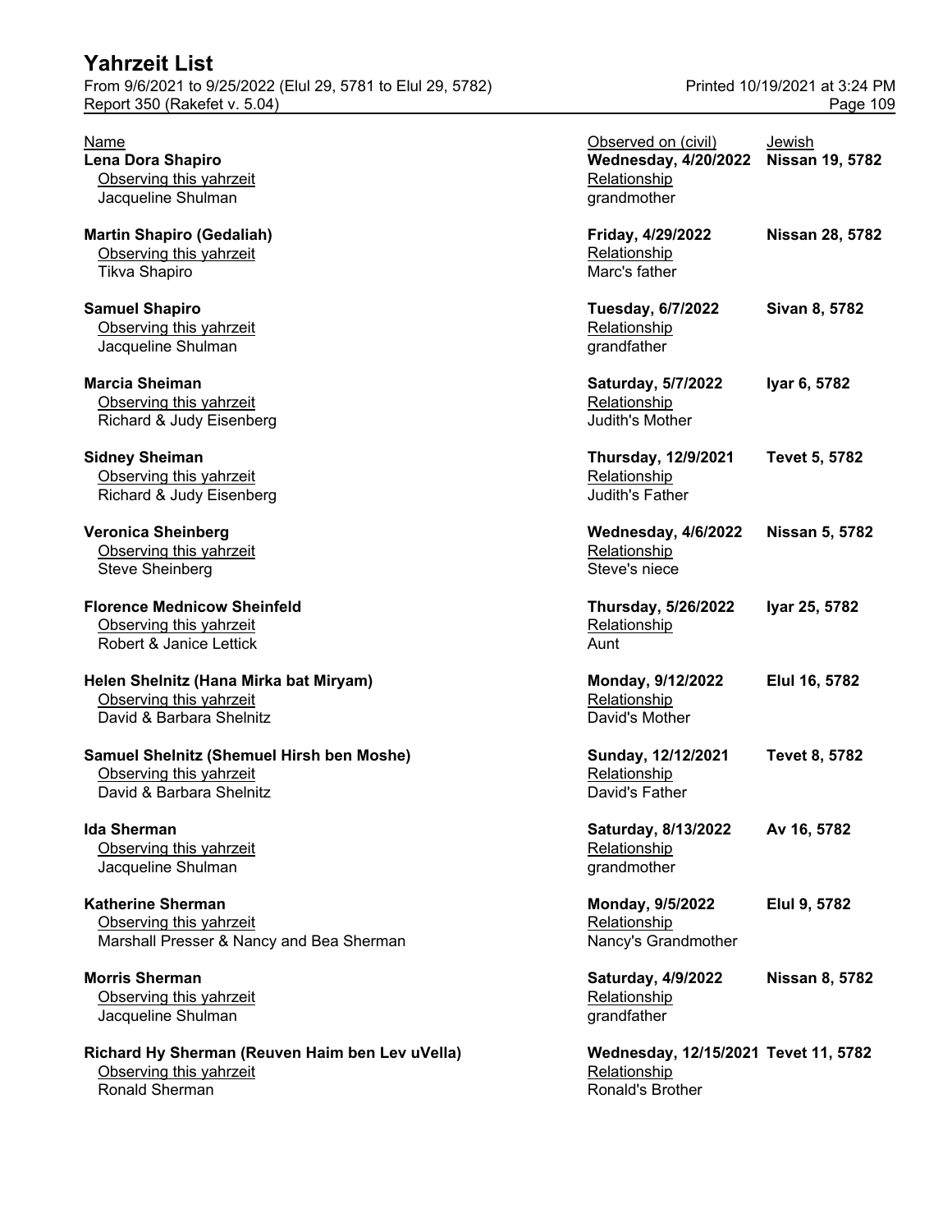# Yahrzeit List

From 9/6/2021 to 9/25/2022 (Elul 29, 5781 to Elul 29, 5782)
Report 350 (Rakefet v. 5.04)

Printed 10/19/2021 at 3:24 PM

| Name | Observed on (civil) | Jewish |
|---|---|---|
| **Lena Dora Shapiro** | **Wednesday, 4/20/2022** | **Nissan 19, 5782** |
| Observing this yahrzeit: Jacqueline Shulman | Relationship: grandmother | |
| **Martin Shapiro (Gedaliah)** | **Friday, 4/29/2022** | **Nissan 28, 5782** |
| Observing this yahrzeit: Tikva Shapiro | Relationship: Marc's father | |
| **Samuel Shapiro** | **Tuesday, 6/7/2022** | **Sivan 8, 5782** |
| Observing this yahrzeit: Jacqueline Shulman | Relationship: grandfather | |
| **Marcia Sheiman** | **Saturday, 5/7/2022** | **Iyar 6, 5782** |
| Observing this yahrzeit: Richard & Judy Eisenberg | Relationship: Judith's Mother | |
| **Sidney Sheiman** | **Thursday, 12/9/2021** | **Tevet 5, 5782** |
| Observing this yahrzeit: Richard & Judy Eisenberg | Relationship: Judith's Father | |
| **Veronica Sheinberg** | **Wednesday, 4/6/2022** | **Nissan 5, 5782** |
| Observing this yahrzeit: Steve Sheinberg | Relationship: Steve's niece | |
| **Florence Mednicow Sheinfeld** | **Thursday, 5/26/2022** | **Iyar 25, 5782** |
| Observing this yahrzeit: Robert & Janice Lettick | Relationship: Aunt | |
| **Helen Shelnitz (Hana Mirka bat Miryam)** | **Monday, 9/12/2022** | **Elul 16, 5782** |
| Observing this yahrzeit: David & Barbara Shelnitz | Relationship: David's Mother | |
| **Samuel Shelnitz (Shemuel Hirsh ben Moshe)** | **Sunday, 12/12/2021** | **Tevet 8, 5782** |
| Observing this yahrzeit: David & Barbara Shelnitz | Relationship: David's Father | |
| **Ida Sherman** | **Saturday, 8/13/2022** | **Av 16, 5782** |
| Observing this yahrzeit: Jacqueline Shulman | Relationship: grandmother | |
| **Katherine Sherman** | **Monday, 9/5/2022** | **Elul 9, 5782** |
| Observing this yahrzeit: Marshall Presser & Nancy and Bea Sherman | Relationship: Nancy's Grandmother | |
| **Morris Sherman** | **Saturday, 4/9/2022** | **Nissan 8, 5782** |
| Observing this yahrzeit: Jacqueline Shulman | Relationship: grandfather | |
| **Richard Hy Sherman (Reuven Haim ben Lev uVella)** | **Wednesday, 12/15/2021** | **Tevet 11, 5782** |
| Observing this yahrzeit: Ronald Sherman | Relationship: Ronald's Brother | |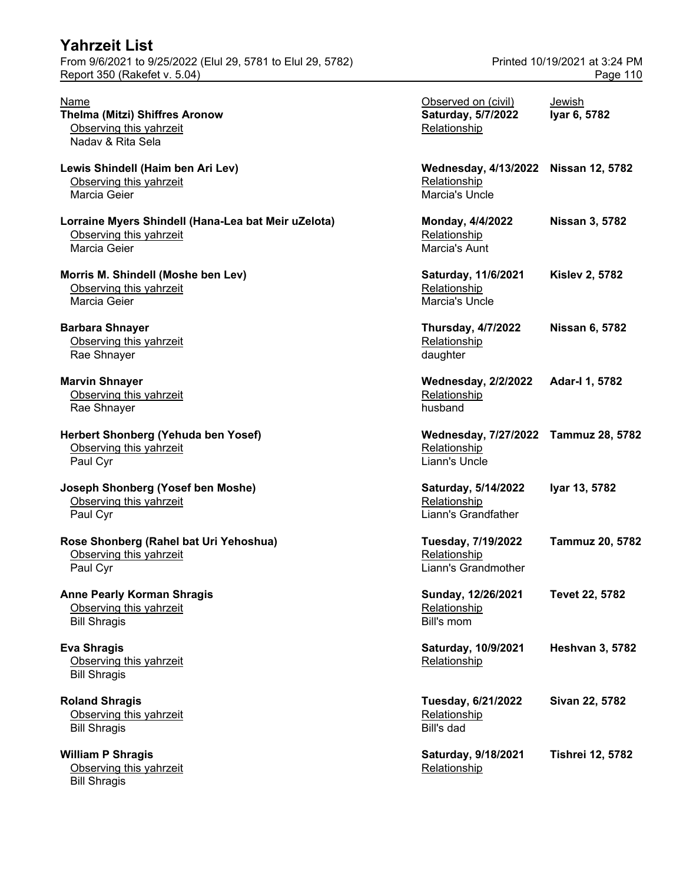# Yahrzeit List

From 9/6/2021 to 9/25/2022 (Elul 29, 5781 to Elul 29, 5782)
Report 350 (Rakefet v. 5.04)

Printed 10/19/2021 at 3:24 PM

| Name | Observed on (civil) | Jewish |
|---|---|---|
| **Thelma (Mitzi) Shiffres Aronow** | **Saturday, 5/7/2022** | **Iyar 6, 5782** |
| Observing this yahrzeit: Nadav & Rita Sela | Relationship: | |
| **Lewis Shindell (Haim ben Ari Lev)** | **Wednesday, 4/13/2022** | **Nissan 12, 5782** |
| Observing this yahrzeit: Marcia Geier | Relationship: Marcia's Uncle | |
| **Lorraine Myers Shindell (Hana-Lea bat Meir uZelota)** | **Monday, 4/4/2022** | **Nissan 3, 5782** |
| Observing this yahrzeit: Marcia Geier | Relationship: Marcia's Aunt | |
| **Morris M. Shindell (Moshe ben Lev)** | **Saturday, 11/6/2021** | **Kislev 2, 5782** |
| Observing this yahrzeit: Marcia Geier | Relationship: Marcia's Uncle | |
| **Barbara Shnayer** | **Thursday, 4/7/2022** | **Nissan 6, 5782** |
| Observing this yahrzeit: Rae Shnayer | Relationship: daughter | |
| **Marvin Shnayer** | **Wednesday, 2/2/2022** | **Adar-I 1, 5782** |
| Observing this yahrzeit: Rae Shnayer | Relationship: husband | |
| **Herbert Shonberg (Yehuda ben Yosef)** | **Wednesday, 7/27/2022** | **Tammuz 28, 5782** |
| Observing this yahrzeit: Paul Cyr | Relationship: Liann's Uncle | |
| **Joseph Shonberg (Yosef ben Moshe)** | **Saturday, 5/14/2022** | **Iyar 13, 5782** |
| Observing this yahrzeit: Paul Cyr | Relationship: Liann's Grandfather | |
| **Rose Shonberg (Rahel bat Uri Yehoshua)** | **Tuesday, 7/19/2022** | **Tammuz 20, 5782** |
| Observing this yahrzeit: Paul Cyr | Relationship: Liann's Grandmother | |
| **Anne Pearly Korman Shragis** | **Sunday, 12/26/2021** | **Tevet 22, 5782** |
| Observing this yahrzeit: Bill Shragis | Relationship: Bill's mom | |
| **Eva Shragis** | **Saturday, 10/9/2021** | **Heshvan 3, 5782** |
| Observing this yahrzeit: Bill Shragis | Relationship: | |
| **Roland Shragis** | **Tuesday, 6/21/2022** | **Sivan 22, 5782** |
| Observing this yahrzeit: Bill Shragis | Relationship: Bill's dad | |
| **William P Shragis** | **Saturday, 9/18/2021** | **Tishrei 12, 5782** |
| Observing this yahrzeit: Bill Shragis | Relationship: | |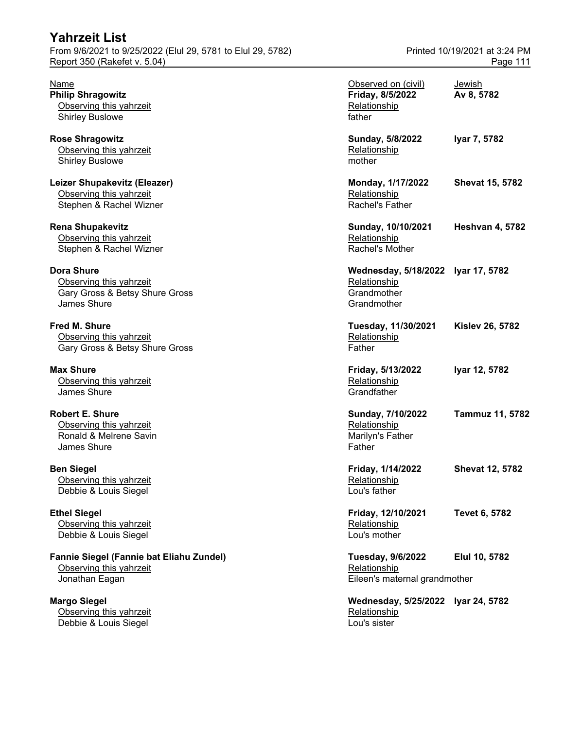| Name | Observed on (civil) | Jewish |
|---|---|---|
| **Philip Shragowitz** | **Friday, 8/5/2022** | **Av 8, 5782** |
| Observing this yahrzeit | Relationship | |
| Shirley Buslowe | father | |
| **Rose Shragowitz** | **Sunday, 5/8/2022** | **Iyar 7, 5782** |
| Observing this yahrzeit | Relationship | |
| Shirley Buslowe | mother | |
| **Leizer Shupakevitz (Eleazer)** | **Monday, 1/17/2022** | **Shevat 15, 5782** |
| Observing this yahrzeit | Relationship | |
| Stephen & Rachel Wizner | Rachel's Father | |
| **Rena Shupakevitz** | **Sunday, 10/10/2021** | **Heshvan 4, 5782** |
| Observing this yahrzeit | Relationship | |
| Stephen & Rachel Wizner | Rachel's Mother | |
| **Dora Shure** | **Wednesday, 5/18/2022** | **Iyar 17, 5782** |
| Observing this yahrzeit | Relationship | |
| Gary Gross & Betsy Shure Gross | Grandmother | |
| James Shure | Grandmother | |
| **Fred M. Shure** | **Tuesday, 11/30/2021** | **Kislev 26, 5782** |
| Observing this yahrzeit | Relationship | |
| Gary Gross & Betsy Shure Gross | Father | |
| **Max Shure** | **Friday, 5/13/2022** | **Iyar 12, 5782** |
| Observing this yahrzeit | Relationship | |
| James Shure | Grandfather | |
| **Robert E. Shure** | **Sunday, 7/10/2022** | **Tammuz 11, 5782** |
| Observing this yahrzeit | Relationship | |
| Ronald & Melrene Savin | Marilyn's Father | |
| James Shure | Father | |
| **Ben Siegel** | **Friday, 1/14/2022** | **Shevat 12, 5782** |
| Observing this yahrzeit | Relationship | |
| Debbie & Louis Siegel | Lou's father | |
| **Ethel Siegel** | **Friday, 12/10/2021** | **Tevet 6, 5782** |
| Observing this yahrzeit | Relationship | |
| Debbie & Louis Siegel | Lou's mother | |
| **Fannie Siegel (Fannie bat Eliahu Zundel)** | **Tuesday, 9/6/2022** | **Elul 10, 5782** |
| Observing this yahrzeit | Relationship | |
| Jonathan Eagan | Eileen's maternal grandmother | |
| **Margo Siegel** | **Wednesday, 5/25/2022** | **Iyar 24, 5782** |
| Observing this yahrzeit | Relationship | |
| Debbie & Louis Siegel | Lou's sister | |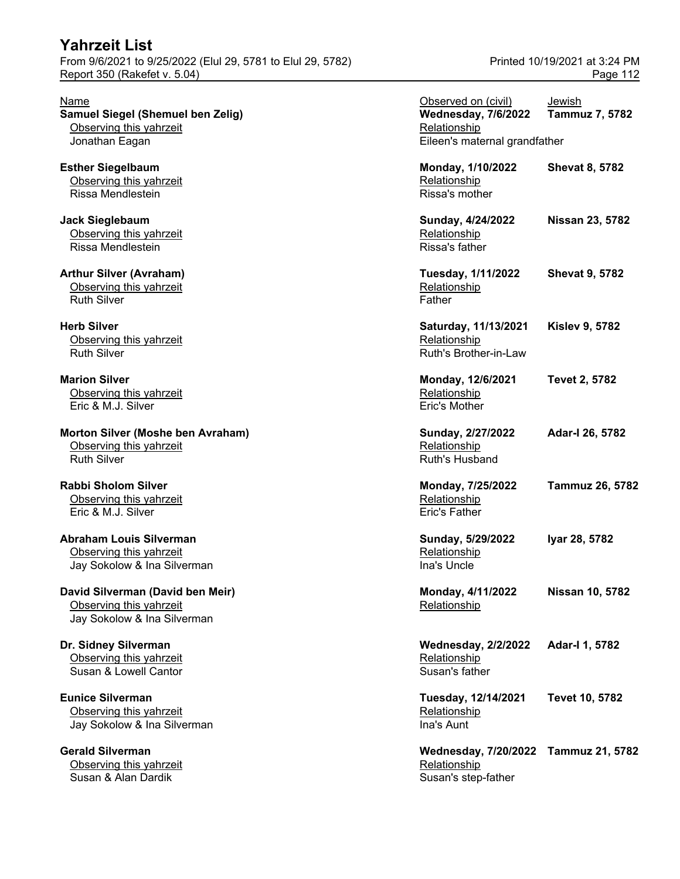# Yahrzeit List

From 9/6/2021 to 9/25/2022 (Elul 29, 5781 to Elul 29, 5782)
Report 350 (Rakefet v. 5.04)

Printed 10/19/2021 at 3:24 PM

| Name | Observed on (civil) | Jewish |
|---|---|---|
| **Samuel Siegel (Shemuel ben Zelig)** | **Wednesday, 7/6/2022** | **Tammuz 7, 5782** |
| Observing this yahrzeit: Jonathan Eagan | Relationship: Eileen's maternal grandfather | |
| **Esther Siegelbaum** | **Monday, 1/10/2022** | **Shevat 8, 5782** |
| Observing this yahrzeit: Rissa Mendlestein | Relationship: Rissa's mother | |
| **Jack Sieglebaum** | **Sunday, 4/24/2022** | **Nissan 23, 5782** |
| Observing this yahrzeit: Rissa Mendlestein | Relationship: Rissa's father | |
| **Arthur Silver (Avraham)** | **Tuesday, 1/11/2022** | **Shevat 9, 5782** |
| Observing this yahrzeit: Ruth Silver | Relationship: Father | |
| **Herb Silver** | **Saturday, 11/13/2021** | **Kislev 9, 5782** |
| Observing this yahrzeit: Ruth Silver | Relationship: Ruth's Brother-in-Law | |
| **Marion Silver** | **Monday, 12/6/2021** | **Tevet 2, 5782** |
| Observing this yahrzeit: Eric & M.J. Silver | Relationship: Eric's Mother | |
| **Morton Silver (Moshe ben Avraham)** | **Sunday, 2/27/2022** | **Adar-I 26, 5782** |
| Observing this yahrzeit: Ruth Silver | Relationship: Ruth's Husband | |
| **Rabbi Sholom Silver** | **Monday, 7/25/2022** | **Tammuz 26, 5782** |
| Observing this yahrzeit: Eric & M.J. Silver | Relationship: Eric's Father | |
| **Abraham Louis Silverman** | **Sunday, 5/29/2022** | **Iyar 28, 5782** |
| Observing this yahrzeit: Jay Sokolow & Ina Silverman | Relationship: Ina's Uncle | |
| **David Silverman (David ben Meir)** | **Monday, 4/11/2022** | **Nissan 10, 5782** |
| Observing this yahrzeit: Jay Sokolow & Ina Silverman | Relationship: | |
| **Dr. Sidney Silverman** | **Wednesday, 2/2/2022** | **Adar-I 1, 5782** |
| Observing this yahrzeit: Susan & Lowell Cantor | Relationship: Susan's father | |
| **Eunice Silverman** | **Tuesday, 12/14/2021** | **Tevet 10, 5782** |
| Observing this yahrzeit: Jay Sokolow & Ina Silverman | Relationship: Ina's Aunt | |
| **Gerald Silverman** | **Wednesday, 7/20/2022** | **Tammuz 21, 5782** |
| Observing this yahrzeit: Susan & Alan Dardik | Relationship: Susan's step-father | |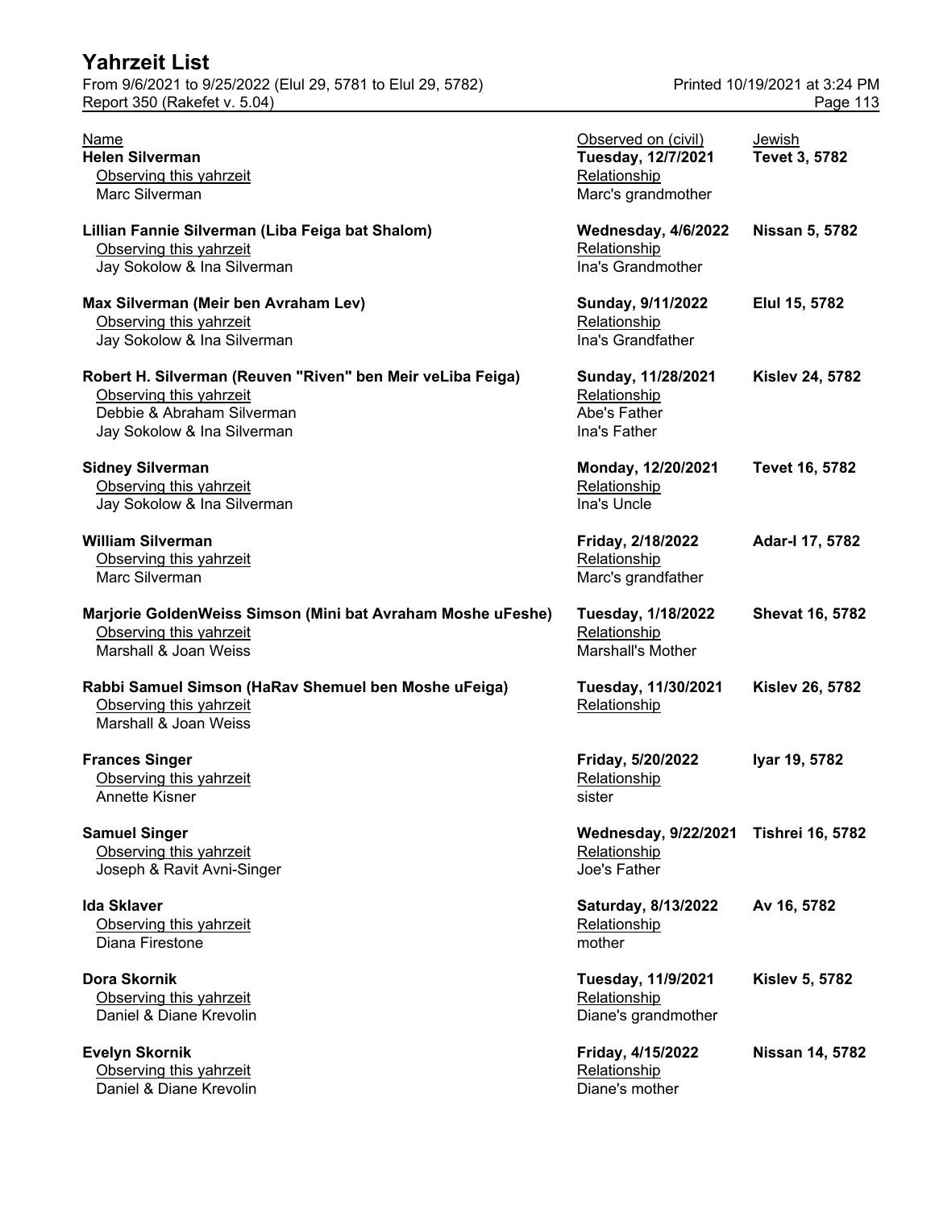| Name | Observed on (civil) | Jewish |
|---|---|---|
| **Helen Silverman** | **Tuesday, 12/7/2021** | **Tevet 3, 5782** |
| Observing this yahrzeit: Marc Silverman | Relationship: Marc's grandmother | |
| **Lillian Fannie Silverman (Liba Feiga bat Shalom)** | **Wednesday, 4/6/2022** | **Nissan 5, 5782** |
| Observing this yahrzeit: Jay Sokolow & Ina Silverman | Relationship: Ina's Grandmother | |
| **Max Silverman (Meir ben Avraham Lev)** | **Sunday, 9/11/2022** | **Elul 15, 5782** |
| Observing this yahrzeit: Jay Sokolow & Ina Silverman | Relationship: Ina's Grandfather | |
| **Robert H. Silverman (Reuven "Riven" ben Meir veLiba Feiga)** | **Sunday, 11/28/2021** | **Kislev 24, 5782** |
| Observing this yahrzeit: Debbie & Abraham Silverman; Jay Sokolow & Ina Silverman | Relationship: Abe's Father; Ina's Father | |
| **Sidney Silverman** | **Monday, 12/20/2021** | **Tevet 16, 5782** |
| Observing this yahrzeit: Jay Sokolow & Ina Silverman | Relationship: Ina's Uncle | |
| **William Silverman** | **Friday, 2/18/2022** | **Adar-I 17, 5782** |
| Observing this yahrzeit: Marc Silverman | Relationship: Marc's grandfather | |
| **Marjorie GoldenWeiss Simson (Mini bat Avraham Moshe uFeshe)** | **Tuesday, 1/18/2022** | **Shevat 16, 5782** |
| Observing this yahrzeit: Marshall & Joan Weiss | Relationship: Marshall's Mother | |
| **Rabbi Samuel Simson (HaRav Shemuel ben Moshe uFeiga)** | **Tuesday, 11/30/2021** | **Kislev 26, 5782** |
| Observing this yahrzeit: Marshall & Joan Weiss | Relationship: | |
| **Frances Singer** | **Friday, 5/20/2022** | **Iyar 19, 5782** |
| Observing this yahrzeit: Annette Kisner | Relationship: sister | |
| **Samuel Singer** | **Wednesday, 9/22/2021** | **Tishrei 16, 5782** |
| Observing this yahrzeit: Joseph & Ravit Avni-Singer | Relationship: Joe's Father | |
| **Ida Sklaver** | **Saturday, 8/13/2022** | **Av 16, 5782** |
| Observing this yahrzeit: Diana Firestone | Relationship: mother | |
| **Dora Skornik** | **Tuesday, 11/9/2021** | **Kislev 5, 5782** |
| Observing this yahrzeit: Daniel & Diane Krevolin | Relationship: Diane's grandmother | |
| **Evelyn Skornik** | **Friday, 4/15/2022** | **Nissan 14, 5782** |
| Observing this yahrzeit: Daniel & Diane Krevolin | Relationship: Diane's mother | |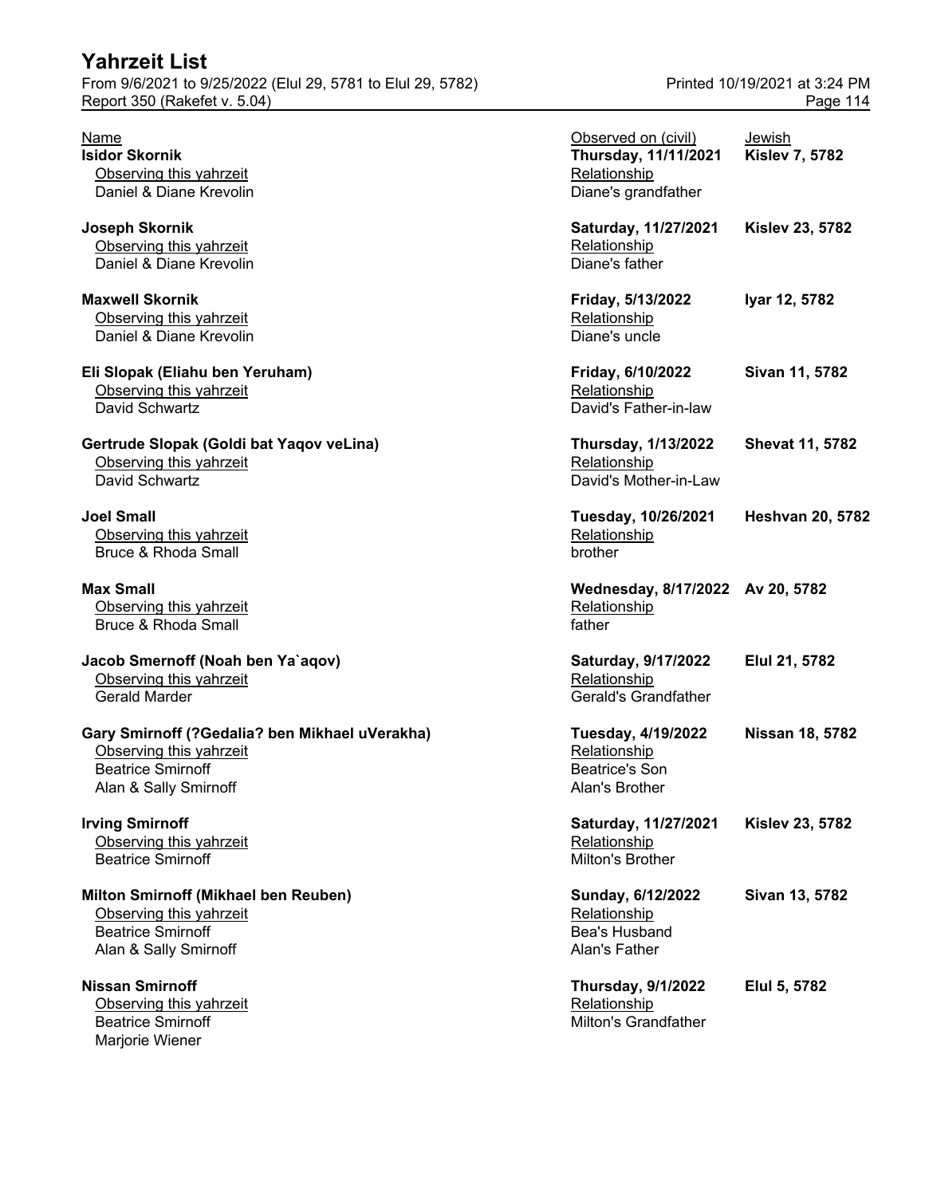# Yahrzeit List

From 9/6/2021 to 9/25/2022 (Elul 29, 5781 to Elul 29, 5782)
Report 350 (Rakefet v. 5.04)

Printed 10/19/2021 at 3:24 PM

| Name | Observed on (civil) | Jewish |
|---|---|---|
| **Isidor Skornik** | **Thursday, 11/11/2021** | **Kislev 7, 5782** |
| Observing this yahrzeit | Relationship | |
| Daniel & Diane Krevolin | Diane's grandfather | |
| **Joseph Skornik** | **Saturday, 11/27/2021** | **Kislev 23, 5782** |
| Observing this yahrzeit | Relationship | |
| Daniel & Diane Krevolin | Diane's father | |
| **Maxwell Skornik** | **Friday, 5/13/2022** | **Iyar 12, 5782** |
| Observing this yahrzeit | Relationship | |
| Daniel & Diane Krevolin | Diane's uncle | |
| **Eli Slopak (Eliahu ben Yeruham)** | **Friday, 6/10/2022** | **Sivan 11, 5782** |
| Observing this yahrzeit | Relationship | |
| David Schwartz | David's Father-in-law | |
| **Gertrude Slopak (Goldi bat Yaqov veLina)** | **Thursday, 1/13/2022** | **Shevat 11, 5782** |
| Observing this yahrzeit | Relationship | |
| David Schwartz | David's Mother-in-Law | |
| **Joel Small** | **Tuesday, 10/26/2021** | **Heshvan 20, 5782** |
| Observing this yahrzeit | Relationship | |
| Bruce & Rhoda Small | brother | |
| **Max Small** | **Wednesday, 8/17/2022** | **Av 20, 5782** |
| Observing this yahrzeit | Relationship | |
| Bruce & Rhoda Small | father | |
| **Jacob Smernoff (Noah ben Ya`aqov)** | **Saturday, 9/17/2022** | **Elul 21, 5782** |
| Observing this yahrzeit | Relationship | |
| Gerald Marder | Gerald's Grandfather | |
| **Gary Smirnoff (?Gedalia? ben Mikhael uVerakha)** | **Tuesday, 4/19/2022** | **Nissan 18, 5782** |
| Observing this yahrzeit | Relationship | |
| Beatrice Smirnoff | Beatrice's Son | |
| Alan & Sally Smirnoff | Alan's Brother | |
| **Irving Smirnoff** | **Saturday, 11/27/2021** | **Kislev 23, 5782** |
| Observing this yahrzeit | Relationship | |
| Beatrice Smirnoff | Milton's Brother | |
| **Milton Smirnoff (Mikhael ben Reuben)** | **Sunday, 6/12/2022** | **Sivan 13, 5782** |
| Observing this yahrzeit | Relationship | |
| Beatrice Smirnoff | Bea's Husband | |
| Alan & Sally Smirnoff | Alan's Father | |
| **Nissan Smirnoff** | **Thursday, 9/1/2022** | **Elul 5, 5782** |
| Observing this yahrzeit | Relationship | |
| Beatrice Smirnoff | Milton's Grandfather | |
| Marjorie Wiener | | |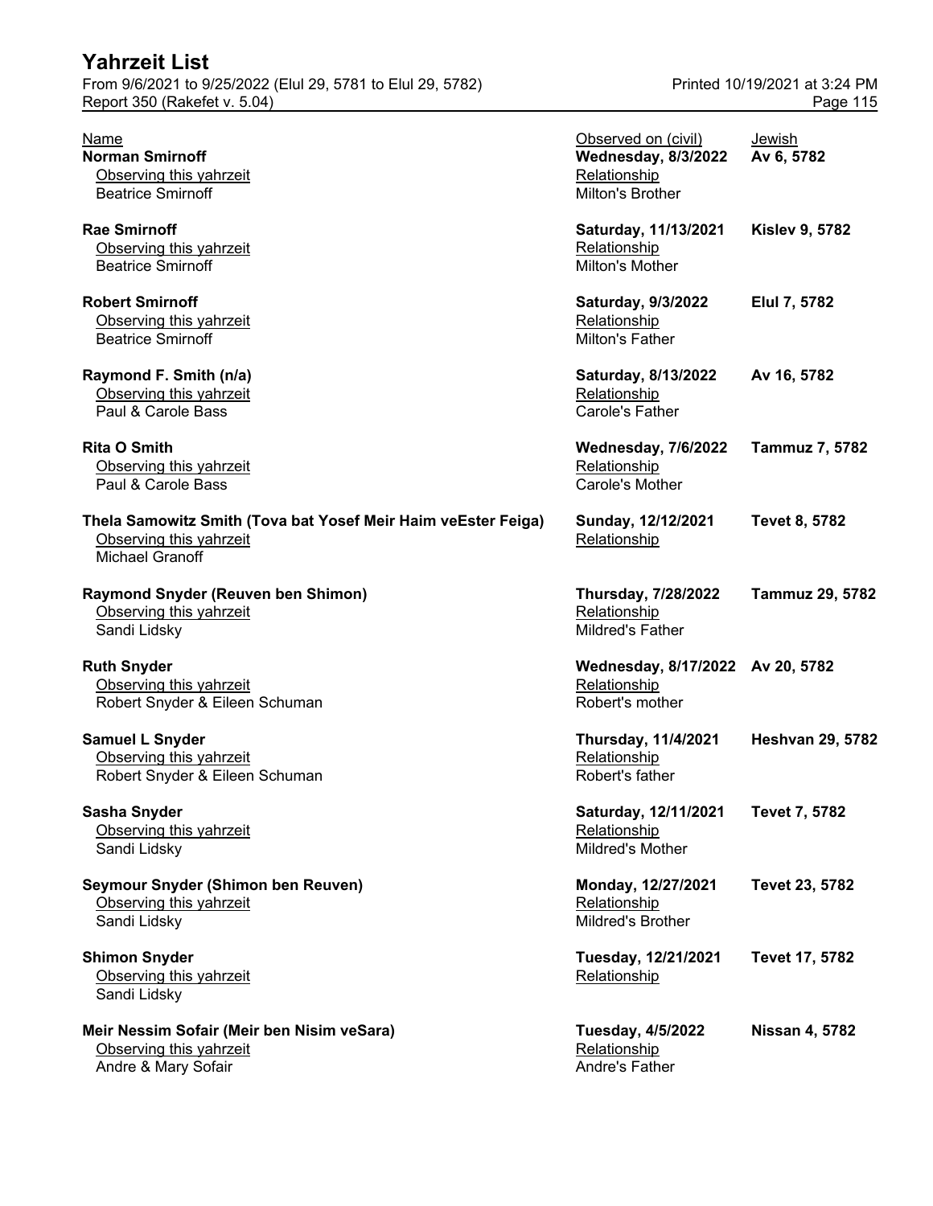# Yahrzeit List

From 9/6/2021 to 9/25/2022 (Elul 29, 5781 to Elul 29, 5782)
Report 350 (Rakefet v. 5.04)

Printed 10/19/2021 at 3:24 PM

| Name | Observed on (civil) | Jewish |
|---|---|---|
| **Norman Smirnoff** | **Wednesday, 8/3/2022** | **Av 6, 5782** |
| Observing this yahrzeit: Beatrice Smirnoff | Relationship: Milton's Brother | |
| **Rae Smirnoff** | **Saturday, 11/13/2021** | **Kislev 9, 5782** |
| Observing this yahrzeit: Beatrice Smirnoff | Relationship: Milton's Mother | |
| **Robert Smirnoff** | **Saturday, 9/3/2022** | **Elul 7, 5782** |
| Observing this yahrzeit: Beatrice Smirnoff | Relationship: Milton's Father | |
| **Raymond F. Smith (n/a)** | **Saturday, 8/13/2022** | **Av 16, 5782** |
| Observing this yahrzeit: Paul & Carole Bass | Relationship: Carole's Father | |
| **Rita O Smith** | **Wednesday, 7/6/2022** | **Tammuz 7, 5782** |
| Observing this yahrzeit: Paul & Carole Bass | Relationship: Carole's Mother | |
| **Thela Samowitz Smith (Tova bat Yosef Meir Haim veEster Feiga)** | **Sunday, 12/12/2021** | **Tevet 8, 5782** |
| Observing this yahrzeit: Michael Granoff | Relationship: | |
| **Raymond Snyder (Reuven ben Shimon)** | **Thursday, 7/28/2022** | **Tammuz 29, 5782** |
| Observing this yahrzeit: Sandi Lidsky | Relationship: Mildred's Father | |
| **Ruth Snyder** | **Wednesday, 8/17/2022** | **Av 20, 5782** |
| Observing this yahrzeit: Robert Snyder & Eileen Schuman | Relationship: Robert's mother | |
| **Samuel L Snyder** | **Thursday, 11/4/2021** | **Heshvan 29, 5782** |
| Observing this yahrzeit: Robert Snyder & Eileen Schuman | Relationship: Robert's father | |
| **Sasha Snyder** | **Saturday, 12/11/2021** | **Tevet 7, 5782** |
| Observing this yahrzeit: Sandi Lidsky | Relationship: Mildred's Mother | |
| **Seymour Snyder (Shimon ben Reuven)** | **Monday, 12/27/2021** | **Tevet 23, 5782** |
| Observing this yahrzeit: Sandi Lidsky | Relationship: Mildred's Brother | |
| **Shimon Snyder** | **Tuesday, 12/21/2021** | **Tevet 17, 5782** |
| Observing this yahrzeit: Sandi Lidsky | Relationship: | |
| **Meir Nessim Sofair (Meir ben Nisim veSara)** | **Tuesday, 4/5/2022** | **Nissan 4, 5782** |
| Observing this yahrzeit: Andre & Mary Sofair | Relationship: Andre's Father | |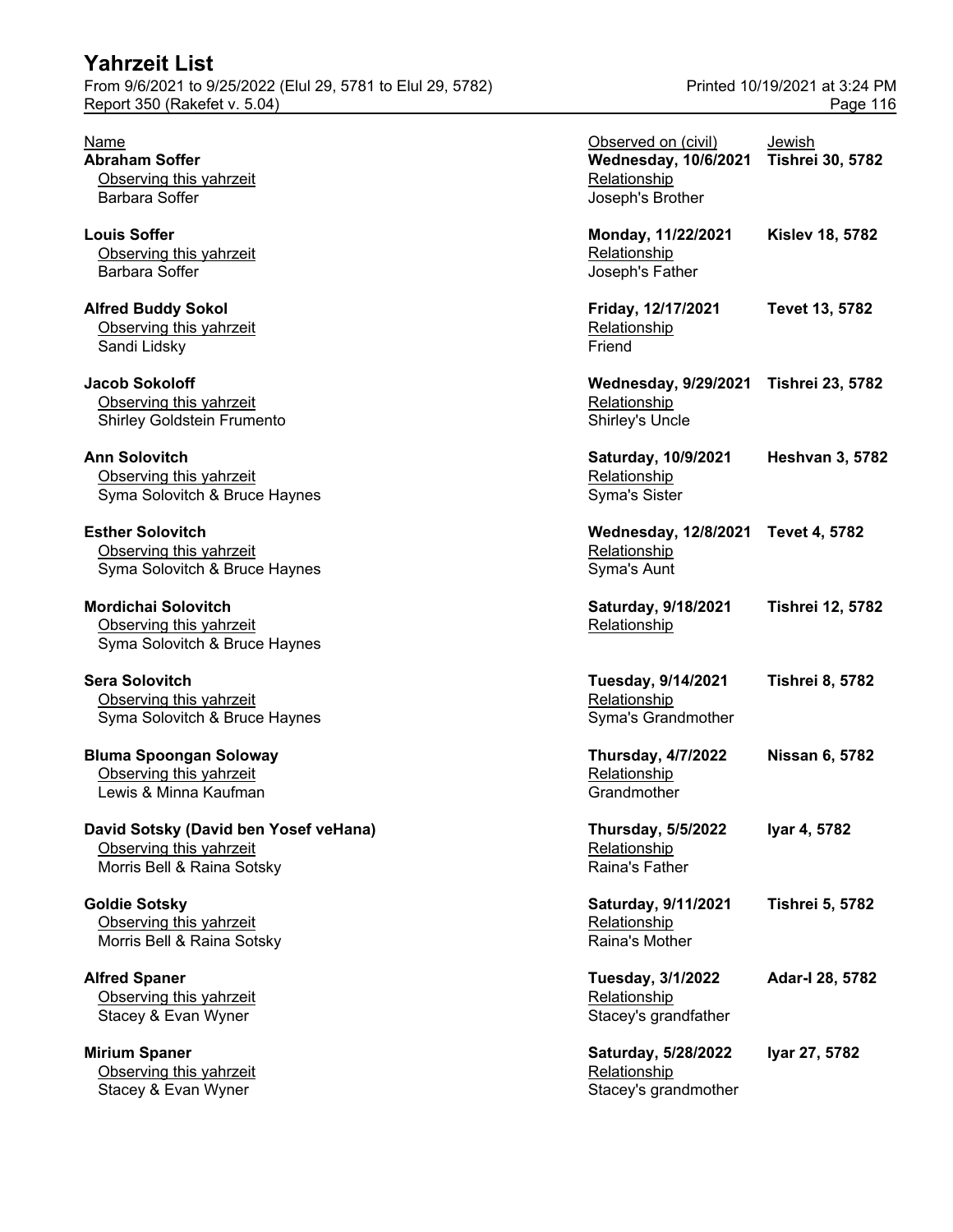# Yahrzeit List

From 9/6/2021 to 9/25/2022 (Elul 29, 5781 to Elul 29, 5782)
Report 350 (Rakefet v. 5.04)

Printed 10/19/2021 at 3:24 PM

| Name | Observed on (civil) | Jewish |
|---|---|---|
| **Abraham Soffer** | **Wednesday, 10/6/2021** | **Tishrei 30, 5782** |
| Observing this yahrzeit: Barbara Soffer | Relationship: Joseph's Brother | |
| **Louis Soffer** | **Monday, 11/22/2021** | **Kislev 18, 5782** |
| Observing this yahrzeit: Barbara Soffer | Relationship: Joseph's Father | |
| **Alfred Buddy Sokol** | **Friday, 12/17/2021** | **Tevet 13, 5782** |
| Observing this yahrzeit: Sandi Lidsky | Relationship: Friend | |
| **Jacob Sokoloff** | **Wednesday, 9/29/2021** | **Tishrei 23, 5782** |
| Observing this yahrzeit: Shirley Goldstein Frumento | Relationship: Shirley's Uncle | |
| **Ann Solovitch** | **Saturday, 10/9/2021** | **Heshvan 3, 5782** |
| Observing this yahrzeit: Syma Solovitch & Bruce Haynes | Relationship: Syma's Sister | |
| **Esther Solovitch** | **Wednesday, 12/8/2021** | **Tevet 4, 5782** |
| Observing this yahrzeit: Syma Solovitch & Bruce Haynes | Relationship: Syma's Aunt | |
| **Mordichai Solovitch** | **Saturday, 9/18/2021** | **Tishrei 12, 5782** |
| Observing this yahrzeit: Syma Solovitch & Bruce Haynes | Relationship: | |
| **Sera Solovitch** | **Tuesday, 9/14/2021** | **Tishrei 8, 5782** |
| Observing this yahrzeit: Syma Solovitch & Bruce Haynes | Relationship: Syma's Grandmother | |
| **Bluma Spoongan Soloway** | **Thursday, 4/7/2022** | **Nissan 6, 5782** |
| Observing this yahrzeit: Lewis & Minna Kaufman | Relationship: Grandmother | |
| **David Sotsky (David ben Yosef veHana)** | **Thursday, 5/5/2022** | **Iyar 4, 5782** |
| Observing this yahrzeit: Morris Bell & Raina Sotsky | Relationship: Raina's Father | |
| **Goldie Sotsky** | **Saturday, 9/11/2021** | **Tishrei 5, 5782** |
| Observing this yahrzeit: Morris Bell & Raina Sotsky | Relationship: Raina's Mother | |
| **Alfred Spaner** | **Tuesday, 3/1/2022** | **Adar-I 28, 5782** |
| Observing this yahrzeit: Stacey & Evan Wyner | Relationship: Stacey's grandfather | |
| **Mirium Spaner** | **Saturday, 5/28/2022** | **Iyar 27, 5782** |
| Observing this yahrzeit: Stacey & Evan Wyner | Relationship: Stacey's grandmother | |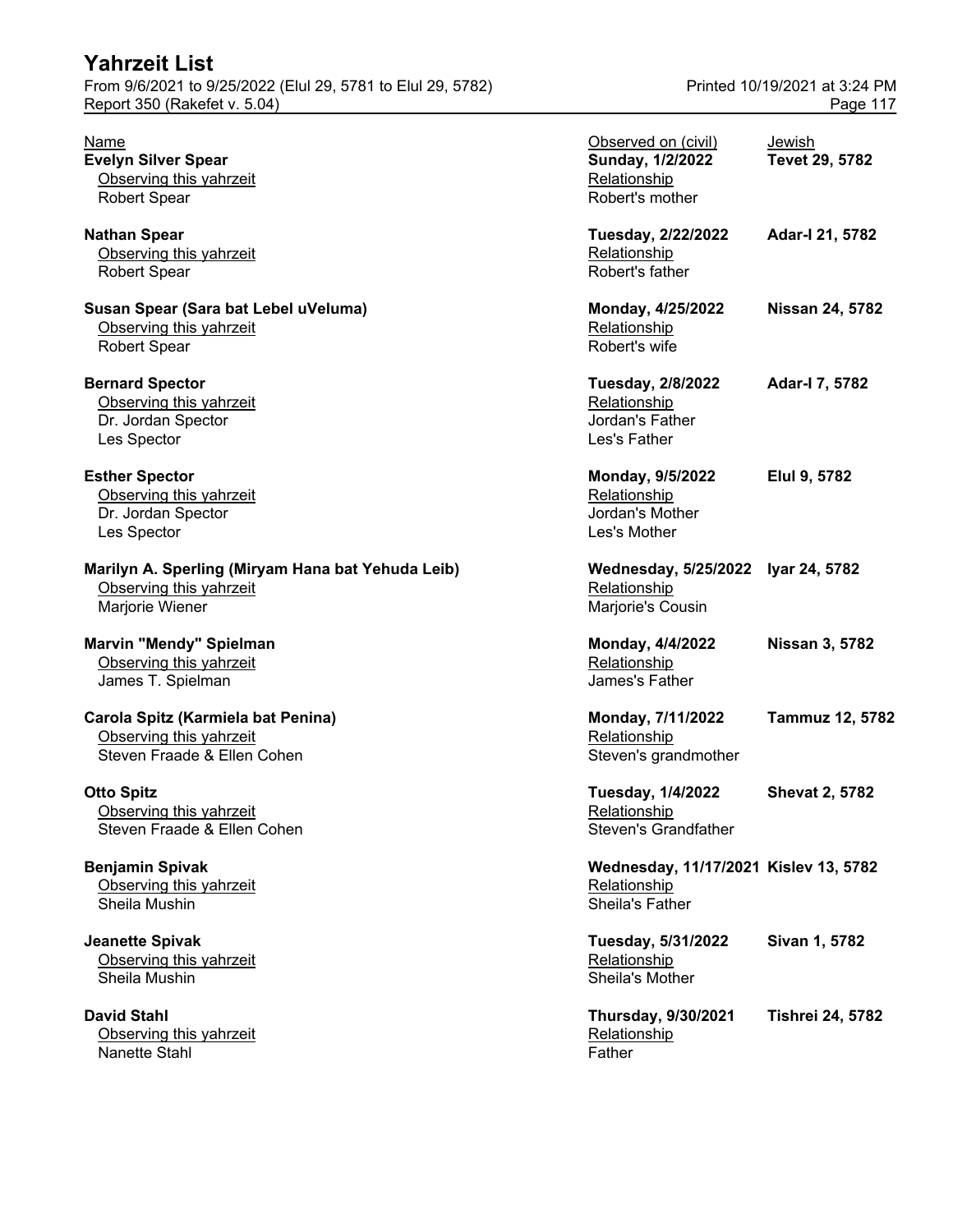# Yahrzeit List

From 9/6/2021 to 9/25/2022 (Elul 29, 5781 to Elul 29, 5782)
Report 350 (Rakefet v. 5.04)
Printed 10/19/2021 at 3:24 PM

| Name | Observed on (civil) | Jewish |
|---|---|---|
| **Evelyn Silver Spear** | **Sunday, 1/2/2022** | **Tevet 29, 5782** |
| Observing this yahrzeit | Relationship | |
| Robert Spear | Robert's mother | |
| **Nathan Spear** | **Tuesday, 2/22/2022** | **Adar-I 21, 5782** |
| Observing this yahrzeit | Relationship | |
| Robert Spear | Robert's father | |
| **Susan Spear (Sara bat Lebel uVeluma)** | **Monday, 4/25/2022** | **Nissan 24, 5782** |
| Observing this yahrzeit | Relationship | |
| Robert Spear | Robert's wife | |
| **Bernard Spector** | **Tuesday, 2/8/2022** | **Adar-I 7, 5782** |
| Observing this yahrzeit | Relationship | |
| Dr. Jordan Spector | Jordan's Father | |
| Les Spector | Les's Father | |
| **Esther Spector** | **Monday, 9/5/2022** | **Elul 9, 5782** |
| Observing this yahrzeit | Relationship | |
| Dr. Jordan Spector | Jordan's Mother | |
| Les Spector | Les's Mother | |
| **Marilyn A. Sperling (Miryam Hana bat Yehuda Leib)** | **Wednesday, 5/25/2022** | **Iyar 24, 5782** |
| Observing this yahrzeit | Relationship | |
| Marjorie Wiener | Marjorie's Cousin | |
| **Marvin "Mendy" Spielman** | **Monday, 4/4/2022** | **Nissan 3, 5782** |
| Observing this yahrzeit | Relationship | |
| James T. Spielman | James's Father | |
| **Carola Spitz (Karmiela bat Penina)** | **Monday, 7/11/2022** | **Tammuz 12, 5782** |
| Observing this yahrzeit | Relationship | |
| Steven Fraade & Ellen Cohen | Steven's grandmother | |
| **Otto Spitz** | **Tuesday, 1/4/2022** | **Shevat 2, 5782** |
| Observing this yahrzeit | Relationship | |
| Steven Fraade & Ellen Cohen | Steven's Grandfather | |
| **Benjamin Spivak** | **Wednesday, 11/17/2021** | **Kislev 13, 5782** |
| Observing this yahrzeit | Relationship | |
| Sheila Mushin | Sheila's Father | |
| **Jeanette Spivak** | **Tuesday, 5/31/2022** | **Sivan 1, 5782** |
| Observing this yahrzeit | Relationship | |
| Sheila Mushin | Sheila's Mother | |
| **David Stahl** | **Thursday, 9/30/2021** | **Tishrei 24, 5782** |
| Observing this yahrzeit | Relationship | |
| Nanette Stahl | Father | |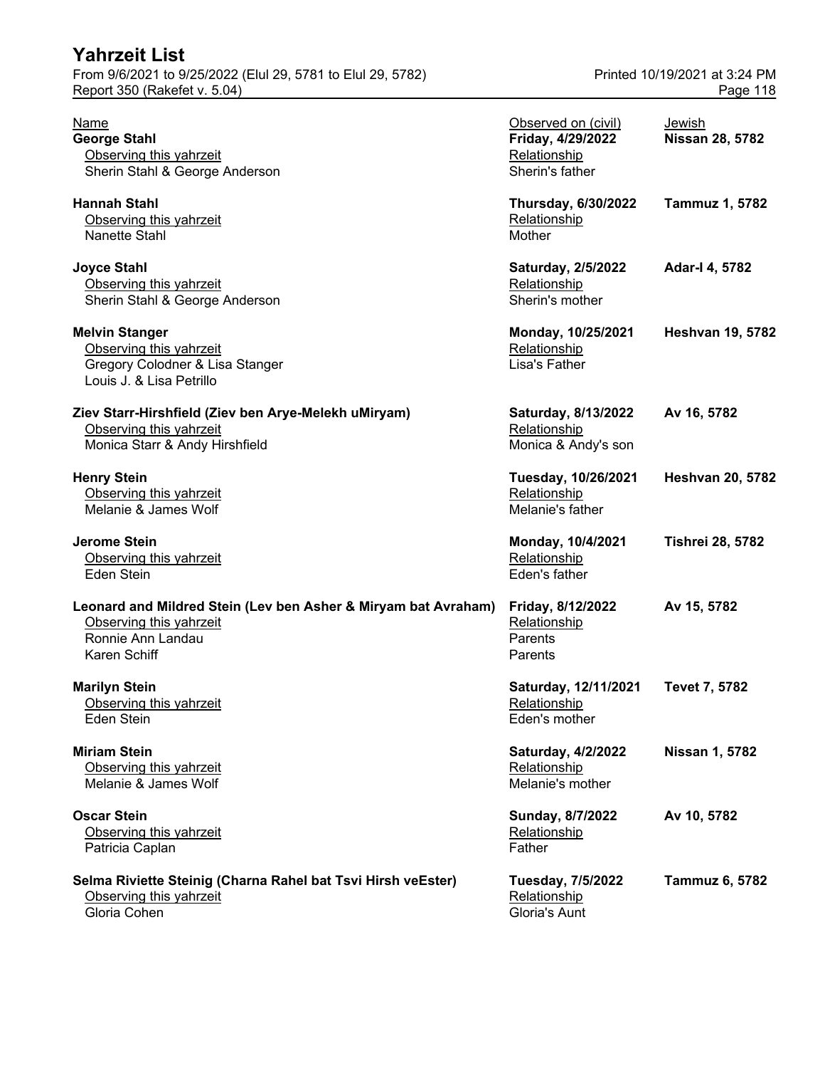# Yahrzeit List

From 9/6/2021 to 9/25/2022 (Elul 29, 5781 to Elul 29, 5782)
Report 350 (Rakefet v. 5.04)

Printed 10/19/2021 at 3:24 PM

| Name | Observed on (civil) | Jewish |
|---|---|---|
| **George Stahl** | **Friday, 4/29/2022** | **Nissan 28, 5782** |
| Observing this yahrzeit | Relationship | |
| Sherin Stahl & George Anderson | Sherin's father | |
| **Hannah Stahl** | **Thursday, 6/30/2022** | **Tammuz 1, 5782** |
| Observing this yahrzeit | Relationship | |
| Nanette Stahl | Mother | |
| **Joyce Stahl** | **Saturday, 2/5/2022** | **Adar-I 4, 5782** |
| Observing this yahrzeit | Relationship | |
| Sherin Stahl & George Anderson | Sherin's mother | |
| **Melvin Stanger** | **Monday, 10/25/2021** | **Heshvan 19, 5782** |
| Observing this yahrzeit | Relationship | |
| Gregory Colodner & Lisa Stanger | Lisa's Father | |
| Louis J. & Lisa Petrillo | | |
| **Ziev Starr-Hirshfield (Ziev ben Arye-Melekh uMiryam)** | **Saturday, 8/13/2022** | **Av 16, 5782** |
| Observing this yahrzeit | Relationship | |
| Monica Starr & Andy Hirshfield | Monica & Andy's son | |
| **Henry Stein** | **Tuesday, 10/26/2021** | **Heshvan 20, 5782** |
| Observing this yahrzeit | Relationship | |
| Melanie & James Wolf | Melanie's father | |
| **Jerome Stein** | **Monday, 10/4/2021** | **Tishrei 28, 5782** |
| Observing this yahrzeit | Relationship | |
| Eden Stein | Eden's father | |
| **Leonard and Mildred Stein (Lev ben Asher & Miryam bat Avraham)** | **Friday, 8/12/2022** | **Av 15, 5782** |
| Observing this yahrzeit | Relationship | |
| Ronnie Ann Landau | Parents | |
| Karen Schiff | Parents | |
| **Marilyn Stein** | **Saturday, 12/11/2021** | **Tevet 7, 5782** |
| Observing this yahrzeit | Relationship | |
| Eden Stein | Eden's mother | |
| **Miriam Stein** | **Saturday, 4/2/2022** | **Nissan 1, 5782** |
| Observing this yahrzeit | Relationship | |
| Melanie & James Wolf | Melanie's mother | |
| **Oscar Stein** | **Sunday, 8/7/2022** | **Av 10, 5782** |
| Observing this yahrzeit | Relationship | |
| Patricia Caplan | Father | |
| **Selma Riviette Steinig (Charna Rahel bat Tsvi Hirsh veEster)** | **Tuesday, 7/5/2022** | **Tammuz 6, 5782** |
| Observing this yahrzeit | Relationship | |
| Gloria Cohen | Gloria's Aunt | |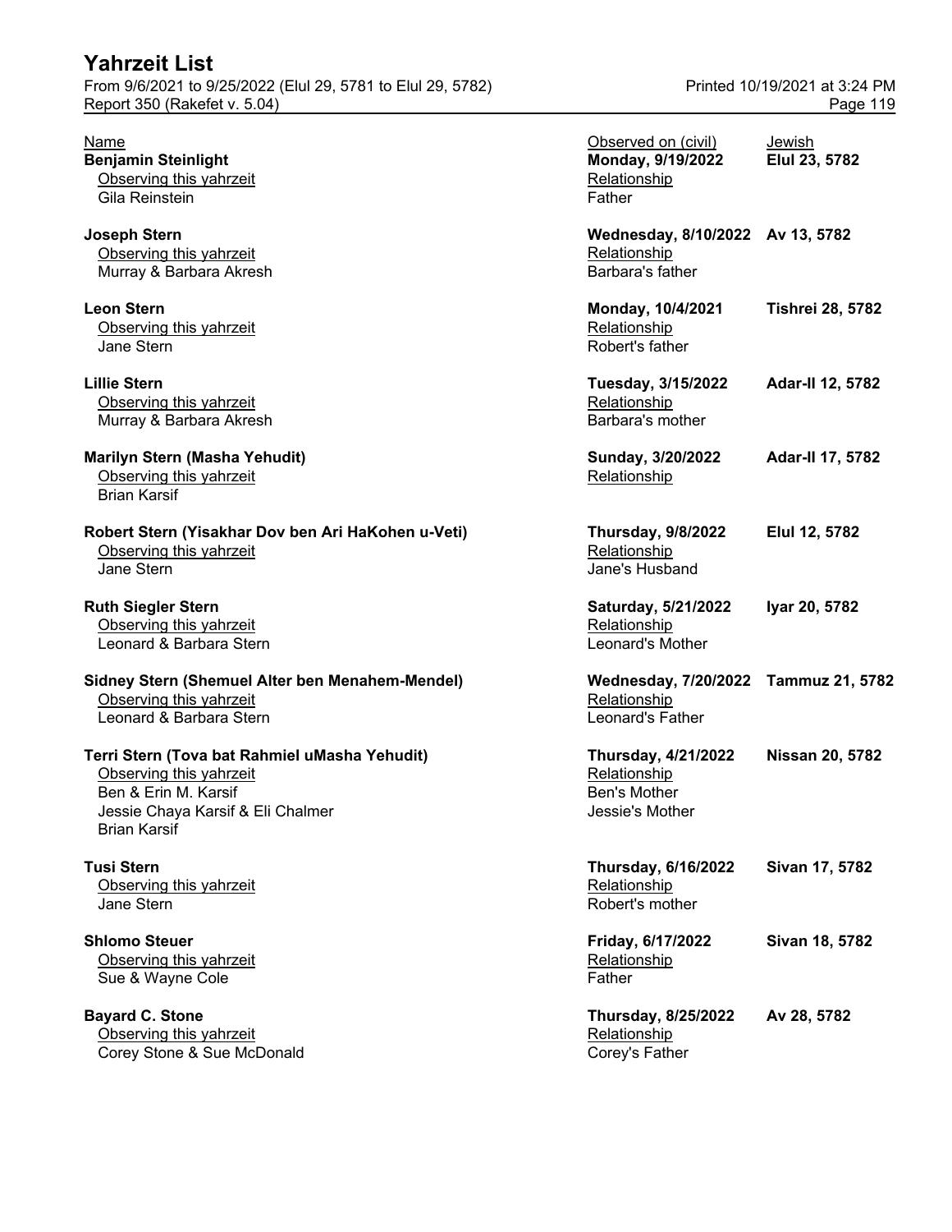| Name | Observed on (civil) | Jewish |
|---|---|---|
| **Benjamin Steinlight** | **Monday, 9/19/2022** | **Elul 23, 5782** |
| Observing this yahrzeit | Relationship | |
| Gila Reinstein | Father | |
| **Joseph Stern** | **Wednesday, 8/10/2022** | **Av 13, 5782** |
| Observing this yahrzeit | Relationship | |
| Murray & Barbara Akresh | Barbara's father | |
| **Leon Stern** | **Monday, 10/4/2021** | **Tishrei 28, 5782** |
| Observing this yahrzeit | Relationship | |
| Jane Stern | Robert's father | |
| **Lillie Stern** | **Tuesday, 3/15/2022** | **Adar-II 12, 5782** |
| Observing this yahrzeit | Relationship | |
| Murray & Barbara Akresh | Barbara's mother | |
| **Marilyn Stern (Masha Yehudit)** | **Sunday, 3/20/2022** | **Adar-II 17, 5782** |
| Observing this yahrzeit | Relationship | |
| Brian Karsif | | |
| **Robert Stern (Yisakhar Dov ben Ari HaKohen u-Veti)** | **Thursday, 9/8/2022** | **Elul 12, 5782** |
| Observing this yahrzeit | Relationship | |
| Jane Stern | Jane's Husband | |
| **Ruth Siegler Stern** | **Saturday, 5/21/2022** | **Iyar 20, 5782** |
| Observing this yahrzeit | Relationship | |
| Leonard & Barbara Stern | Leonard's Mother | |
| **Sidney Stern (Shemuel Alter ben Menahem-Mendel)** | **Wednesday, 7/20/2022** | **Tammuz 21, 5782** |
| Observing this yahrzeit | Relationship | |
| Leonard & Barbara Stern | Leonard's Father | |
| **Terri Stern (Tova bat Rahmiel uMasha Yehudit)** | **Thursday, 4/21/2022** | **Nissan 20, 5782** |
| Observing this yahrzeit | Relationship | |
| Ben & Erin M. Karsif | Ben's Mother | |
| Jessie Chaya Karsif & Eli Chalmer | Jessie's Mother | |
| Brian Karsif | | |
| **Tusi Stern** | **Thursday, 6/16/2022** | **Sivan 17, 5782** |
| Observing this yahrzeit | Relationship | |
| Jane Stern | Robert's mother | |
| **Shlomo Steuer** | **Friday, 6/17/2022** | **Sivan 18, 5782** |
| Observing this yahrzeit | Relationship | |
| Sue & Wayne Cole | Father | |
| **Bayard C. Stone** | **Thursday, 8/25/2022** | **Av 28, 5782** |
| Observing this yahrzeit | Relationship | |
| Corey Stone & Sue McDonald | Corey's Father | |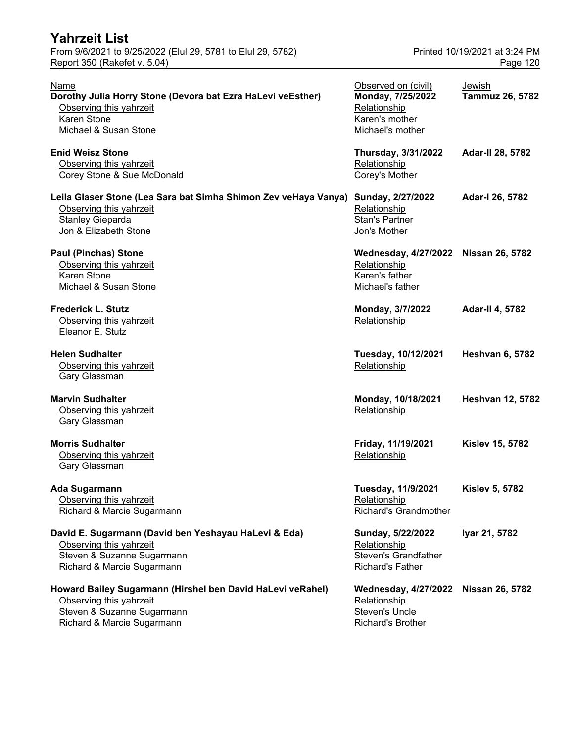| Name | Observed on (civil) | Jewish |
|---|---|---|
| **Dorothy Julia Horry Stone (Devora bat Ezra HaLevi veEsther)** | **Monday, 7/25/2022** | **Tammuz 26, 5782** |
| Observing this yahrzeit | Relationship | |
| Karen Stone | Karen's mother | |
| Michael & Susan Stone | Michael's mother | |
| **Enid Weisz Stone** | **Thursday, 3/31/2022** | **Adar-II 28, 5782** |
| Observing this yahrzeit | Relationship | |
| Corey Stone & Sue McDonald | Corey's Mother | |
| **Leila Glaser Stone (Lea Sara bat Simha Shimon Zev veHaya Vanya)** | **Sunday, 2/27/2022** | **Adar-I 26, 5782** |
| Observing this yahrzeit | Relationship | |
| Stanley Gieparda | Stan's Partner | |
| Jon & Elizabeth Stone | Jon's Mother | |
| **Paul (Pinchas) Stone** | **Wednesday, 4/27/2022** | **Nissan 26, 5782** |
| Observing this yahrzeit | Relationship | |
| Karen Stone | Karen's father | |
| Michael & Susan Stone | Michael's father | |
| **Frederick L. Stutz** | **Monday, 3/7/2022** | **Adar-II 4, 5782** |
| Observing this yahrzeit | Relationship | |
| Eleanor E. Stutz | | |
| **Helen Sudhalter** | **Tuesday, 10/12/2021** | **Heshvan 6, 5782** |
| Observing this yahrzeit | Relationship | |
| Gary Glassman | | |
| **Marvin Sudhalter** | **Monday, 10/18/2021** | **Heshvan 12, 5782** |
| Observing this yahrzeit | Relationship | |
| Gary Glassman | | |
| **Morris Sudhalter** | **Friday, 11/19/2021** | **Kislev 15, 5782** |
| Observing this yahrzeit | Relationship | |
| Gary Glassman | | |
| **Ada Sugarmann** | **Tuesday, 11/9/2021** | **Kislev 5, 5782** |
| Observing this yahrzeit | Relationship | |
| Richard & Marcie Sugarmann | Richard's Grandmother | |
| **David E. Sugarmann (David ben Yeshayau HaLevi & Eda)** | **Sunday, 5/22/2022** | **Iyar 21, 5782** |
| Observing this yahrzeit | Relationship | |
| Steven & Suzanne Sugarmann | Steven's Grandfather | |
| Richard & Marcie Sugarmann | Richard's Father | |
| **Howard Bailey Sugarmann (Hirshel ben David HaLevi veRahel)** | **Wednesday, 4/27/2022** | **Nissan 26, 5782** |
| Observing this yahrzeit | Relationship | |
| Steven & Suzanne Sugarmann | Steven's Uncle | |
| Richard & Marcie Sugarmann | Richard's Brother | |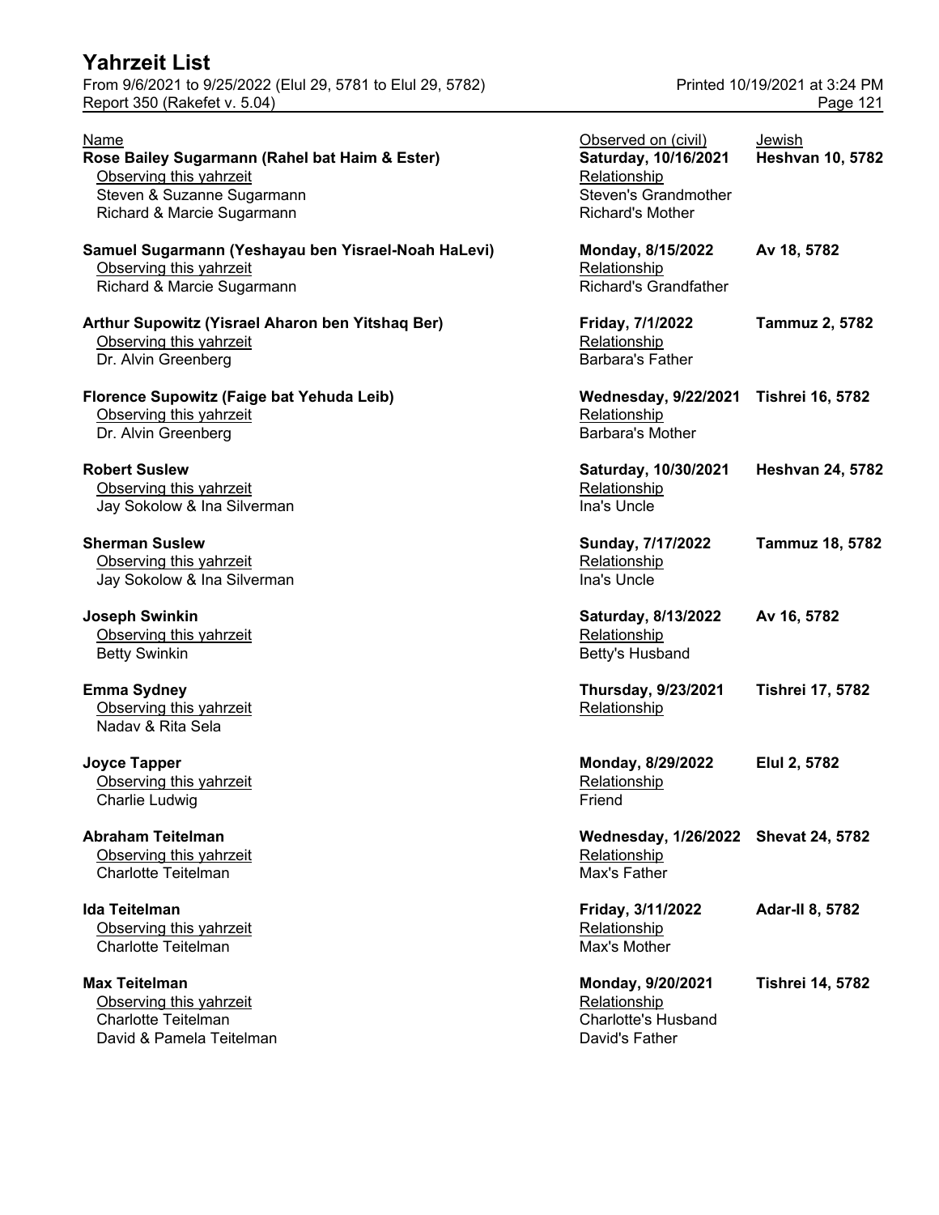| Name | Observed on (civil) | Jewish |
|---|---|---|
| **Rose Bailey Sugarmann (Rahel bat Haim & Ester)** | **Saturday, 10/16/2021** | **Heshvan 10, 5782** |
| Observing this yahrzeit | Relationship | |
| Steven & Suzanne Sugarmann | Steven's Grandmother | |
| Richard & Marcie Sugarmann | Richard's Mother | |
| **Samuel Sugarmann (Yeshayau ben Yisrael-Noah HaLevi)** | **Monday, 8/15/2022** | **Av 18, 5782** |
| Observing this yahrzeit | Relationship | |
| Richard & Marcie Sugarmann | Richard's Grandfather | |
| **Arthur Supowitz (Yisrael Aharon ben Yitshaq Ber)** | **Friday, 7/1/2022** | **Tammuz 2, 5782** |
| Observing this yahrzeit | Relationship | |
| Dr. Alvin Greenberg | Barbara's Father | |
| **Florence Supowitz (Faige bat Yehuda Leib)** | **Wednesday, 9/22/2021** | **Tishrei 16, 5782** |
| Observing this yahrzeit | Relationship | |
| Dr. Alvin Greenberg | Barbara's Mother | |
| **Robert Suslew** | **Saturday, 10/30/2021** | **Heshvan 24, 5782** |
| Observing this yahrzeit | Relationship | |
| Jay Sokolow & Ina Silverman | Ina's Uncle | |
| **Sherman Suslew** | **Sunday, 7/17/2022** | **Tammuz 18, 5782** |
| Observing this yahrzeit | Relationship | |
| Jay Sokolow & Ina Silverman | Ina's Uncle | |
| **Joseph Swinkin** | **Saturday, 8/13/2022** | **Av 16, 5782** |
| Observing this yahrzeit | Relationship | |
| Betty Swinkin | Betty's Husband | |
| **Emma Sydney** | **Thursday, 9/23/2021** | **Tishrei 17, 5782** |
| Observing this yahrzeit | Relationship | |
| Nadav & Rita Sela | | |
| **Joyce Tapper** | **Monday, 8/29/2022** | **Elul 2, 5782** |
| Observing this yahrzeit | Relationship | |
| Charlie Ludwig | Friend | |
| **Abraham Teitelman** | **Wednesday, 1/26/2022** | **Shevat 24, 5782** |
| Observing this yahrzeit | Relationship | |
| Charlotte Teitelman | Max's Father | |
| **Ida Teitelman** | **Friday, 3/11/2022** | **Adar-II 8, 5782** |
| Observing this yahrzeit | Relationship | |
| Charlotte Teitelman | Max's Mother | |
| **Max Teitelman** | **Monday, 9/20/2021** | **Tishrei 14, 5782** |
| Observing this yahrzeit | Relationship | |
| Charlotte Teitelman | Charlotte's Husband | |
| David & Pamela Teitelman | David's Father | |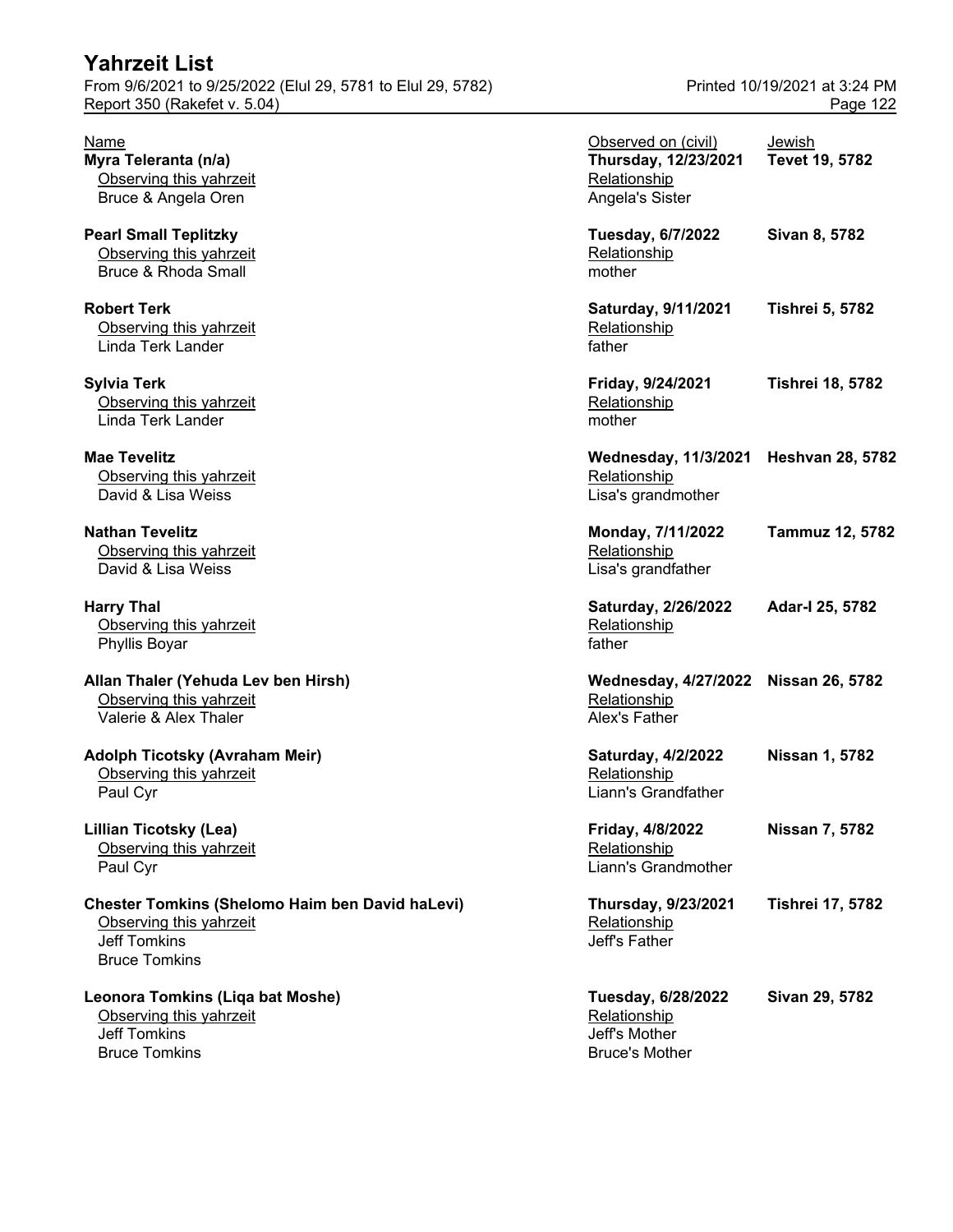# Yahrzeit List

From 9/6/2021 to 9/25/2022 (Elul 29, 5781 to Elul 29, 5782)
Report 350 (Rakefet v. 5.04)

Printed 10/19/2021 at 3:24 PM

| Name | Observed on (civil) | Jewish |
|---|---|---|
| **Myra Teleranta (n/a)** | **Thursday, 12/23/2021** | **Tevet 19, 5782** |
| Observing this yahrzeit: Bruce & Angela Oren | Relationship: Angela's Sister | |
| **Pearl Small Teplitzky** | **Tuesday, 6/7/2022** | **Sivan 8, 5782** |
| Observing this yahrzeit: Bruce & Rhoda Small | Relationship: mother | |
| **Robert Terk** | **Saturday, 9/11/2021** | **Tishrei 5, 5782** |
| Observing this yahrzeit: Linda Terk Lander | Relationship: father | |
| **Sylvia Terk** | **Friday, 9/24/2021** | **Tishrei 18, 5782** |
| Observing this yahrzeit: Linda Terk Lander | Relationship: mother | |
| **Mae Tevelitz** | **Wednesday, 11/3/2021** | **Heshvan 28, 5782** |
| Observing this yahrzeit: David & Lisa Weiss | Relationship: Lisa's grandmother | |
| **Nathan Tevelitz** | **Monday, 7/11/2022** | **Tammuz 12, 5782** |
| Observing this yahrzeit: David & Lisa Weiss | Relationship: Lisa's grandfather | |
| **Harry Thal** | **Saturday, 2/26/2022** | **Adar-I 25, 5782** |
| Observing this yahrzeit: Phyllis Boyar | Relationship: father | |
| **Allan Thaler (Yehuda Lev ben Hirsh)** | **Wednesday, 4/27/2022** | **Nissan 26, 5782** |
| Observing this yahrzeit: Valerie & Alex Thaler | Relationship: Alex's Father | |
| **Adolph Ticotsky (Avraham Meir)** | **Saturday, 4/2/2022** | **Nissan 1, 5782** |
| Observing this yahrzeit: Paul Cyr | Relationship: Liann's Grandfather | |
| **Lillian Ticotsky (Lea)** | **Friday, 4/8/2022** | **Nissan 7, 5782** |
| Observing this yahrzeit: Paul Cyr | Relationship: Liann's Grandmother | |
| **Chester Tomkins (Shelomo Haim ben David haLevi)** | **Thursday, 9/23/2021** | **Tishrei 17, 5782** |
| Observing this yahrzeit: Jeff Tomkins; Bruce Tomkins | Relationship: Jeff's Father | |
| **Leonora Tomkins (Liqa bat Moshe)** | **Tuesday, 6/28/2022** | **Sivan 29, 5782** |
| Observing this yahrzeit: Jeff Tomkins; Bruce Tomkins | Relationship: Jeff's Mother; Bruce's Mother | |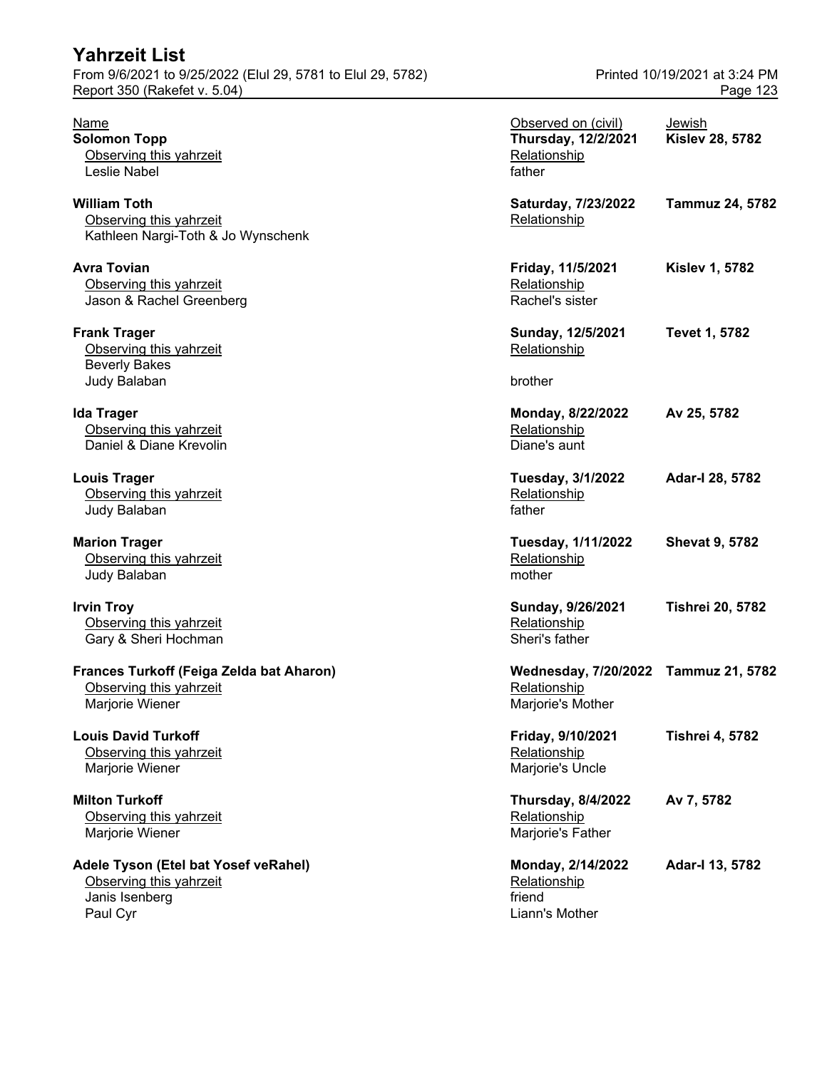# Yahrzeit List

From 9/6/2021 to 9/25/2022 (Elul 29, 5781 to Elul 29, 5782)
Report 350 (Rakefet v. 5.04)

Printed 10/19/2021 at 3:24 PM

| Name | Observed on (civil) | Jewish |
|---|---|---|
| **Solomon Topp** | **Thursday, 12/2/2021** | **Kislev 28, 5782** |
| Observing this yahrzeit | Relationship | |
| Leslie Nabel | father | |
| **William Toth** | **Saturday, 7/23/2022** | **Tammuz 24, 5782** |
| Observing this yahrzeit | Relationship | |
| Kathleen Nargi-Toth & Jo Wynschenk | | |
| **Avra Tovian** | **Friday, 11/5/2021** | **Kislev 1, 5782** |
| Observing this yahrzeit | Relationship | |
| Jason & Rachel Greenberg | Rachel's sister | |
| **Frank Trager** | **Sunday, 12/5/2021** | **Tevet 1, 5782** |
| Observing this yahrzeit | Relationship | |
| Beverly Bakes | | |
| Judy Balaban | brother | |
| **Ida Trager** | **Monday, 8/22/2022** | **Av 25, 5782** |
| Observing this yahrzeit | Relationship | |
| Daniel & Diane Krevolin | Diane's aunt | |
| **Louis Trager** | **Tuesday, 3/1/2022** | **Adar-I 28, 5782** |
| Observing this yahrzeit | Relationship | |
| Judy Balaban | father | |
| **Marion Trager** | **Tuesday, 1/11/2022** | **Shevat 9, 5782** |
| Observing this yahrzeit | Relationship | |
| Judy Balaban | mother | |
| **Irvin Troy** | **Sunday, 9/26/2021** | **Tishrei 20, 5782** |
| Observing this yahrzeit | Relationship | |
| Gary & Sheri Hochman | Sheri's father | |
| **Frances Turkoff (Feiga Zelda bat Aharon)** | **Wednesday, 7/20/2022** | **Tammuz 21, 5782** |
| Observing this yahrzeit | Relationship | |
| Marjorie Wiener | Marjorie's Mother | |
| **Louis David Turkoff** | **Friday, 9/10/2021** | **Tishrei 4, 5782** |
| Observing this yahrzeit | Relationship | |
| Marjorie Wiener | Marjorie's Uncle | |
| **Milton Turkoff** | **Thursday, 8/4/2022** | **Av 7, 5782** |
| Observing this yahrzeit | Relationship | |
| Marjorie Wiener | Marjorie's Father | |
| **Adele Tyson (Etel bat Yosef veRahel)** | **Monday, 2/14/2022** | **Adar-I 13, 5782** |
| Observing this yahrzeit | Relationship | |
| Janis Isenberg | friend | |
| Paul Cyr | Liann's Mother | |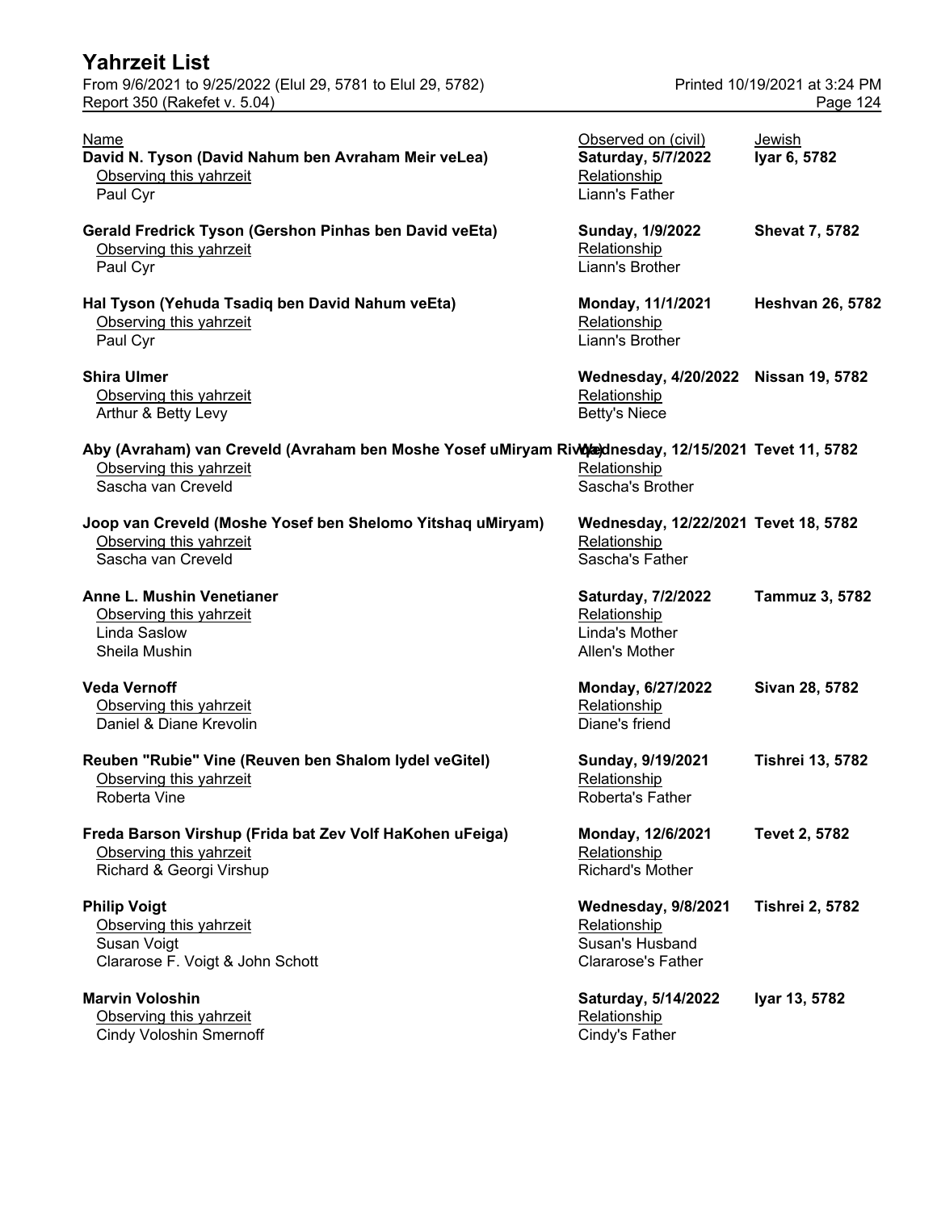# Yahrzeit List

From 9/6/2021 to 9/25/2022 (Elul 29, 5781 to Elul 29, 5782)
Report 350 (Rakefet v. 5.04)

Printed 10/19/2021 at 3:24 PM

| Name | Observed on (civil) | Jewish |
| --- | --- | --- |
| **David N. Tyson (David Nahum ben Avraham Meir veLea)** | **Saturday, 5/7/2022** | **Iyar 6, 5782** |
| Observing this yahrzeit | Relationship | |
| Paul Cyr | Liann's Father | |
| **Gerald Fredrick Tyson (Gershon Pinhas ben David veEta)** | **Sunday, 1/9/2022** | **Shevat 7, 5782** |
| Observing this yahrzeit | Relationship | |
| Paul Cyr | Liann's Brother | |
| **Hal Tyson (Yehuda Tsadiq ben David Nahum veEta)** | **Monday, 11/1/2021** | **Heshvan 26, 5782** |
| Observing this yahrzeit | Relationship | |
| Paul Cyr | Liann's Brother | |
| **Shira Ulmer** | **Wednesday, 4/20/2022** | **Nissan 19, 5782** |
| Observing this yahrzeit | Relationship | |
| Arthur & Betty Levy | Betty's Niece | |
| **Aby (Avraham) van Creveld (Avraham ben Moshe Yosef uMiryam Rivka)** | **Wednesday, 12/15/2021** | **Tevet 11, 5782** |
| Observing this yahrzeit | Relationship | |
| Sascha van Creveld | Sascha's Brother | |
| **Joop van Creveld (Moshe Yosef ben Shelomo Yitshaq uMiryam)** | **Wednesday, 12/22/2021** | **Tevet 18, 5782** |
| Observing this yahrzeit | Relationship | |
| Sascha van Creveld | Sascha's Father | |
| **Anne L. Mushin Venetianer** | **Saturday, 7/2/2022** | **Tammuz 3, 5782** |
| Observing this yahrzeit | Relationship | |
| Linda Saslow | Linda's Mother | |
| Sheila Mushin | Allen's Mother | |
| **Veda Vernoff** | **Monday, 6/27/2022** | **Sivan 28, 5782** |
| Observing this yahrzeit | Relationship | |
| Daniel & Diane Krevolin | Diane's friend | |
| **Reuben "Rubie" Vine (Reuven ben Shalom Iydel veGitel)** | **Sunday, 9/19/2021** | **Tishrei 13, 5782** |
| Observing this yahrzeit | Relationship | |
| Roberta Vine | Roberta's Father | |
| **Freda Barson Virshup (Frida bat Zev Volf HaKohen uFeiga)** | **Monday, 12/6/2021** | **Tevet 2, 5782** |
| Observing this yahrzeit | Relationship | |
| Richard & Georgi Virshup | Richard's Mother | |
| **Philip Voigt** | **Wednesday, 9/8/2021** | **Tishrei 2, 5782** |
| Observing this yahrzeit | Relationship | |
| Susan Voigt | Susan's Husband | |
| Clararose F. Voigt & John Schott | Clararose's Father | |
| **Marvin Voloshin** | **Saturday, 5/14/2022** | **Iyar 13, 5782** |
| Observing this yahrzeit | Relationship | |
| Cindy Voloshin Smernoff | Cindy's Father | |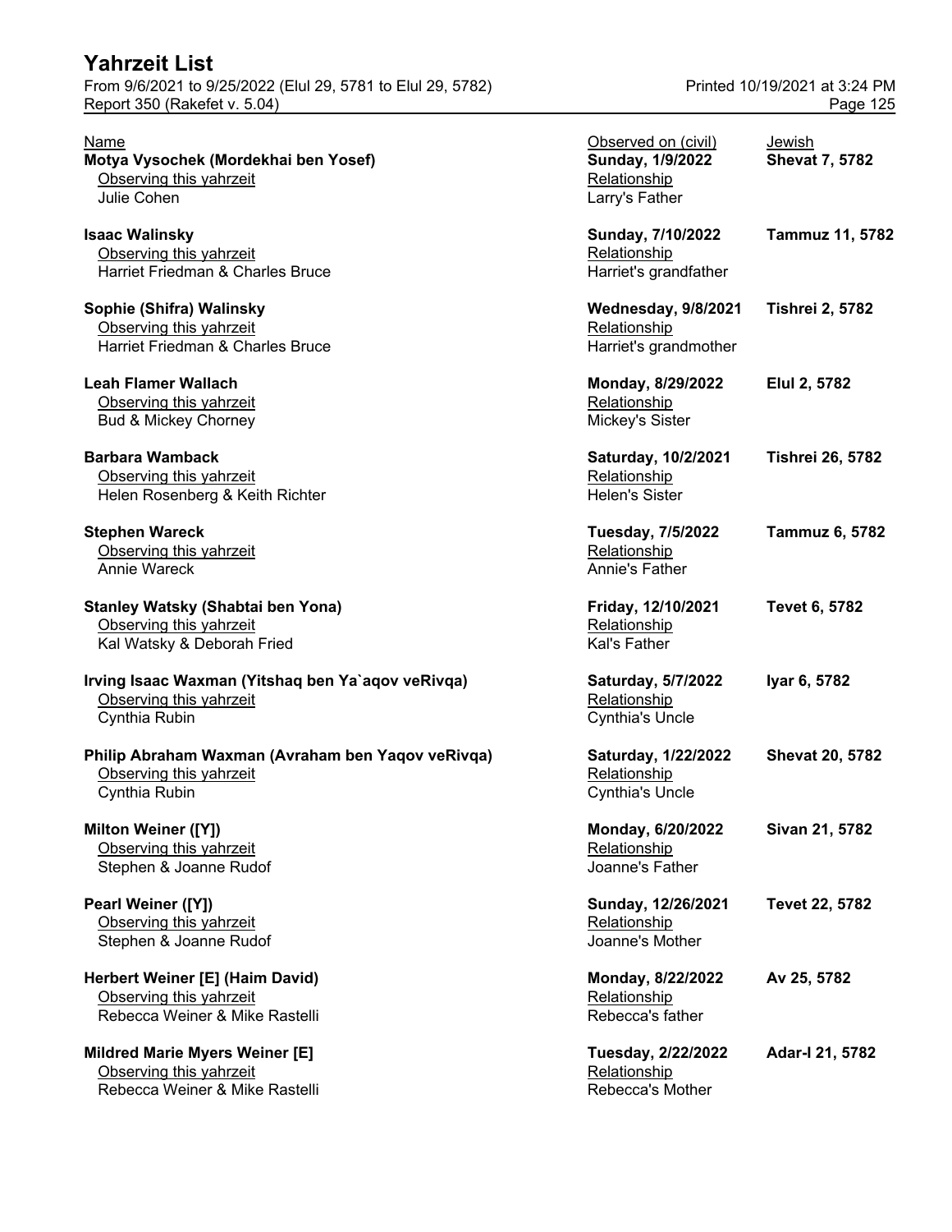# Yahrzeit List

From 9/6/2021 to 9/25/2022 (Elul 29, 5781 to Elul 29, 5782)
Report 350 (Rakefet v. 5.04)

Printed 10/19/2021 at 3:24 PM

| Name | Observed on (civil) | Jewish |
|---|---|---|
| **Motya Vysochek (Mordekhai ben Yosef)** | **Sunday, 1/9/2022** | **Shevat 7, 5782** |
| Observing this yahrzeit: Julie Cohen | Relationship: Larry's Father | |
| **Isaac Walinsky** | **Sunday, 7/10/2022** | **Tammuz 11, 5782** |
| Observing this yahrzeit: Harriet Friedman & Charles Bruce | Relationship: Harriet's grandfather | |
| **Sophie (Shifra) Walinsky** | **Wednesday, 9/8/2021** | **Tishrei 2, 5782** |
| Observing this yahrzeit: Harriet Friedman & Charles Bruce | Relationship: Harriet's grandmother | |
| **Leah Flamer Wallach** | **Monday, 8/29/2022** | **Elul 2, 5782** |
| Observing this yahrzeit: Bud & Mickey Chorney | Relationship: Mickey's Sister | |
| **Barbara Wamback** | **Saturday, 10/2/2021** | **Tishrei 26, 5782** |
| Observing this yahrzeit: Helen Rosenberg & Keith Richter | Relationship: Helen's Sister | |
| **Stephen Wareck** | **Tuesday, 7/5/2022** | **Tammuz 6, 5782** |
| Observing this yahrzeit: Annie Wareck | Relationship: Annie's Father | |
| **Stanley Watsky (Shabtai ben Yona)** | **Friday, 12/10/2021** | **Tevet 6, 5782** |
| Observing this yahrzeit: Kal Watsky & Deborah Fried | Relationship: Kal's Father | |
| **Irving Isaac Waxman (Yitshaq ben Ya`aqov veRivqa)** | **Saturday, 5/7/2022** | **Iyar 6, 5782** |
| Observing this yahrzeit: Cynthia Rubin | Relationship: Cynthia's Uncle | |
| **Philip Abraham Waxman (Avraham ben Yaqov veRivqa)** | **Saturday, 1/22/2022** | **Shevat 20, 5782** |
| Observing this yahrzeit: Cynthia Rubin | Relationship: Cynthia's Uncle | |
| **Milton Weiner ([Y])** | **Monday, 6/20/2022** | **Sivan 21, 5782** |
| Observing this yahrzeit: Stephen & Joanne Rudof | Relationship: Joanne's Father | |
| **Pearl Weiner ([Y])** | **Sunday, 12/26/2021** | **Tevet 22, 5782** |
| Observing this yahrzeit: Stephen & Joanne Rudof | Relationship: Joanne's Mother | |
| **Herbert Weiner [E] (Haim David)** | **Monday, 8/22/2022** | **Av 25, 5782** |
| Observing this yahrzeit: Rebecca Weiner & Mike Rastelli | Relationship: Rebecca's father | |
| **Mildred Marie Myers Weiner [E]** | **Tuesday, 2/22/2022** | **Adar-I 21, 5782** |
| Observing this yahrzeit: Rebecca Weiner & Mike Rastelli | Relationship: Rebecca's Mother | |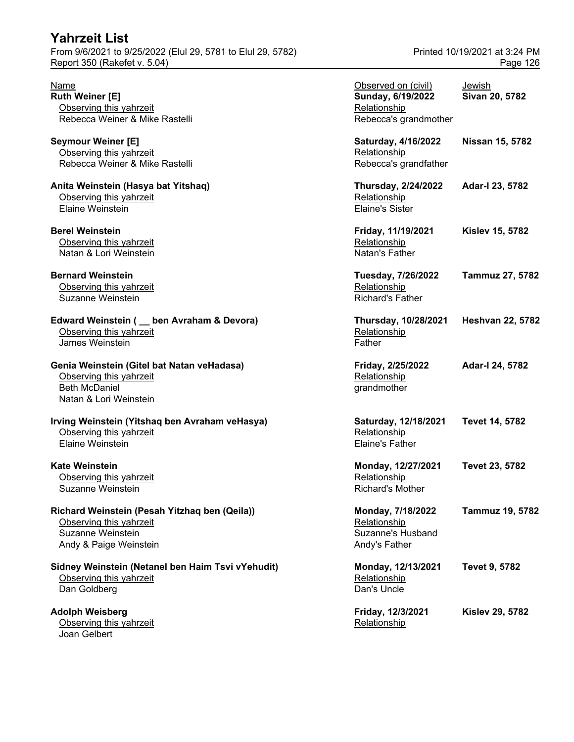| Name | Observed on (civil) | Jewish |
|---|---|---|
| **Ruth Weiner [E]** | **Sunday, 6/19/2022** | **Sivan 20, 5782** |
| Observing this yahrzeit | Relationship | |
| Rebecca Weiner & Mike Rastelli | Rebecca's grandmother | |
| **Seymour Weiner [E]** | **Saturday, 4/16/2022** | **Nissan 15, 5782** |
| Observing this yahrzeit | Relationship | |
| Rebecca Weiner & Mike Rastelli | Rebecca's grandfather | |
| **Anita Weinstein (Hasya bat Yitshaq)** | **Thursday, 2/24/2022** | **Adar-I 23, 5782** |
| Observing this yahrzeit | Relationship | |
| Elaine Weinstein | Elaine's Sister | |
| **Berel Weinstein** | **Friday, 11/19/2021** | **Kislev 15, 5782** |
| Observing this yahrzeit | Relationship | |
| Natan & Lori Weinstein | Natan's Father | |
| **Bernard Weinstein** | **Tuesday, 7/26/2022** | **Tammuz 27, 5782** |
| Observing this yahrzeit | Relationship | |
| Suzanne Weinstein | Richard's Father | |
| **Edward Weinstein ( __ ben Avraham & Devora)** | **Thursday, 10/28/2021** | **Heshvan 22, 5782** |
| Observing this yahrzeit | Relationship | |
| James Weinstein | Father | |
| **Genia Weinstein (Gitel bat Natan veHadasa)** | **Friday, 2/25/2022** | **Adar-I 24, 5782** |
| Observing this yahrzeit | Relationship | |
| Beth McDaniel | grandmother | |
| Natan & Lori Weinstein | | |
| **Irving Weinstein (Yitshaq ben Avraham veHasya)** | **Saturday, 12/18/2021** | **Tevet 14, 5782** |
| Observing this yahrzeit | Relationship | |
| Elaine Weinstein | Elaine's Father | |
| **Kate Weinstein** | **Monday, 12/27/2021** | **Tevet 23, 5782** |
| Observing this yahrzeit | Relationship | |
| Suzanne Weinstein | Richard's Mother | |
| **Richard Weinstein (Pesah Yitzhaq ben (Qeila))** | **Monday, 7/18/2022** | **Tammuz 19, 5782** |
| Observing this yahrzeit | Relationship | |
| Suzanne Weinstein | Suzanne's Husband | |
| Andy & Paige Weinstein | Andy's Father | |
| **Sidney Weinstein (Netanel ben Haim Tsvi vYehudit)** | **Monday, 12/13/2021** | **Tevet 9, 5782** |
| Observing this yahrzeit | Relationship | |
| Dan Goldberg | Dan's Uncle | |
| **Adolph Weisberg** | **Friday, 12/3/2021** | **Kislev 29, 5782** |
| Observing this yahrzeit | Relationship | |
| Joan Gelbert | | |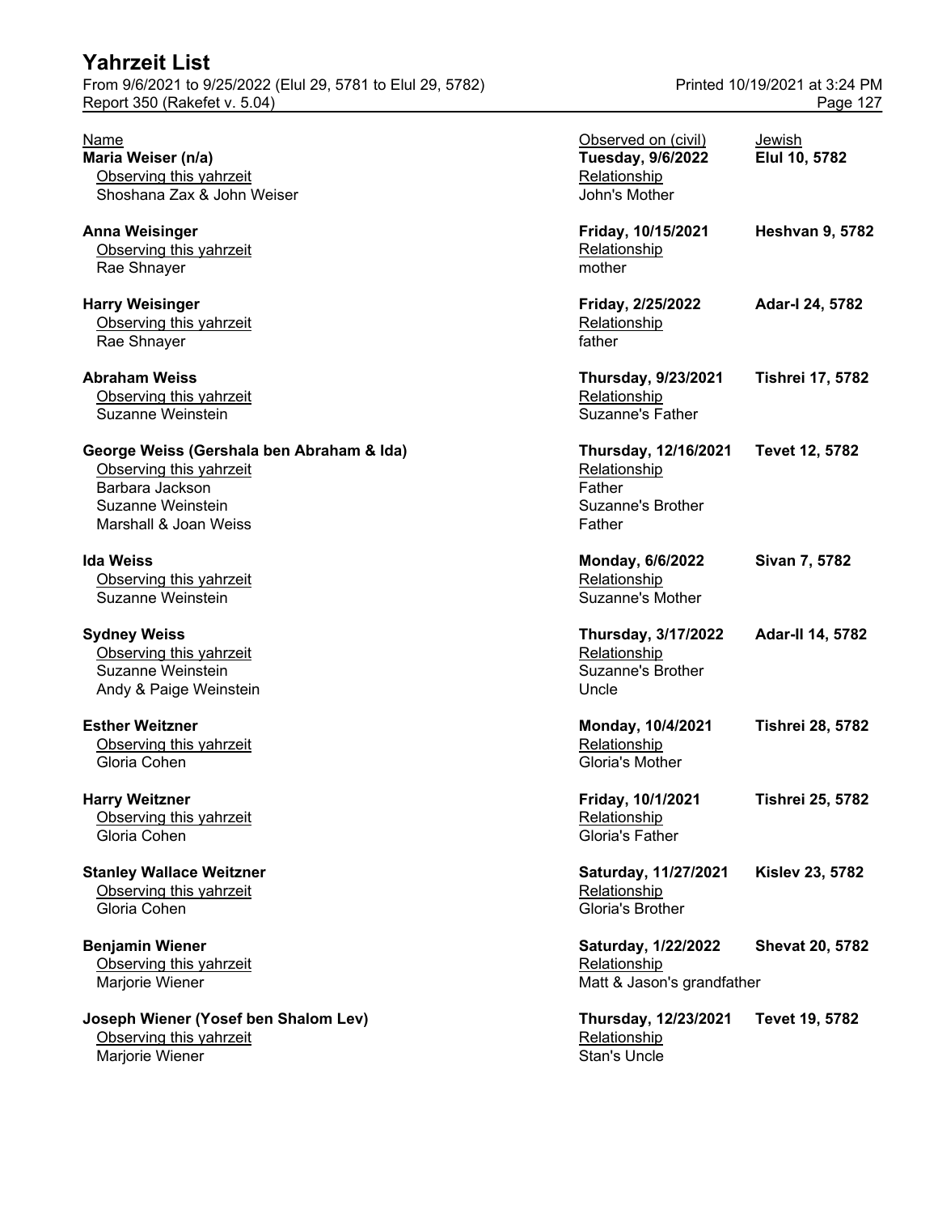# Yahrzeit List

From 9/6/2021 to 9/25/2022 (Elul 29, 5781 to Elul 29, 5782)
Report 350 (Rakefet v. 5.04)

Printed 10/19/2021 at 3:24 PM

| Name | Observed on (civil) | Jewish |
|---|---|---|
| **Maria Weiser (n/a)** | **Tuesday, 9/6/2022** | **Elul 10, 5782** |
| Observing this yahrzeit | Relationship | |
| Shoshana Zax & John Weiser | John's Mother | |
| **Anna Weisinger** | **Friday, 10/15/2021** | **Heshvan 9, 5782** |
| Observing this yahrzeit | Relationship | |
| Rae Shnayer | mother | |
| **Harry Weisinger** | **Friday, 2/25/2022** | **Adar-I 24, 5782** |
| Observing this yahrzeit | Relationship | |
| Rae Shnayer | father | |
| **Abraham Weiss** | **Thursday, 9/23/2021** | **Tishrei 17, 5782** |
| Observing this yahrzeit | Relationship | |
| Suzanne Weinstein | Suzanne's Father | |
| **George Weiss (Gershala ben Abraham & Ida)** | **Thursday, 12/16/2021** | **Tevet 12, 5782** |
| Observing this yahrzeit | Relationship | |
| Barbara Jackson | Father | |
| Suzanne Weinstein | Suzanne's Brother | |
| Marshall & Joan Weiss | Father | |
| **Ida Weiss** | **Monday, 6/6/2022** | **Sivan 7, 5782** |
| Observing this yahrzeit | Relationship | |
| Suzanne Weinstein | Suzanne's Mother | |
| **Sydney Weiss** | **Thursday, 3/17/2022** | **Adar-II 14, 5782** |
| Observing this yahrzeit | Relationship | |
| Suzanne Weinstein | Suzanne's Brother | |
| Andy & Paige Weinstein | Uncle | |
| **Esther Weitzner** | **Monday, 10/4/2021** | **Tishrei 28, 5782** |
| Observing this yahrzeit | Relationship | |
| Gloria Cohen | Gloria's Mother | |
| **Harry Weitzner** | **Friday, 10/1/2021** | **Tishrei 25, 5782** |
| Observing this yahrzeit | Relationship | |
| Gloria Cohen | Gloria's Father | |
| **Stanley Wallace Weitzner** | **Saturday, 11/27/2021** | **Kislev 23, 5782** |
| Observing this yahrzeit | Relationship | |
| Gloria Cohen | Gloria's Brother | |
| **Benjamin Wiener** | **Saturday, 1/22/2022** | **Shevat 20, 5782** |
| Observing this yahrzeit | Relationship | |
| Marjorie Wiener | Matt & Jason's grandfather | |
| **Joseph Wiener (Yosef ben Shalom Lev)** | **Thursday, 12/23/2021** | **Tevet 19, 5782** |
| Observing this yahrzeit | Relationship | |
| Marjorie Wiener | Stan's Uncle | |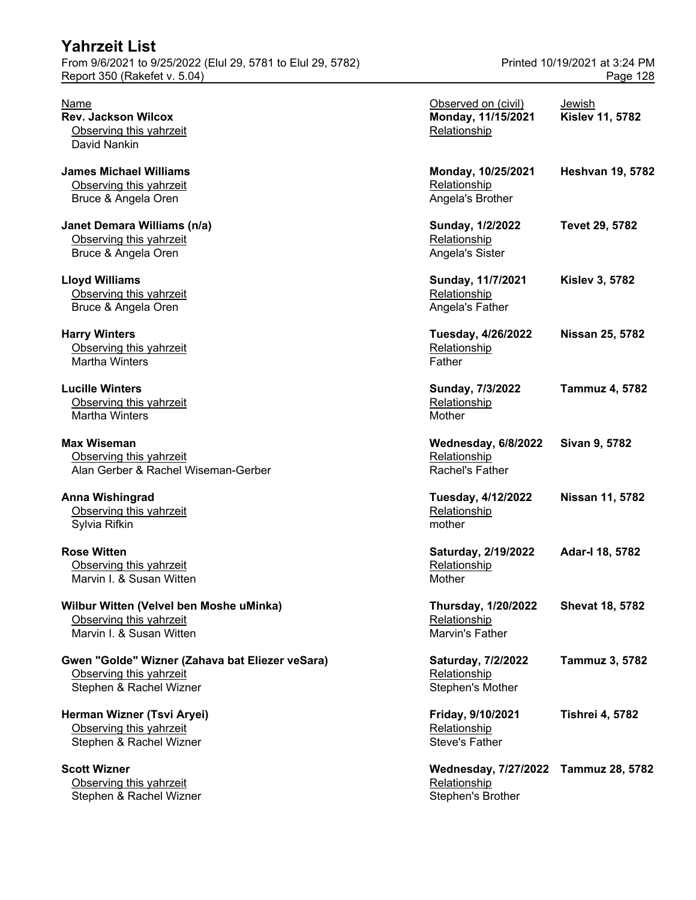# Yahrzeit List

From 9/6/2021 to 9/25/2022 (Elul 29, 5781 to Elul 29, 5782) — Printed 10/19/2021 at 3:24 PM
Report 350 (Rakefet v. 5.04)

| Name | Observed on (civil) | Jewish |
|---|---|---|
| **Rev. Jackson Wilcox** | **Monday, 11/15/2021** | **Kislev 11, 5782** |
| Observing this yahrzeit: David Nankin | Relationship: | |
| **James Michael Williams** | **Monday, 10/25/2021** | **Heshvan 19, 5782** |
| Observing this yahrzeit: Bruce & Angela Oren | Relationship: Angela's Brother | |
| **Janet Demara Williams (n/a)** | **Sunday, 1/2/2022** | **Tevet 29, 5782** |
| Observing this yahrzeit: Bruce & Angela Oren | Relationship: Angela's Sister | |
| **Lloyd Williams** | **Sunday, 11/7/2021** | **Kislev 3, 5782** |
| Observing this yahrzeit: Bruce & Angela Oren | Relationship: Angela's Father | |
| **Harry Winters** | **Tuesday, 4/26/2022** | **Nissan 25, 5782** |
| Observing this yahrzeit: Martha Winters | Relationship: Father | |
| **Lucille Winters** | **Sunday, 7/3/2022** | **Tammuz 4, 5782** |
| Observing this yahrzeit: Martha Winters | Relationship: Mother | |
| **Max Wiseman** | **Wednesday, 6/8/2022** | **Sivan 9, 5782** |
| Observing this yahrzeit: Alan Gerber & Rachel Wiseman-Gerber | Relationship: Rachel's Father | |
| **Anna Wishingrad** | **Tuesday, 4/12/2022** | **Nissan 11, 5782** |
| Observing this yahrzeit: Sylvia Rifkin | Relationship: mother | |
| **Rose Witten** | **Saturday, 2/19/2022** | **Adar-I 18, 5782** |
| Observing this yahrzeit: Marvin I. & Susan Witten | Relationship: Mother | |
| **Wilbur Witten (Velvel ben Moshe uMinka)** | **Thursday, 1/20/2022** | **Shevat 18, 5782** |
| Observing this yahrzeit: Marvin I. & Susan Witten | Relationship: Marvin's Father | |
| **Gwen "Golde" Wizner (Zahava bat Eliezer veSara)** | **Saturday, 7/2/2022** | **Tammuz 3, 5782** |
| Observing this yahrzeit: Stephen & Rachel Wizner | Relationship: Stephen's Mother | |
| **Herman Wizner (Tsvi Aryei)** | **Friday, 9/10/2021** | **Tishrei 4, 5782** |
| Observing this yahrzeit: Stephen & Rachel Wizner | Relationship: Steve's Father | |
| **Scott Wizner** | **Wednesday, 7/27/2022** | **Tammuz 28, 5782** |
| Observing this yahrzeit: Stephen & Rachel Wizner | Relationship: Stephen's Brother | |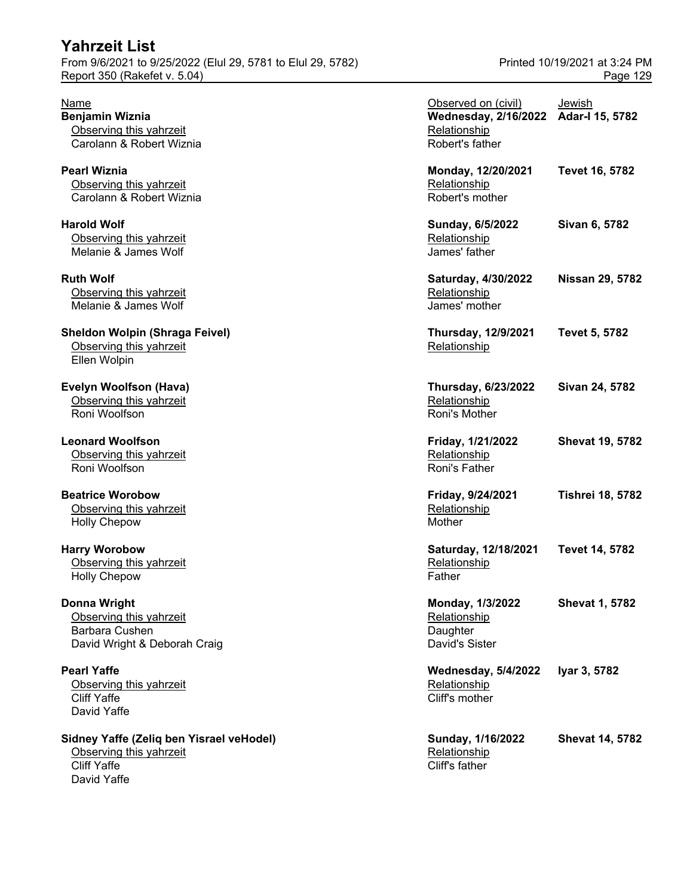| Name | Observed on (civil) | Jewish |
|---|---|---|
| **Benjamin Wiznia** | **Wednesday, 2/16/2022** | **Adar-I 15, 5782** |
| Observing this yahrzeit | Relationship | |
| Carolann & Robert Wiznia | Robert's father | |
| **Pearl Wiznia** | **Monday, 12/20/2021** | **Tevet 16, 5782** |
| Observing this yahrzeit | Relationship | |
| Carolann & Robert Wiznia | Robert's mother | |
| **Harold Wolf** | **Sunday, 6/5/2022** | **Sivan 6, 5782** |
| Observing this yahrzeit | Relationship | |
| Melanie & James Wolf | James' father | |
| **Ruth Wolf** | **Saturday, 4/30/2022** | **Nissan 29, 5782** |
| Observing this yahrzeit | Relationship | |
| Melanie & James Wolf | James' mother | |
| **Sheldon Wolpin (Shraga Feivel)** | **Thursday, 12/9/2021** | **Tevet 5, 5782** |
| Observing this yahrzeit | Relationship | |
| Ellen Wolpin | | |
| **Evelyn Woolfson (Hava)** | **Thursday, 6/23/2022** | **Sivan 24, 5782** |
| Observing this yahrzeit | Relationship | |
| Roni Woolfson | Roni's Mother | |
| **Leonard Woolfson** | **Friday, 1/21/2022** | **Shevat 19, 5782** |
| Observing this yahrzeit | Relationship | |
| Roni Woolfson | Roni's Father | |
| **Beatrice Worobow** | **Friday, 9/24/2021** | **Tishrei 18, 5782** |
| Observing this yahrzeit | Relationship | |
| Holly Chepow | Mother | |
| **Harry Worobow** | **Saturday, 12/18/2021** | **Tevet 14, 5782** |
| Observing this yahrzeit | Relationship | |
| Holly Chepow | Father | |
| **Donna Wright** | **Monday, 1/3/2022** | **Shevat 1, 5782** |
| Observing this yahrzeit | Relationship | |
| Barbara Cushen | Daughter | |
| David Wright & Deborah Craig | David's Sister | |
| **Pearl Yaffe** | **Wednesday, 5/4/2022** | **Iyar 3, 5782** |
| Observing this yahrzeit | Relationship | |
| Cliff Yaffe | Cliff's mother | |
| David Yaffe | | |
| **Sidney Yaffe (Zeliq ben Yisrael veHodel)** | **Sunday, 1/16/2022** | **Shevat 14, 5782** |
| Observing this yahrzeit | Relationship | |
| Cliff Yaffe | Cliff's father | |
| David Yaffe | | |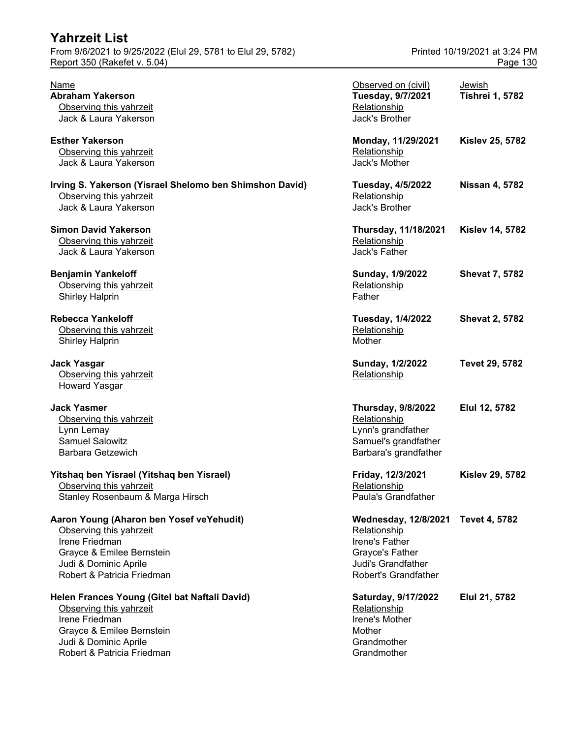# Yahrzeit List

From 9/6/2021 to 9/25/2022 (Elul 29, 5781 to Elul 29, 5782)
Report 350 (Rakefet v. 5.04)

Printed 10/19/2021 at 3:24 PM

| Name | Observed on (civil) | Jewish |
|---|---|---|
| **Abraham Yakerson** | **Tuesday, 9/7/2021** | **Tishrei 1, 5782** |
| Observing this yahrzeit | Relationship | |
| Jack & Laura Yakerson | Jack's Brother | |
| **Esther Yakerson** | **Monday, 11/29/2021** | **Kislev 25, 5782** |
| Observing this yahrzeit | Relationship | |
| Jack & Laura Yakerson | Jack's Mother | |
| **Irving S. Yakerson (Yisrael Shelomo ben Shimshon David)** | **Tuesday, 4/5/2022** | **Nissan 4, 5782** |
| Observing this yahrzeit | Relationship | |
| Jack & Laura Yakerson | Jack's Brother | |
| **Simon David Yakerson** | **Thursday, 11/18/2021** | **Kislev 14, 5782** |
| Observing this yahrzeit | Relationship | |
| Jack & Laura Yakerson | Jack's Father | |
| **Benjamin Yankeloff** | **Sunday, 1/9/2022** | **Shevat 7, 5782** |
| Observing this yahrzeit | Relationship | |
| Shirley Halprin | Father | |
| **Rebecca Yankeloff** | **Tuesday, 1/4/2022** | **Shevat 2, 5782** |
| Observing this yahrzeit | Relationship | |
| Shirley Halprin | Mother | |
| **Jack Yasgar** | **Sunday, 1/2/2022** | **Tevet 29, 5782** |
| Observing this yahrzeit | Relationship | |
| Howard Yasgar | | |
| **Jack Yasmer** | **Thursday, 9/8/2022** | **Elul 12, 5782** |
| Observing this yahrzeit | Relationship | |
| Lynn Lemay | Lynn's grandfather | |
| Samuel Salowitz | Samuel's grandfather | |
| Barbara Getzewich | Barbara's grandfather | |
| **Yitshaq ben Yisrael (Yitshaq ben Yisrael)** | **Friday, 12/3/2021** | **Kislev 29, 5782** |
| Observing this yahrzeit | Relationship | |
| Stanley Rosenbaum & Marga Hirsch | Paula's Grandfather | |
| **Aaron Young (Aharon ben Yosef veYehudit)** | **Wednesday, 12/8/2021** | **Tevet 4, 5782** |
| Observing this yahrzeit | Relationship | |
| Irene Friedman | Irene's Father | |
| Grayce & Emilee Bernstein | Grayce's Father | |
| Judi & Dominic Aprile | Judi's Grandfather | |
| Robert & Patricia Friedman | Robert's Grandfather | |
| **Helen Frances Young (Gitel bat Naftali David)** | **Saturday, 9/17/2022** | **Elul 21, 5782** |
| Observing this yahrzeit | Relationship | |
| Irene Friedman | Irene's Mother | |
| Grayce & Emilee Bernstein | Mother | |
| Judi & Dominic Aprile | Grandmother | |
| Robert & Patricia Friedman | Grandmother | |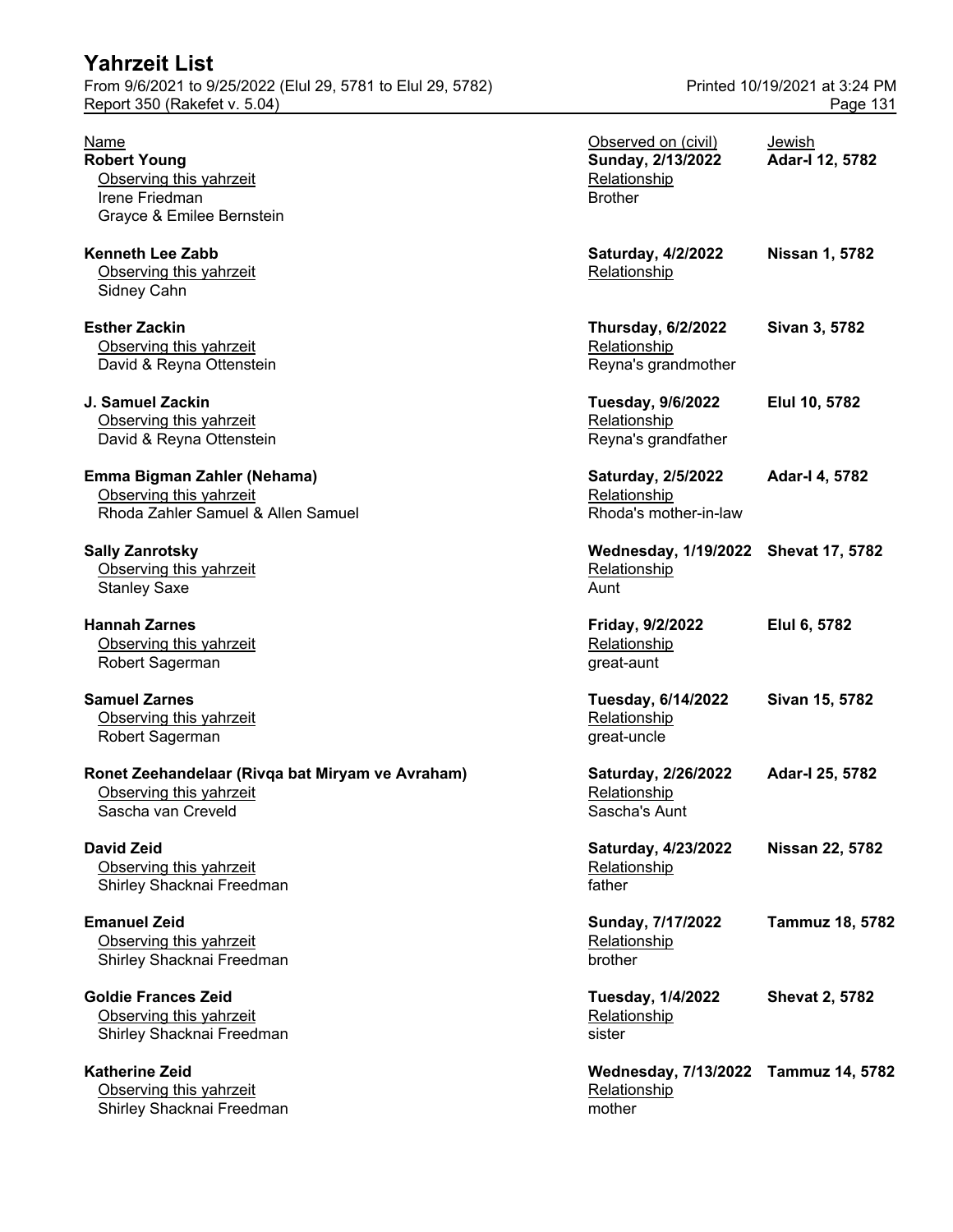# Yahrzeit List

From 9/6/2021 to 9/25/2022 (Elul 29, 5781 to Elul 29, 5782)
Report 350 (Rakefet v. 5.04)

Printed 10/19/2021 at 3:24 PM

| Name | Observed on (civil) | Jewish |
|---|---|---|
| **Robert Young** | **Sunday, 2/13/2022** | **Adar-I 12, 5782** |
| Observing this yahrzeit | Relationship | |
| Irene Friedman | Brother | |
| Grayce & Emilee Bernstein | | |
| **Kenneth Lee Zabb** | **Saturday, 4/2/2022** | **Nissan 1, 5782** |
| Observing this yahrzeit | Relationship | |
| Sidney Cahn | | |
| **Esther Zackin** | **Thursday, 6/2/2022** | **Sivan 3, 5782** |
| Observing this yahrzeit | Relationship | |
| David & Reyna Ottenstein | Reyna's grandmother | |
| **J. Samuel Zackin** | **Tuesday, 9/6/2022** | **Elul 10, 5782** |
| Observing this yahrzeit | Relationship | |
| David & Reyna Ottenstein | Reyna's grandfather | |
| **Emma Bigman Zahler (Nehama)** | **Saturday, 2/5/2022** | **Adar-I 4, 5782** |
| Observing this yahrzeit | Relationship | |
| Rhoda Zahler Samuel & Allen Samuel | Rhoda's mother-in-law | |
| **Sally Zanrotsky** | **Wednesday, 1/19/2022** | **Shevat 17, 5782** |
| Observing this yahrzeit | Relationship | |
| Stanley Saxe | Aunt | |
| **Hannah Zarnes** | **Friday, 9/2/2022** | **Elul 6, 5782** |
| Observing this yahrzeit | Relationship | |
| Robert Sagerman | great-aunt | |
| **Samuel Zarnes** | **Tuesday, 6/14/2022** | **Sivan 15, 5782** |
| Observing this yahrzeit | Relationship | |
| Robert Sagerman | great-uncle | |
| **Ronet Zeehandelaar (Rivqa bat Miryam ve Avraham)** | **Saturday, 2/26/2022** | **Adar-I 25, 5782** |
| Observing this yahrzeit | Relationship | |
| Sascha van Creveld | Sascha's Aunt | |
| **David Zeid** | **Saturday, 4/23/2022** | **Nissan 22, 5782** |
| Observing this yahrzeit | Relationship | |
| Shirley Shacknai Freedman | father | |
| **Emanuel Zeid** | **Sunday, 7/17/2022** | **Tammuz 18, 5782** |
| Observing this yahrzeit | Relationship | |
| Shirley Shacknai Freedman | brother | |
| **Goldie Frances Zeid** | **Tuesday, 1/4/2022** | **Shevat 2, 5782** |
| Observing this yahrzeit | Relationship | |
| Shirley Shacknai Freedman | sister | |
| **Katherine Zeid** | **Wednesday, 7/13/2022** | **Tammuz 14, 5782** |
| Observing this yahrzeit | Relationship | |
| Shirley Shacknai Freedman | mother | |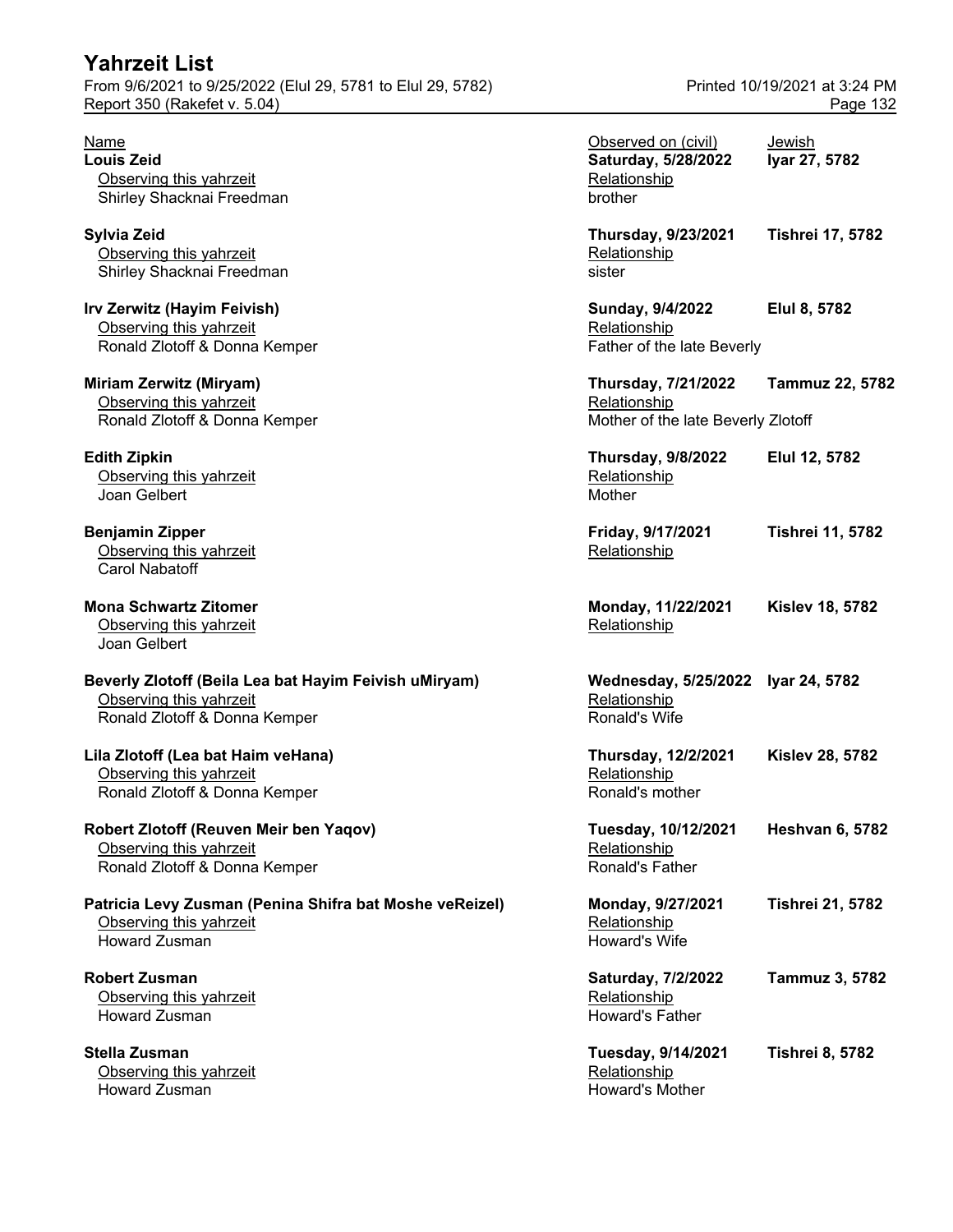# Yahrzeit List

From 9/6/2021 to 9/25/2022 (Elul 29, 5781 to Elul 29, 5782)

Report 350 (Rakefet v. 5.04)

Printed 10/19/2021 at 3:24 PM

| Name | Observed on (civil) | Jewish |
| --- | --- | --- |
| **Louis Zeid** | **Saturday, 5/28/2022** | **Iyar 27, 5782** |
| Observing this yahrzeit | Relationship | |
| Shirley Shacknai Freedman | brother | |
| **Sylvia Zeid** | **Thursday, 9/23/2021** | **Tishrei 17, 5782** |
| Observing this yahrzeit | Relationship | |
| Shirley Shacknai Freedman | sister | |
| **Irv Zerwitz (Hayim Feivish)** | **Sunday, 9/4/2022** | **Elul 8, 5782** |
| Observing this yahrzeit | Relationship | |
| Ronald Zlotoff & Donna Kemper | Father of the late Beverly | |
| **Miriam Zerwitz (Miryam)** | **Thursday, 7/21/2022** | **Tammuz 22, 5782** |
| Observing this yahrzeit | Relationship | |
| Ronald Zlotoff & Donna Kemper | Mother of the late Beverly Zlotoff | |
| **Edith Zipkin** | **Thursday, 9/8/2022** | **Elul 12, 5782** |
| Observing this yahrzeit | Relationship | |
| Joan Gelbert | Mother | |
| **Benjamin Zipper** | **Friday, 9/17/2021** | **Tishrei 11, 5782** |
| Observing this yahrzeit | Relationship | |
| Carol Nabatoff | | |
| **Mona Schwartz Zitomer** | **Monday, 11/22/2021** | **Kislev 18, 5782** |
| Observing this yahrzeit | Relationship | |
| Joan Gelbert | | |
| **Beverly Zlotoff (Beila Lea bat Hayim Feivish uMiryam)** | **Wednesday, 5/25/2022** | **Iyar 24, 5782** |
| Observing this yahrzeit | Relationship | |
| Ronald Zlotoff & Donna Kemper | Ronald's Wife | |
| **Lila Zlotoff (Lea bat Haim veHana)** | **Thursday, 12/2/2021** | **Kislev 28, 5782** |
| Observing this yahrzeit | Relationship | |
| Ronald Zlotoff & Donna Kemper | Ronald's mother | |
| **Robert Zlotoff (Reuven Meir ben Yaqov)** | **Tuesday, 10/12/2021** | **Heshvan 6, 5782** |
| Observing this yahrzeit | Relationship | |
| Ronald Zlotoff & Donna Kemper | Ronald's Father | |
| **Patricia Levy Zusman (Penina Shifra bat Moshe veReizel)** | **Monday, 9/27/2021** | **Tishrei 21, 5782** |
| Observing this yahrzeit | Relationship | |
| Howard Zusman | Howard's Wife | |
| **Robert Zusman** | **Saturday, 7/2/2022** | **Tammuz 3, 5782** |
| Observing this yahrzeit | Relationship | |
| Howard Zusman | Howard's Father | |
| **Stella Zusman** | **Tuesday, 9/14/2021** | **Tishrei 8, 5782** |
| Observing this yahrzeit | Relationship | |
| Howard Zusman | Howard's Mother | |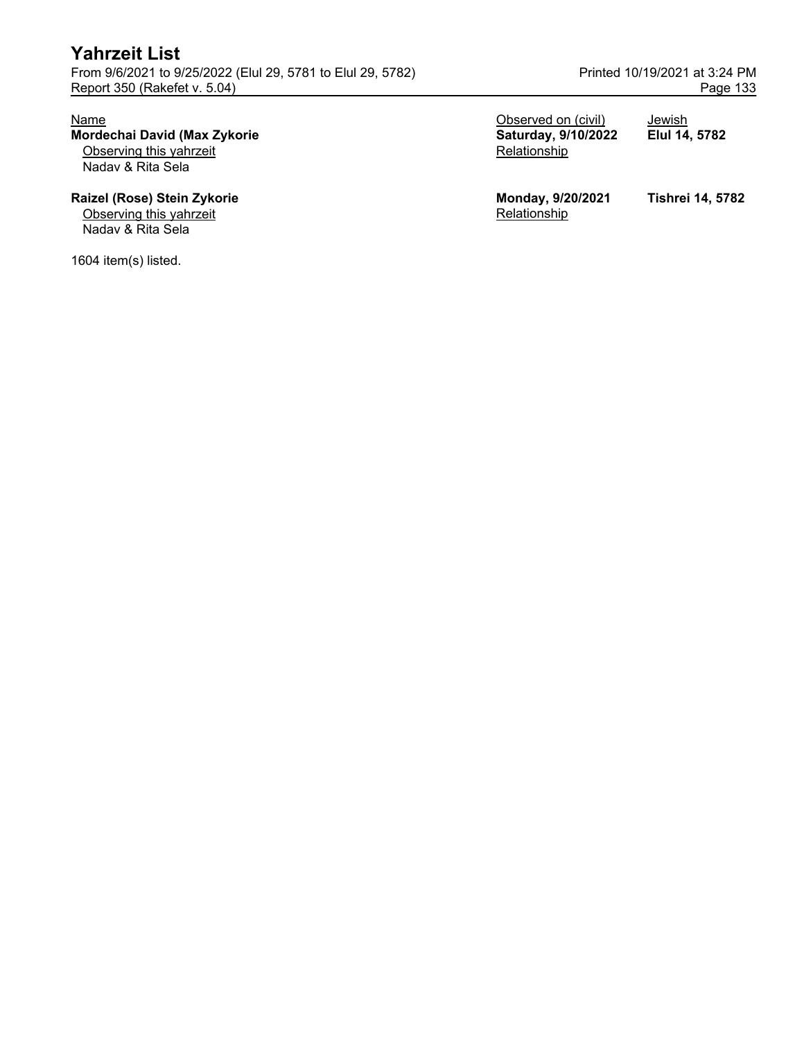| Name | Observed on (civil) | Jewish |
| --- | --- | --- |
| **Mordechai David (Max Zykorie** | **Saturday, 9/10/2022** | **Elul 14, 5782** |
| Observing this yahrzeit | Relationship | |
| Nadav & Rita Sela | | |
| **Raizel (Rose) Stein Zykorie** | **Monday, 9/20/2021** | **Tishrei 14, 5782** |
| Observing this yahrzeit | Relationship | |
| Nadav & Rita Sela | | |

1604 item(s) listed.